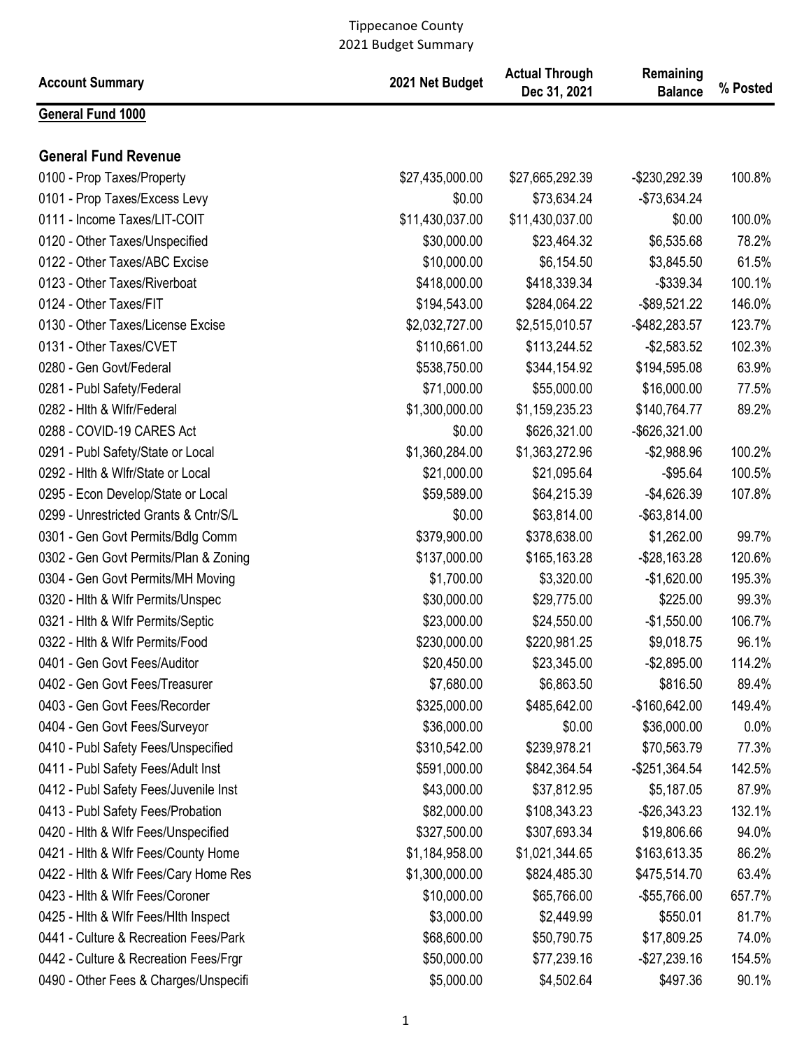# Tippecanoe County
## 2021 Budget Summary

| Account Summary | 2021 Net Budget | Actual Through Dec 31, 2021 | Remaining Balance | % Posted |
|---|---|---|---|---|
| **General Fund 1000** | | | | |
| **General Fund Revenue** | | | | |
| 0100 - Prop Taxes/Property | $27,435,000.00 | $27,665,292.39 | -$230,292.39 | 100.8% |
| 0101 - Prop Taxes/Excess Levy | $0.00 | $73,634.24 | -$73,634.24 | |
| 0111 - Income Taxes/LIT-COIT | $11,430,037.00 | $11,430,037.00 | $0.00 | 100.0% |
| 0120 - Other Taxes/Unspecified | $30,000.00 | $23,464.32 | $6,535.68 | 78.2% |
| 0122 - Other Taxes/ABC Excise | $10,000.00 | $6,154.50 | $3,845.50 | 61.5% |
| 0123 - Other Taxes/Riverboat | $418,000.00 | $418,339.34 | -$339.34 | 100.1% |
| 0124 - Other Taxes/FIT | $194,543.00 | $284,064.22 | -$89,521.22 | 146.0% |
| 0130 - Other Taxes/License Excise | $2,032,727.00 | $2,515,010.57 | -$482,283.57 | 123.7% |
| 0131 - Other Taxes/CVET | $110,661.00 | $113,244.52 | -$2,583.52 | 102.3% |
| 0280 - Gen Govt/Federal | $538,750.00 | $344,154.92 | $194,595.08 | 63.9% |
| 0281 - Publ Safety/Federal | $71,000.00 | $55,000.00 | $16,000.00 | 77.5% |
| 0282 - Hlth & Wlfr/Federal | $1,300,000.00 | $1,159,235.23 | $140,764.77 | 89.2% |
| 0288 - COVID-19 CARES Act | $0.00 | $626,321.00 | -$626,321.00 | |
| 0291 - Publ Safety/State or Local | $1,360,284.00 | $1,363,272.96 | -$2,988.96 | 100.2% |
| 0292 - Hlth & Wlfr/State or Local | $21,000.00 | $21,095.64 | -$95.64 | 100.5% |
| 0295 - Econ Develop/State or Local | $59,589.00 | $64,215.39 | -$4,626.39 | 107.8% |
| 0299 - Unrestricted Grants & Cntr/S/L | $0.00 | $63,814.00 | -$63,814.00 | |
| 0301 - Gen Govt Permits/Bdlg Comm | $379,900.00 | $378,638.00 | $1,262.00 | 99.7% |
| 0302 - Gen Govt Permits/Plan & Zoning | $137,000.00 | $165,163.28 | -$28,163.28 | 120.6% |
| 0304 - Gen Govt Permits/MH Moving | $1,700.00 | $3,320.00 | -$1,620.00 | 195.3% |
| 0320 - Hlth & Wlfr Permits/Unspec | $30,000.00 | $29,775.00 | $225.00 | 99.3% |
| 0321 - Hlth & Wlfr Permits/Septic | $23,000.00 | $24,550.00 | -$1,550.00 | 106.7% |
| 0322 - Hlth & Wlfr Permits/Food | $230,000.00 | $220,981.25 | $9,018.75 | 96.1% |
| 0401 - Gen Govt Fees/Auditor | $20,450.00 | $23,345.00 | -$2,895.00 | 114.2% |
| 0402 - Gen Govt Fees/Treasurer | $7,680.00 | $6,863.50 | $816.50 | 89.4% |
| 0403 - Gen Govt Fees/Recorder | $325,000.00 | $485,642.00 | -$160,642.00 | 149.4% |
| 0404 - Gen Govt Fees/Surveyor | $36,000.00 | $0.00 | $36,000.00 | 0.0% |
| 0410 - Publ Safety Fees/Unspecified | $310,542.00 | $239,978.21 | $70,563.79 | 77.3% |
| 0411 - Publ Safety Fees/Adult Inst | $591,000.00 | $842,364.54 | -$251,364.54 | 142.5% |
| 0412 - Publ Safety Fees/Juvenile Inst | $43,000.00 | $37,812.95 | $5,187.05 | 87.9% |
| 0413 - Publ Safety Fees/Probation | $82,000.00 | $108,343.23 | -$26,343.23 | 132.1% |
| 0420 - Hlth & Wlfr Fees/Unspecified | $327,500.00 | $307,693.34 | $19,806.66 | 94.0% |
| 0421 - Hlth & Wlfr Fees/County Home | $1,184,958.00 | $1,021,344.65 | $163,613.35 | 86.2% |
| 0422 - Hlth & Wlfr Fees/Cary Home Res | $1,300,000.00 | $824,485.30 | $475,514.70 | 63.4% |
| 0423 - Hlth & Wlfr Fees/Coroner | $10,000.00 | $65,766.00 | -$55,766.00 | 657.7% |
| 0425 - Hlth & Wlfr Fees/Hlth Inspect | $3,000.00 | $2,449.99 | $550.01 | 81.7% |
| 0441 - Culture & Recreation Fees/Park | $68,600.00 | $50,790.75 | $17,809.25 | 74.0% |
| 0442 - Culture & Recreation Fees/Frgr | $50,000.00 | $77,239.16 | -$27,239.16 | 154.5% |
| 0490 - Other Fees & Charges/Unspecifi | $5,000.00 | $4,502.64 | $497.36 | 90.1% |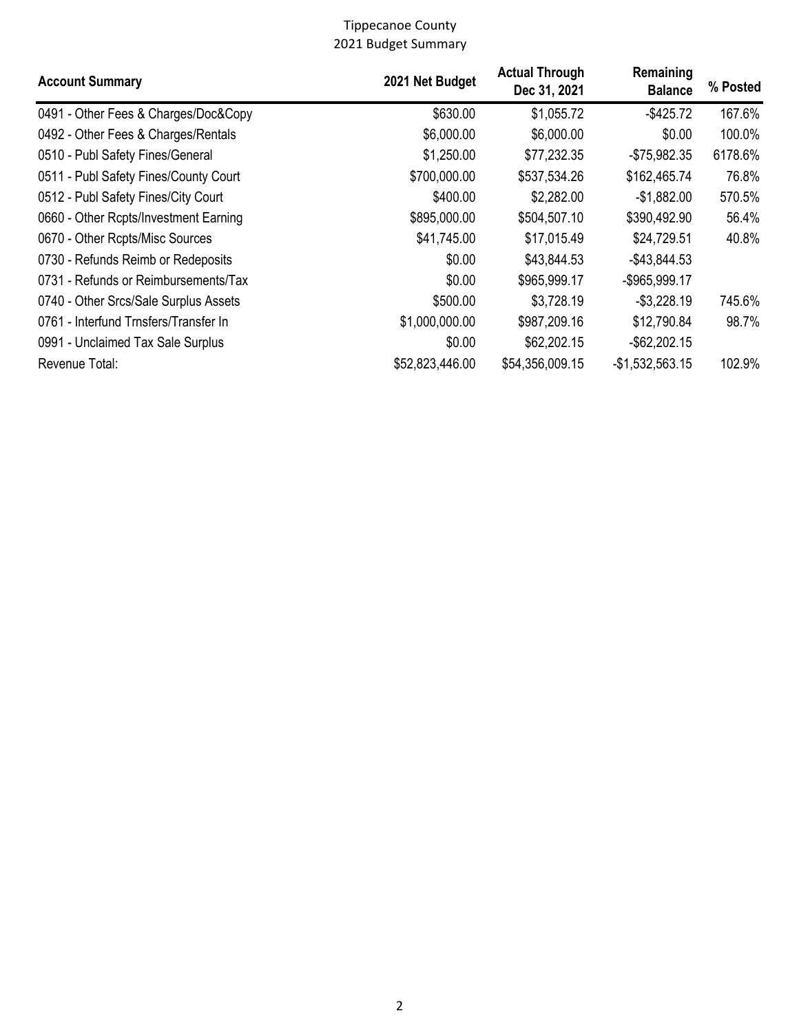Tippecanoe County
2021 Budget Summary

| Account Summary | 2021 Net Budget | Actual Through Dec 31, 2021 | Remaining Balance | % Posted |
|---|---|---|---|---|
| 0491 - Other Fees & Charges/Doc&Copy | $630.00 | $1,055.72 | -$425.72 | 167.6% |
| 0492 - Other Fees & Charges/Rentals | $6,000.00 | $6,000.00 | $0.00 | 100.0% |
| 0510 - Publ Safety Fines/General | $1,250.00 | $77,232.35 | -$75,982.35 | 6178.6% |
| 0511 - Publ Safety Fines/County Court | $700,000.00 | $537,534.26 | $162,465.74 | 76.8% |
| 0512 - Publ Safety Fines/City Court | $400.00 | $2,282.00 | -$1,882.00 | 570.5% |
| 0660 - Other Rcpts/Investment Earning | $895,000.00 | $504,507.10 | $390,492.90 | 56.4% |
| 0670 - Other Rcpts/Misc Sources | $41,745.00 | $17,015.49 | $24,729.51 | 40.8% |
| 0730 - Refunds Reimb or Redeposits | $0.00 | $43,844.53 | -$43,844.53 | |
| 0731 - Refunds or Reimbursements/Tax | $0.00 | $965,999.17 | -$965,999.17 | |
| 0740 - Other Srcs/Sale Surplus Assets | $500.00 | $3,728.19 | -$3,228.19 | 745.6% |
| 0761 - Interfund Trnsfers/Transfer In | $1,000,000.00 | $987,209.16 | $12,790.84 | 98.7% |
| 0991 - Unclaimed Tax Sale Surplus | $0.00 | $62,202.15 | -$62,202.15 | |
| Revenue Total: | $52,823,446.00 | $54,356,009.15 | -$1,532,563.15 | 102.9% |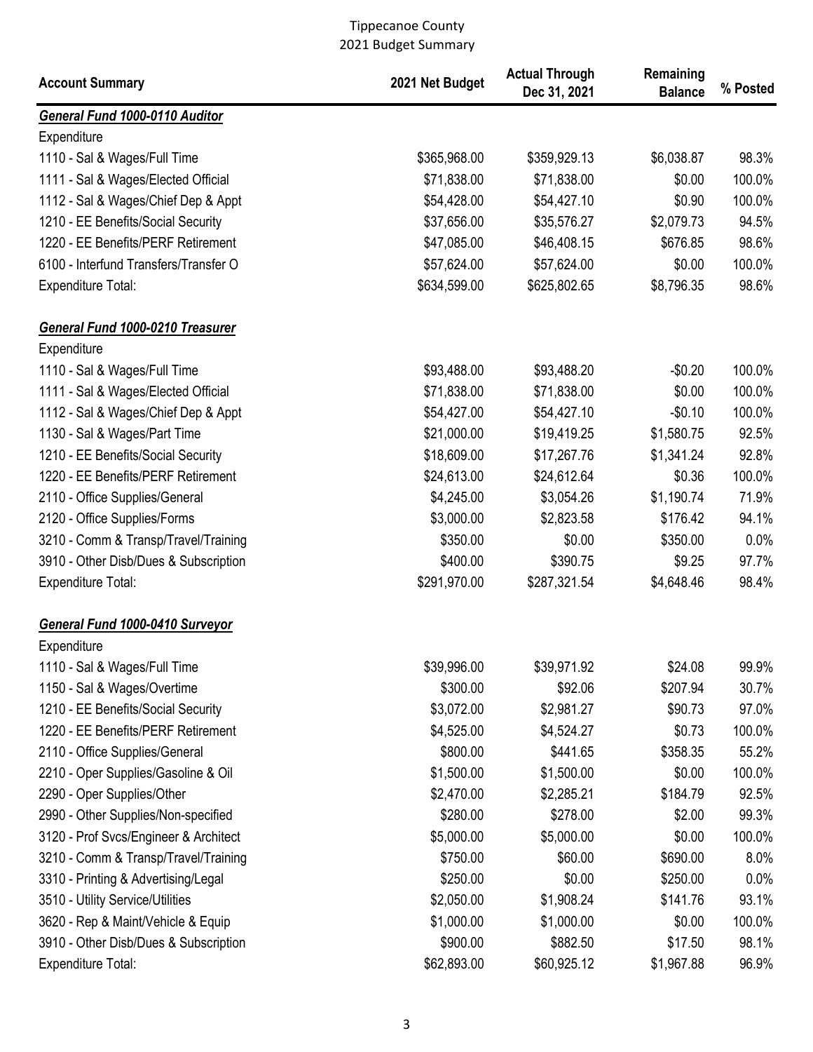Tippecanoe County
2021 Budget Summary

| Account Summary | 2021 Net Budget | Actual Through Dec 31, 2021 | Remaining Balance | % Posted |
|---|---|---|---|---|
| ***General Fund 1000-0110 Auditor*** | | | | |
| Expenditure | | | | |
| 1110 - Sal & Wages/Full Time | $365,968.00 | $359,929.13 | $6,038.87 | 98.3% |
| 1111 - Sal & Wages/Elected Official | $71,838.00 | $71,838.00 | $0.00 | 100.0% |
| 1112 - Sal & Wages/Chief Dep & Appt | $54,428.00 | $54,427.10 | $0.90 | 100.0% |
| 1210 - EE Benefits/Social Security | $37,656.00 | $35,576.27 | $2,079.73 | 94.5% |
| 1220 - EE Benefits/PERF Retirement | $47,085.00 | $46,408.15 | $676.85 | 98.6% |
| 6100 - Interfund Transfers/Transfer O | $57,624.00 | $57,624.00 | $0.00 | 100.0% |
| Expenditure Total: | $634,599.00 | $625,802.65 | $8,796.35 | 98.6% |
| ***General Fund 1000-0210 Treasurer*** | | | | |
| Expenditure | | | | |
| 1110 - Sal & Wages/Full Time | $93,488.00 | $93,488.20 | -$0.20 | 100.0% |
| 1111 - Sal & Wages/Elected Official | $71,838.00 | $71,838.00 | $0.00 | 100.0% |
| 1112 - Sal & Wages/Chief Dep & Appt | $54,427.00 | $54,427.10 | -$0.10 | 100.0% |
| 1130 - Sal & Wages/Part Time | $21,000.00 | $19,419.25 | $1,580.75 | 92.5% |
| 1210 - EE Benefits/Social Security | $18,609.00 | $17,267.76 | $1,341.24 | 92.8% |
| 1220 - EE Benefits/PERF Retirement | $24,613.00 | $24,612.64 | $0.36 | 100.0% |
| 2110 - Office Supplies/General | $4,245.00 | $3,054.26 | $1,190.74 | 71.9% |
| 2120 - Office Supplies/Forms | $3,000.00 | $2,823.58 | $176.42 | 94.1% |
| 3210 - Comm & Transp/Travel/Training | $350.00 | $0.00 | $350.00 | 0.0% |
| 3910 - Other Disb/Dues & Subscription | $400.00 | $390.75 | $9.25 | 97.7% |
| Expenditure Total: | $291,970.00 | $287,321.54 | $4,648.46 | 98.4% |
| ***General Fund 1000-0410 Surveyor*** | | | | |
| Expenditure | | | | |
| 1110 - Sal & Wages/Full Time | $39,996.00 | $39,971.92 | $24.08 | 99.9% |
| 1150 - Sal & Wages/Overtime | $300.00 | $92.06 | $207.94 | 30.7% |
| 1210 - EE Benefits/Social Security | $3,072.00 | $2,981.27 | $90.73 | 97.0% |
| 1220 - EE Benefits/PERF Retirement | $4,525.00 | $4,524.27 | $0.73 | 100.0% |
| 2110 - Office Supplies/General | $800.00 | $441.65 | $358.35 | 55.2% |
| 2210 - Oper Supplies/Gasoline & Oil | $1,500.00 | $1,500.00 | $0.00 | 100.0% |
| 2290 - Oper Supplies/Other | $2,470.00 | $2,285.21 | $184.79 | 92.5% |
| 2990 - Other Supplies/Non-specified | $280.00 | $278.00 | $2.00 | 99.3% |
| 3120 - Prof Svcs/Engineer & Architect | $5,000.00 | $5,000.00 | $0.00 | 100.0% |
| 3210 - Comm & Transp/Travel/Training | $750.00 | $60.00 | $690.00 | 8.0% |
| 3310 - Printing & Advertising/Legal | $250.00 | $0.00 | $250.00 | 0.0% |
| 3510 - Utility Service/Utilities | $2,050.00 | $1,908.24 | $141.76 | 93.1% |
| 3620 - Rep & Maint/Vehicle & Equip | $1,000.00 | $1,000.00 | $0.00 | 100.0% |
| 3910 - Other Disb/Dues & Subscription | $900.00 | $882.50 | $17.50 | 98.1% |
| Expenditure Total: | $62,893.00 | $60,925.12 | $1,967.88 | 96.9% |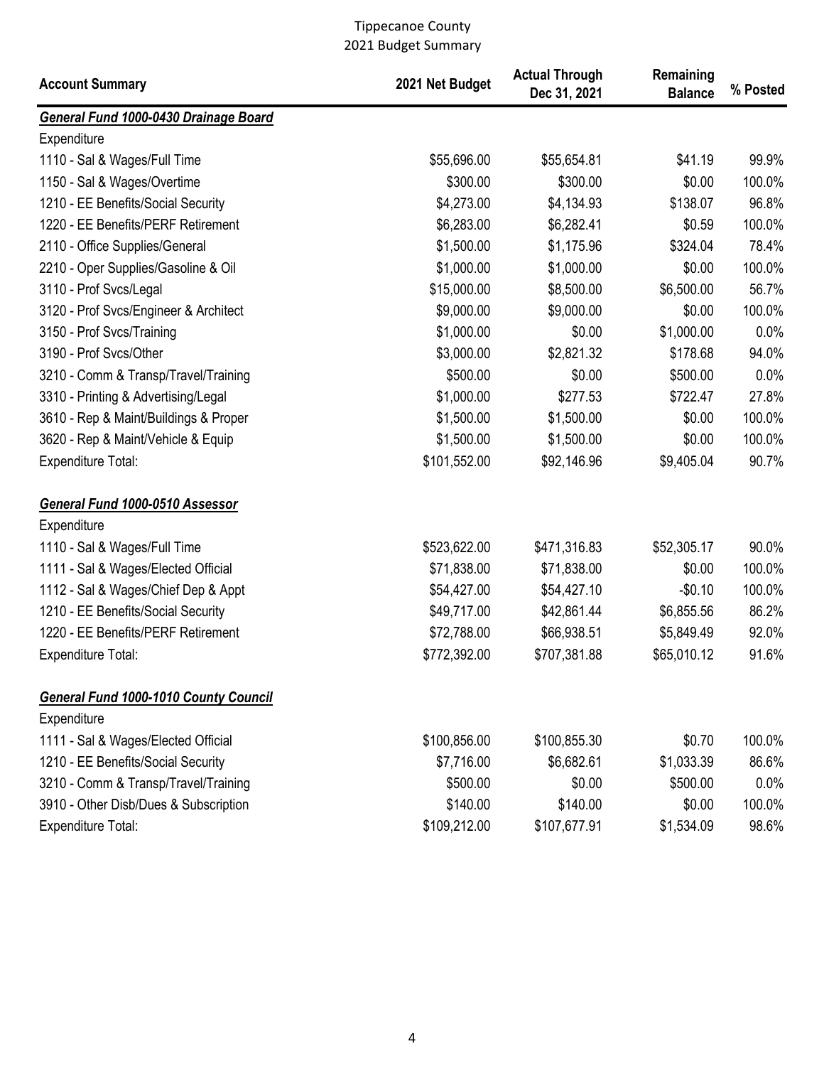Tippecanoe County
2021 Budget Summary

| Account Summary | 2021 Net Budget | Actual Through Dec 31, 2021 | Remaining Balance | % Posted |
|---|---|---|---|---|
| ***General Fund 1000-0430 Drainage Board*** | | | | |
| Expenditure | | | | |
| 1110 - Sal & Wages/Full Time | $55,696.00 | $55,654.81 | $41.19 | 99.9% |
| 1150 - Sal & Wages/Overtime | $300.00 | $300.00 | $0.00 | 100.0% |
| 1210 - EE Benefits/Social Security | $4,273.00 | $4,134.93 | $138.07 | 96.8% |
| 1220 - EE Benefits/PERF Retirement | $6,283.00 | $6,282.41 | $0.59 | 100.0% |
| 2110 - Office Supplies/General | $1,500.00 | $1,175.96 | $324.04 | 78.4% |
| 2210 - Oper Supplies/Gasoline & Oil | $1,000.00 | $1,000.00 | $0.00 | 100.0% |
| 3110 - Prof Svcs/Legal | $15,000.00 | $8,500.00 | $6,500.00 | 56.7% |
| 3120 - Prof Svcs/Engineer & Architect | $9,000.00 | $9,000.00 | $0.00 | 100.0% |
| 3150 - Prof Svcs/Training | $1,000.00 | $0.00 | $1,000.00 | 0.0% |
| 3190 - Prof Svcs/Other | $3,000.00 | $2,821.32 | $178.68 | 94.0% |
| 3210 - Comm & Transp/Travel/Training | $500.00 | $0.00 | $500.00 | 0.0% |
| 3310 - Printing & Advertising/Legal | $1,000.00 | $277.53 | $722.47 | 27.8% |
| 3610 - Rep & Maint/Buildings & Proper | $1,500.00 | $1,500.00 | $0.00 | 100.0% |
| 3620 - Rep & Maint/Vehicle & Equip | $1,500.00 | $1,500.00 | $0.00 | 100.0% |
| Expenditure Total: | $101,552.00 | $92,146.96 | $9,405.04 | 90.7% |
| ***General Fund 1000-0510 Assessor*** | | | | |
| Expenditure | | | | |
| 1110 - Sal & Wages/Full Time | $523,622.00 | $471,316.83 | $52,305.17 | 90.0% |
| 1111 - Sal & Wages/Elected Official | $71,838.00 | $71,838.00 | $0.00 | 100.0% |
| 1112 - Sal & Wages/Chief Dep & Appt | $54,427.00 | $54,427.10 | -$0.10 | 100.0% |
| 1210 - EE Benefits/Social Security | $49,717.00 | $42,861.44 | $6,855.56 | 86.2% |
| 1220 - EE Benefits/PERF Retirement | $72,788.00 | $66,938.51 | $5,849.49 | 92.0% |
| Expenditure Total: | $772,392.00 | $707,381.88 | $65,010.12 | 91.6% |
| ***General Fund 1000-1010 County Council*** | | | | |
| Expenditure | | | | |
| 1111 - Sal & Wages/Elected Official | $100,856.00 | $100,855.30 | $0.70 | 100.0% |
| 1210 - EE Benefits/Social Security | $7,716.00 | $6,682.61 | $1,033.39 | 86.6% |
| 3210 - Comm & Transp/Travel/Training | $500.00 | $0.00 | $500.00 | 0.0% |
| 3910 - Other Disb/Dues & Subscription | $140.00 | $140.00 | $0.00 | 100.0% |
| Expenditure Total: | $109,212.00 | $107,677.91 | $1,534.09 | 98.6% |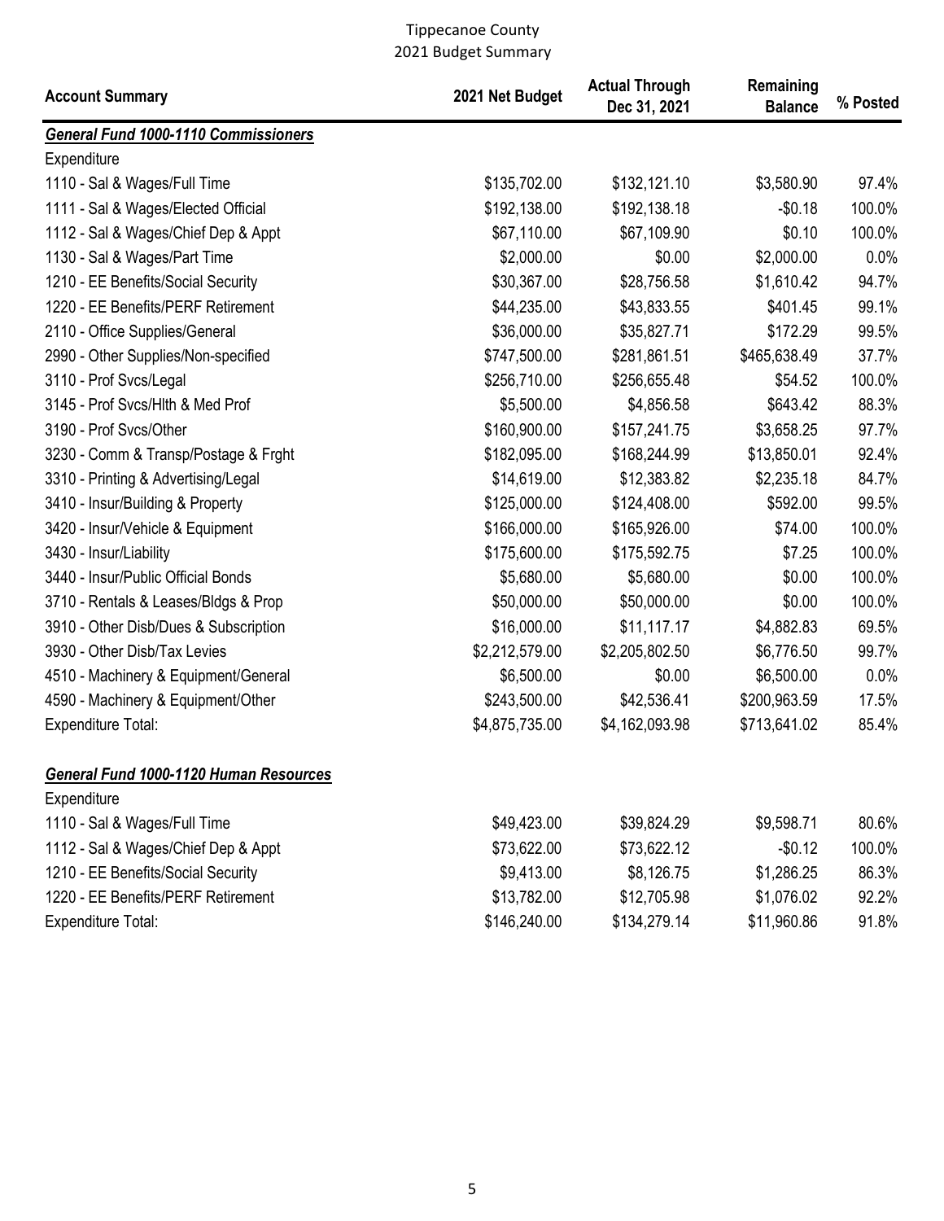Tippecanoe County
2021 Budget Summary

| Account Summary | 2021 Net Budget | Actual Through Dec 31, 2021 | Remaining Balance | % Posted |
|---|---|---|---|---|
| ***General Fund 1000-1110 Commissioners*** | | | | |
| Expenditure | | | | |
| 1110 - Sal & Wages/Full Time | $135,702.00 | $132,121.10 | $3,580.90 | 97.4% |
| 1111 - Sal & Wages/Elected Official | $192,138.00 | $192,138.18 | -$0.18 | 100.0% |
| 1112 - Sal & Wages/Chief Dep & Appt | $67,110.00 | $67,109.90 | $0.10 | 100.0% |
| 1130 - Sal & Wages/Part Time | $2,000.00 | $0.00 | $2,000.00 | 0.0% |
| 1210 - EE Benefits/Social Security | $30,367.00 | $28,756.58 | $1,610.42 | 94.7% |
| 1220 - EE Benefits/PERF Retirement | $44,235.00 | $43,833.55 | $401.45 | 99.1% |
| 2110 - Office Supplies/General | $36,000.00 | $35,827.71 | $172.29 | 99.5% |
| 2990 - Other Supplies/Non-specified | $747,500.00 | $281,861.51 | $465,638.49 | 37.7% |
| 3110 - Prof Svcs/Legal | $256,710.00 | $256,655.48 | $54.52 | 100.0% |
| 3145 - Prof Svcs/Hlth & Med Prof | $5,500.00 | $4,856.58 | $643.42 | 88.3% |
| 3190 - Prof Svcs/Other | $160,900.00 | $157,241.75 | $3,658.25 | 97.7% |
| 3230 - Comm & Transp/Postage & Frght | $182,095.00 | $168,244.99 | $13,850.01 | 92.4% |
| 3310 - Printing & Advertising/Legal | $14,619.00 | $12,383.82 | $2,235.18 | 84.7% |
| 3410 - Insur/Building & Property | $125,000.00 | $124,408.00 | $592.00 | 99.5% |
| 3420 - Insur/Vehicle & Equipment | $166,000.00 | $165,926.00 | $74.00 | 100.0% |
| 3430 - Insur/Liability | $175,600.00 | $175,592.75 | $7.25 | 100.0% |
| 3440 - Insur/Public Official Bonds | $5,680.00 | $5,680.00 | $0.00 | 100.0% |
| 3710 - Rentals & Leases/Bldgs & Prop | $50,000.00 | $50,000.00 | $0.00 | 100.0% |
| 3910 - Other Disb/Dues & Subscription | $16,000.00 | $11,117.17 | $4,882.83 | 69.5% |
| 3930 - Other Disb/Tax Levies | $2,212,579.00 | $2,205,802.50 | $6,776.50 | 99.7% |
| 4510 - Machinery & Equipment/General | $6,500.00 | $0.00 | $6,500.00 | 0.0% |
| 4590 - Machinery & Equipment/Other | $243,500.00 | $42,536.41 | $200,963.59 | 17.5% |
| Expenditure Total: | $4,875,735.00 | $4,162,093.98 | $713,641.02 | 85.4% |
| ***General Fund 1000-1120 Human Resources*** | | | | |
| Expenditure | | | | |
| 1110 - Sal & Wages/Full Time | $49,423.00 | $39,824.29 | $9,598.71 | 80.6% |
| 1112 - Sal & Wages/Chief Dep & Appt | $73,622.00 | $73,622.12 | -$0.12 | 100.0% |
| 1210 - EE Benefits/Social Security | $9,413.00 | $8,126.75 | $1,286.25 | 86.3% |
| 1220 - EE Benefits/PERF Retirement | $13,782.00 | $12,705.98 | $1,076.02 | 92.2% |
| Expenditure Total: | $146,240.00 | $134,279.14 | $11,960.86 | 91.8% |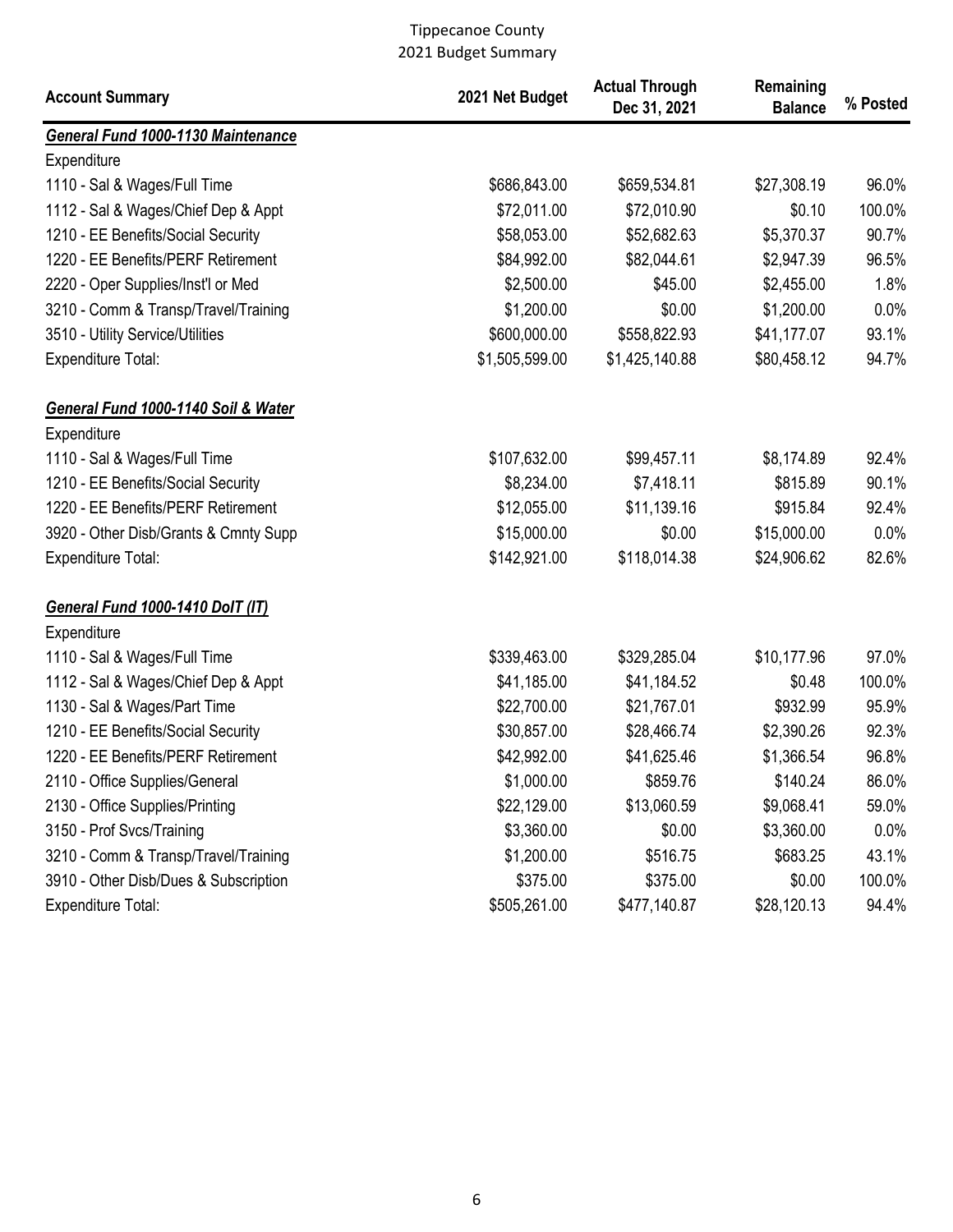# Tippecanoe County
## 2021 Budget Summary

| Account Summary | 2021 Net Budget | Actual Through Dec 31, 2021 | Remaining Balance | % Posted |
|---|---|---|---|---|
| ***General Fund 1000-1130 Maintenance*** | | | | |
| Expenditure | | | | |
| 1110 - Sal & Wages/Full Time | $686,843.00 | $659,534.81 | $27,308.19 | 96.0% |
| 1112 - Sal & Wages/Chief Dep & Appt | $72,011.00 | $72,010.90 | $0.10 | 100.0% |
| 1210 - EE Benefits/Social Security | $58,053.00 | $52,682.63 | $5,370.37 | 90.7% |
| 1220 - EE Benefits/PERF Retirement | $84,992.00 | $82,044.61 | $2,947.39 | 96.5% |
| 2220 - Oper Supplies/Inst'l or Med | $2,500.00 | $45.00 | $2,455.00 | 1.8% |
| 3210 - Comm & Transp/Travel/Training | $1,200.00 | $0.00 | $1,200.00 | 0.0% |
| 3510 - Utility Service/Utilities | $600,000.00 | $558,822.93 | $41,177.07 | 93.1% |
| Expenditure Total: | $1,505,599.00 | $1,425,140.88 | $80,458.12 | 94.7% |
| | | | | |
| ***General Fund 1000-1140 Soil & Water*** | | | | |
| Expenditure | | | | |
| 1110 - Sal & Wages/Full Time | $107,632.00 | $99,457.11 | $8,174.89 | 92.4% |
| 1210 - EE Benefits/Social Security | $8,234.00 | $7,418.11 | $815.89 | 90.1% |
| 1220 - EE Benefits/PERF Retirement | $12,055.00 | $11,139.16 | $915.84 | 92.4% |
| 3920 - Other Disb/Grants & Cmnty Supp | $15,000.00 | $0.00 | $15,000.00 | 0.0% |
| Expenditure Total: | $142,921.00 | $118,014.38 | $24,906.62 | 82.6% |
| | | | | |
| ***General Fund 1000-1410 DoIT (IT)*** | | | | |
| Expenditure | | | | |
| 1110 - Sal & Wages/Full Time | $339,463.00 | $329,285.04 | $10,177.96 | 97.0% |
| 1112 - Sal & Wages/Chief Dep & Appt | $41,185.00 | $41,184.52 | $0.48 | 100.0% |
| 1130 - Sal & Wages/Part Time | $22,700.00 | $21,767.01 | $932.99 | 95.9% |
| 1210 - EE Benefits/Social Security | $30,857.00 | $28,466.74 | $2,390.26 | 92.3% |
| 1220 - EE Benefits/PERF Retirement | $42,992.00 | $41,625.46 | $1,366.54 | 96.8% |
| 2110 - Office Supplies/General | $1,000.00 | $859.76 | $140.24 | 86.0% |
| 2130 - Office Supplies/Printing | $22,129.00 | $13,060.59 | $9,068.41 | 59.0% |
| 3150 - Prof Svcs/Training | $3,360.00 | $0.00 | $3,360.00 | 0.0% |
| 3210 - Comm & Transp/Travel/Training | $1,200.00 | $516.75 | $683.25 | 43.1% |
| 3910 - Other Disb/Dues & Subscription | $375.00 | $375.00 | $0.00 | 100.0% |
| Expenditure Total: | $505,261.00 | $477,140.87 | $28,120.13 | 94.4% |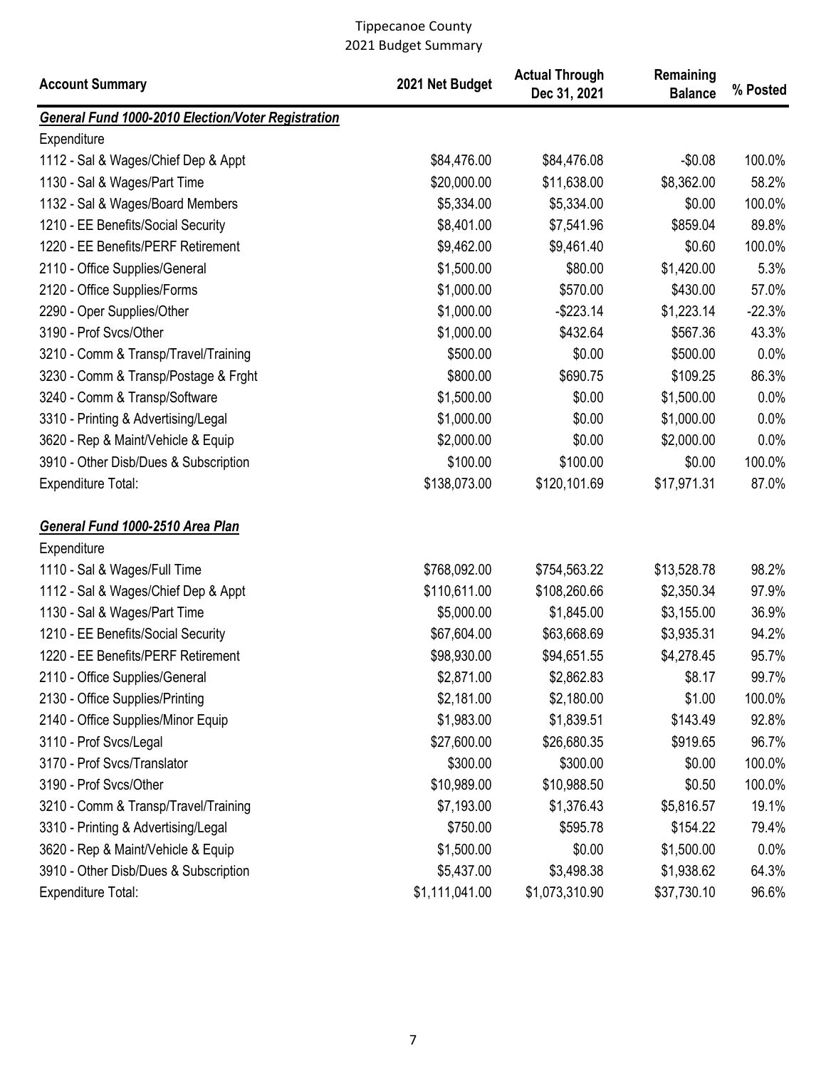Tippecanoe County
2021 Budget Summary

| Account Summary | 2021 Net Budget | Actual Through Dec 31, 2021 | Remaining Balance | % Posted |
|---|---|---|---|---|
| ***General Fund 1000-2010 Election/Voter Registration*** | | | | |
| Expenditure | | | | |
| 1112 - Sal & Wages/Chief Dep & Appt | $84,476.00 | $84,476.08 | -$0.08 | 100.0% |
| 1130 - Sal & Wages/Part Time | $20,000.00 | $11,638.00 | $8,362.00 | 58.2% |
| 1132 - Sal & Wages/Board Members | $5,334.00 | $5,334.00 | $0.00 | 100.0% |
| 1210 - EE Benefits/Social Security | $8,401.00 | $7,541.96 | $859.04 | 89.8% |
| 1220 - EE Benefits/PERF Retirement | $9,462.00 | $9,461.40 | $0.60 | 100.0% |
| 2110 - Office Supplies/General | $1,500.00 | $80.00 | $1,420.00 | 5.3% |
| 2120 - Office Supplies/Forms | $1,000.00 | $570.00 | $430.00 | 57.0% |
| 2290 - Oper Supplies/Other | $1,000.00 | -$223.14 | $1,223.14 | -22.3% |
| 3190 - Prof Svcs/Other | $1,000.00 | $432.64 | $567.36 | 43.3% |
| 3210 - Comm & Transp/Travel/Training | $500.00 | $0.00 | $500.00 | 0.0% |
| 3230 - Comm & Transp/Postage & Frght | $800.00 | $690.75 | $109.25 | 86.3% |
| 3240 - Comm & Transp/Software | $1,500.00 | $0.00 | $1,500.00 | 0.0% |
| 3310 - Printing & Advertising/Legal | $1,000.00 | $0.00 | $1,000.00 | 0.0% |
| 3620 - Rep & Maint/Vehicle & Equip | $2,000.00 | $0.00 | $2,000.00 | 0.0% |
| 3910 - Other Disb/Dues & Subscription | $100.00 | $100.00 | $0.00 | 100.0% |
| Expenditure Total: | $138,073.00 | $120,101.69 | $17,971.31 | 87.0% |
| | | | | |
| ***General Fund 1000-2510 Area Plan*** | | | | |
| Expenditure | | | | |
| 1110 - Sal & Wages/Full Time | $768,092.00 | $754,563.22 | $13,528.78 | 98.2% |
| 1112 - Sal & Wages/Chief Dep & Appt | $110,611.00 | $108,260.66 | $2,350.34 | 97.9% |
| 1130 - Sal & Wages/Part Time | $5,000.00 | $1,845.00 | $3,155.00 | 36.9% |
| 1210 - EE Benefits/Social Security | $67,604.00 | $63,668.69 | $3,935.31 | 94.2% |
| 1220 - EE Benefits/PERF Retirement | $98,930.00 | $94,651.55 | $4,278.45 | 95.7% |
| 2110 - Office Supplies/General | $2,871.00 | $2,862.83 | $8.17 | 99.7% |
| 2130 - Office Supplies/Printing | $2,181.00 | $2,180.00 | $1.00 | 100.0% |
| 2140 - Office Supplies/Minor Equip | $1,983.00 | $1,839.51 | $143.49 | 92.8% |
| 3110 - Prof Svcs/Legal | $27,600.00 | $26,680.35 | $919.65 | 96.7% |
| 3170 - Prof Svcs/Translator | $300.00 | $300.00 | $0.00 | 100.0% |
| 3190 - Prof Svcs/Other | $10,989.00 | $10,988.50 | $0.50 | 100.0% |
| 3210 - Comm & Transp/Travel/Training | $7,193.00 | $1,376.43 | $5,816.57 | 19.1% |
| 3310 - Printing & Advertising/Legal | $750.00 | $595.78 | $154.22 | 79.4% |
| 3620 - Rep & Maint/Vehicle & Equip | $1,500.00 | $0.00 | $1,500.00 | 0.0% |
| 3910 - Other Disb/Dues & Subscription | $5,437.00 | $3,498.38 | $1,938.62 | 64.3% |
| Expenditure Total: | $1,111,041.00 | $1,073,310.90 | $37,730.10 | 96.6% |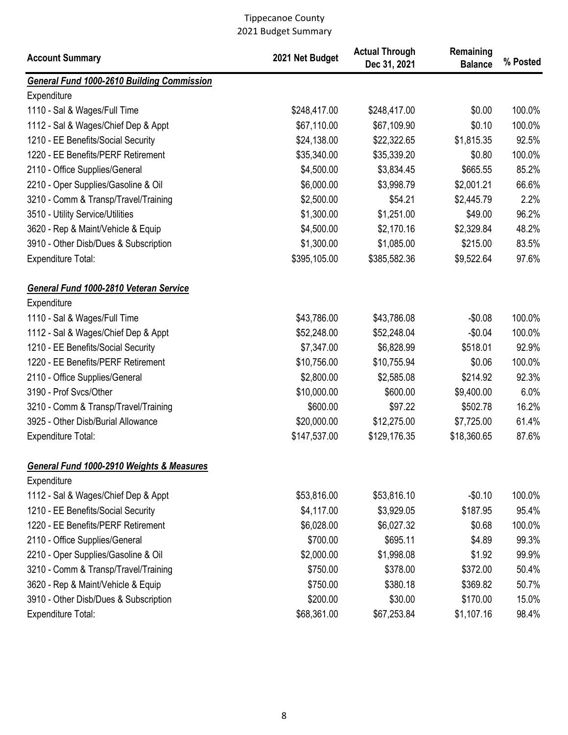Tippecanoe County
2021 Budget Summary

| Account Summary | 2021 Net Budget | Actual Through Dec 31, 2021 | Remaining Balance | % Posted |
|---|---|---|---|---|
| ***General Fund 1000-2610 Building Commission*** | | | | |
| Expenditure | | | | |
| 1110 - Sal & Wages/Full Time | $248,417.00 | $248,417.00 | $0.00 | 100.0% |
| 1112 - Sal & Wages/Chief Dep & Appt | $67,110.00 | $67,109.90 | $0.10 | 100.0% |
| 1210 - EE Benefits/Social Security | $24,138.00 | $22,322.65 | $1,815.35 | 92.5% |
| 1220 - EE Benefits/PERF Retirement | $35,340.00 | $35,339.20 | $0.80 | 100.0% |
| 2110 - Office Supplies/General | $4,500.00 | $3,834.45 | $665.55 | 85.2% |
| 2210 - Oper Supplies/Gasoline & Oil | $6,000.00 | $3,998.79 | $2,001.21 | 66.6% |
| 3210 - Comm & Transp/Travel/Training | $2,500.00 | $54.21 | $2,445.79 | 2.2% |
| 3510 - Utility Service/Utilities | $1,300.00 | $1,251.00 | $49.00 | 96.2% |
| 3620 - Rep & Maint/Vehicle & Equip | $4,500.00 | $2,170.16 | $2,329.84 | 48.2% |
| 3910 - Other Disb/Dues & Subscription | $1,300.00 | $1,085.00 | $215.00 | 83.5% |
| Expenditure Total: | $395,105.00 | $385,582.36 | $9,522.64 | 97.6% |
| | | | | |
| ***General Fund 1000-2810 Veteran Service*** | | | | |
| Expenditure | | | | |
| 1110 - Sal & Wages/Full Time | $43,786.00 | $43,786.08 | -$0.08 | 100.0% |
| 1112 - Sal & Wages/Chief Dep & Appt | $52,248.00 | $52,248.04 | -$0.04 | 100.0% |
| 1210 - EE Benefits/Social Security | $7,347.00 | $6,828.99 | $518.01 | 92.9% |
| 1220 - EE Benefits/PERF Retirement | $10,756.00 | $10,755.94 | $0.06 | 100.0% |
| 2110 - Office Supplies/General | $2,800.00 | $2,585.08 | $214.92 | 92.3% |
| 3190 - Prof Svcs/Other | $10,000.00 | $600.00 | $9,400.00 | 6.0% |
| 3210 - Comm & Transp/Travel/Training | $600.00 | $97.22 | $502.78 | 16.2% |
| 3925 - Other Disb/Burial Allowance | $20,000.00 | $12,275.00 | $7,725.00 | 61.4% |
| Expenditure Total: | $147,537.00 | $129,176.35 | $18,360.65 | 87.6% |
| | | | | |
| ***General Fund 1000-2910 Weights & Measures*** | | | | |
| Expenditure | | | | |
| 1112 - Sal & Wages/Chief Dep & Appt | $53,816.00 | $53,816.10 | -$0.10 | 100.0% |
| 1210 - EE Benefits/Social Security | $4,117.00 | $3,929.05 | $187.95 | 95.4% |
| 1220 - EE Benefits/PERF Retirement | $6,028.00 | $6,027.32 | $0.68 | 100.0% |
| 2110 - Office Supplies/General | $700.00 | $695.11 | $4.89 | 99.3% |
| 2210 - Oper Supplies/Gasoline & Oil | $2,000.00 | $1,998.08 | $1.92 | 99.9% |
| 3210 - Comm & Transp/Travel/Training | $750.00 | $378.00 | $372.00 | 50.4% |
| 3620 - Rep & Maint/Vehicle & Equip | $750.00 | $380.18 | $369.82 | 50.7% |
| 3910 - Other Disb/Dues & Subscription | $200.00 | $30.00 | $170.00 | 15.0% |
| Expenditure Total: | $68,361.00 | $67,253.84 | $1,107.16 | 98.4% |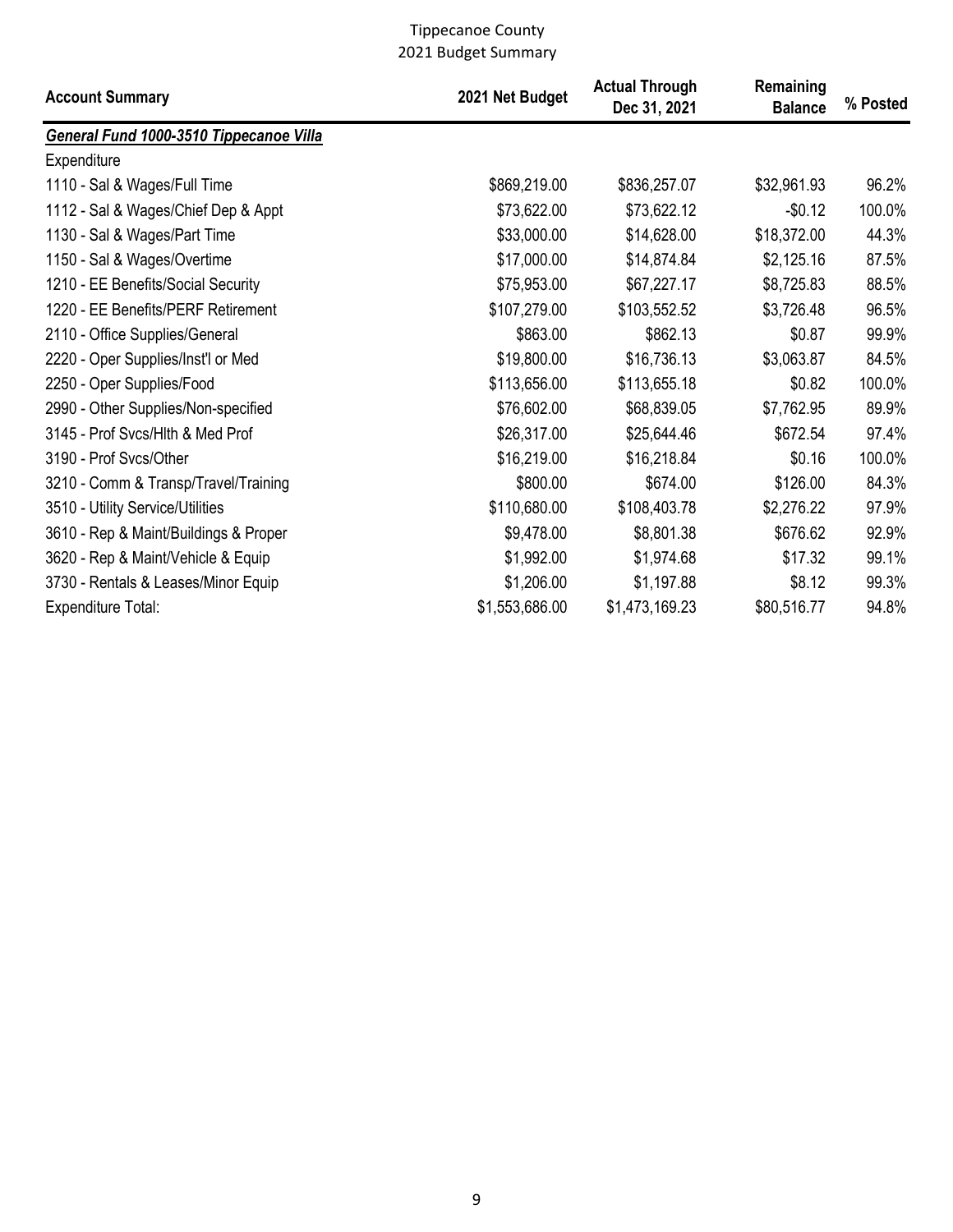Tippecanoe County
2021 Budget Summary

| Account Summary | 2021 Net Budget | Actual Through Dec 31, 2021 | Remaining Balance | % Posted |
|---|---|---|---|---|
| ***General Fund 1000-3510 Tippecanoe Villa*** | | | | |
| Expenditure | | | | |
| 1110 - Sal & Wages/Full Time | $869,219.00 | $836,257.07 | $32,961.93 | 96.2% |
| 1112 - Sal & Wages/Chief Dep & Appt | $73,622.00 | $73,622.12 | -$0.12 | 100.0% |
| 1130 - Sal & Wages/Part Time | $33,000.00 | $14,628.00 | $18,372.00 | 44.3% |
| 1150 - Sal & Wages/Overtime | $17,000.00 | $14,874.84 | $2,125.16 | 87.5% |
| 1210 - EE Benefits/Social Security | $75,953.00 | $67,227.17 | $8,725.83 | 88.5% |
| 1220 - EE Benefits/PERF Retirement | $107,279.00 | $103,552.52 | $3,726.48 | 96.5% |
| 2110 - Office Supplies/General | $863.00 | $862.13 | $0.87 | 99.9% |
| 2220 - Oper Supplies/Inst'l or Med | $19,800.00 | $16,736.13 | $3,063.87 | 84.5% |
| 2250 - Oper Supplies/Food | $113,656.00 | $113,655.18 | $0.82 | 100.0% |
| 2990 - Other Supplies/Non-specified | $76,602.00 | $68,839.05 | $7,762.95 | 89.9% |
| 3145 - Prof Svcs/Hlth & Med Prof | $26,317.00 | $25,644.46 | $672.54 | 97.4% |
| 3190 - Prof Svcs/Other | $16,219.00 | $16,218.84 | $0.16 | 100.0% |
| 3210 - Comm & Transp/Travel/Training | $800.00 | $674.00 | $126.00 | 84.3% |
| 3510 - Utility Service/Utilities | $110,680.00 | $108,403.78 | $2,276.22 | 97.9% |
| 3610 - Rep & Maint/Buildings & Proper | $9,478.00 | $8,801.38 | $676.62 | 92.9% |
| 3620 - Rep & Maint/Vehicle & Equip | $1,992.00 | $1,974.68 | $17.32 | 99.1% |
| 3730 - Rentals & Leases/Minor Equip | $1,206.00 | $1,197.88 | $8.12 | 99.3% |
| Expenditure Total: | $1,553,686.00 | $1,473,169.23 | $80,516.77 | 94.8% |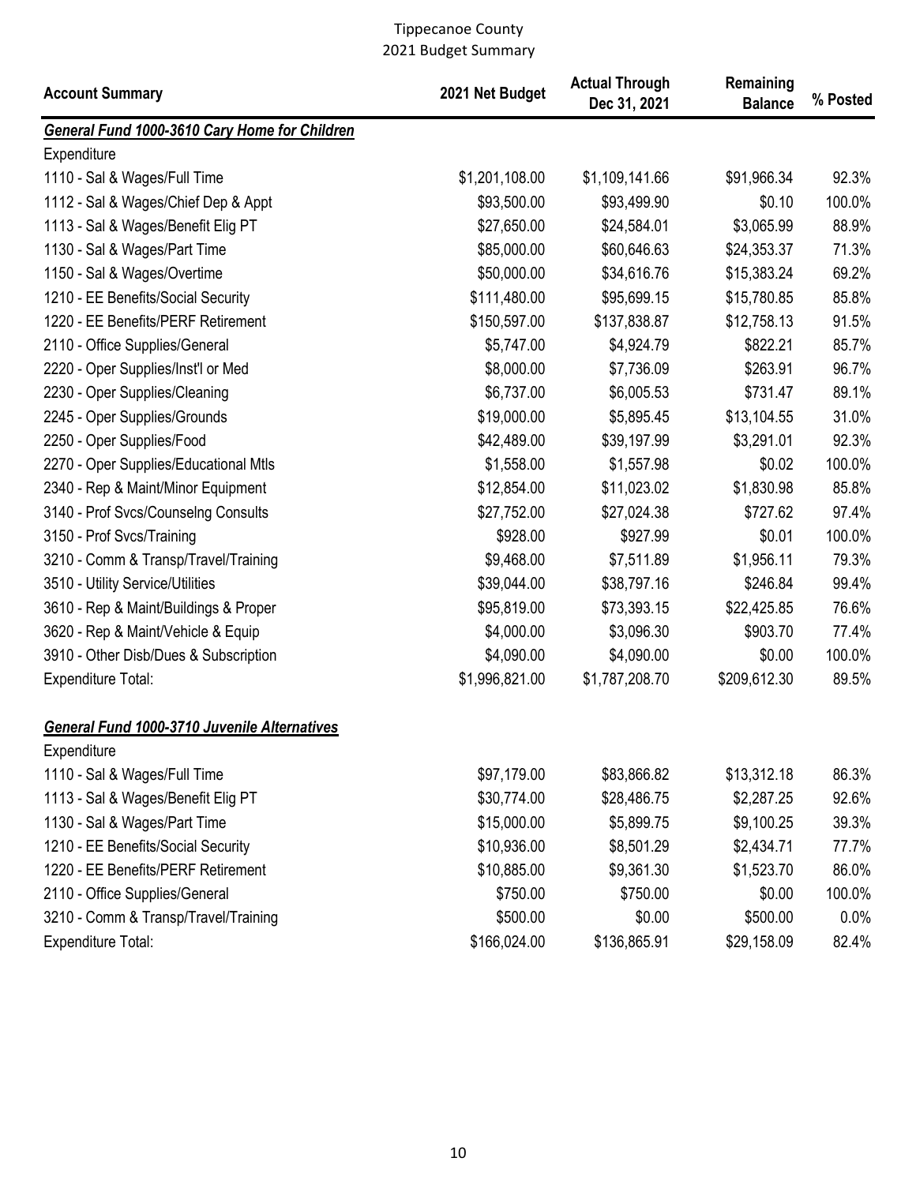Tippecanoe County
2021 Budget Summary

| Account Summary | 2021 Net Budget | Actual Through Dec 31, 2021 | Remaining Balance | % Posted |
|---|---|---|---|---|
| ***General Fund 1000-3610 Cary Home for Children*** | | | | |
| Expenditure | | | | |
| 1110 - Sal & Wages/Full Time | $1,201,108.00 | $1,109,141.66 | $91,966.34 | 92.3% |
| 1112 - Sal & Wages/Chief Dep & Appt | $93,500.00 | $93,499.90 | $0.10 | 100.0% |
| 1113 - Sal & Wages/Benefit Elig PT | $27,650.00 | $24,584.01 | $3,065.99 | 88.9% |
| 1130 - Sal & Wages/Part Time | $85,000.00 | $60,646.63 | $24,353.37 | 71.3% |
| 1150 - Sal & Wages/Overtime | $50,000.00 | $34,616.76 | $15,383.24 | 69.2% |
| 1210 - EE Benefits/Social Security | $111,480.00 | $95,699.15 | $15,780.85 | 85.8% |
| 1220 - EE Benefits/PERF Retirement | $150,597.00 | $137,838.87 | $12,758.13 | 91.5% |
| 2110 - Office Supplies/General | $5,747.00 | $4,924.79 | $822.21 | 85.7% |
| 2220 - Oper Supplies/Inst'l or Med | $8,000.00 | $7,736.09 | $263.91 | 96.7% |
| 2230 - Oper Supplies/Cleaning | $6,737.00 | $6,005.53 | $731.47 | 89.1% |
| 2245 - Oper Supplies/Grounds | $19,000.00 | $5,895.45 | $13,104.55 | 31.0% |
| 2250 - Oper Supplies/Food | $42,489.00 | $39,197.99 | $3,291.01 | 92.3% |
| 2270 - Oper Supplies/Educational Mtls | $1,558.00 | $1,557.98 | $0.02 | 100.0% |
| 2340 - Rep & Maint/Minor Equipment | $12,854.00 | $11,023.02 | $1,830.98 | 85.8% |
| 3140 - Prof Svcs/Counselng Consults | $27,752.00 | $27,024.38 | $727.62 | 97.4% |
| 3150 - Prof Svcs/Training | $928.00 | $927.99 | $0.01 | 100.0% |
| 3210 - Comm & Transp/Travel/Training | $9,468.00 | $7,511.89 | $1,956.11 | 79.3% |
| 3510 - Utility Service/Utilities | $39,044.00 | $38,797.16 | $246.84 | 99.4% |
| 3610 - Rep & Maint/Buildings & Proper | $95,819.00 | $73,393.15 | $22,425.85 | 76.6% |
| 3620 - Rep & Maint/Vehicle & Equip | $4,000.00 | $3,096.30 | $903.70 | 77.4% |
| 3910 - Other Disb/Dues & Subscription | $4,090.00 | $4,090.00 | $0.00 | 100.0% |
| Expenditure Total: | $1,996,821.00 | $1,787,208.70 | $209,612.30 | 89.5% |
| ***General Fund 1000-3710 Juvenile Alternatives*** | | | | |
| Expenditure | | | | |
| 1110 - Sal & Wages/Full Time | $97,179.00 | $83,866.82 | $13,312.18 | 86.3% |
| 1113 - Sal & Wages/Benefit Elig PT | $30,774.00 | $28,486.75 | $2,287.25 | 92.6% |
| 1130 - Sal & Wages/Part Time | $15,000.00 | $5,899.75 | $9,100.25 | 39.3% |
| 1210 - EE Benefits/Social Security | $10,936.00 | $8,501.29 | $2,434.71 | 77.7% |
| 1220 - EE Benefits/PERF Retirement | $10,885.00 | $9,361.30 | $1,523.70 | 86.0% |
| 2110 - Office Supplies/General | $750.00 | $750.00 | $0.00 | 100.0% |
| 3210 - Comm & Transp/Travel/Training | $500.00 | $0.00 | $500.00 | 0.0% |
| Expenditure Total: | $166,024.00 | $136,865.91 | $29,158.09 | 82.4% |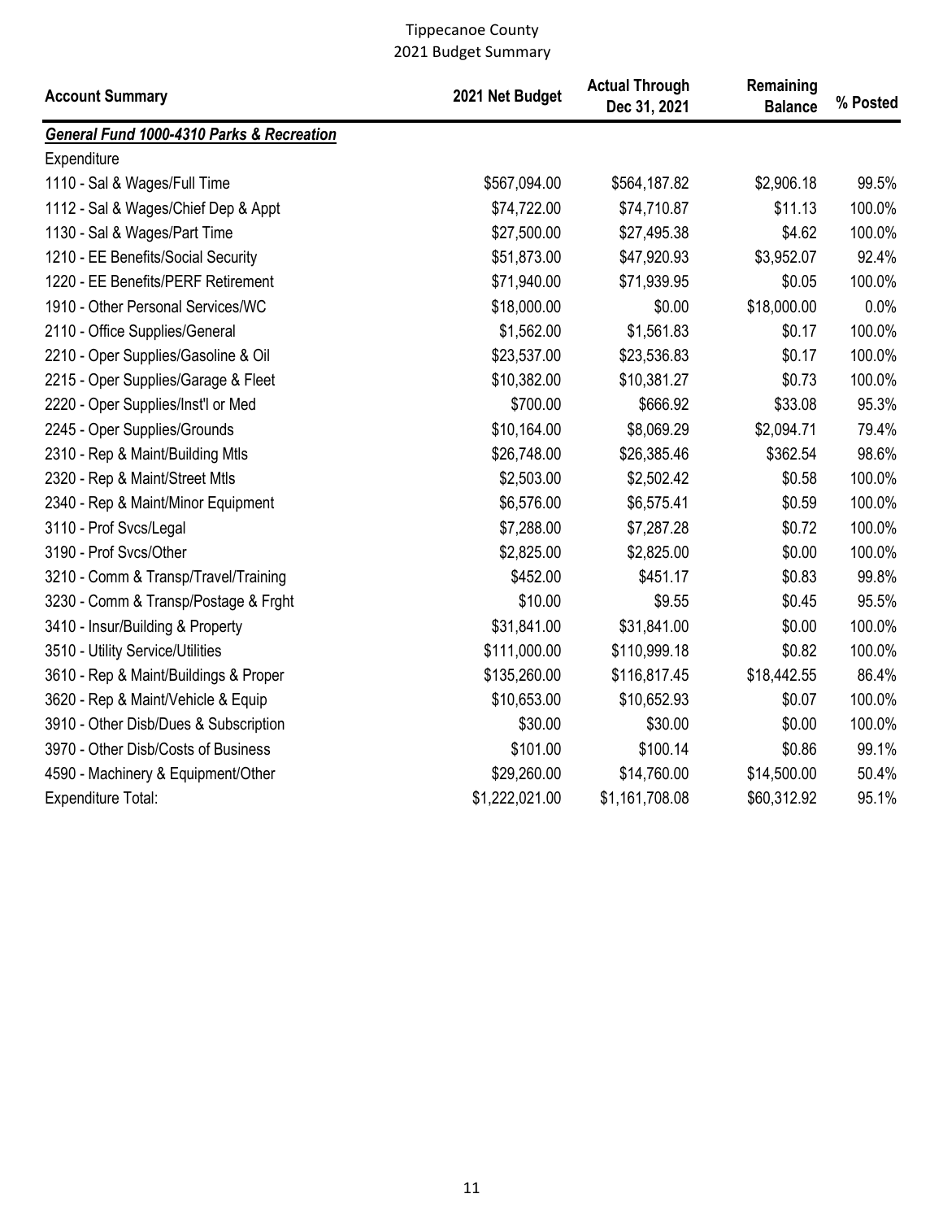Tippecanoe County
2021 Budget Summary

| Account Summary | 2021 Net Budget | Actual Through Dec 31, 2021 | Remaining Balance | % Posted |
|---|---|---|---|---|
| ***General Fund 1000-4310 Parks & Recreation*** | | | | |
| Expenditure | | | | |
| 1110 - Sal & Wages/Full Time | $567,094.00 | $564,187.82 | $2,906.18 | 99.5% |
| 1112 - Sal & Wages/Chief Dep & Appt | $74,722.00 | $74,710.87 | $11.13 | 100.0% |
| 1130 - Sal & Wages/Part Time | $27,500.00 | $27,495.38 | $4.62 | 100.0% |
| 1210 - EE Benefits/Social Security | $51,873.00 | $47,920.93 | $3,952.07 | 92.4% |
| 1220 - EE Benefits/PERF Retirement | $71,940.00 | $71,939.95 | $0.05 | 100.0% |
| 1910 - Other Personal Services/WC | $18,000.00 | $0.00 | $18,000.00 | 0.0% |
| 2110 - Office Supplies/General | $1,562.00 | $1,561.83 | $0.17 | 100.0% |
| 2210 - Oper Supplies/Gasoline & Oil | $23,537.00 | $23,536.83 | $0.17 | 100.0% |
| 2215 - Oper Supplies/Garage & Fleet | $10,382.00 | $10,381.27 | $0.73 | 100.0% |
| 2220 - Oper Supplies/Inst'l or Med | $700.00 | $666.92 | $33.08 | 95.3% |
| 2245 - Oper Supplies/Grounds | $10,164.00 | $8,069.29 | $2,094.71 | 79.4% |
| 2310 - Rep & Maint/Building Mtls | $26,748.00 | $26,385.46 | $362.54 | 98.6% |
| 2320 - Rep & Maint/Street Mtls | $2,503.00 | $2,502.42 | $0.58 | 100.0% |
| 2340 - Rep & Maint/Minor Equipment | $6,576.00 | $6,575.41 | $0.59 | 100.0% |
| 3110 - Prof Svcs/Legal | $7,288.00 | $7,287.28 | $0.72 | 100.0% |
| 3190 - Prof Svcs/Other | $2,825.00 | $2,825.00 | $0.00 | 100.0% |
| 3210 - Comm & Transp/Travel/Training | $452.00 | $451.17 | $0.83 | 99.8% |
| 3230 - Comm & Transp/Postage & Frght | $10.00 | $9.55 | $0.45 | 95.5% |
| 3410 - Insur/Building & Property | $31,841.00 | $31,841.00 | $0.00 | 100.0% |
| 3510 - Utility Service/Utilities | $111,000.00 | $110,999.18 | $0.82 | 100.0% |
| 3610 - Rep & Maint/Buildings & Proper | $135,260.00 | $116,817.45 | $18,442.55 | 86.4% |
| 3620 - Rep & Maint/Vehicle & Equip | $10,653.00 | $10,652.93 | $0.07 | 100.0% |
| 3910 - Other Disb/Dues & Subscription | $30.00 | $30.00 | $0.00 | 100.0% |
| 3970 - Other Disb/Costs of Business | $101.00 | $100.14 | $0.86 | 99.1% |
| 4590 - Machinery & Equipment/Other | $29,260.00 | $14,760.00 | $14,500.00 | 50.4% |
| Expenditure Total: | $1,222,021.00 | $1,161,708.08 | $60,312.92 | 95.1% |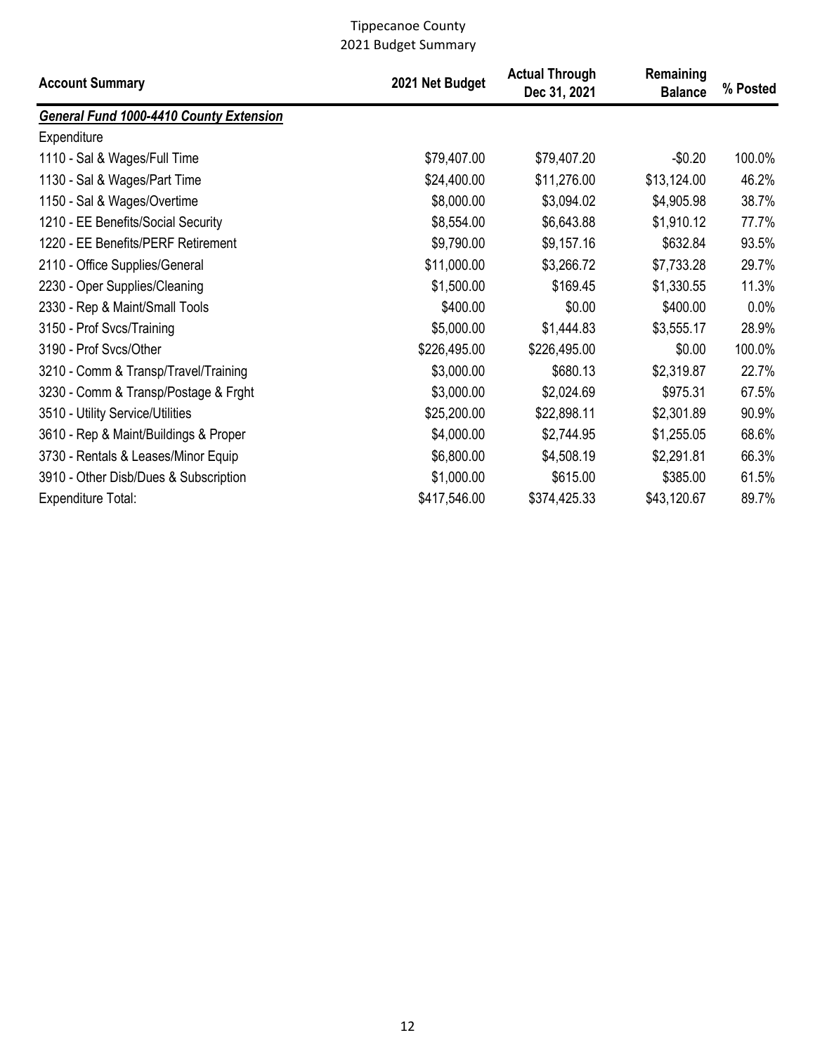Tippecanoe County
2021 Budget Summary

| Account Summary | 2021 Net Budget | Actual Through Dec 31, 2021 | Remaining Balance | % Posted |
|---|---|---|---|---|
| ***General Fund 1000-4410 County Extension*** | | | | |
| Expenditure | | | | |
| 1110 - Sal & Wages/Full Time | $79,407.00 | $79,407.20 | -$0.20 | 100.0% |
| 1130 - Sal & Wages/Part Time | $24,400.00 | $11,276.00 | $13,124.00 | 46.2% |
| 1150 - Sal & Wages/Overtime | $8,000.00 | $3,094.02 | $4,905.98 | 38.7% |
| 1210 - EE Benefits/Social Security | $8,554.00 | $6,643.88 | $1,910.12 | 77.7% |
| 1220 - EE Benefits/PERF Retirement | $9,790.00 | $9,157.16 | $632.84 | 93.5% |
| 2110 - Office Supplies/General | $11,000.00 | $3,266.72 | $7,733.28 | 29.7% |
| 2230 - Oper Supplies/Cleaning | $1,500.00 | $169.45 | $1,330.55 | 11.3% |
| 2330 - Rep & Maint/Small Tools | $400.00 | $0.00 | $400.00 | 0.0% |
| 3150 - Prof Svcs/Training | $5,000.00 | $1,444.83 | $3,555.17 | 28.9% |
| 3190 - Prof Svcs/Other | $226,495.00 | $226,495.00 | $0.00 | 100.0% |
| 3210 - Comm & Transp/Travel/Training | $3,000.00 | $680.13 | $2,319.87 | 22.7% |
| 3230 - Comm & Transp/Postage & Frght | $3,000.00 | $2,024.69 | $975.31 | 67.5% |
| 3510 - Utility Service/Utilities | $25,200.00 | $22,898.11 | $2,301.89 | 90.9% |
| 3610 - Rep & Maint/Buildings & Proper | $4,000.00 | $2,744.95 | $1,255.05 | 68.6% |
| 3730 - Rentals & Leases/Minor Equip | $6,800.00 | $4,508.19 | $2,291.81 | 66.3% |
| 3910 - Other Disb/Dues & Subscription | $1,000.00 | $615.00 | $385.00 | 61.5% |
| Expenditure Total: | $417,546.00 | $374,425.33 | $43,120.67 | 89.7% |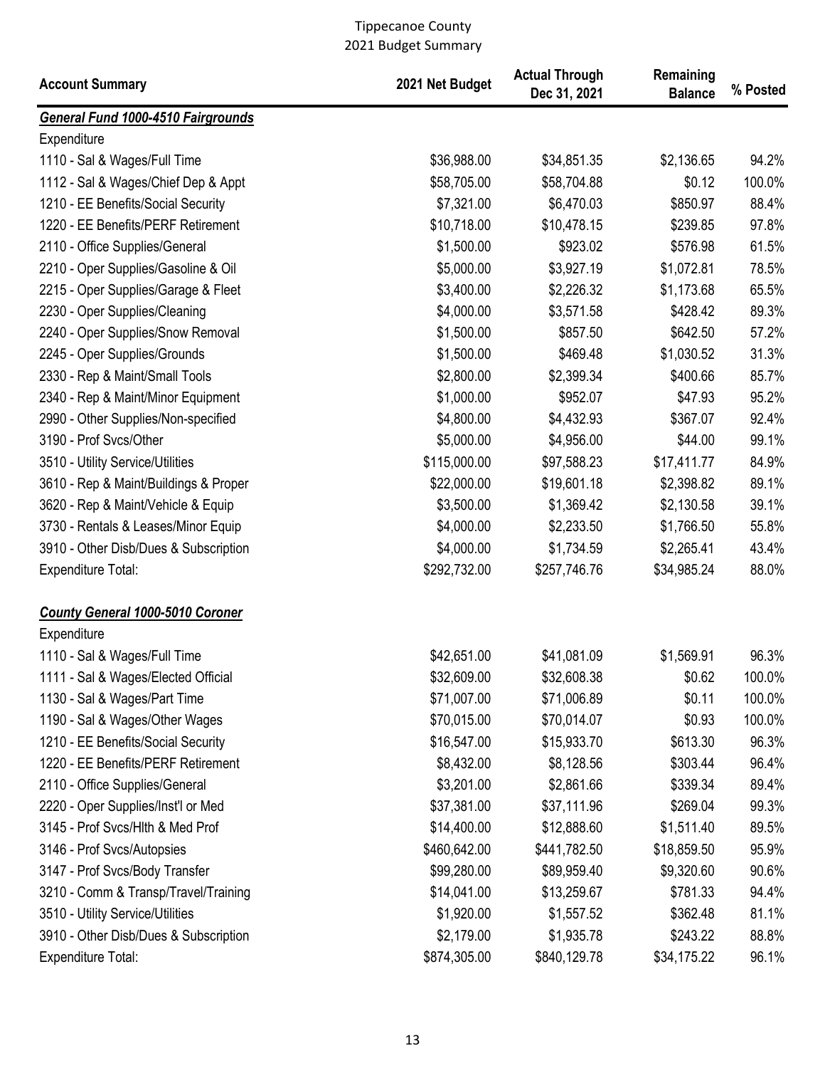Tippecanoe County
2021 Budget Summary

| Account Summary | 2021 Net Budget | Actual Through Dec 31, 2021 | Remaining Balance | % Posted |
|---|---|---|---|---|
| ***General Fund 1000-4510 Fairgrounds*** | | | | |
| Expenditure | | | | |
| 1110 - Sal & Wages/Full Time | $36,988.00 | $34,851.35 | $2,136.65 | 94.2% |
| 1112 - Sal & Wages/Chief Dep & Appt | $58,705.00 | $58,704.88 | $0.12 | 100.0% |
| 1210 - EE Benefits/Social Security | $7,321.00 | $6,470.03 | $850.97 | 88.4% |
| 1220 - EE Benefits/PERF Retirement | $10,718.00 | $10,478.15 | $239.85 | 97.8% |
| 2110 - Office Supplies/General | $1,500.00 | $923.02 | $576.98 | 61.5% |
| 2210 - Oper Supplies/Gasoline & Oil | $5,000.00 | $3,927.19 | $1,072.81 | 78.5% |
| 2215 - Oper Supplies/Garage & Fleet | $3,400.00 | $2,226.32 | $1,173.68 | 65.5% |
| 2230 - Oper Supplies/Cleaning | $4,000.00 | $3,571.58 | $428.42 | 89.3% |
| 2240 - Oper Supplies/Snow Removal | $1,500.00 | $857.50 | $642.50 | 57.2% |
| 2245 - Oper Supplies/Grounds | $1,500.00 | $469.48 | $1,030.52 | 31.3% |
| 2330 - Rep & Maint/Small Tools | $2,800.00 | $2,399.34 | $400.66 | 85.7% |
| 2340 - Rep & Maint/Minor Equipment | $1,000.00 | $952.07 | $47.93 | 95.2% |
| 2990 - Other Supplies/Non-specified | $4,800.00 | $4,432.93 | $367.07 | 92.4% |
| 3190 - Prof Svcs/Other | $5,000.00 | $4,956.00 | $44.00 | 99.1% |
| 3510 - Utility Service/Utilities | $115,000.00 | $97,588.23 | $17,411.77 | 84.9% |
| 3610 - Rep & Maint/Buildings & Proper | $22,000.00 | $19,601.18 | $2,398.82 | 89.1% |
| 3620 - Rep & Maint/Vehicle & Equip | $3,500.00 | $1,369.42 | $2,130.58 | 39.1% |
| 3730 - Rentals & Leases/Minor Equip | $4,000.00 | $2,233.50 | $1,766.50 | 55.8% |
| 3910 - Other Disb/Dues & Subscription | $4,000.00 | $1,734.59 | $2,265.41 | 43.4% |
| Expenditure Total: | $292,732.00 | $257,746.76 | $34,985.24 | 88.0% |
| | | | | |
| ***County General 1000-5010 Coroner*** | | | | |
| Expenditure | | | | |
| 1110 - Sal & Wages/Full Time | $42,651.00 | $41,081.09 | $1,569.91 | 96.3% |
| 1111 - Sal & Wages/Elected Official | $32,609.00 | $32,608.38 | $0.62 | 100.0% |
| 1130 - Sal & Wages/Part Time | $71,007.00 | $71,006.89 | $0.11 | 100.0% |
| 1190 - Sal & Wages/Other Wages | $70,015.00 | $70,014.07 | $0.93 | 100.0% |
| 1210 - EE Benefits/Social Security | $16,547.00 | $15,933.70 | $613.30 | 96.3% |
| 1220 - EE Benefits/PERF Retirement | $8,432.00 | $8,128.56 | $303.44 | 96.4% |
| 2110 - Office Supplies/General | $3,201.00 | $2,861.66 | $339.34 | 89.4% |
| 2220 - Oper Supplies/Inst'l or Med | $37,381.00 | $37,111.96 | $269.04 | 99.3% |
| 3145 - Prof Svcs/Hlth & Med Prof | $14,400.00 | $12,888.60 | $1,511.40 | 89.5% |
| 3146 - Prof Svcs/Autopsies | $460,642.00 | $441,782.50 | $18,859.50 | 95.9% |
| 3147 - Prof Svcs/Body Transfer | $99,280.00 | $89,959.40 | $9,320.60 | 90.6% |
| 3210 - Comm & Transp/Travel/Training | $14,041.00 | $13,259.67 | $781.33 | 94.4% |
| 3510 - Utility Service/Utilities | $1,920.00 | $1,557.52 | $362.48 | 81.1% |
| 3910 - Other Disb/Dues & Subscription | $2,179.00 | $1,935.78 | $243.22 | 88.8% |
| Expenditure Total: | $874,305.00 | $840,129.78 | $34,175.22 | 96.1% |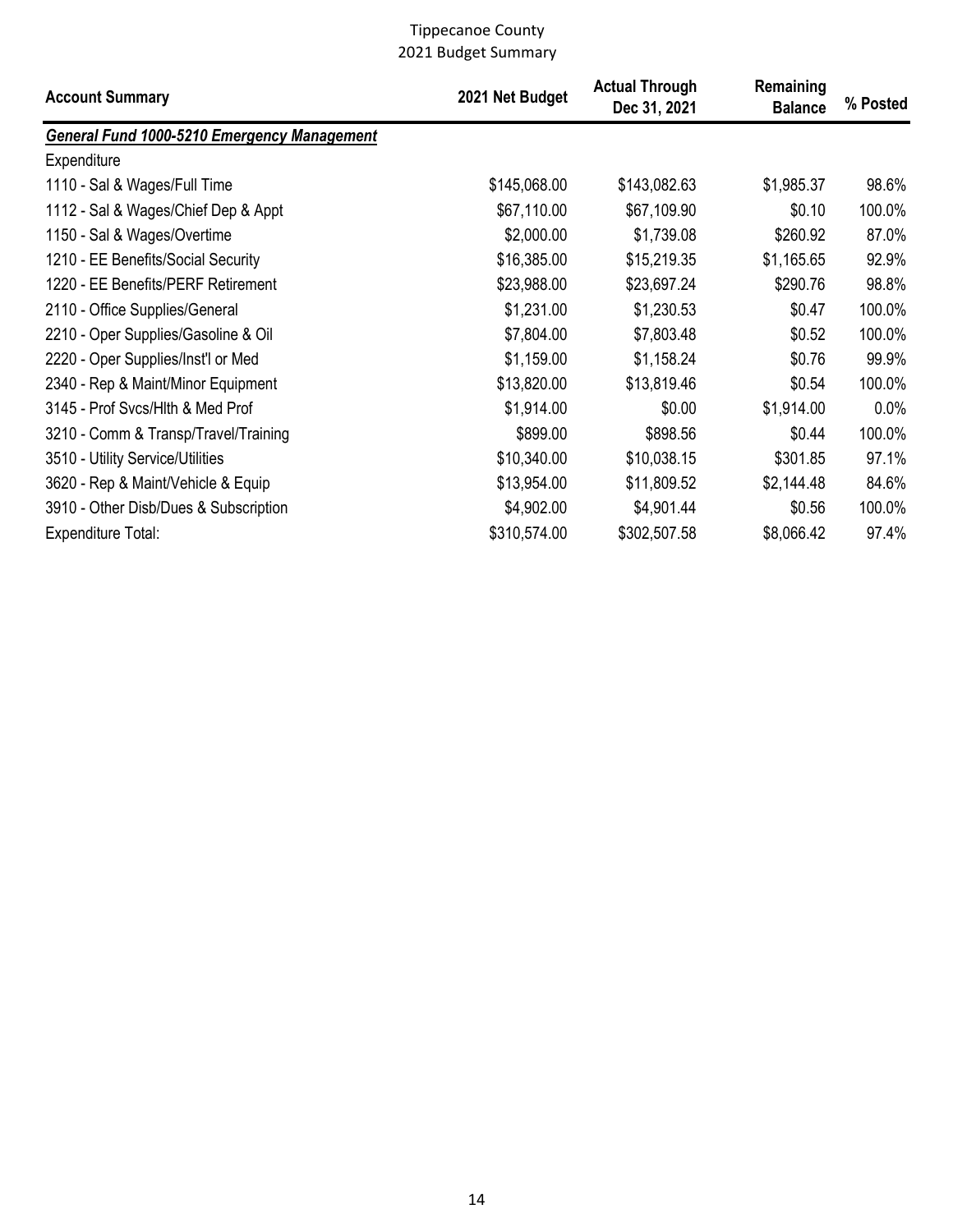# Tippecanoe County
## 2021 Budget Summary

| Account Summary | 2021 Net Budget | Actual Through Dec 31, 2021 | Remaining Balance | % Posted |
|---|---|---|---|---|
| ***General Fund 1000-5210 Emergency Management*** | | | | |
| Expenditure | | | | |
| 1110 - Sal & Wages/Full Time | $145,068.00 | $143,082.63 | $1,985.37 | 98.6% |
| 1112 - Sal & Wages/Chief Dep & Appt | $67,110.00 | $67,109.90 | $0.10 | 100.0% |
| 1150 - Sal & Wages/Overtime | $2,000.00 | $1,739.08 | $260.92 | 87.0% |
| 1210 - EE Benefits/Social Security | $16,385.00 | $15,219.35 | $1,165.65 | 92.9% |
| 1220 - EE Benefits/PERF Retirement | $23,988.00 | $23,697.24 | $290.76 | 98.8% |
| 2110 - Office Supplies/General | $1,231.00 | $1,230.53 | $0.47 | 100.0% |
| 2210 - Oper Supplies/Gasoline & Oil | $7,804.00 | $7,803.48 | $0.52 | 100.0% |
| 2220 - Oper Supplies/Inst'l or Med | $1,159.00 | $1,158.24 | $0.76 | 99.9% |
| 2340 - Rep & Maint/Minor Equipment | $13,820.00 | $13,819.46 | $0.54 | 100.0% |
| 3145 - Prof Svcs/Hlth & Med Prof | $1,914.00 | $0.00 | $1,914.00 | 0.0% |
| 3210 - Comm & Transp/Travel/Training | $899.00 | $898.56 | $0.44 | 100.0% |
| 3510 - Utility Service/Utilities | $10,340.00 | $10,038.15 | $301.85 | 97.1% |
| 3620 - Rep & Maint/Vehicle & Equip | $13,954.00 | $11,809.52 | $2,144.48 | 84.6% |
| 3910 - Other Disb/Dues & Subscription | $4,902.00 | $4,901.44 | $0.56 | 100.0% |
| Expenditure Total: | $310,574.00 | $302,507.58 | $8,066.42 | 97.4% |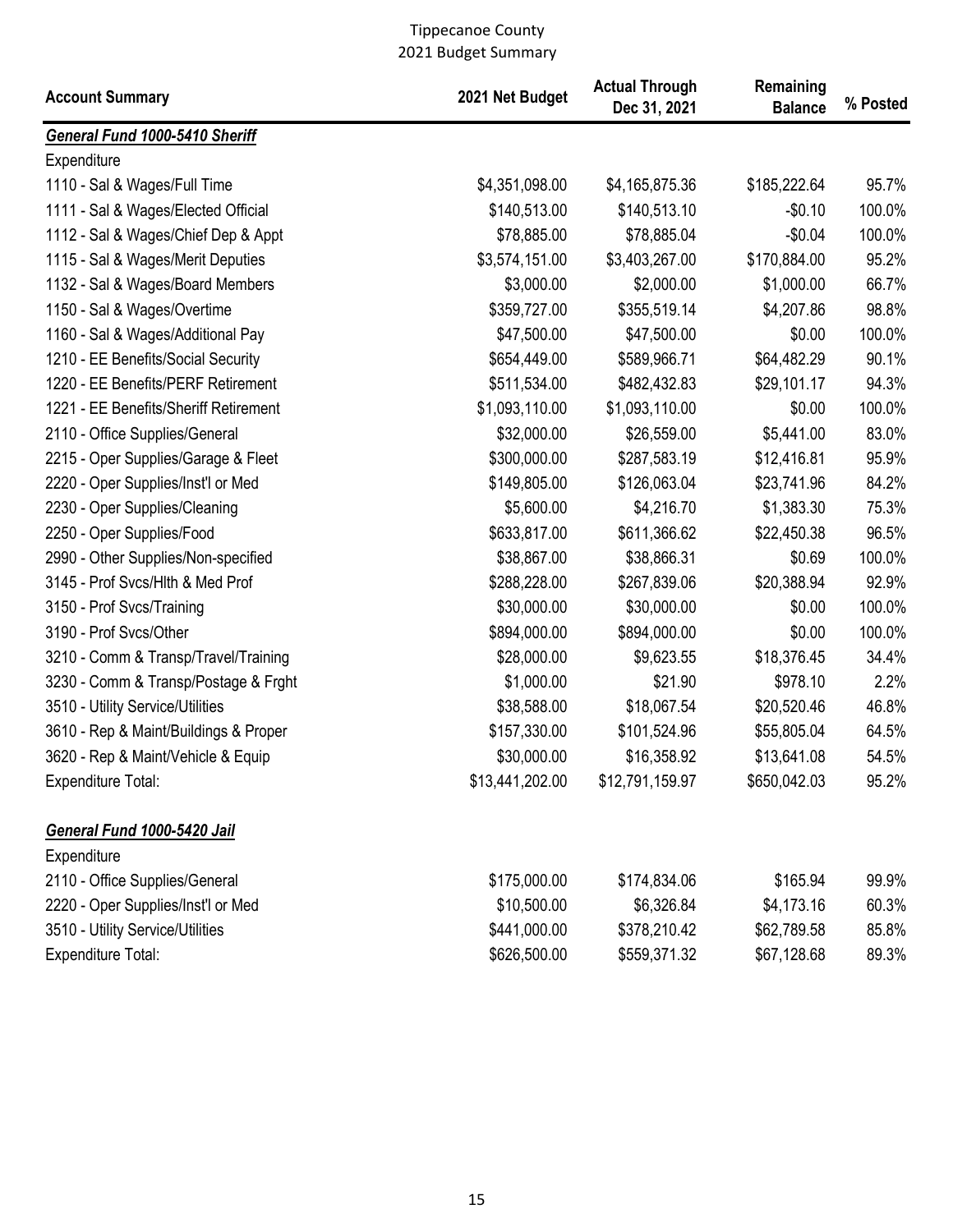Tippecanoe County
2021 Budget Summary

| Account Summary | 2021 Net Budget | Actual Through Dec 31, 2021 | Remaining Balance | % Posted |
|---|---|---|---|---|
| ***General Fund 1000-5410 Sheriff*** | | | | |
| Expenditure | | | | |
| 1110 - Sal & Wages/Full Time | $4,351,098.00 | $4,165,875.36 | $185,222.64 | 95.7% |
| 1111 - Sal & Wages/Elected Official | $140,513.00 | $140,513.10 | -$0.10 | 100.0% |
| 1112 - Sal & Wages/Chief Dep & Appt | $78,885.00 | $78,885.04 | -$0.04 | 100.0% |
| 1115 - Sal & Wages/Merit Deputies | $3,574,151.00 | $3,403,267.00 | $170,884.00 | 95.2% |
| 1132 - Sal & Wages/Board Members | $3,000.00 | $2,000.00 | $1,000.00 | 66.7% |
| 1150 - Sal & Wages/Overtime | $359,727.00 | $355,519.14 | $4,207.86 | 98.8% |
| 1160 - Sal & Wages/Additional Pay | $47,500.00 | $47,500.00 | $0.00 | 100.0% |
| 1210 - EE Benefits/Social Security | $654,449.00 | $589,966.71 | $64,482.29 | 90.1% |
| 1220 - EE Benefits/PERF Retirement | $511,534.00 | $482,432.83 | $29,101.17 | 94.3% |
| 1221 - EE Benefits/Sheriff Retirement | $1,093,110.00 | $1,093,110.00 | $0.00 | 100.0% |
| 2110 - Office Supplies/General | $32,000.00 | $26,559.00 | $5,441.00 | 83.0% |
| 2215 - Oper Supplies/Garage & Fleet | $300,000.00 | $287,583.19 | $12,416.81 | 95.9% |
| 2220 - Oper Supplies/Inst'l or Med | $149,805.00 | $126,063.04 | $23,741.96 | 84.2% |
| 2230 - Oper Supplies/Cleaning | $5,600.00 | $4,216.70 | $1,383.30 | 75.3% |
| 2250 - Oper Supplies/Food | $633,817.00 | $611,366.62 | $22,450.38 | 96.5% |
| 2990 - Other Supplies/Non-specified | $38,867.00 | $38,866.31 | $0.69 | 100.0% |
| 3145 - Prof Svcs/Hlth & Med Prof | $288,228.00 | $267,839.06 | $20,388.94 | 92.9% |
| 3150 - Prof Svcs/Training | $30,000.00 | $30,000.00 | $0.00 | 100.0% |
| 3190 - Prof Svcs/Other | $894,000.00 | $894,000.00 | $0.00 | 100.0% |
| 3210 - Comm & Transp/Travel/Training | $28,000.00 | $9,623.55 | $18,376.45 | 34.4% |
| 3230 - Comm & Transp/Postage & Frght | $1,000.00 | $21.90 | $978.10 | 2.2% |
| 3510 - Utility Service/Utilities | $38,588.00 | $18,067.54 | $20,520.46 | 46.8% |
| 3610 - Rep & Maint/Buildings & Proper | $157,330.00 | $101,524.96 | $55,805.04 | 64.5% |
| 3620 - Rep & Maint/Vehicle & Equip | $30,000.00 | $16,358.92 | $13,641.08 | 54.5% |
| Expenditure Total: | $13,441,202.00 | $12,791,159.97 | $650,042.03 | 95.2% |
| | | | | |
| ***General Fund 1000-5420 Jail*** | | | | |
| Expenditure | | | | |
| 2110 - Office Supplies/General | $175,000.00 | $174,834.06 | $165.94 | 99.9% |
| 2220 - Oper Supplies/Inst'l or Med | $10,500.00 | $6,326.84 | $4,173.16 | 60.3% |
| 3510 - Utility Service/Utilities | $441,000.00 | $378,210.42 | $62,789.58 | 85.8% |
| Expenditure Total: | $626,500.00 | $559,371.32 | $67,128.68 | 89.3% |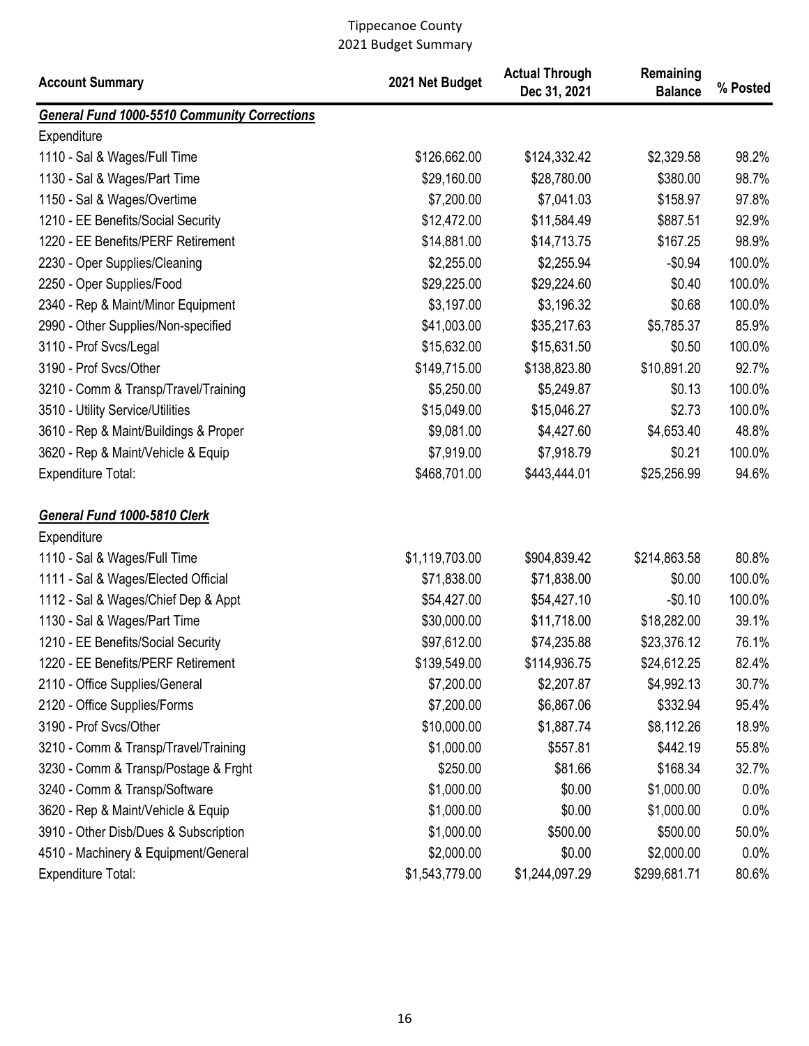Tippecanoe County
2021 Budget Summary

| Account Summary | 2021 Net Budget | Actual Through Dec 31, 2021 | Remaining Balance | % Posted |
|---|---|---|---|---|
| ***General Fund 1000-5510 Community Corrections*** | | | | |
| Expenditure | | | | |
| 1110 - Sal & Wages/Full Time | $126,662.00 | $124,332.42 | $2,329.58 | 98.2% |
| 1130 - Sal & Wages/Part Time | $29,160.00 | $28,780.00 | $380.00 | 98.7% |
| 1150 - Sal & Wages/Overtime | $7,200.00 | $7,041.03 | $158.97 | 97.8% |
| 1210 - EE Benefits/Social Security | $12,472.00 | $11,584.49 | $887.51 | 92.9% |
| 1220 - EE Benefits/PERF Retirement | $14,881.00 | $14,713.75 | $167.25 | 98.9% |
| 2230 - Oper Supplies/Cleaning | $2,255.00 | $2,255.94 | -$0.94 | 100.0% |
| 2250 - Oper Supplies/Food | $29,225.00 | $29,224.60 | $0.40 | 100.0% |
| 2340 - Rep & Maint/Minor Equipment | $3,197.00 | $3,196.32 | $0.68 | 100.0% |
| 2990 - Other Supplies/Non-specified | $41,003.00 | $35,217.63 | $5,785.37 | 85.9% |
| 3110 - Prof Svcs/Legal | $15,632.00 | $15,631.50 | $0.50 | 100.0% |
| 3190 - Prof Svcs/Other | $149,715.00 | $138,823.80 | $10,891.20 | 92.7% |
| 3210 - Comm & Transp/Travel/Training | $5,250.00 | $5,249.87 | $0.13 | 100.0% |
| 3510 - Utility Service/Utilities | $15,049.00 | $15,046.27 | $2.73 | 100.0% |
| 3610 - Rep & Maint/Buildings & Proper | $9,081.00 | $4,427.60 | $4,653.40 | 48.8% |
| 3620 - Rep & Maint/Vehicle & Equip | $7,919.00 | $7,918.79 | $0.21 | 100.0% |
| Expenditure Total: | $468,701.00 | $443,444.01 | $25,256.99 | 94.6% |
| | | | | |
| ***General Fund 1000-5810 Clerk*** | | | | |
| Expenditure | | | | |
| 1110 - Sal & Wages/Full Time | $1,119,703.00 | $904,839.42 | $214,863.58 | 80.8% |
| 1111 - Sal & Wages/Elected Official | $71,838.00 | $71,838.00 | $0.00 | 100.0% |
| 1112 - Sal & Wages/Chief Dep & Appt | $54,427.00 | $54,427.10 | -$0.10 | 100.0% |
| 1130 - Sal & Wages/Part Time | $30,000.00 | $11,718.00 | $18,282.00 | 39.1% |
| 1210 - EE Benefits/Social Security | $97,612.00 | $74,235.88 | $23,376.12 | 76.1% |
| 1220 - EE Benefits/PERF Retirement | $139,549.00 | $114,936.75 | $24,612.25 | 82.4% |
| 2110 - Office Supplies/General | $7,200.00 | $2,207.87 | $4,992.13 | 30.7% |
| 2120 - Office Supplies/Forms | $7,200.00 | $6,867.06 | $332.94 | 95.4% |
| 3190 - Prof Svcs/Other | $10,000.00 | $1,887.74 | $8,112.26 | 18.9% |
| 3210 - Comm & Transp/Travel/Training | $1,000.00 | $557.81 | $442.19 | 55.8% |
| 3230 - Comm & Transp/Postage & Frght | $250.00 | $81.66 | $168.34 | 32.7% |
| 3240 - Comm & Transp/Software | $1,000.00 | $0.00 | $1,000.00 | 0.0% |
| 3620 - Rep & Maint/Vehicle & Equip | $1,000.00 | $0.00 | $1,000.00 | 0.0% |
| 3910 - Other Disb/Dues & Subscription | $1,000.00 | $500.00 | $500.00 | 50.0% |
| 4510 - Machinery & Equipment/General | $2,000.00 | $0.00 | $2,000.00 | 0.0% |
| Expenditure Total: | $1,543,779.00 | $1,244,097.29 | $299,681.71 | 80.6% |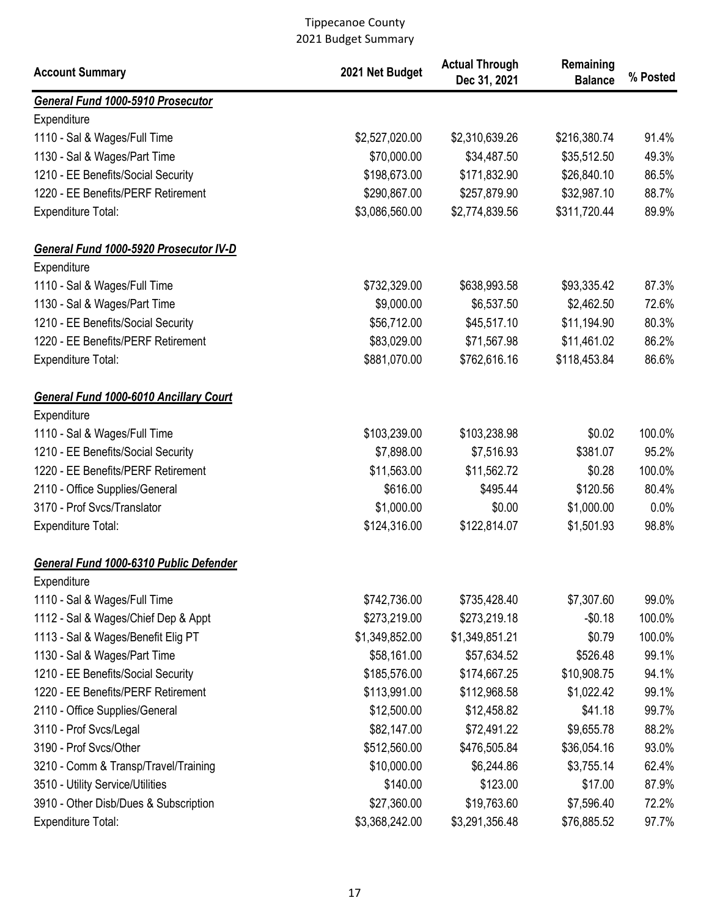Tippecanoe County
2021 Budget Summary

| Account Summary | 2021 Net Budget | Actual Through Dec 31, 2021 | Remaining Balance | % Posted |
|---|---|---|---|---|
| ***General Fund 1000-5910 Prosecutor*** | | | | |
| Expenditure | | | | |
| 1110 - Sal & Wages/Full Time | $2,527,020.00 | $2,310,639.26 | $216,380.74 | 91.4% |
| 1130 - Sal & Wages/Part Time | $70,000.00 | $34,487.50 | $35,512.50 | 49.3% |
| 1210 - EE Benefits/Social Security | $198,673.00 | $171,832.90 | $26,840.10 | 86.5% |
| 1220 - EE Benefits/PERF Retirement | $290,867.00 | $257,879.90 | $32,987.10 | 88.7% |
| Expenditure Total: | $3,086,560.00 | $2,774,839.56 | $311,720.44 | 89.9% |
| ***General Fund 1000-5920 Prosecutor IV-D*** | | | | |
| Expenditure | | | | |
| 1110 - Sal & Wages/Full Time | $732,329.00 | $638,993.58 | $93,335.42 | 87.3% |
| 1130 - Sal & Wages/Part Time | $9,000.00 | $6,537.50 | $2,462.50 | 72.6% |
| 1210 - EE Benefits/Social Security | $56,712.00 | $45,517.10 | $11,194.90 | 80.3% |
| 1220 - EE Benefits/PERF Retirement | $83,029.00 | $71,567.98 | $11,461.02 | 86.2% |
| Expenditure Total: | $881,070.00 | $762,616.16 | $118,453.84 | 86.6% |
| ***General Fund 1000-6010 Ancillary Court*** | | | | |
| Expenditure | | | | |
| 1110 - Sal & Wages/Full Time | $103,239.00 | $103,238.98 | $0.02 | 100.0% |
| 1210 - EE Benefits/Social Security | $7,898.00 | $7,516.93 | $381.07 | 95.2% |
| 1220 - EE Benefits/PERF Retirement | $11,563.00 | $11,562.72 | $0.28 | 100.0% |
| 2110 - Office Supplies/General | $616.00 | $495.44 | $120.56 | 80.4% |
| 3170 - Prof Svcs/Translator | $1,000.00 | $0.00 | $1,000.00 | 0.0% |
| Expenditure Total: | $124,316.00 | $122,814.07 | $1,501.93 | 98.8% |
| ***General Fund 1000-6310 Public Defender*** | | | | |
| Expenditure | | | | |
| 1110 - Sal & Wages/Full Time | $742,736.00 | $735,428.40 | $7,307.60 | 99.0% |
| 1112 - Sal & Wages/Chief Dep & Appt | $273,219.00 | $273,219.18 | -$0.18 | 100.0% |
| 1113 - Sal & Wages/Benefit Elig PT | $1,349,852.00 | $1,349,851.21 | $0.79 | 100.0% |
| 1130 - Sal & Wages/Part Time | $58,161.00 | $57,634.52 | $526.48 | 99.1% |
| 1210 - EE Benefits/Social Security | $185,576.00 | $174,667.25 | $10,908.75 | 94.1% |
| 1220 - EE Benefits/PERF Retirement | $113,991.00 | $112,968.58 | $1,022.42 | 99.1% |
| 2110 - Office Supplies/General | $12,500.00 | $12,458.82 | $41.18 | 99.7% |
| 3110 - Prof Svcs/Legal | $82,147.00 | $72,491.22 | $9,655.78 | 88.2% |
| 3190 - Prof Svcs/Other | $512,560.00 | $476,505.84 | $36,054.16 | 93.0% |
| 3210 - Comm & Transp/Travel/Training | $10,000.00 | $6,244.86 | $3,755.14 | 62.4% |
| 3510 - Utility Service/Utilities | $140.00 | $123.00 | $17.00 | 87.9% |
| 3910 - Other Disb/Dues & Subscription | $27,360.00 | $19,763.60 | $7,596.40 | 72.2% |
| Expenditure Total: | $3,368,242.00 | $3,291,356.48 | $76,885.52 | 97.7% |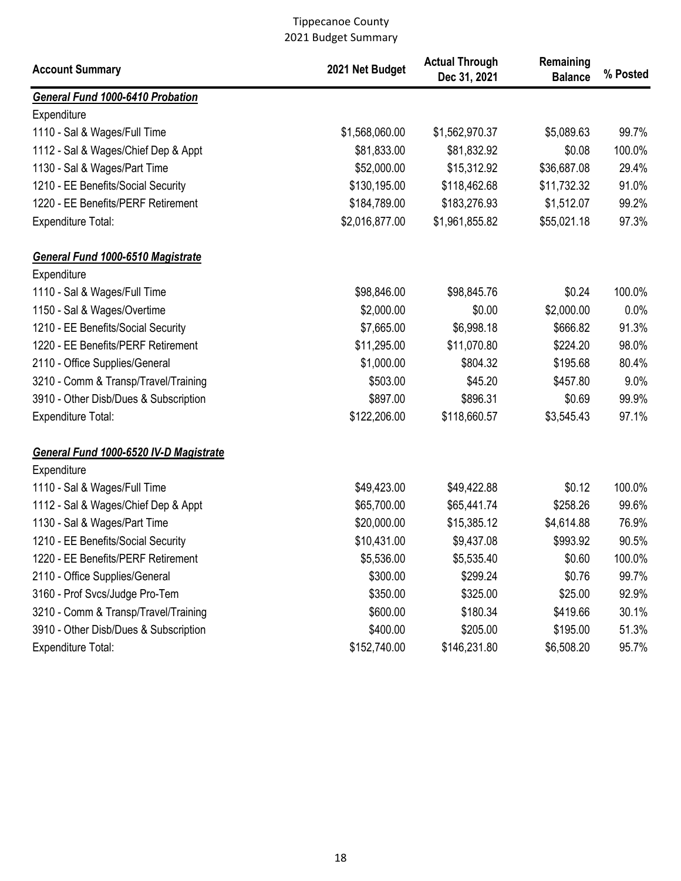Tippecanoe County
2021 Budget Summary

| Account Summary | 2021 Net Budget | Actual Through Dec 31, 2021 | Remaining Balance | % Posted |
|---|---|---|---|---|
| ***General Fund 1000-6410 Probation*** | | | | |
| Expenditure | | | | |
| 1110 - Sal & Wages/Full Time | $1,568,060.00 | $1,562,970.37 | $5,089.63 | 99.7% |
| 1112 - Sal & Wages/Chief Dep & Appt | $81,833.00 | $81,832.92 | $0.08 | 100.0% |
| 1130 - Sal & Wages/Part Time | $52,000.00 | $15,312.92 | $36,687.08 | 29.4% |
| 1210 - EE Benefits/Social Security | $130,195.00 | $118,462.68 | $11,732.32 | 91.0% |
| 1220 - EE Benefits/PERF Retirement | $184,789.00 | $183,276.93 | $1,512.07 | 99.2% |
| Expenditure Total: | $2,016,877.00 | $1,961,855.82 | $55,021.18 | 97.3% |
| ***General Fund 1000-6510 Magistrate*** | | | | |
| Expenditure | | | | |
| 1110 - Sal & Wages/Full Time | $98,846.00 | $98,845.76 | $0.24 | 100.0% |
| 1150 - Sal & Wages/Overtime | $2,000.00 | $0.00 | $2,000.00 | 0.0% |
| 1210 - EE Benefits/Social Security | $7,665.00 | $6,998.18 | $666.82 | 91.3% |
| 1220 - EE Benefits/PERF Retirement | $11,295.00 | $11,070.80 | $224.20 | 98.0% |
| 2110 - Office Supplies/General | $1,000.00 | $804.32 | $195.68 | 80.4% |
| 3210 - Comm & Transp/Travel/Training | $503.00 | $45.20 | $457.80 | 9.0% |
| 3910 - Other Disb/Dues & Subscription | $897.00 | $896.31 | $0.69 | 99.9% |
| Expenditure Total: | $122,206.00 | $118,660.57 | $3,545.43 | 97.1% |
| ***General Fund 1000-6520 IV-D Magistrate*** | | | | |
| Expenditure | | | | |
| 1110 - Sal & Wages/Full Time | $49,423.00 | $49,422.88 | $0.12 | 100.0% |
| 1112 - Sal & Wages/Chief Dep & Appt | $65,700.00 | $65,441.74 | $258.26 | 99.6% |
| 1130 - Sal & Wages/Part Time | $20,000.00 | $15,385.12 | $4,614.88 | 76.9% |
| 1210 - EE Benefits/Social Security | $10,431.00 | $9,437.08 | $993.92 | 90.5% |
| 1220 - EE Benefits/PERF Retirement | $5,536.00 | $5,535.40 | $0.60 | 100.0% |
| 2110 - Office Supplies/General | $300.00 | $299.24 | $0.76 | 99.7% |
| 3160 - Prof Svcs/Judge Pro-Tem | $350.00 | $325.00 | $25.00 | 92.9% |
| 3210 - Comm & Transp/Travel/Training | $600.00 | $180.34 | $419.66 | 30.1% |
| 3910 - Other Disb/Dues & Subscription | $400.00 | $205.00 | $195.00 | 51.3% |
| Expenditure Total: | $152,740.00 | $146,231.80 | $6,508.20 | 95.7% |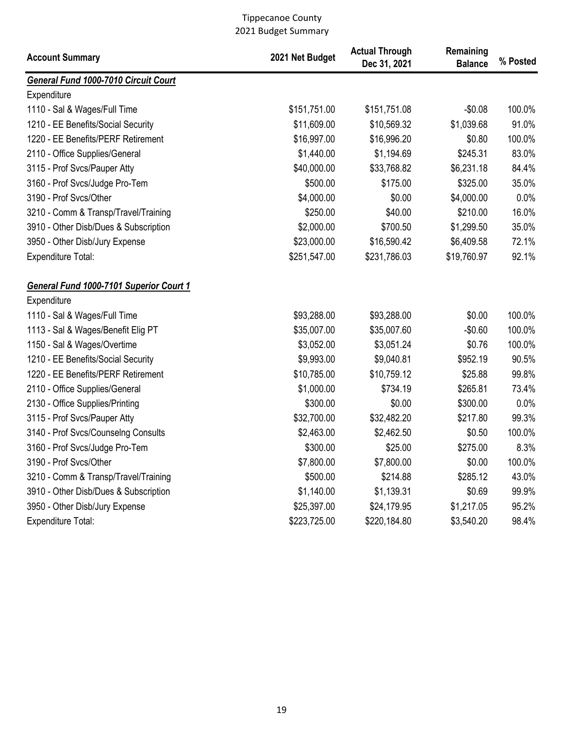Tippecanoe County
2021 Budget Summary

| Account Summary | 2021 Net Budget | Actual Through Dec 31, 2021 | Remaining Balance | % Posted |
|---|---|---|---|---|
| ***General Fund 1000-7010 Circuit Court*** | | | | |
| Expenditure | | | | |
| 1110 - Sal & Wages/Full Time | $151,751.00 | $151,751.08 | -$0.08 | 100.0% |
| 1210 - EE Benefits/Social Security | $11,609.00 | $10,569.32 | $1,039.68 | 91.0% |
| 1220 - EE Benefits/PERF Retirement | $16,997.00 | $16,996.20 | $0.80 | 100.0% |
| 2110 - Office Supplies/General | $1,440.00 | $1,194.69 | $245.31 | 83.0% |
| 3115 - Prof Svcs/Pauper Atty | $40,000.00 | $33,768.82 | $6,231.18 | 84.4% |
| 3160 - Prof Svcs/Judge Pro-Tem | $500.00 | $175.00 | $325.00 | 35.0% |
| 3190 - Prof Svcs/Other | $4,000.00 | $0.00 | $4,000.00 | 0.0% |
| 3210 - Comm & Transp/Travel/Training | $250.00 | $40.00 | $210.00 | 16.0% |
| 3910 - Other Disb/Dues & Subscription | $2,000.00 | $700.50 | $1,299.50 | 35.0% |
| 3950 - Other Disb/Jury Expense | $23,000.00 | $16,590.42 | $6,409.58 | 72.1% |
| Expenditure Total: | $251,547.00 | $231,786.03 | $19,760.97 | 92.1% |
| ***General Fund 1000-7101 Superior Court 1*** | | | | |
| Expenditure | | | | |
| 1110 - Sal & Wages/Full Time | $93,288.00 | $93,288.00 | $0.00 | 100.0% |
| 1113 - Sal & Wages/Benefit Elig PT | $35,007.00 | $35,007.60 | -$0.60 | 100.0% |
| 1150 - Sal & Wages/Overtime | $3,052.00 | $3,051.24 | $0.76 | 100.0% |
| 1210 - EE Benefits/Social Security | $9,993.00 | $9,040.81 | $952.19 | 90.5% |
| 1220 - EE Benefits/PERF Retirement | $10,785.00 | $10,759.12 | $25.88 | 99.8% |
| 2110 - Office Supplies/General | $1,000.00 | $734.19 | $265.81 | 73.4% |
| 2130 - Office Supplies/Printing | $300.00 | $0.00 | $300.00 | 0.0% |
| 3115 - Prof Svcs/Pauper Atty | $32,700.00 | $32,482.20 | $217.80 | 99.3% |
| 3140 - Prof Svcs/Counselng Consults | $2,463.00 | $2,462.50 | $0.50 | 100.0% |
| 3160 - Prof Svcs/Judge Pro-Tem | $300.00 | $25.00 | $275.00 | 8.3% |
| 3190 - Prof Svcs/Other | $7,800.00 | $7,800.00 | $0.00 | 100.0% |
| 3210 - Comm & Transp/Travel/Training | $500.00 | $214.88 | $285.12 | 43.0% |
| 3910 - Other Disb/Dues & Subscription | $1,140.00 | $1,139.31 | $0.69 | 99.9% |
| 3950 - Other Disb/Jury Expense | $25,397.00 | $24,179.95 | $1,217.05 | 95.2% |
| Expenditure Total: | $223,725.00 | $220,184.80 | $3,540.20 | 98.4% |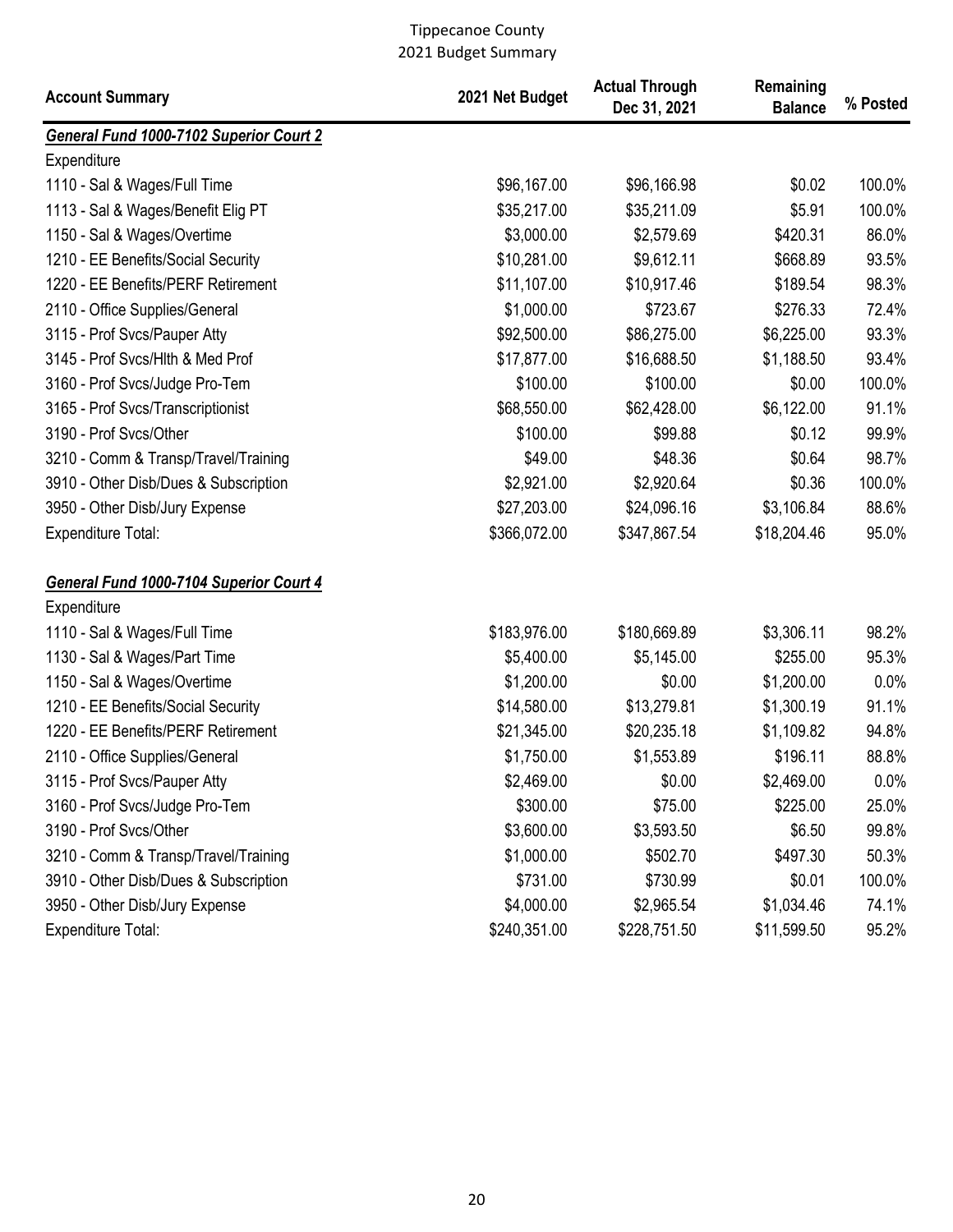# Tippecanoe County
## 2021 Budget Summary

| Account Summary | 2021 Net Budget | Actual Through Dec 31, 2021 | Remaining Balance | % Posted |
|---|---|---|---|---|
| ***General Fund 1000-7102 Superior Court 2*** | | | | |
| Expenditure | | | | |
| 1110 - Sal & Wages/Full Time | $96,167.00 | $96,166.98 | $0.02 | 100.0% |
| 1113 - Sal & Wages/Benefit Elig PT | $35,217.00 | $35,211.09 | $5.91 | 100.0% |
| 1150 - Sal & Wages/Overtime | $3,000.00 | $2,579.69 | $420.31 | 86.0% |
| 1210 - EE Benefits/Social Security | $10,281.00 | $9,612.11 | $668.89 | 93.5% |
| 1220 - EE Benefits/PERF Retirement | $11,107.00 | $10,917.46 | $189.54 | 98.3% |
| 2110 - Office Supplies/General | $1,000.00 | $723.67 | $276.33 | 72.4% |
| 3115 - Prof Svcs/Pauper Atty | $92,500.00 | $86,275.00 | $6,225.00 | 93.3% |
| 3145 - Prof Svcs/Hlth & Med Prof | $17,877.00 | $16,688.50 | $1,188.50 | 93.4% |
| 3160 - Prof Svcs/Judge Pro-Tem | $100.00 | $100.00 | $0.00 | 100.0% |
| 3165 - Prof Svcs/Transcriptionist | $68,550.00 | $62,428.00 | $6,122.00 | 91.1% |
| 3190 - Prof Svcs/Other | $100.00 | $99.88 | $0.12 | 99.9% |
| 3210 - Comm & Transp/Travel/Training | $49.00 | $48.36 | $0.64 | 98.7% |
| 3910 - Other Disb/Dues & Subscription | $2,921.00 | $2,920.64 | $0.36 | 100.0% |
| 3950 - Other Disb/Jury Expense | $27,203.00 | $24,096.16 | $3,106.84 | 88.6% |
| Expenditure Total: | $366,072.00 | $347,867.54 | $18,204.46 | 95.0% |
| ***General Fund 1000-7104 Superior Court 4*** | | | | |
| Expenditure | | | | |
| 1110 - Sal & Wages/Full Time | $183,976.00 | $180,669.89 | $3,306.11 | 98.2% |
| 1130 - Sal & Wages/Part Time | $5,400.00 | $5,145.00 | $255.00 | 95.3% |
| 1150 - Sal & Wages/Overtime | $1,200.00 | $0.00 | $1,200.00 | 0.0% |
| 1210 - EE Benefits/Social Security | $14,580.00 | $13,279.81 | $1,300.19 | 91.1% |
| 1220 - EE Benefits/PERF Retirement | $21,345.00 | $20,235.18 | $1,109.82 | 94.8% |
| 2110 - Office Supplies/General | $1,750.00 | $1,553.89 | $196.11 | 88.8% |
| 3115 - Prof Svcs/Pauper Atty | $2,469.00 | $0.00 | $2,469.00 | 0.0% |
| 3160 - Prof Svcs/Judge Pro-Tem | $300.00 | $75.00 | $225.00 | 25.0% |
| 3190 - Prof Svcs/Other | $3,600.00 | $3,593.50 | $6.50 | 99.8% |
| 3210 - Comm & Transp/Travel/Training | $1,000.00 | $502.70 | $497.30 | 50.3% |
| 3910 - Other Disb/Dues & Subscription | $731.00 | $730.99 | $0.01 | 100.0% |
| 3950 - Other Disb/Jury Expense | $4,000.00 | $2,965.54 | $1,034.46 | 74.1% |
| Expenditure Total: | $240,351.00 | $228,751.50 | $11,599.50 | 95.2% |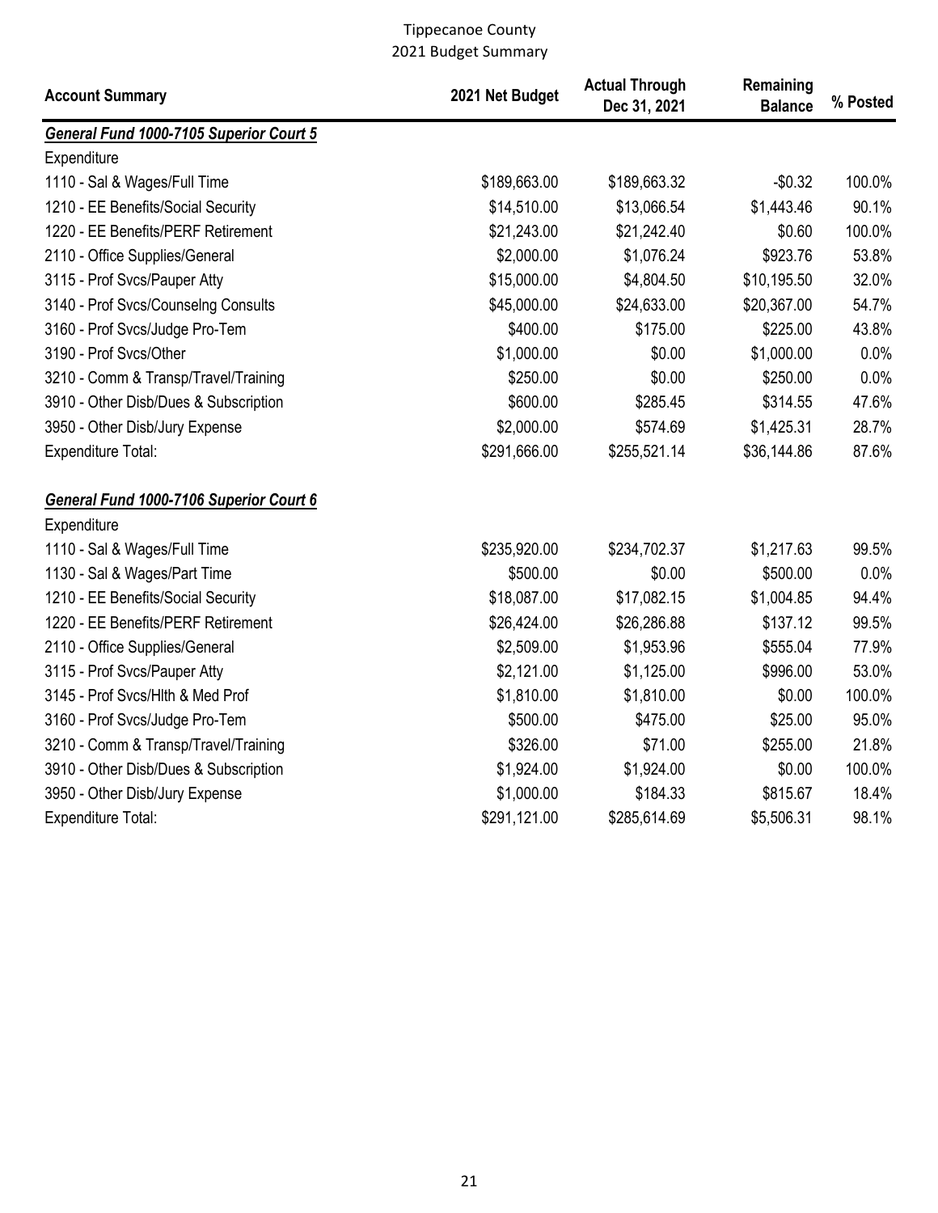# Tippecanoe County
## 2021 Budget Summary

| Account Summary | 2021 Net Budget | Actual Through Dec 31, 2021 | Remaining Balance | % Posted |
|---|---|---|---|---|
| ***General Fund 1000-7105 Superior Court 5*** | | | | |
| Expenditure | | | | |
| 1110 - Sal & Wages/Full Time | $189,663.00 | $189,663.32 | -$0.32 | 100.0% |
| 1210 - EE Benefits/Social Security | $14,510.00 | $13,066.54 | $1,443.46 | 90.1% |
| 1220 - EE Benefits/PERF Retirement | $21,243.00 | $21,242.40 | $0.60 | 100.0% |
| 2110 - Office Supplies/General | $2,000.00 | $1,076.24 | $923.76 | 53.8% |
| 3115 - Prof Svcs/Pauper Atty | $15,000.00 | $4,804.50 | $10,195.50 | 32.0% |
| 3140 - Prof Svcs/Counselng Consults | $45,000.00 | $24,633.00 | $20,367.00 | 54.7% |
| 3160 - Prof Svcs/Judge Pro-Tem | $400.00 | $175.00 | $225.00 | 43.8% |
| 3190 - Prof Svcs/Other | $1,000.00 | $0.00 | $1,000.00 | 0.0% |
| 3210 - Comm & Transp/Travel/Training | $250.00 | $0.00 | $250.00 | 0.0% |
| 3910 - Other Disb/Dues & Subscription | $600.00 | $285.45 | $314.55 | 47.6% |
| 3950 - Other Disb/Jury Expense | $2,000.00 | $574.69 | $1,425.31 | 28.7% |
| Expenditure Total: | $291,666.00 | $255,521.14 | $36,144.86 | 87.6% |
| | | | | |
| ***General Fund 1000-7106 Superior Court 6*** | | | | |
| Expenditure | | | | |
| 1110 - Sal & Wages/Full Time | $235,920.00 | $234,702.37 | $1,217.63 | 99.5% |
| 1130 - Sal & Wages/Part Time | $500.00 | $0.00 | $500.00 | 0.0% |
| 1210 - EE Benefits/Social Security | $18,087.00 | $17,082.15 | $1,004.85 | 94.4% |
| 1220 - EE Benefits/PERF Retirement | $26,424.00 | $26,286.88 | $137.12 | 99.5% |
| 2110 - Office Supplies/General | $2,509.00 | $1,953.96 | $555.04 | 77.9% |
| 3115 - Prof Svcs/Pauper Atty | $2,121.00 | $1,125.00 | $996.00 | 53.0% |
| 3145 - Prof Svcs/Hlth & Med Prof | $1,810.00 | $1,810.00 | $0.00 | 100.0% |
| 3160 - Prof Svcs/Judge Pro-Tem | $500.00 | $475.00 | $25.00 | 95.0% |
| 3210 - Comm & Transp/Travel/Training | $326.00 | $71.00 | $255.00 | 21.8% |
| 3910 - Other Disb/Dues & Subscription | $1,924.00 | $1,924.00 | $0.00 | 100.0% |
| 3950 - Other Disb/Jury Expense | $1,000.00 | $184.33 | $815.67 | 18.4% |
| Expenditure Total: | $291,121.00 | $285,614.69 | $5,506.31 | 98.1% |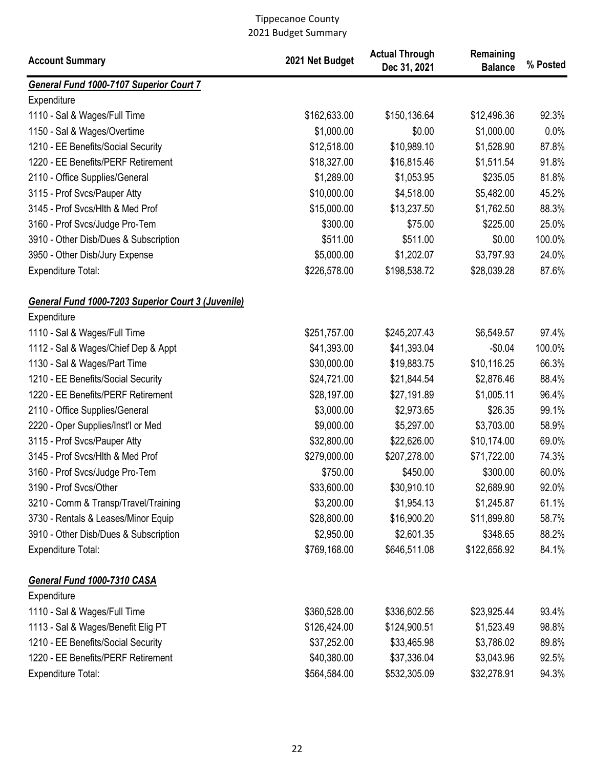Tippecanoe County
2021 Budget Summary

| Account Summary | 2021 Net Budget | Actual Through Dec 31, 2021 | Remaining Balance | % Posted |
|---|---|---|---|---|
| ***General Fund 1000-7107 Superior Court 7*** | | | | |
| Expenditure | | | | |
| 1110 - Sal & Wages/Full Time | $162,633.00 | $150,136.64 | $12,496.36 | 92.3% |
| 1150 - Sal & Wages/Overtime | $1,000.00 | $0.00 | $1,000.00 | 0.0% |
| 1210 - EE Benefits/Social Security | $12,518.00 | $10,989.10 | $1,528.90 | 87.8% |
| 1220 - EE Benefits/PERF Retirement | $18,327.00 | $16,815.46 | $1,511.54 | 91.8% |
| 2110 - Office Supplies/General | $1,289.00 | $1,053.95 | $235.05 | 81.8% |
| 3115 - Prof Svcs/Pauper Atty | $10,000.00 | $4,518.00 | $5,482.00 | 45.2% |
| 3145 - Prof Svcs/Hlth & Med Prof | $15,000.00 | $13,237.50 | $1,762.50 | 88.3% |
| 3160 - Prof Svcs/Judge Pro-Tem | $300.00 | $75.00 | $225.00 | 25.0% |
| 3910 - Other Disb/Dues & Subscription | $511.00 | $511.00 | $0.00 | 100.0% |
| 3950 - Other Disb/Jury Expense | $5,000.00 | $1,202.07 | $3,797.93 | 24.0% |
| Expenditure Total: | $226,578.00 | $198,538.72 | $28,039.28 | 87.6% |
| | | | | |
| ***General Fund 1000-7203 Superior Court 3 (Juvenile)*** | | | | |
| Expenditure | | | | |
| 1110 - Sal & Wages/Full Time | $251,757.00 | $245,207.43 | $6,549.57 | 97.4% |
| 1112 - Sal & Wages/Chief Dep & Appt | $41,393.00 | $41,393.04 | -$0.04 | 100.0% |
| 1130 - Sal & Wages/Part Time | $30,000.00 | $19,883.75 | $10,116.25 | 66.3% |
| 1210 - EE Benefits/Social Security | $24,721.00 | $21,844.54 | $2,876.46 | 88.4% |
| 1220 - EE Benefits/PERF Retirement | $28,197.00 | $27,191.89 | $1,005.11 | 96.4% |
| 2110 - Office Supplies/General | $3,000.00 | $2,973.65 | $26.35 | 99.1% |
| 2220 - Oper Supplies/Inst'l or Med | $9,000.00 | $5,297.00 | $3,703.00 | 58.9% |
| 3115 - Prof Svcs/Pauper Atty | $32,800.00 | $22,626.00 | $10,174.00 | 69.0% |
| 3145 - Prof Svcs/Hlth & Med Prof | $279,000.00 | $207,278.00 | $71,722.00 | 74.3% |
| 3160 - Prof Svcs/Judge Pro-Tem | $750.00 | $450.00 | $300.00 | 60.0% |
| 3190 - Prof Svcs/Other | $33,600.00 | $30,910.10 | $2,689.90 | 92.0% |
| 3210 - Comm & Transp/Travel/Training | $3,200.00 | $1,954.13 | $1,245.87 | 61.1% |
| 3730 - Rentals & Leases/Minor Equip | $28,800.00 | $16,900.20 | $11,899.80 | 58.7% |
| 3910 - Other Disb/Dues & Subscription | $2,950.00 | $2,601.35 | $348.65 | 88.2% |
| Expenditure Total: | $769,168.00 | $646,511.08 | $122,656.92 | 84.1% |
| | | | | |
| ***General Fund 1000-7310 CASA*** | | | | |
| Expenditure | | | | |
| 1110 - Sal & Wages/Full Time | $360,528.00 | $336,602.56 | $23,925.44 | 93.4% |
| 1113 - Sal & Wages/Benefit Elig PT | $126,424.00 | $124,900.51 | $1,523.49 | 98.8% |
| 1210 - EE Benefits/Social Security | $37,252.00 | $33,465.98 | $3,786.02 | 89.8% |
| 1220 - EE Benefits/PERF Retirement | $40,380.00 | $37,336.04 | $3,043.96 | 92.5% |
| Expenditure Total: | $564,584.00 | $532,305.09 | $32,278.91 | 94.3% |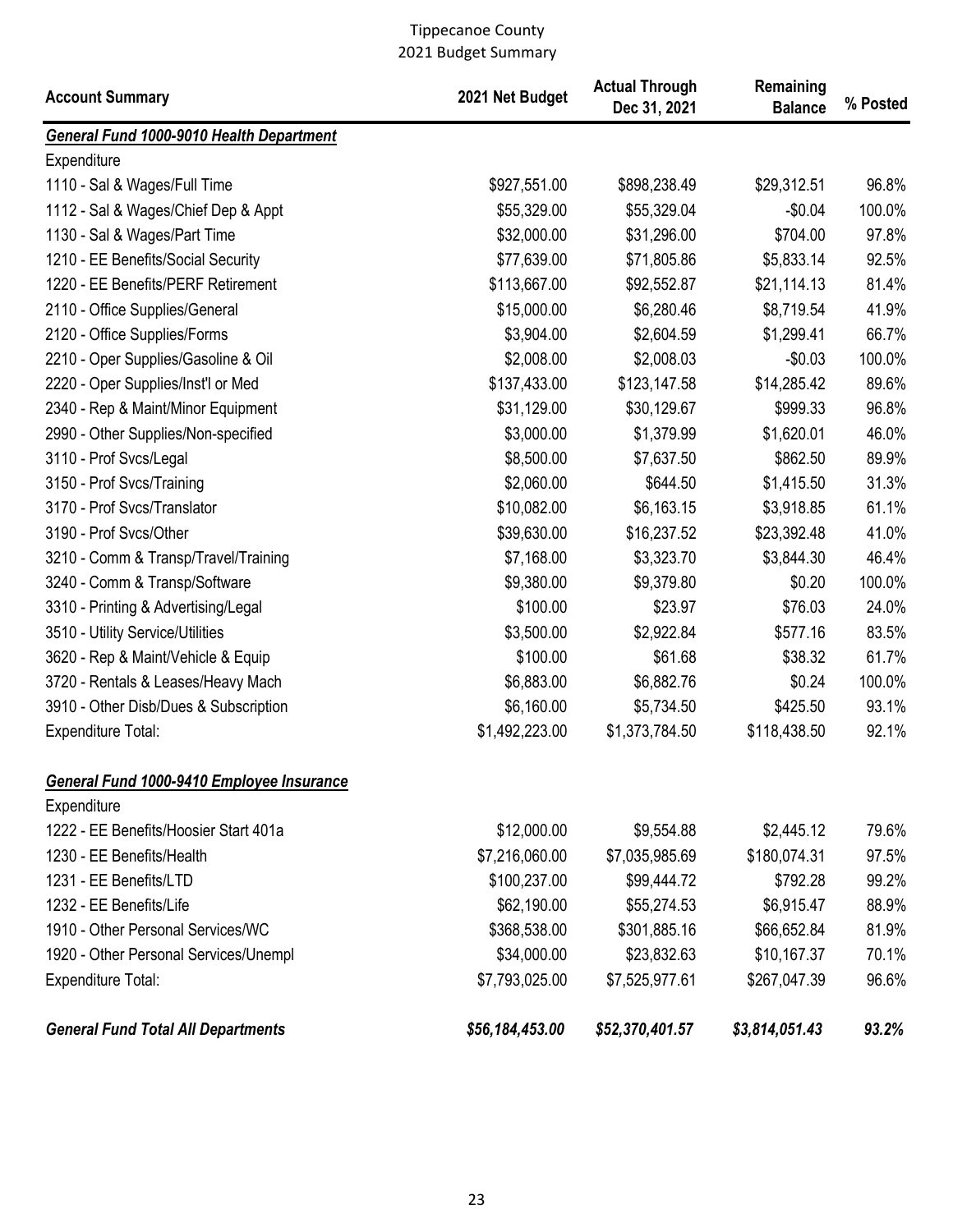Tippecanoe County
2021 Budget Summary

| Account Summary | 2021 Net Budget | Actual Through Dec 31, 2021 | Remaining Balance | % Posted |
|---|---|---|---|---|
| ***General Fund 1000-9010 Health Department*** | | | | |
| Expenditure | | | | |
| 1110 - Sal & Wages/Full Time | $927,551.00 | $898,238.49 | $29,312.51 | 96.8% |
| 1112 - Sal & Wages/Chief Dep & Appt | $55,329.00 | $55,329.04 | -$0.04 | 100.0% |
| 1130 - Sal & Wages/Part Time | $32,000.00 | $31,296.00 | $704.00 | 97.8% |
| 1210 - EE Benefits/Social Security | $77,639.00 | $71,805.86 | $5,833.14 | 92.5% |
| 1220 - EE Benefits/PERF Retirement | $113,667.00 | $92,552.87 | $21,114.13 | 81.4% |
| 2110 - Office Supplies/General | $15,000.00 | $6,280.46 | $8,719.54 | 41.9% |
| 2120 - Office Supplies/Forms | $3,904.00 | $2,604.59 | $1,299.41 | 66.7% |
| 2210 - Oper Supplies/Gasoline & Oil | $2,008.00 | $2,008.03 | -$0.03 | 100.0% |
| 2220 - Oper Supplies/Inst'l or Med | $137,433.00 | $123,147.58 | $14,285.42 | 89.6% |
| 2340 - Rep & Maint/Minor Equipment | $31,129.00 | $30,129.67 | $999.33 | 96.8% |
| 2990 - Other Supplies/Non-specified | $3,000.00 | $1,379.99 | $1,620.01 | 46.0% |
| 3110 - Prof Svcs/Legal | $8,500.00 | $7,637.50 | $862.50 | 89.9% |
| 3150 - Prof Svcs/Training | $2,060.00 | $644.50 | $1,415.50 | 31.3% |
| 3170 - Prof Svcs/Translator | $10,082.00 | $6,163.15 | $3,918.85 | 61.1% |
| 3190 - Prof Svcs/Other | $39,630.00 | $16,237.52 | $23,392.48 | 41.0% |
| 3210 - Comm & Transp/Travel/Training | $7,168.00 | $3,323.70 | $3,844.30 | 46.4% |
| 3240 - Comm & Transp/Software | $9,380.00 | $9,379.80 | $0.20 | 100.0% |
| 3310 - Printing & Advertising/Legal | $100.00 | $23.97 | $76.03 | 24.0% |
| 3510 - Utility Service/Utilities | $3,500.00 | $2,922.84 | $577.16 | 83.5% |
| 3620 - Rep & Maint/Vehicle & Equip | $100.00 | $61.68 | $38.32 | 61.7% |
| 3720 - Rentals & Leases/Heavy Mach | $6,883.00 | $6,882.76 | $0.24 | 100.0% |
| 3910 - Other Disb/Dues & Subscription | $6,160.00 | $5,734.50 | $425.50 | 93.1% |
| Expenditure Total: | $1,492,223.00 | $1,373,784.50 | $118,438.50 | 92.1% |
| ***General Fund 1000-9410 Employee Insurance*** | | | | |
| Expenditure | | | | |
| 1222 - EE Benefits/Hoosier Start 401a | $12,000.00 | $9,554.88 | $2,445.12 | 79.6% |
| 1230 - EE Benefits/Health | $7,216,060.00 | $7,035,985.69 | $180,074.31 | 97.5% |
| 1231 - EE Benefits/LTD | $100,237.00 | $99,444.72 | $792.28 | 99.2% |
| 1232 - EE Benefits/Life | $62,190.00 | $55,274.53 | $6,915.47 | 88.9% |
| 1910 - Other Personal Services/WC | $368,538.00 | $301,885.16 | $66,652.84 | 81.9% |
| 1920 - Other Personal Services/Unempl | $34,000.00 | $23,832.63 | $10,167.37 | 70.1% |
| Expenditure Total: | $7,793,025.00 | $7,525,977.61 | $267,047.39 | 96.6% |
| ***General Fund Total All Departments*** | ***$56,184,453.00*** | ***$52,370,401.57*** | ***$3,814,051.43*** | ***93.2%*** |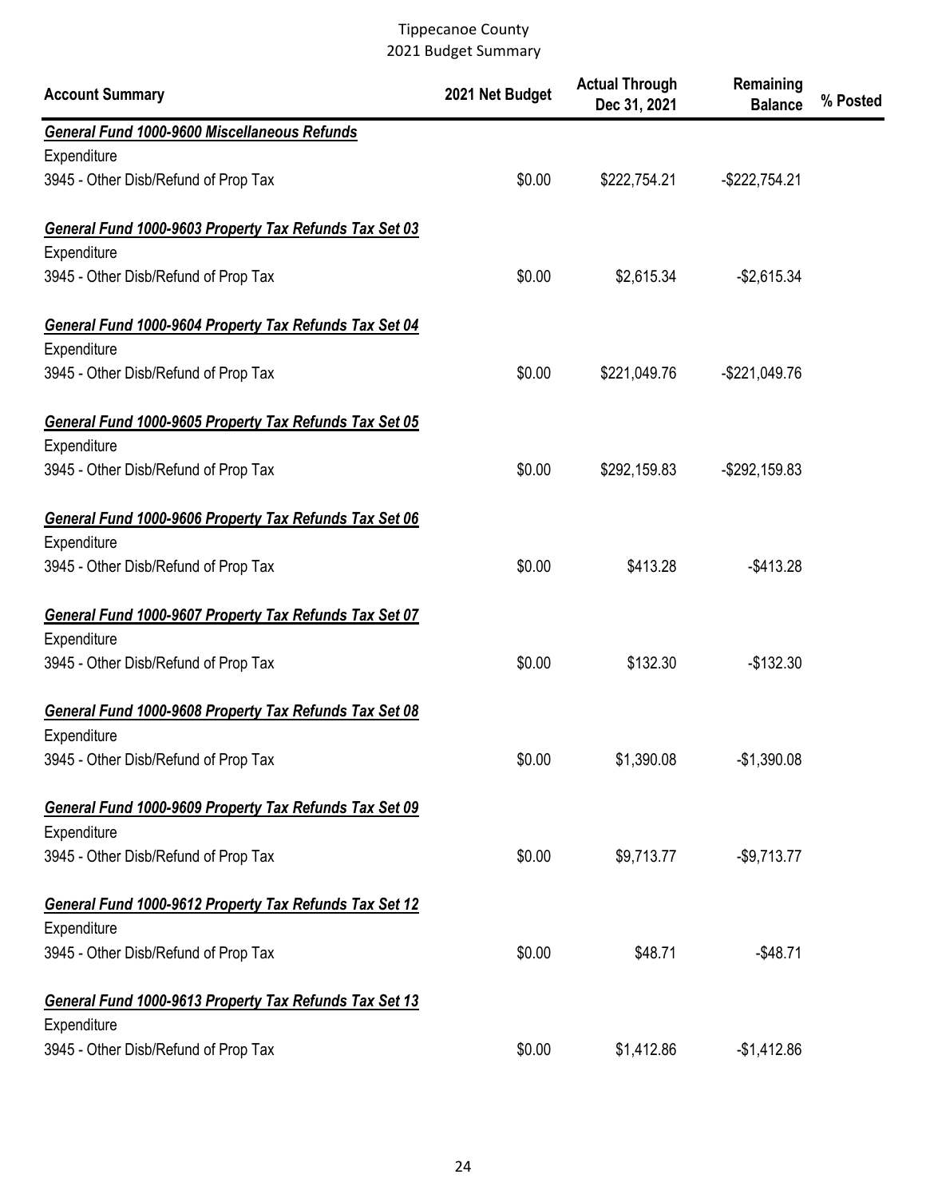Tippecanoe County
2021 Budget Summary

| Account Summary | 2021 Net Budget | Actual Through Dec 31, 2021 | Remaining Balance | % Posted |
|---|---|---|---|---|
| ***General Fund 1000-9600 Miscellaneous Refunds*** | | | | |
| Expenditure | | | | |
| 3945 - Other Disb/Refund of Prop Tax | $0.00 | $222,754.21 | -$222,754.21 | |
| ***General Fund 1000-9603 Property Tax Refunds Tax Set 03*** | | | | |
| Expenditure | | | | |
| 3945 - Other Disb/Refund of Prop Tax | $0.00 | $2,615.34 | -$2,615.34 | |
| ***General Fund 1000-9604 Property Tax Refunds Tax Set 04*** | | | | |
| Expenditure | | | | |
| 3945 - Other Disb/Refund of Prop Tax | $0.00 | $221,049.76 | -$221,049.76 | |
| ***General Fund 1000-9605 Property Tax Refunds Tax Set 05*** | | | | |
| Expenditure | | | | |
| 3945 - Other Disb/Refund of Prop Tax | $0.00 | $292,159.83 | -$292,159.83 | |
| ***General Fund 1000-9606 Property Tax Refunds Tax Set 06*** | | | | |
| Expenditure | | | | |
| 3945 - Other Disb/Refund of Prop Tax | $0.00 | $413.28 | -$413.28 | |
| ***General Fund 1000-9607 Property Tax Refunds Tax Set 07*** | | | | |
| Expenditure | | | | |
| 3945 - Other Disb/Refund of Prop Tax | $0.00 | $132.30 | -$132.30 | |
| ***General Fund 1000-9608 Property Tax Refunds Tax Set 08*** | | | | |
| Expenditure | | | | |
| 3945 - Other Disb/Refund of Prop Tax | $0.00 | $1,390.08 | -$1,390.08 | |
| ***General Fund 1000-9609 Property Tax Refunds Tax Set 09*** | | | | |
| Expenditure | | | | |
| 3945 - Other Disb/Refund of Prop Tax | $0.00 | $9,713.77 | -$9,713.77 | |
| ***General Fund 1000-9612 Property Tax Refunds Tax Set 12*** | | | | |
| Expenditure | | | | |
| 3945 - Other Disb/Refund of Prop Tax | $0.00 | $48.71 | -$48.71 | |
| ***General Fund 1000-9613 Property Tax Refunds Tax Set 13*** | | | | |
| Expenditure | | | | |
| 3945 - Other Disb/Refund of Prop Tax | $0.00 | $1,412.86 | -$1,412.86 | |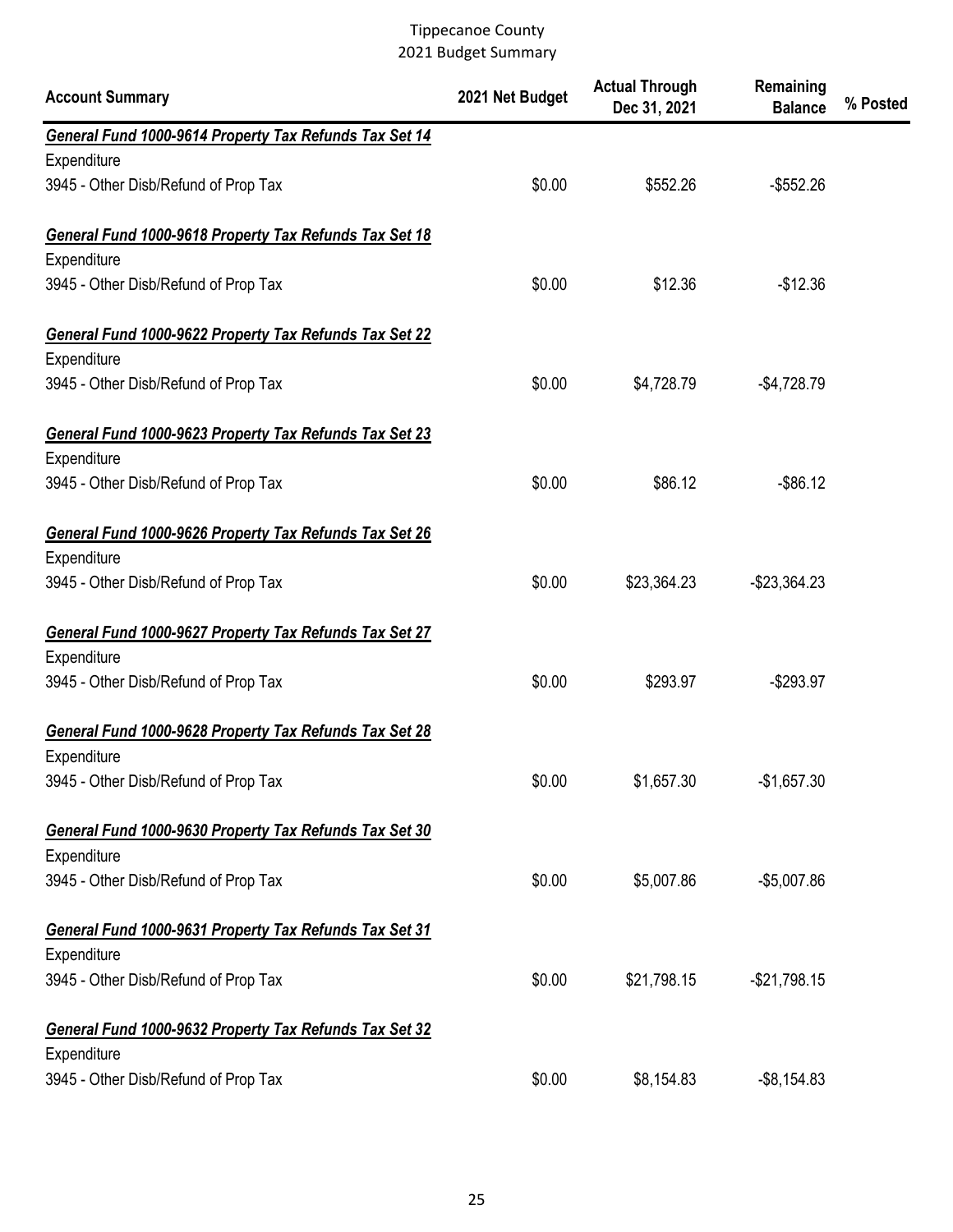Tippecanoe County
2021 Budget Summary

| Account Summary | 2021 Net Budget | Actual Through Dec 31, 2021 | Remaining Balance | % Posted |
|---|---|---|---|---|
| ***General Fund 1000-9614 Property Tax Refunds Tax Set 14*** | | | | |
| Expenditure | | | | |
| 3945 - Other Disb/Refund of Prop Tax | $0.00 | $552.26 | -$552.26 | |
| ***General Fund 1000-9618 Property Tax Refunds Tax Set 18*** | | | | |
| Expenditure | | | | |
| 3945 - Other Disb/Refund of Prop Tax | $0.00 | $12.36 | -$12.36 | |
| ***General Fund 1000-9622 Property Tax Refunds Tax Set 22*** | | | | |
| Expenditure | | | | |
| 3945 - Other Disb/Refund of Prop Tax | $0.00 | $4,728.79 | -$4,728.79 | |
| ***General Fund 1000-9623 Property Tax Refunds Tax Set 23*** | | | | |
| Expenditure | | | | |
| 3945 - Other Disb/Refund of Prop Tax | $0.00 | $86.12 | -$86.12 | |
| ***General Fund 1000-9626 Property Tax Refunds Tax Set 26*** | | | | |
| Expenditure | | | | |
| 3945 - Other Disb/Refund of Prop Tax | $0.00 | $23,364.23 | -$23,364.23 | |
| ***General Fund 1000-9627 Property Tax Refunds Tax Set 27*** | | | | |
| Expenditure | | | | |
| 3945 - Other Disb/Refund of Prop Tax | $0.00 | $293.97 | -$293.97 | |
| ***General Fund 1000-9628 Property Tax Refunds Tax Set 28*** | | | | |
| Expenditure | | | | |
| 3945 - Other Disb/Refund of Prop Tax | $0.00 | $1,657.30 | -$1,657.30 | |
| ***General Fund 1000-9630 Property Tax Refunds Tax Set 30*** | | | | |
| Expenditure | | | | |
| 3945 - Other Disb/Refund of Prop Tax | $0.00 | $5,007.86 | -$5,007.86 | |
| ***General Fund 1000-9631 Property Tax Refunds Tax Set 31*** | | | | |
| Expenditure | | | | |
| 3945 - Other Disb/Refund of Prop Tax | $0.00 | $21,798.15 | -$21,798.15 | |
| ***General Fund 1000-9632 Property Tax Refunds Tax Set 32*** | | | | |
| Expenditure | | | | |
| 3945 - Other Disb/Refund of Prop Tax | $0.00 | $8,154.83 | -$8,154.83 | |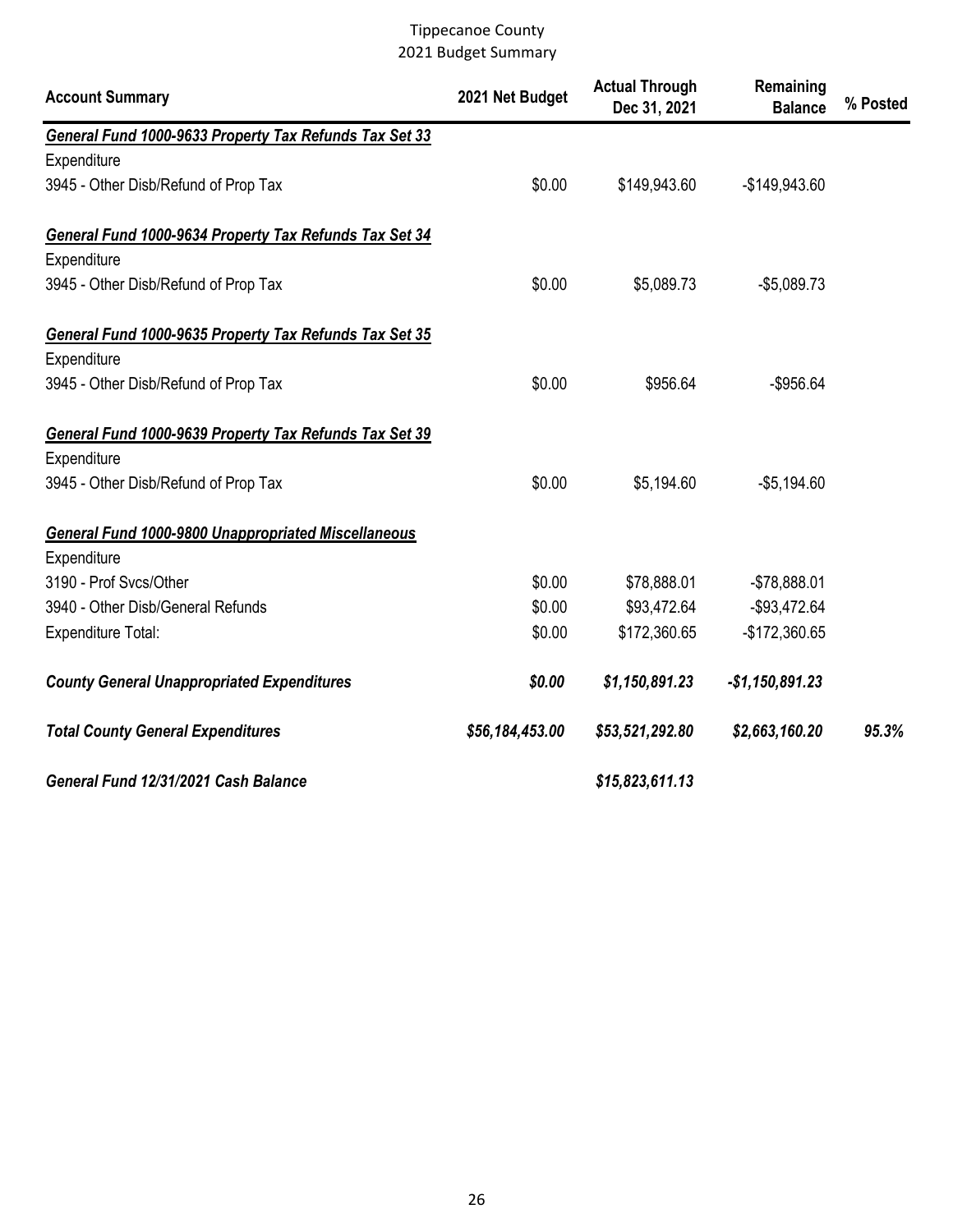Tippecanoe County
2021 Budget Summary

| Account Summary | 2021 Net Budget | Actual Through Dec 31, 2021 | Remaining Balance | % Posted |
|---|---|---|---|---|
| ***General Fund 1000-9633 Property Tax Refunds Tax Set 33*** | | | | |
| Expenditure | | | | |
| 3945 - Other Disb/Refund of Prop Tax | $0.00 | $149,943.60 | -$149,943.60 | |
| ***General Fund 1000-9634 Property Tax Refunds Tax Set 34*** | | | | |
| Expenditure | | | | |
| 3945 - Other Disb/Refund of Prop Tax | $0.00 | $5,089.73 | -$5,089.73 | |
| ***General Fund 1000-9635 Property Tax Refunds Tax Set 35*** | | | | |
| Expenditure | | | | |
| 3945 - Other Disb/Refund of Prop Tax | $0.00 | $956.64 | -$956.64 | |
| ***General Fund 1000-9639 Property Tax Refunds Tax Set 39*** | | | | |
| Expenditure | | | | |
| 3945 - Other Disb/Refund of Prop Tax | $0.00 | $5,194.60 | -$5,194.60 | |
| ***General Fund 1000-9800 Unappropriated Miscellaneous*** | | | | |
| Expenditure | | | | |
| 3190 - Prof Svcs/Other | $0.00 | $78,888.01 | -$78,888.01 | |
| 3940 - Other Disb/General Refunds | $0.00 | $93,472.64 | -$93,472.64 | |
| Expenditure Total: | $0.00 | $172,360.65 | -$172,360.65 | |
| ***County General Unappropriated Expenditures*** | ***$0.00*** | ***$1,150,891.23*** | ***-$1,150,891.23*** | |
| ***Total County General Expenditures*** | ***$56,184,453.00*** | ***$53,521,292.80*** | ***$2,663,160.20*** | ***95.3%*** |
| ***General Fund 12/31/2021 Cash Balance*** | | ***$15,823,611.13*** | | |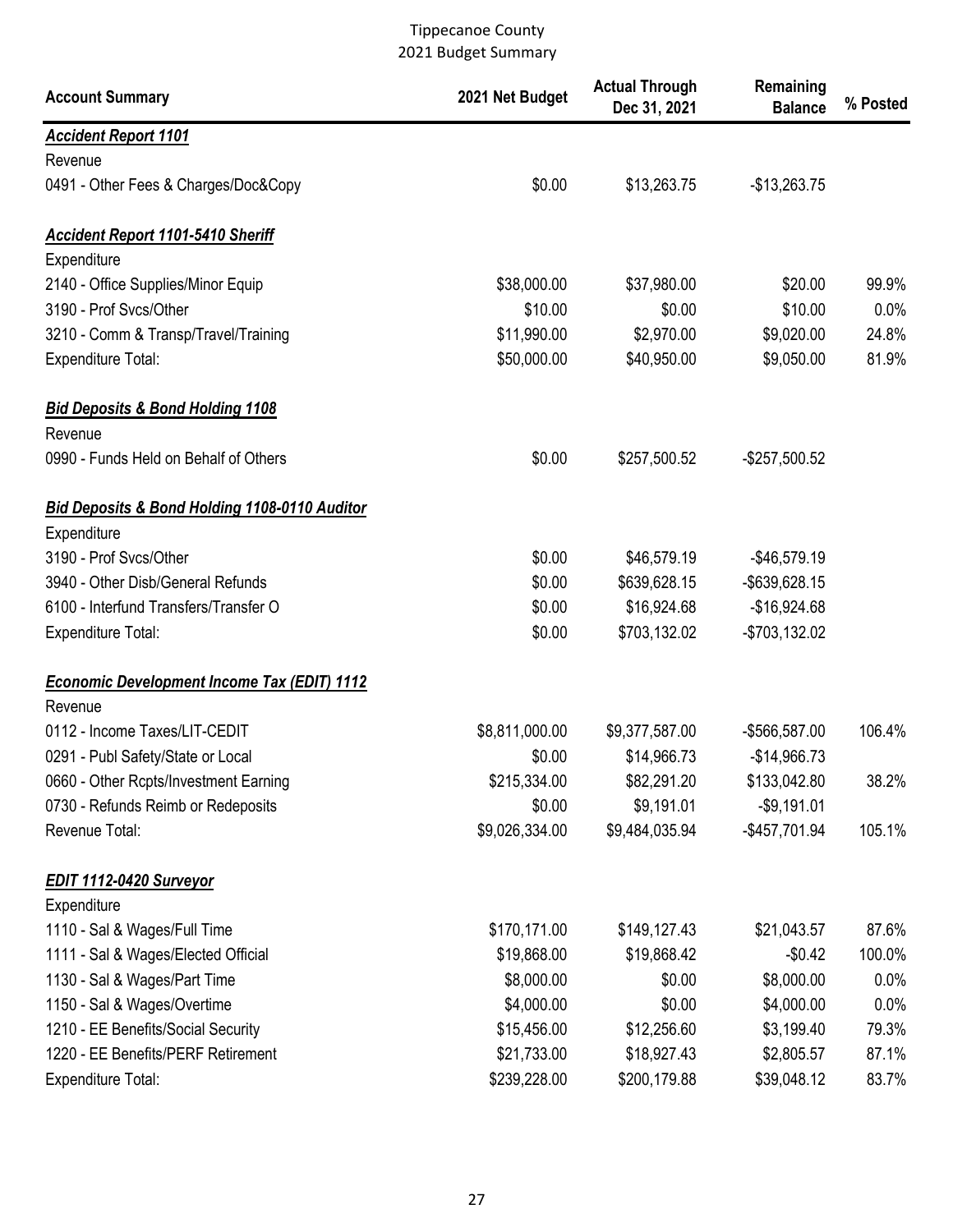Tippecanoe County
2021 Budget Summary

| Account Summary | 2021 Net Budget | Actual Through Dec 31, 2021 | Remaining Balance | % Posted |
|---|---|---|---|---|
| ***Accident Report 1101*** | | | | |
| Revenue | | | | |
| 0491 - Other Fees & Charges/Doc&Copy | $0.00 | $13,263.75 | -$13,263.75 | |
| ***Accident Report 1101-5410 Sheriff*** | | | | |
| Expenditure | | | | |
| 2140 - Office Supplies/Minor Equip | $38,000.00 | $37,980.00 | $20.00 | 99.9% |
| 3190 - Prof Svcs/Other | $10.00 | $0.00 | $10.00 | 0.0% |
| 3210 - Comm & Transp/Travel/Training | $11,990.00 | $2,970.00 | $9,020.00 | 24.8% |
| Expenditure Total: | $50,000.00 | $40,950.00 | $9,050.00 | 81.9% |
| ***Bid Deposits & Bond Holding 1108*** | | | | |
| Revenue | | | | |
| 0990 - Funds Held on Behalf of Others | $0.00 | $257,500.52 | -$257,500.52 | |
| ***Bid Deposits & Bond Holding 1108-0110 Auditor*** | | | | |
| Expenditure | | | | |
| 3190 - Prof Svcs/Other | $0.00 | $46,579.19 | -$46,579.19 | |
| 3940 - Other Disb/General Refunds | $0.00 | $639,628.15 | -$639,628.15 | |
| 6100 - Interfund Transfers/Transfer O | $0.00 | $16,924.68 | -$16,924.68 | |
| Expenditure Total: | $0.00 | $703,132.02 | -$703,132.02 | |
| ***Economic Development Income Tax (EDIT) 1112*** | | | | |
| Revenue | | | | |
| 0112 - Income Taxes/LIT-CEDIT | $8,811,000.00 | $9,377,587.00 | -$566,587.00 | 106.4% |
| 0291 - Publ Safety/State or Local | $0.00 | $14,966.73 | -$14,966.73 | |
| 0660 - Other Rcpts/Investment Earning | $215,334.00 | $82,291.20 | $133,042.80 | 38.2% |
| 0730 - Refunds Reimb or Redeposits | $0.00 | $9,191.01 | -$9,191.01 | |
| Revenue Total: | $9,026,334.00 | $9,484,035.94 | -$457,701.94 | 105.1% |
| ***EDIT 1112-0420 Surveyor*** | | | | |
| Expenditure | | | | |
| 1110 - Sal & Wages/Full Time | $170,171.00 | $149,127.43 | $21,043.57 | 87.6% |
| 1111 - Sal & Wages/Elected Official | $19,868.00 | $19,868.42 | -$0.42 | 100.0% |
| 1130 - Sal & Wages/Part Time | $8,000.00 | $0.00 | $8,000.00 | 0.0% |
| 1150 - Sal & Wages/Overtime | $4,000.00 | $0.00 | $4,000.00 | 0.0% |
| 1210 - EE Benefits/Social Security | $15,456.00 | $12,256.60 | $3,199.40 | 79.3% |
| 1220 - EE Benefits/PERF Retirement | $21,733.00 | $18,927.43 | $2,805.57 | 87.1% |
| Expenditure Total: | $239,228.00 | $200,179.88 | $39,048.12 | 83.7% |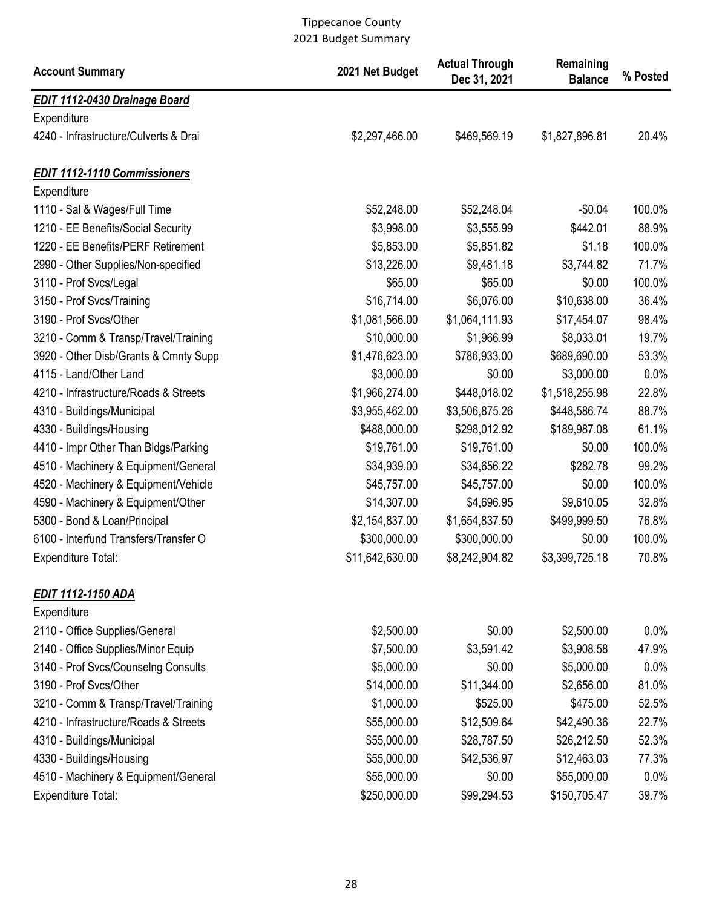Tippecanoe County
2021 Budget Summary

| Account Summary | 2021 Net Budget | Actual Through Dec 31, 2021 | Remaining Balance | % Posted |
|---|---|---|---|---|
| ***EDIT 1112-0430 Drainage Board*** | | | | |
| Expenditure | | | | |
| 4240 - Infrastructure/Culverts & Drai | $2,297,466.00 | $469,569.19 | $1,827,896.81 | 20.4% |
| | | | | |
| ***EDIT 1112-1110 Commissioners*** | | | | |
| Expenditure | | | | |
| 1110 - Sal & Wages/Full Time | $52,248.00 | $52,248.04 | -$0.04 | 100.0% |
| 1210 - EE Benefits/Social Security | $3,998.00 | $3,555.99 | $442.01 | 88.9% |
| 1220 - EE Benefits/PERF Retirement | $5,853.00 | $5,851.82 | $1.18 | 100.0% |
| 2990 - Other Supplies/Non-specified | $13,226.00 | $9,481.18 | $3,744.82 | 71.7% |
| 3110 - Prof Svcs/Legal | $65.00 | $65.00 | $0.00 | 100.0% |
| 3150 - Prof Svcs/Training | $16,714.00 | $6,076.00 | $10,638.00 | 36.4% |
| 3190 - Prof Svcs/Other | $1,081,566.00 | $1,064,111.93 | $17,454.07 | 98.4% |
| 3210 - Comm & Transp/Travel/Training | $10,000.00 | $1,966.99 | $8,033.01 | 19.7% |
| 3920 - Other Disb/Grants & Cmnty Supp | $1,476,623.00 | $786,933.00 | $689,690.00 | 53.3% |
| 4115 - Land/Other Land | $3,000.00 | $0.00 | $3,000.00 | 0.0% |
| 4210 - Infrastructure/Roads & Streets | $1,966,274.00 | $448,018.02 | $1,518,255.98 | 22.8% |
| 4310 - Buildings/Municipal | $3,955,462.00 | $3,506,875.26 | $448,586.74 | 88.7% |
| 4330 - Buildings/Housing | $488,000.00 | $298,012.92 | $189,987.08 | 61.1% |
| 4410 - Impr Other Than Bldgs/Parking | $19,761.00 | $19,761.00 | $0.00 | 100.0% |
| 4510 - Machinery & Equipment/General | $34,939.00 | $34,656.22 | $282.78 | 99.2% |
| 4520 - Machinery & Equipment/Vehicle | $45,757.00 | $45,757.00 | $0.00 | 100.0% |
| 4590 - Machinery & Equipment/Other | $14,307.00 | $4,696.95 | $9,610.05 | 32.8% |
| 5300 - Bond & Loan/Principal | $2,154,837.00 | $1,654,837.50 | $499,999.50 | 76.8% |
| 6100 - Interfund Transfers/Transfer O | $300,000.00 | $300,000.00 | $0.00 | 100.0% |
| Expenditure Total: | $11,642,630.00 | $8,242,904.82 | $3,399,725.18 | 70.8% |
| | | | | |
| ***EDIT 1112-1150 ADA*** | | | | |
| Expenditure | | | | |
| 2110 - Office Supplies/General | $2,500.00 | $0.00 | $2,500.00 | 0.0% |
| 2140 - Office Supplies/Minor Equip | $7,500.00 | $3,591.42 | $3,908.58 | 47.9% |
| 3140 - Prof Svcs/Counselng Consults | $5,000.00 | $0.00 | $5,000.00 | 0.0% |
| 3190 - Prof Svcs/Other | $14,000.00 | $11,344.00 | $2,656.00 | 81.0% |
| 3210 - Comm & Transp/Travel/Training | $1,000.00 | $525.00 | $475.00 | 52.5% |
| 4210 - Infrastructure/Roads & Streets | $55,000.00 | $12,509.64 | $42,490.36 | 22.7% |
| 4310 - Buildings/Municipal | $55,000.00 | $28,787.50 | $26,212.50 | 52.3% |
| 4330 - Buildings/Housing | $55,000.00 | $42,536.97 | $12,463.03 | 77.3% |
| 4510 - Machinery & Equipment/General | $55,000.00 | $0.00 | $55,000.00 | 0.0% |
| Expenditure Total: | $250,000.00 | $99,294.53 | $150,705.47 | 39.7% |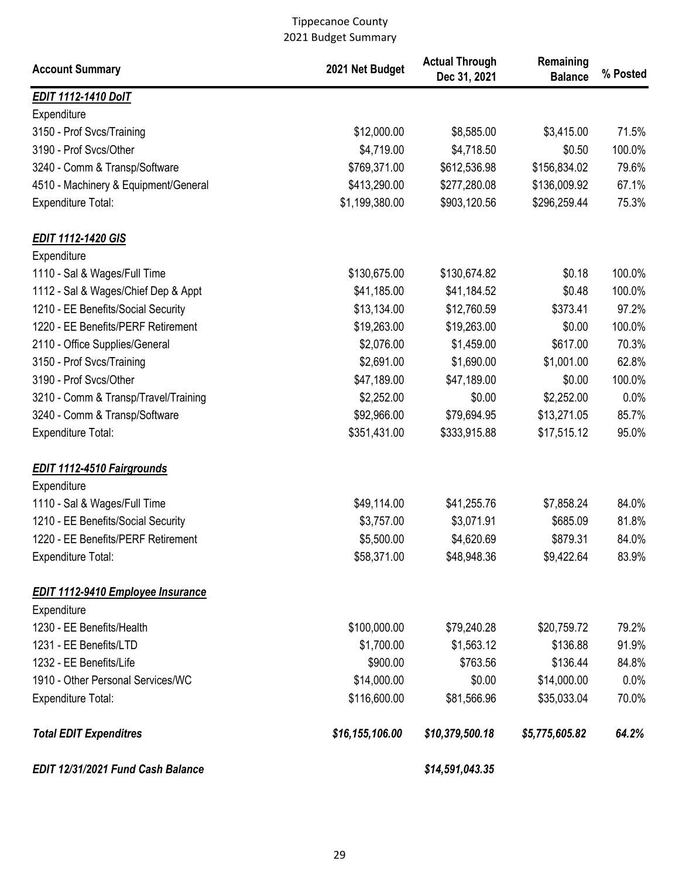Tippecanoe County
2021 Budget Summary

| Account Summary | 2021 Net Budget | Actual Through Dec 31, 2021 | Remaining Balance | % Posted |
|---|---|---|---|---|
| ***EDIT 1112-1410 DoIT*** | | | | |
| Expenditure | | | | |
| 3150 - Prof Svcs/Training | $12,000.00 | $8,585.00 | $3,415.00 | 71.5% |
| 3190 - Prof Svcs/Other | $4,719.00 | $4,718.50 | $0.50 | 100.0% |
| 3240 - Comm & Transp/Software | $769,371.00 | $612,536.98 | $156,834.02 | 79.6% |
| 4510 - Machinery & Equipment/General | $413,290.00 | $277,280.08 | $136,009.92 | 67.1% |
| Expenditure Total: | $1,199,380.00 | $903,120.56 | $296,259.44 | 75.3% |
| ***EDIT 1112-1420 GIS*** | | | | |
| Expenditure | | | | |
| 1110 - Sal & Wages/Full Time | $130,675.00 | $130,674.82 | $0.18 | 100.0% |
| 1112 - Sal & Wages/Chief Dep & Appt | $41,185.00 | $41,184.52 | $0.48 | 100.0% |
| 1210 - EE Benefits/Social Security | $13,134.00 | $12,760.59 | $373.41 | 97.2% |
| 1220 - EE Benefits/PERF Retirement | $19,263.00 | $19,263.00 | $0.00 | 100.0% |
| 2110 - Office Supplies/General | $2,076.00 | $1,459.00 | $617.00 | 70.3% |
| 3150 - Prof Svcs/Training | $2,691.00 | $1,690.00 | $1,001.00 | 62.8% |
| 3190 - Prof Svcs/Other | $47,189.00 | $47,189.00 | $0.00 | 100.0% |
| 3210 - Comm & Transp/Travel/Training | $2,252.00 | $0.00 | $2,252.00 | 0.0% |
| 3240 - Comm & Transp/Software | $92,966.00 | $79,694.95 | $13,271.05 | 85.7% |
| Expenditure Total: | $351,431.00 | $333,915.88 | $17,515.12 | 95.0% |
| ***EDIT 1112-4510 Fairgrounds*** | | | | |
| Expenditure | | | | |
| 1110 - Sal & Wages/Full Time | $49,114.00 | $41,255.76 | $7,858.24 | 84.0% |
| 1210 - EE Benefits/Social Security | $3,757.00 | $3,071.91 | $685.09 | 81.8% |
| 1220 - EE Benefits/PERF Retirement | $5,500.00 | $4,620.69 | $879.31 | 84.0% |
| Expenditure Total: | $58,371.00 | $48,948.36 | $9,422.64 | 83.9% |
| ***EDIT 1112-9410 Employee Insurance*** | | | | |
| Expenditure | | | | |
| 1230 - EE Benefits/Health | $100,000.00 | $79,240.28 | $20,759.72 | 79.2% |
| 1231 - EE Benefits/LTD | $1,700.00 | $1,563.12 | $136.88 | 91.9% |
| 1232 - EE Benefits/Life | $900.00 | $763.56 | $136.44 | 84.8% |
| 1910 - Other Personal Services/WC | $14,000.00 | $0.00 | $14,000.00 | 0.0% |
| Expenditure Total: | $116,600.00 | $81,566.96 | $35,033.04 | 70.0% |
| ***Total EDIT Expenditres*** | ***$16,155,106.00*** | ***$10,379,500.18*** | ***$5,775,605.82*** | ***64.2%*** |
| ***EDIT 12/31/2021 Fund Cash Balance*** | | ***$14,591,043.35*** | | |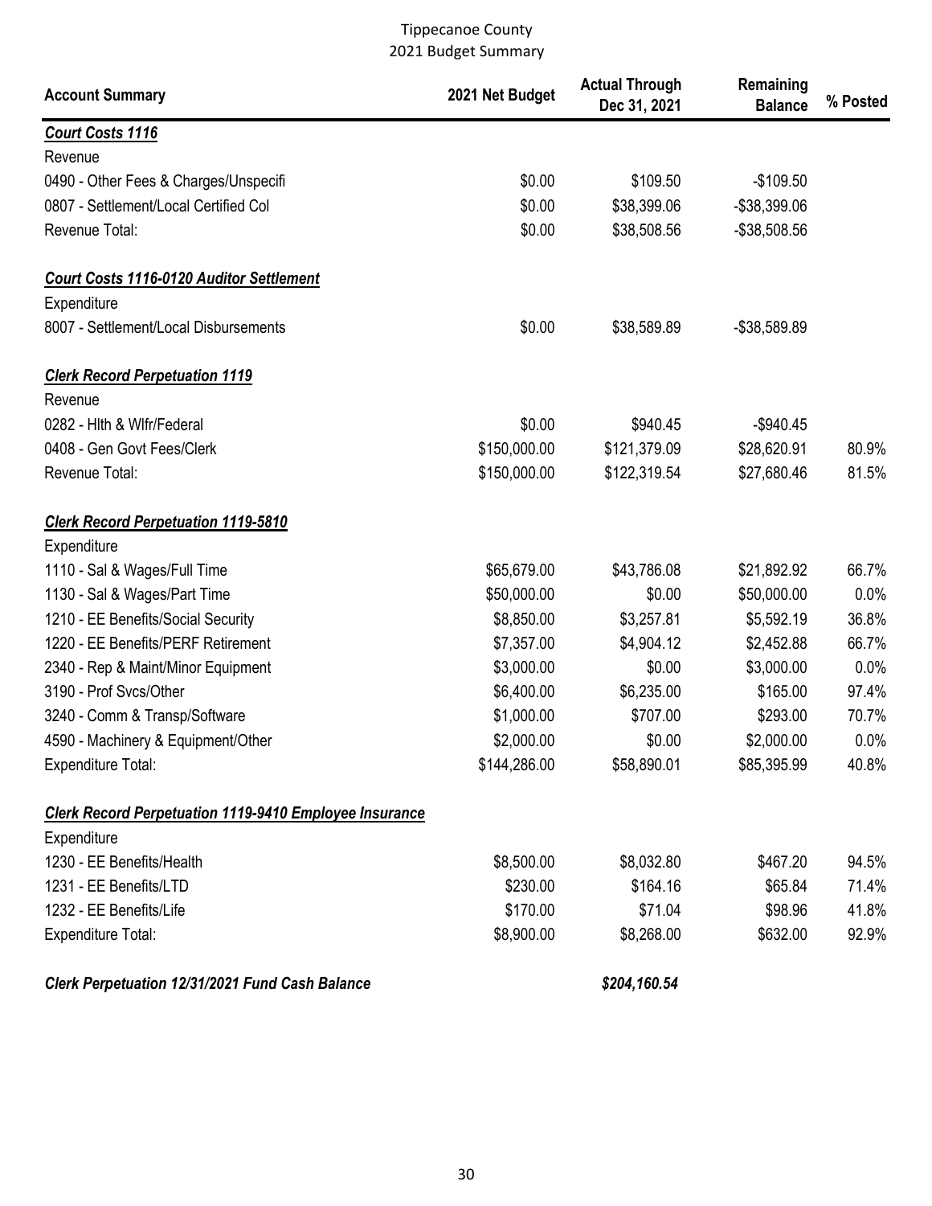Tippecanoe County
2021 Budget Summary

| Account Summary | 2021 Net Budget | Actual Through Dec 31, 2021 | Remaining Balance | % Posted |
|---|---|---|---|---|
| ***Court Costs 1116*** | | | | |
| Revenue | | | | |
| 0490 - Other Fees & Charges/Unspecifi | $0.00 | $109.50 | -$109.50 | |
| 0807 - Settlement/Local Certified Col | $0.00 | $38,399.06 | -$38,399.06 | |
| Revenue Total: | $0.00 | $38,508.56 | -$38,508.56 | |
| | | | | |
| ***Court Costs 1116-0120 Auditor Settlement*** | | | | |
| Expenditure | | | | |
| 8007 - Settlement/Local Disbursements | $0.00 | $38,589.89 | -$38,589.89 | |
| | | | | |
| ***Clerk Record Perpetuation 1119*** | | | | |
| Revenue | | | | |
| 0282 - Hlth & Wlfr/Federal | $0.00 | $940.45 | -$940.45 | |
| 0408 - Gen Govt Fees/Clerk | $150,000.00 | $121,379.09 | $28,620.91 | 80.9% |
| Revenue Total: | $150,000.00 | $122,319.54 | $27,680.46 | 81.5% |
| | | | | |
| ***Clerk Record Perpetuation 1119-5810*** | | | | |
| Expenditure | | | | |
| 1110 - Sal & Wages/Full Time | $65,679.00 | $43,786.08 | $21,892.92 | 66.7% |
| 1130 - Sal & Wages/Part Time | $50,000.00 | $0.00 | $50,000.00 | 0.0% |
| 1210 - EE Benefits/Social Security | $8,850.00 | $3,257.81 | $5,592.19 | 36.8% |
| 1220 - EE Benefits/PERF Retirement | $7,357.00 | $4,904.12 | $2,452.88 | 66.7% |
| 2340 - Rep & Maint/Minor Equipment | $3,000.00 | $0.00 | $3,000.00 | 0.0% |
| 3190 - Prof Svcs/Other | $6,400.00 | $6,235.00 | $165.00 | 97.4% |
| 3240 - Comm & Transp/Software | $1,000.00 | $707.00 | $293.00 | 70.7% |
| 4590 - Machinery & Equipment/Other | $2,000.00 | $0.00 | $2,000.00 | 0.0% |
| Expenditure Total: | $144,286.00 | $58,890.01 | $85,395.99 | 40.8% |
| | | | | |
| ***Clerk Record Perpetuation 1119-9410 Employee Insurance*** | | | | |
| Expenditure | | | | |
| 1230 - EE Benefits/Health | $8,500.00 | $8,032.80 | $467.20 | 94.5% |
| 1231 - EE Benefits/LTD | $230.00 | $164.16 | $65.84 | 71.4% |
| 1232 - EE Benefits/Life | $170.00 | $71.04 | $98.96 | 41.8% |
| Expenditure Total: | $8,900.00 | $8,268.00 | $632.00 | 92.9% |
| | | | | |
| ***Clerk Perpetuation 12/31/2021 Fund Cash Balance*** | | ***$204,160.54*** | | |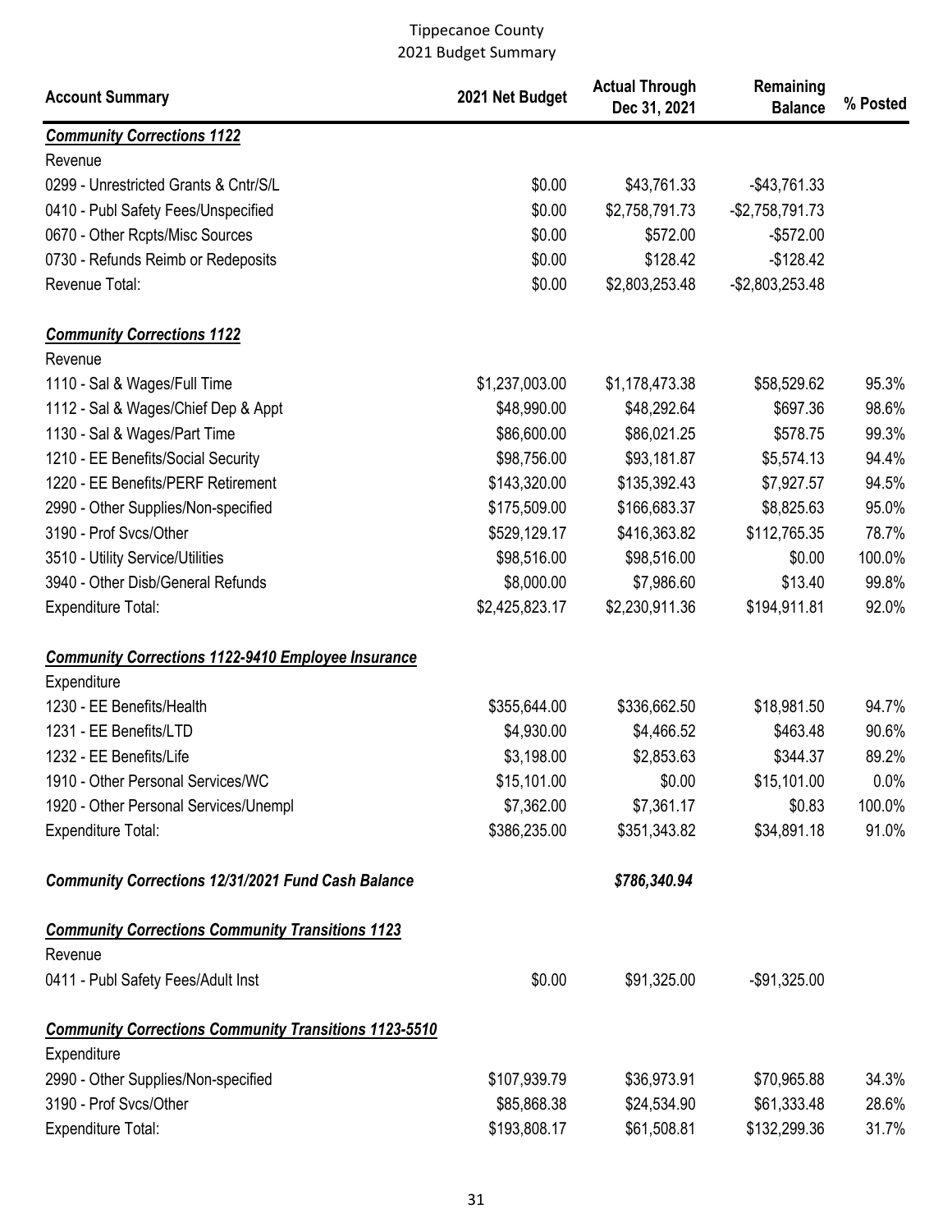Tippecanoe County
2021 Budget Summary

| Account Summary | 2021 Net Budget | Actual Through Dec 31, 2021 | Remaining Balance | % Posted |
|---|---|---|---|---|
| ***Community Corrections 1122*** | | | | |
| Revenue | | | | |
| 0299 - Unrestricted Grants & Cntr/S/L | $0.00 | $43,761.33 | -$43,761.33 | |
| 0410 - Publ Safety Fees/Unspecified | $0.00 | $2,758,791.73 | -$2,758,791.73 | |
| 0670 - Other Rcpts/Misc Sources | $0.00 | $572.00 | -$572.00 | |
| 0730 - Refunds Reimb or Redeposits | $0.00 | $128.42 | -$128.42 | |
| Revenue Total: | $0.00 | $2,803,253.48 | -$2,803,253.48 | |
| ***Community Corrections 1122*** | | | | |
| Revenue | | | | |
| 1110 - Sal & Wages/Full Time | $1,237,003.00 | $1,178,473.38 | $58,529.62 | 95.3% |
| 1112 - Sal & Wages/Chief Dep & Appt | $48,990.00 | $48,292.64 | $697.36 | 98.6% |
| 1130 - Sal & Wages/Part Time | $86,600.00 | $86,021.25 | $578.75 | 99.3% |
| 1210 - EE Benefits/Social Security | $98,756.00 | $93,181.87 | $5,574.13 | 94.4% |
| 1220 - EE Benefits/PERF Retirement | $143,320.00 | $135,392.43 | $7,927.57 | 94.5% |
| 2990 - Other Supplies/Non-specified | $175,509.00 | $166,683.37 | $8,825.63 | 95.0% |
| 3190 - Prof Svcs/Other | $529,129.17 | $416,363.82 | $112,765.35 | 78.7% |
| 3510 - Utility Service/Utilities | $98,516.00 | $98,516.00 | $0.00 | 100.0% |
| 3940 - Other Disb/General Refunds | $8,000.00 | $7,986.60 | $13.40 | 99.8% |
| Expenditure Total: | $2,425,823.17 | $2,230,911.36 | $194,911.81 | 92.0% |
| ***Community Corrections 1122-9410 Employee Insurance*** | | | | |
| Expenditure | | | | |
| 1230 - EE Benefits/Health | $355,644.00 | $336,662.50 | $18,981.50 | 94.7% |
| 1231 - EE Benefits/LTD | $4,930.00 | $4,466.52 | $463.48 | 90.6% |
| 1232 - EE Benefits/Life | $3,198.00 | $2,853.63 | $344.37 | 89.2% |
| 1910 - Other Personal Services/WC | $15,101.00 | $0.00 | $15,101.00 | 0.0% |
| 1920 - Other Personal Services/Unempl | $7,362.00 | $7,361.17 | $0.83 | 100.0% |
| Expenditure Total: | $386,235.00 | $351,343.82 | $34,891.18 | 91.0% |
| ***Community Corrections 12/31/2021 Fund Cash Balance*** | | ***$786,340.94*** | | |
| ***Community Corrections Community Transitions 1123*** | | | | |
| Revenue | | | | |
| 0411 - Publ Safety Fees/Adult Inst | $0.00 | $91,325.00 | -$91,325.00 | |
| ***Community Corrections Community Transitions 1123-5510*** | | | | |
| Expenditure | | | | |
| 2990 - Other Supplies/Non-specified | $107,939.79 | $36,973.91 | $70,965.88 | 34.3% |
| 3190 - Prof Svcs/Other | $85,868.38 | $24,534.90 | $61,333.48 | 28.6% |
| Expenditure Total: | $193,808.17 | $61,508.81 | $132,299.36 | 31.7% |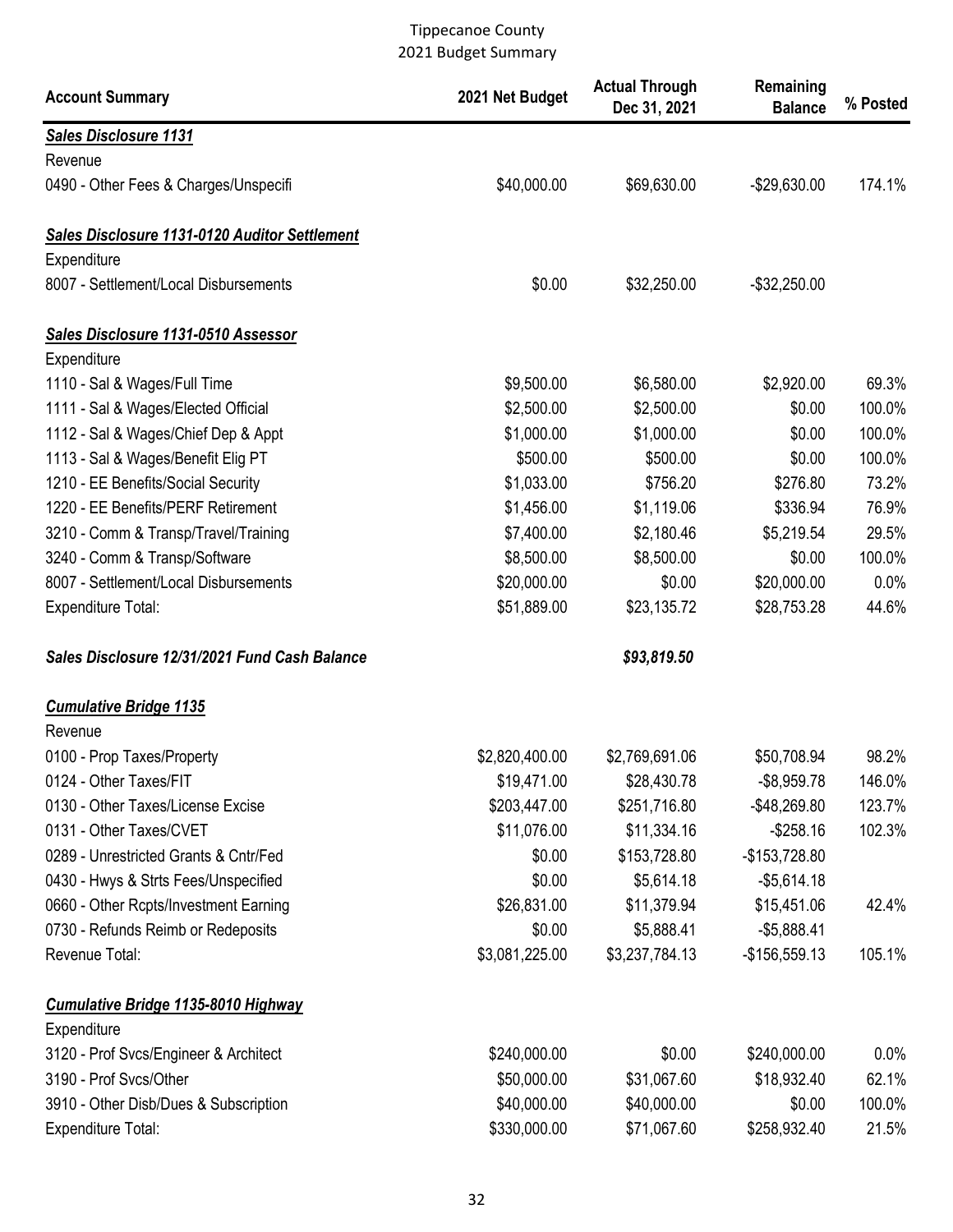# Tippecanoe County
## 2021 Budget Summary

| Account Summary | 2021 Net Budget | Actual Through Dec 31, 2021 | Remaining Balance | % Posted |
|---|---|---|---|---|
| ***Sales Disclosure 1131*** | | | | |
| Revenue | | | | |
| 0490 - Other Fees & Charges/Unspecifi | $40,000.00 | $69,630.00 | -$29,630.00 | 174.1% |
| ***Sales Disclosure 1131-0120 Auditor Settlement*** | | | | |
| Expenditure | | | | |
| 8007 - Settlement/Local Disbursements | $0.00 | $32,250.00 | -$32,250.00 | |
| ***Sales Disclosure 1131-0510 Assessor*** | | | | |
| Expenditure | | | | |
| 1110 - Sal & Wages/Full Time | $9,500.00 | $6,580.00 | $2,920.00 | 69.3% |
| 1111 - Sal & Wages/Elected Official | $2,500.00 | $2,500.00 | $0.00 | 100.0% |
| 1112 - Sal & Wages/Chief Dep & Appt | $1,000.00 | $1,000.00 | $0.00 | 100.0% |
| 1113 - Sal & Wages/Benefit Elig PT | $500.00 | $500.00 | $0.00 | 100.0% |
| 1210 - EE Benefits/Social Security | $1,033.00 | $756.20 | $276.80 | 73.2% |
| 1220 - EE Benefits/PERF Retirement | $1,456.00 | $1,119.06 | $336.94 | 76.9% |
| 3210 - Comm & Transp/Travel/Training | $7,400.00 | $2,180.46 | $5,219.54 | 29.5% |
| 3240 - Comm & Transp/Software | $8,500.00 | $8,500.00 | $0.00 | 100.0% |
| 8007 - Settlement/Local Disbursements | $20,000.00 | $0.00 | $20,000.00 | 0.0% |
| Expenditure Total: | $51,889.00 | $23,135.72 | $28,753.28 | 44.6% |
| ***Sales Disclosure 12/31/2021 Fund Cash Balance*** | | ***$93,819.50*** | | |
| ***Cumulative Bridge 1135*** | | | | |
| Revenue | | | | |
| 0100 - Prop Taxes/Property | $2,820,400.00 | $2,769,691.06 | $50,708.94 | 98.2% |
| 0124 - Other Taxes/FIT | $19,471.00 | $28,430.78 | -$8,959.78 | 146.0% |
| 0130 - Other Taxes/License Excise | $203,447.00 | $251,716.80 | -$48,269.80 | 123.7% |
| 0131 - Other Taxes/CVET | $11,076.00 | $11,334.16 | -$258.16 | 102.3% |
| 0289 - Unrestricted Grants & Cntr/Fed | $0.00 | $153,728.80 | -$153,728.80 | |
| 0430 - Hwys & Strts Fees/Unspecified | $0.00 | $5,614.18 | -$5,614.18 | |
| 0660 - Other Rcpts/Investment Earning | $26,831.00 | $11,379.94 | $15,451.06 | 42.4% |
| 0730 - Refunds Reimb or Redeposits | $0.00 | $5,888.41 | -$5,888.41 | |
| Revenue Total: | $3,081,225.00 | $3,237,784.13 | -$156,559.13 | 105.1% |
| ***Cumulative Bridge 1135-8010 Highway*** | | | | |
| Expenditure | | | | |
| 3120 - Prof Svcs/Engineer & Architect | $240,000.00 | $0.00 | $240,000.00 | 0.0% |
| 3190 - Prof Svcs/Other | $50,000.00 | $31,067.60 | $18,932.40 | 62.1% |
| 3910 - Other Disb/Dues & Subscription | $40,000.00 | $40,000.00 | $0.00 | 100.0% |
| Expenditure Total: | $330,000.00 | $71,067.60 | $258,932.40 | 21.5% |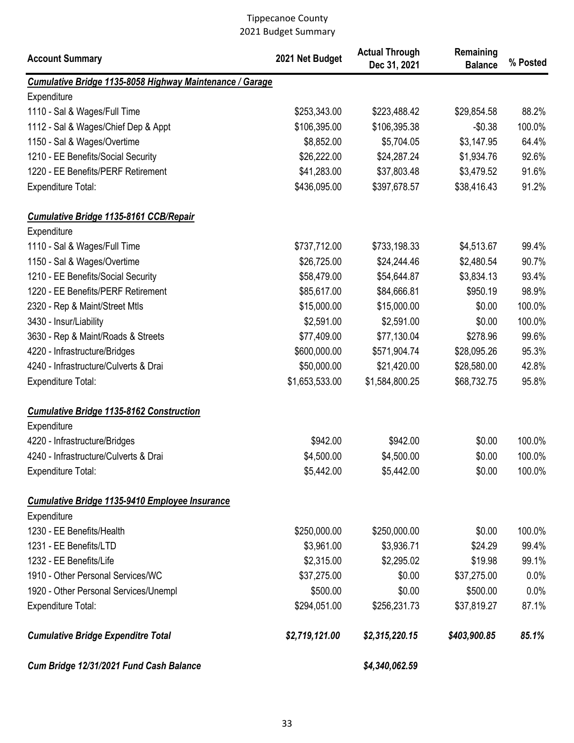Tippecanoe County
2021 Budget Summary

| Account Summary | 2021 Net Budget | Actual Through Dec 31, 2021 | Remaining Balance | % Posted |
|---|---|---|---|---|
| ***Cumulative Bridge 1135-8058 Highway Maintenance / Garage*** | | | | |
| Expenditure | | | | |
| 1110 - Sal & Wages/Full Time | $253,343.00 | $223,488.42 | $29,854.58 | 88.2% |
| 1112 - Sal & Wages/Chief Dep & Appt | $106,395.00 | $106,395.38 | -$0.38 | 100.0% |
| 1150 - Sal & Wages/Overtime | $8,852.00 | $5,704.05 | $3,147.95 | 64.4% |
| 1210 - EE Benefits/Social Security | $26,222.00 | $24,287.24 | $1,934.76 | 92.6% |
| 1220 - EE Benefits/PERF Retirement | $41,283.00 | $37,803.48 | $3,479.52 | 91.6% |
| Expenditure Total: | $436,095.00 | $397,678.57 | $38,416.43 | 91.2% |
| ***Cumulative Bridge 1135-8161 CCB/Repair*** | | | | |
| Expenditure | | | | |
| 1110 - Sal & Wages/Full Time | $737,712.00 | $733,198.33 | $4,513.67 | 99.4% |
| 1150 - Sal & Wages/Overtime | $26,725.00 | $24,244.46 | $2,480.54 | 90.7% |
| 1210 - EE Benefits/Social Security | $58,479.00 | $54,644.87 | $3,834.13 | 93.4% |
| 1220 - EE Benefits/PERF Retirement | $85,617.00 | $84,666.81 | $950.19 | 98.9% |
| 2320 - Rep & Maint/Street Mtls | $15,000.00 | $15,000.00 | $0.00 | 100.0% |
| 3430 - Insur/Liability | $2,591.00 | $2,591.00 | $0.00 | 100.0% |
| 3630 - Rep & Maint/Roads & Streets | $77,409.00 | $77,130.04 | $278.96 | 99.6% |
| 4220 - Infrastructure/Bridges | $600,000.00 | $571,904.74 | $28,095.26 | 95.3% |
| 4240 - Infrastructure/Culverts & Drai | $50,000.00 | $21,420.00 | $28,580.00 | 42.8% |
| Expenditure Total: | $1,653,533.00 | $1,584,800.25 | $68,732.75 | 95.8% |
| ***Cumulative Bridge 1135-8162 Construction*** | | | | |
| Expenditure | | | | |
| 4220 - Infrastructure/Bridges | $942.00 | $942.00 | $0.00 | 100.0% |
| 4240 - Infrastructure/Culverts & Drai | $4,500.00 | $4,500.00 | $0.00 | 100.0% |
| Expenditure Total: | $5,442.00 | $5,442.00 | $0.00 | 100.0% |
| ***Cumulative Bridge 1135-9410 Employee Insurance*** | | | | |
| Expenditure | | | | |
| 1230 - EE Benefits/Health | $250,000.00 | $250,000.00 | $0.00 | 100.0% |
| 1231 - EE Benefits/LTD | $3,961.00 | $3,936.71 | $24.29 | 99.4% |
| 1232 - EE Benefits/Life | $2,315.00 | $2,295.02 | $19.98 | 99.1% |
| 1910 - Other Personal Services/WC | $37,275.00 | $0.00 | $37,275.00 | 0.0% |
| 1920 - Other Personal Services/Unempl | $500.00 | $0.00 | $500.00 | 0.0% |
| Expenditure Total: | $294,051.00 | $256,231.73 | $37,819.27 | 87.1% |
| ***Cumulative Bridge Expenditre Total*** | ***$2,719,121.00*** | ***$2,315,220.15*** | ***$403,900.85*** | ***85.1%*** |
| ***Cum Bridge 12/31/2021 Fund Cash Balance*** | | ***$4,340,062.59*** | | |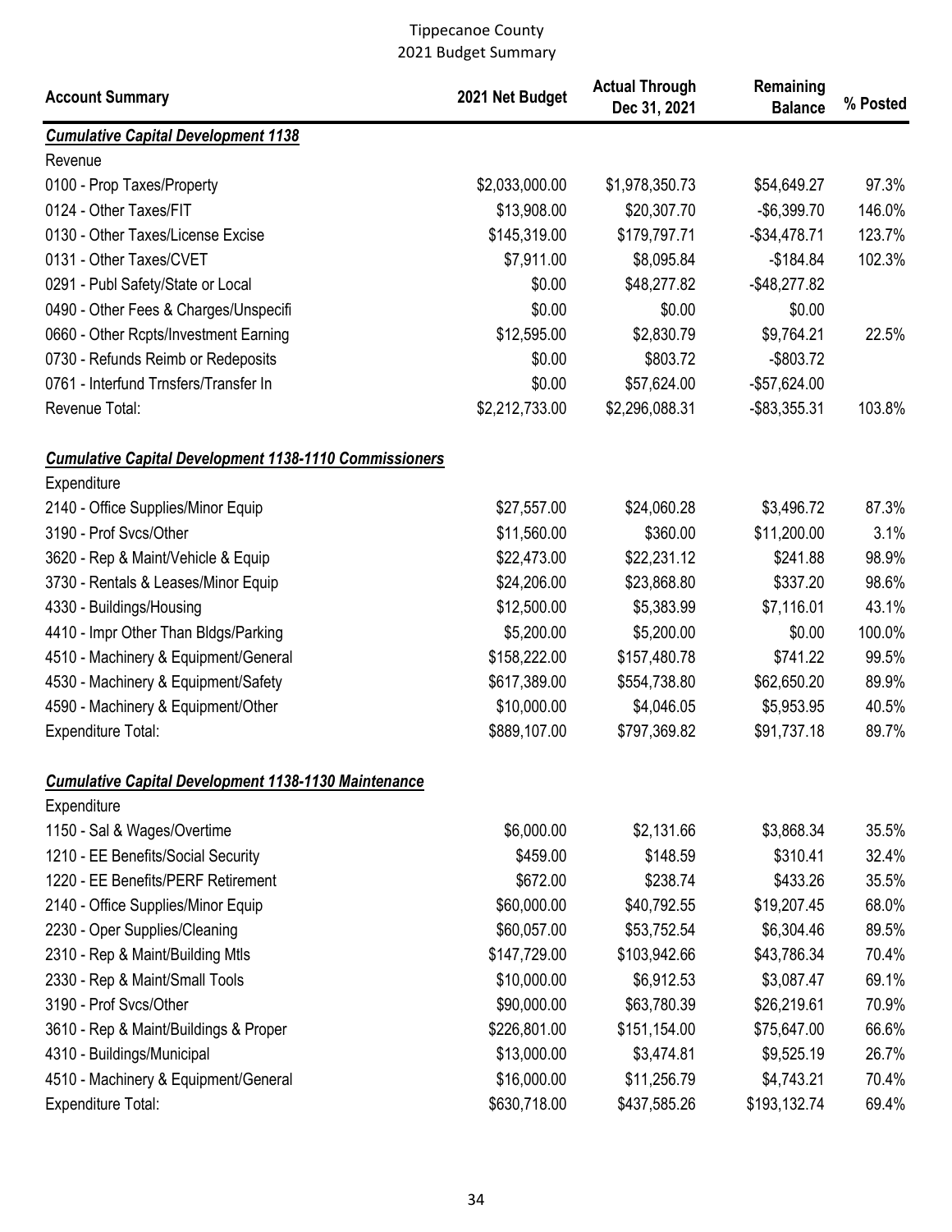Tippecanoe County
2021 Budget Summary

| Account Summary | 2021 Net Budget | Actual Through Dec 31, 2021 | Remaining Balance | % Posted |
|---|---|---|---|---|
| ***Cumulative Capital Development 1138*** | | | | |
| Revenue | | | | |
| 0100 - Prop Taxes/Property | $2,033,000.00 | $1,978,350.73 | $54,649.27 | 97.3% |
| 0124 - Other Taxes/FIT | $13,908.00 | $20,307.70 | -$6,399.70 | 146.0% |
| 0130 - Other Taxes/License Excise | $145,319.00 | $179,797.71 | -$34,478.71 | 123.7% |
| 0131 - Other Taxes/CVET | $7,911.00 | $8,095.84 | -$184.84 | 102.3% |
| 0291 - Publ Safety/State or Local | $0.00 | $48,277.82 | -$48,277.82 | |
| 0490 - Other Fees & Charges/Unspecifi | $0.00 | $0.00 | $0.00 | |
| 0660 - Other Rcpts/Investment Earning | $12,595.00 | $2,830.79 | $9,764.21 | 22.5% |
| 0730 - Refunds Reimb or Redeposits | $0.00 | $803.72 | -$803.72 | |
| 0761 - Interfund Trnsfers/Transfer In | $0.00 | $57,624.00 | -$57,624.00 | |
| Revenue Total: | $2,212,733.00 | $2,296,088.31 | -$83,355.31 | 103.8% |
| ***Cumulative Capital Development 1138-1110 Commissioners*** | | | | |
| Expenditure | | | | |
| 2140 - Office Supplies/Minor Equip | $27,557.00 | $24,060.28 | $3,496.72 | 87.3% |
| 3190 - Prof Svcs/Other | $11,560.00 | $360.00 | $11,200.00 | 3.1% |
| 3620 - Rep & Maint/Vehicle & Equip | $22,473.00 | $22,231.12 | $241.88 | 98.9% |
| 3730 - Rentals & Leases/Minor Equip | $24,206.00 | $23,868.80 | $337.20 | 98.6% |
| 4330 - Buildings/Housing | $12,500.00 | $5,383.99 | $7,116.01 | 43.1% |
| 4410 - Impr Other Than Bldgs/Parking | $5,200.00 | $5,200.00 | $0.00 | 100.0% |
| 4510 - Machinery & Equipment/General | $158,222.00 | $157,480.78 | $741.22 | 99.5% |
| 4530 - Machinery & Equipment/Safety | $617,389.00 | $554,738.80 | $62,650.20 | 89.9% |
| 4590 - Machinery & Equipment/Other | $10,000.00 | $4,046.05 | $5,953.95 | 40.5% |
| Expenditure Total: | $889,107.00 | $797,369.82 | $91,737.18 | 89.7% |
| ***Cumulative Capital Development 1138-1130 Maintenance*** | | | | |
| Expenditure | | | | |
| 1150 - Sal & Wages/Overtime | $6,000.00 | $2,131.66 | $3,868.34 | 35.5% |
| 1210 - EE Benefits/Social Security | $459.00 | $148.59 | $310.41 | 32.4% |
| 1220 - EE Benefits/PERF Retirement | $672.00 | $238.74 | $433.26 | 35.5% |
| 2140 - Office Supplies/Minor Equip | $60,000.00 | $40,792.55 | $19,207.45 | 68.0% |
| 2230 - Oper Supplies/Cleaning | $60,057.00 | $53,752.54 | $6,304.46 | 89.5% |
| 2310 - Rep & Maint/Building Mtls | $147,729.00 | $103,942.66 | $43,786.34 | 70.4% |
| 2330 - Rep & Maint/Small Tools | $10,000.00 | $6,912.53 | $3,087.47 | 69.1% |
| 3190 - Prof Svcs/Other | $90,000.00 | $63,780.39 | $26,219.61 | 70.9% |
| 3610 - Rep & Maint/Buildings & Proper | $226,801.00 | $151,154.00 | $75,647.00 | 66.6% |
| 4310 - Buildings/Municipal | $13,000.00 | $3,474.81 | $9,525.19 | 26.7% |
| 4510 - Machinery & Equipment/General | $16,000.00 | $11,256.79 | $4,743.21 | 70.4% |
| Expenditure Total: | $630,718.00 | $437,585.26 | $193,132.74 | 69.4% |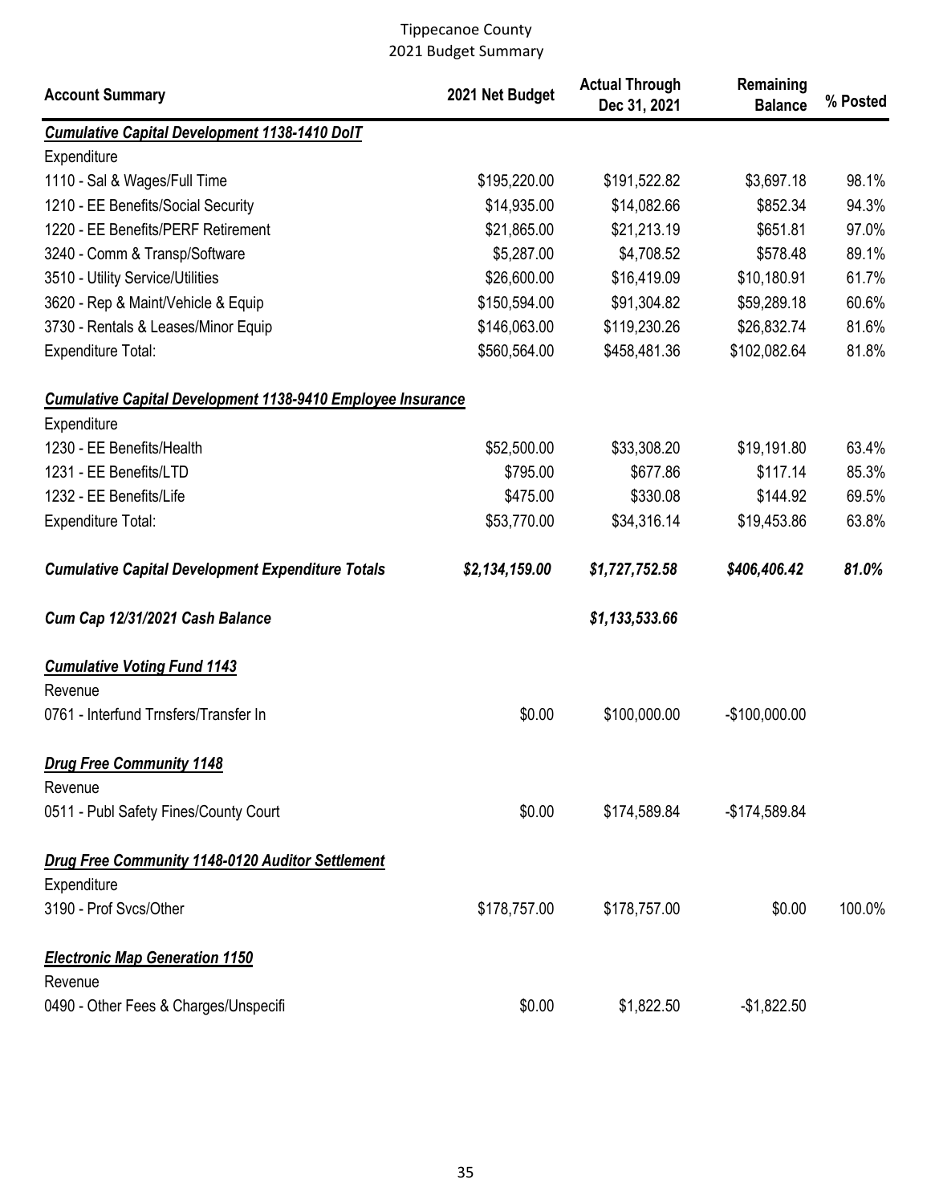Tippecanoe County
2021 Budget Summary

| Account Summary | 2021 Net Budget | Actual Through Dec 31, 2021 | Remaining Balance | % Posted |
|---|---|---|---|---|
| ***Cumulative Capital Development 1138-1410 DoIT*** | | | | |
| Expenditure | | | | |
| 1110 - Sal & Wages/Full Time | $195,220.00 | $191,522.82 | $3,697.18 | 98.1% |
| 1210 - EE Benefits/Social Security | $14,935.00 | $14,082.66 | $852.34 | 94.3% |
| 1220 - EE Benefits/PERF Retirement | $21,865.00 | $21,213.19 | $651.81 | 97.0% |
| 3240 - Comm & Transp/Software | $5,287.00 | $4,708.52 | $578.48 | 89.1% |
| 3510 - Utility Service/Utilities | $26,600.00 | $16,419.09 | $10,180.91 | 61.7% |
| 3620 - Rep & Maint/Vehicle & Equip | $150,594.00 | $91,304.82 | $59,289.18 | 60.6% |
| 3730 - Rentals & Leases/Minor Equip | $146,063.00 | $119,230.26 | $26,832.74 | 81.6% |
| Expenditure Total: | $560,564.00 | $458,481.36 | $102,082.64 | 81.8% |
| ***Cumulative Capital Development 1138-9410 Employee Insurance*** | | | | |
| Expenditure | | | | |
| 1230 - EE Benefits/Health | $52,500.00 | $33,308.20 | $19,191.80 | 63.4% |
| 1231 - EE Benefits/LTD | $795.00 | $677.86 | $117.14 | 85.3% |
| 1232 - EE Benefits/Life | $475.00 | $330.08 | $144.92 | 69.5% |
| Expenditure Total: | $53,770.00 | $34,316.14 | $19,453.86 | 63.8% |
| ***Cumulative Capital Development Expenditure Totals*** | ***$2,134,159.00*** | ***$1,727,752.58*** | ***$406,406.42*** | ***81.0%*** |
| ***Cum Cap 12/31/2021 Cash Balance*** | | ***$1,133,533.66*** | | |
| ***Cumulative Voting Fund 1143*** | | | | |
| Revenue | | | | |
| 0761 - Interfund Trnsfers/Transfer In | $0.00 | $100,000.00 | -$100,000.00 | |
| ***Drug Free Community 1148*** | | | | |
| Revenue | | | | |
| 0511 - Publ Safety Fines/County Court | $0.00 | $174,589.84 | -$174,589.84 | |
| ***Drug Free Community 1148-0120 Auditor Settlement*** | | | | |
| Expenditure | | | | |
| 3190 - Prof Svcs/Other | $178,757.00 | $178,757.00 | $0.00 | 100.0% |
| ***Electronic Map Generation 1150*** | | | | |
| Revenue | | | | |
| 0490 - Other Fees & Charges/Unspecifi | $0.00 | $1,822.50 | -$1,822.50 | |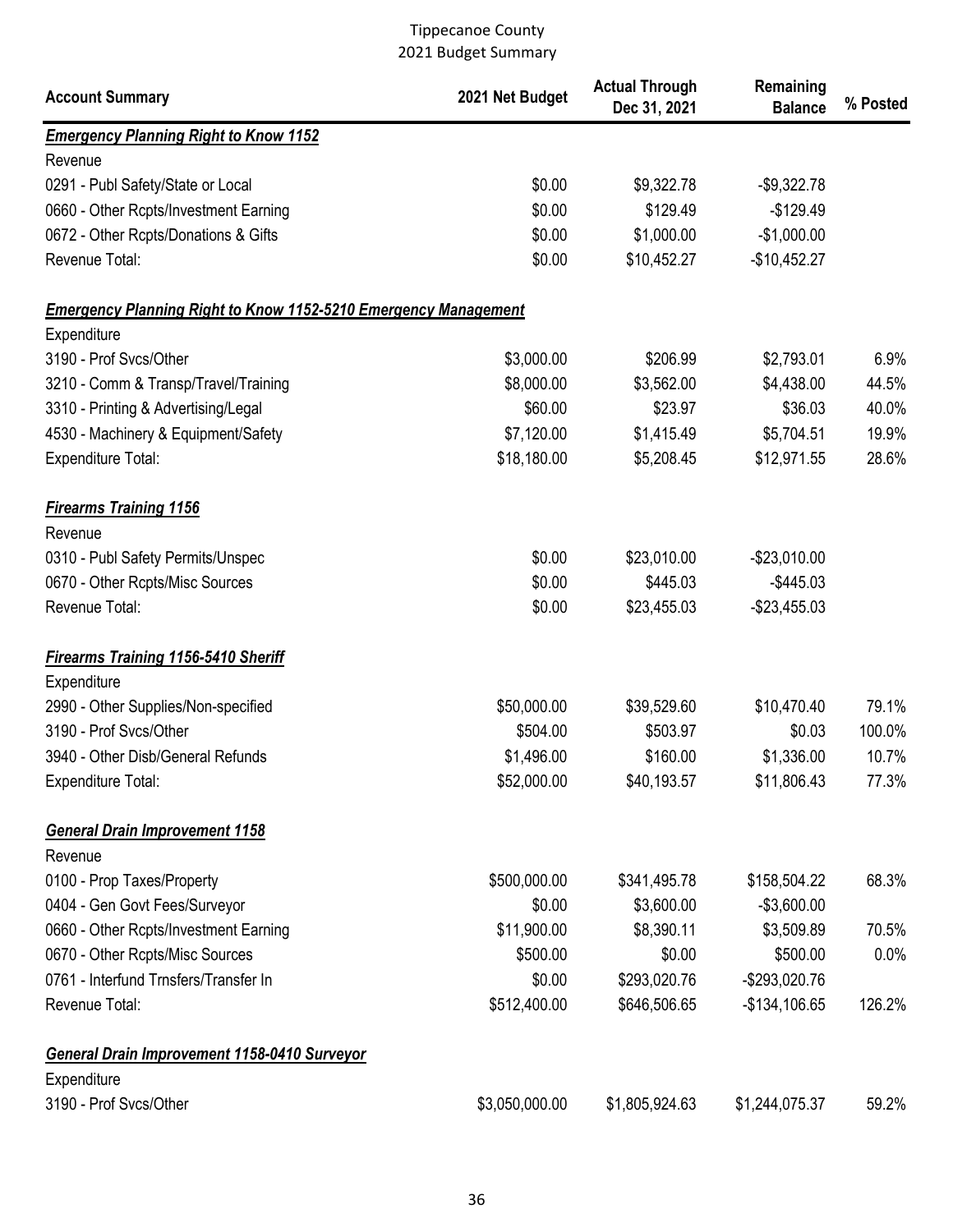Tippecanoe County
2021 Budget Summary

| Account Summary | 2021 Net Budget | Actual Through Dec 31, 2021 | Remaining Balance | % Posted |
|---|---|---|---|---|
| ***Emergency Planning Right to Know 1152*** | | | | |
| Revenue | | | | |
| 0291 - Publ Safety/State or Local | $0.00 | $9,322.78 | -$9,322.78 | |
| 0660 - Other Rcpts/Investment Earning | $0.00 | $129.49 | -$129.49 | |
| 0672 - Other Rcpts/Donations & Gifts | $0.00 | $1,000.00 | -$1,000.00 | |
| Revenue Total: | $0.00 | $10,452.27 | -$10,452.27 | |
| ***Emergency Planning Right to Know 1152-5210 Emergency Management*** | | | | |
| Expenditure | | | | |
| 3190 - Prof Svcs/Other | $3,000.00 | $206.99 | $2,793.01 | 6.9% |
| 3210 - Comm & Transp/Travel/Training | $8,000.00 | $3,562.00 | $4,438.00 | 44.5% |
| 3310 - Printing & Advertising/Legal | $60.00 | $23.97 | $36.03 | 40.0% |
| 4530 - Machinery & Equipment/Safety | $7,120.00 | $1,415.49 | $5,704.51 | 19.9% |
| Expenditure Total: | $18,180.00 | $5,208.45 | $12,971.55 | 28.6% |
| ***Firearms Training 1156*** | | | | |
| Revenue | | | | |
| 0310 - Publ Safety Permits/Unspec | $0.00 | $23,010.00 | -$23,010.00 | |
| 0670 - Other Rcpts/Misc Sources | $0.00 | $445.03 | -$445.03 | |
| Revenue Total: | $0.00 | $23,455.03 | -$23,455.03 | |
| ***Firearms Training 1156-5410 Sheriff*** | | | | |
| Expenditure | | | | |
| 2990 - Other Supplies/Non-specified | $50,000.00 | $39,529.60 | $10,470.40 | 79.1% |
| 3190 - Prof Svcs/Other | $504.00 | $503.97 | $0.03 | 100.0% |
| 3940 - Other Disb/General Refunds | $1,496.00 | $160.00 | $1,336.00 | 10.7% |
| Expenditure Total: | $52,000.00 | $40,193.57 | $11,806.43 | 77.3% |
| ***General Drain Improvement 1158*** | | | | |
| Revenue | | | | |
| 0100 - Prop Taxes/Property | $500,000.00 | $341,495.78 | $158,504.22 | 68.3% |
| 0404 - Gen Govt Fees/Surveyor | $0.00 | $3,600.00 | -$3,600.00 | |
| 0660 - Other Rcpts/Investment Earning | $11,900.00 | $8,390.11 | $3,509.89 | 70.5% |
| 0670 - Other Rcpts/Misc Sources | $500.00 | $0.00 | $500.00 | 0.0% |
| 0761 - Interfund Trnsfers/Transfer In | $0.00 | $293,020.76 | -$293,020.76 | |
| Revenue Total: | $512,400.00 | $646,506.65 | -$134,106.65 | 126.2% |
| ***General Drain Improvement 1158-0410 Surveyor*** | | | | |
| Expenditure | | | | |
| 3190 - Prof Svcs/Other | $3,050,000.00 | $1,805,924.63 | $1,244,075.37 | 59.2% |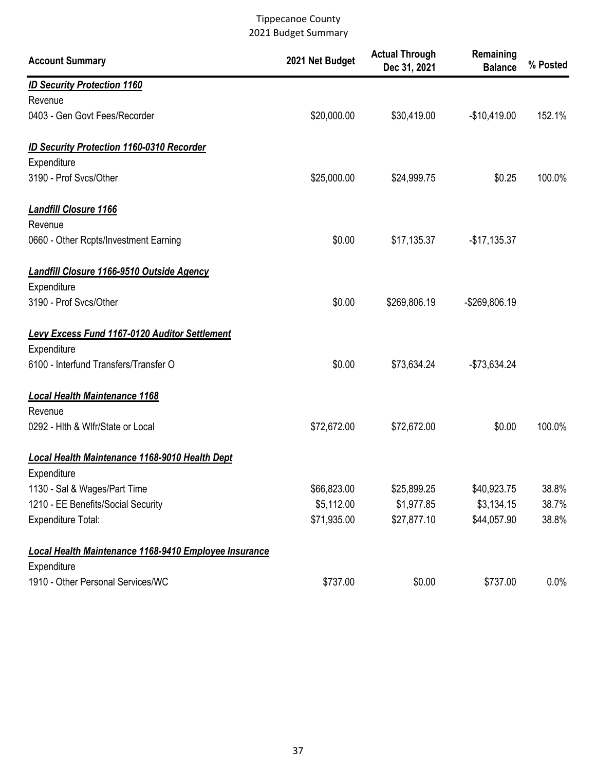Tippecanoe County
2021 Budget Summary

| Account Summary | 2021 Net Budget | Actual Through Dec 31, 2021 | Remaining Balance | % Posted |
|---|---|---|---|---|
| ***ID Security Protection 1160*** | | | | |
| Revenue | | | | |
| 0403 - Gen Govt Fees/Recorder | $20,000.00 | $30,419.00 | -$10,419.00 | 152.1% |
| ***ID Security Protection 1160-0310 Recorder*** | | | | |
| Expenditure | | | | |
| 3190 - Prof Svcs/Other | $25,000.00 | $24,999.75 | $0.25 | 100.0% |
| ***Landfill Closure 1166*** | | | | |
| Revenue | | | | |
| 0660 - Other Rcpts/Investment Earning | $0.00 | $17,135.37 | -$17,135.37 | |
| ***Landfill Closure 1166-9510 Outside Agency*** | | | | |
| Expenditure | | | | |
| 3190 - Prof Svcs/Other | $0.00 | $269,806.19 | -$269,806.19 | |
| ***Levy Excess Fund 1167-0120 Auditor Settlement*** | | | | |
| Expenditure | | | | |
| 6100 - Interfund Transfers/Transfer O | $0.00 | $73,634.24 | -$73,634.24 | |
| ***Local Health Maintenance 1168*** | | | | |
| Revenue | | | | |
| 0292 - Hlth & Wlfr/State or Local | $72,672.00 | $72,672.00 | $0.00 | 100.0% |
| ***Local Health Maintenance 1168-9010 Health Dept*** | | | | |
| Expenditure | | | | |
| 1130 - Sal & Wages/Part Time | $66,823.00 | $25,899.25 | $40,923.75 | 38.8% |
| 1210 - EE Benefits/Social Security | $5,112.00 | $1,977.85 | $3,134.15 | 38.7% |
| Expenditure Total: | $71,935.00 | $27,877.10 | $44,057.90 | 38.8% |
| ***Local Health Maintenance 1168-9410 Employee Insurance*** | | | | |
| Expenditure | | | | |
| 1910 - Other Personal Services/WC | $737.00 | $0.00 | $737.00 | 0.0% |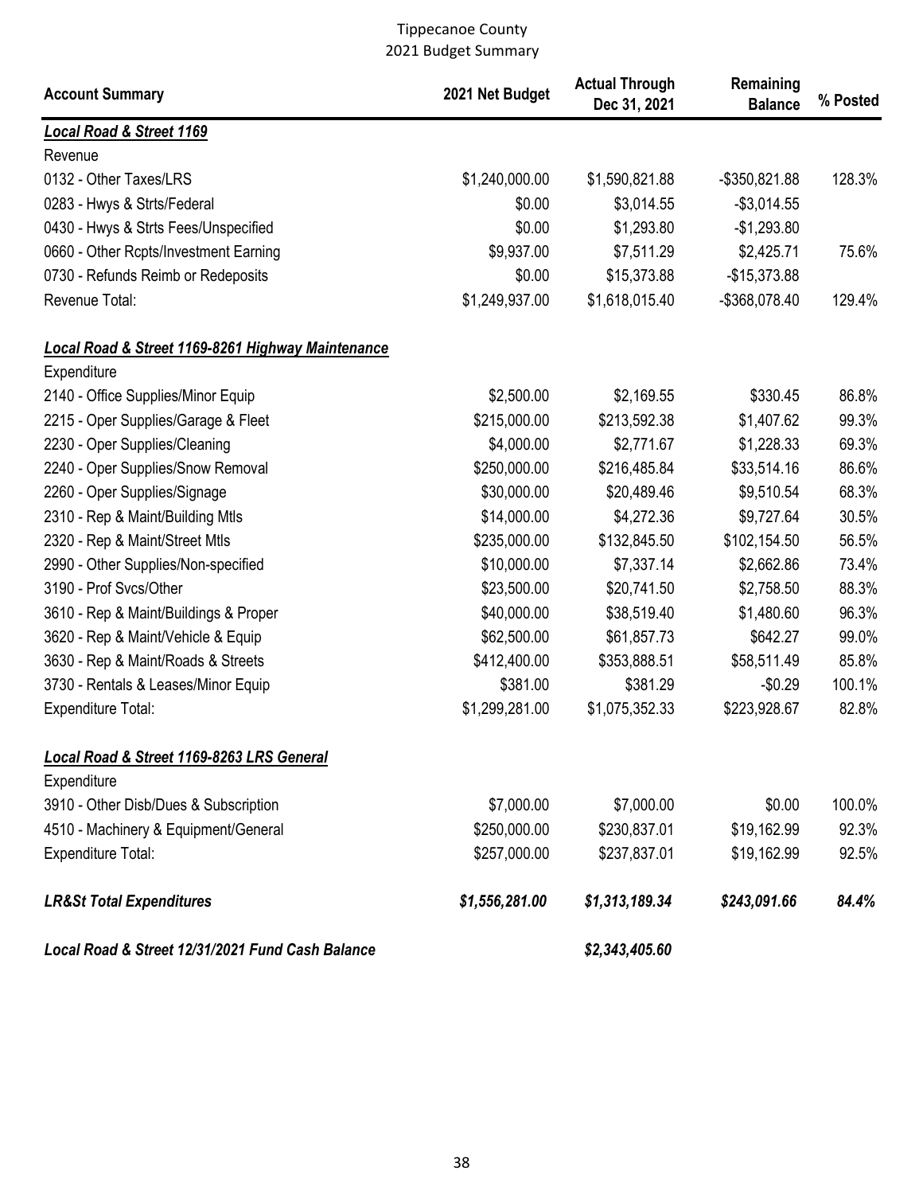Tippecanoe County
2021 Budget Summary

| Account Summary | 2021 Net Budget | Actual Through Dec 31, 2021 | Remaining Balance | % Posted |
|---|---|---|---|---|
| ***Local Road & Street 1169*** | | | | |
| Revenue | | | | |
| 0132 - Other Taxes/LRS | $1,240,000.00 | $1,590,821.88 | -$350,821.88 | 128.3% |
| 0283 - Hwys & Strts/Federal | $0.00 | $3,014.55 | -$3,014.55 | |
| 0430 - Hwys & Strts Fees/Unspecified | $0.00 | $1,293.80 | -$1,293.80 | |
| 0660 - Other Rcpts/Investment Earning | $9,937.00 | $7,511.29 | $2,425.71 | 75.6% |
| 0730 - Refunds Reimb or Redeposits | $0.00 | $15,373.88 | -$15,373.88 | |
| Revenue Total: | $1,249,937.00 | $1,618,015.40 | -$368,078.40 | 129.4% |
| ***Local Road & Street 1169-8261 Highway Maintenance*** | | | | |
| Expenditure | | | | |
| 2140 - Office Supplies/Minor Equip | $2,500.00 | $2,169.55 | $330.45 | 86.8% |
| 2215 - Oper Supplies/Garage & Fleet | $215,000.00 | $213,592.38 | $1,407.62 | 99.3% |
| 2230 - Oper Supplies/Cleaning | $4,000.00 | $2,771.67 | $1,228.33 | 69.3% |
| 2240 - Oper Supplies/Snow Removal | $250,000.00 | $216,485.84 | $33,514.16 | 86.6% |
| 2260 - Oper Supplies/Signage | $30,000.00 | $20,489.46 | $9,510.54 | 68.3% |
| 2310 - Rep & Maint/Building Mtls | $14,000.00 | $4,272.36 | $9,727.64 | 30.5% |
| 2320 - Rep & Maint/Street Mtls | $235,000.00 | $132,845.50 | $102,154.50 | 56.5% |
| 2990 - Other Supplies/Non-specified | $10,000.00 | $7,337.14 | $2,662.86 | 73.4% |
| 3190 - Prof Svcs/Other | $23,500.00 | $20,741.50 | $2,758.50 | 88.3% |
| 3610 - Rep & Maint/Buildings & Proper | $40,000.00 | $38,519.40 | $1,480.60 | 96.3% |
| 3620 - Rep & Maint/Vehicle & Equip | $62,500.00 | $61,857.73 | $642.27 | 99.0% |
| 3630 - Rep & Maint/Roads & Streets | $412,400.00 | $353,888.51 | $58,511.49 | 85.8% |
| 3730 - Rentals & Leases/Minor Equip | $381.00 | $381.29 | -$0.29 | 100.1% |
| Expenditure Total: | $1,299,281.00 | $1,075,352.33 | $223,928.67 | 82.8% |
| ***Local Road & Street 1169-8263 LRS General*** | | | | |
| Expenditure | | | | |
| 3910 - Other Disb/Dues & Subscription | $7,000.00 | $7,000.00 | $0.00 | 100.0% |
| 4510 - Machinery & Equipment/General | $250,000.00 | $230,837.01 | $19,162.99 | 92.3% |
| Expenditure Total: | $257,000.00 | $237,837.01 | $19,162.99 | 92.5% |
| ***LR&St Total Expenditures*** | ***$1,556,281.00*** | ***$1,313,189.34*** | ***$243,091.66*** | ***84.4%*** |
| ***Local Road & Street 12/31/2021 Fund Cash Balance*** | | ***$2,343,405.60*** | | |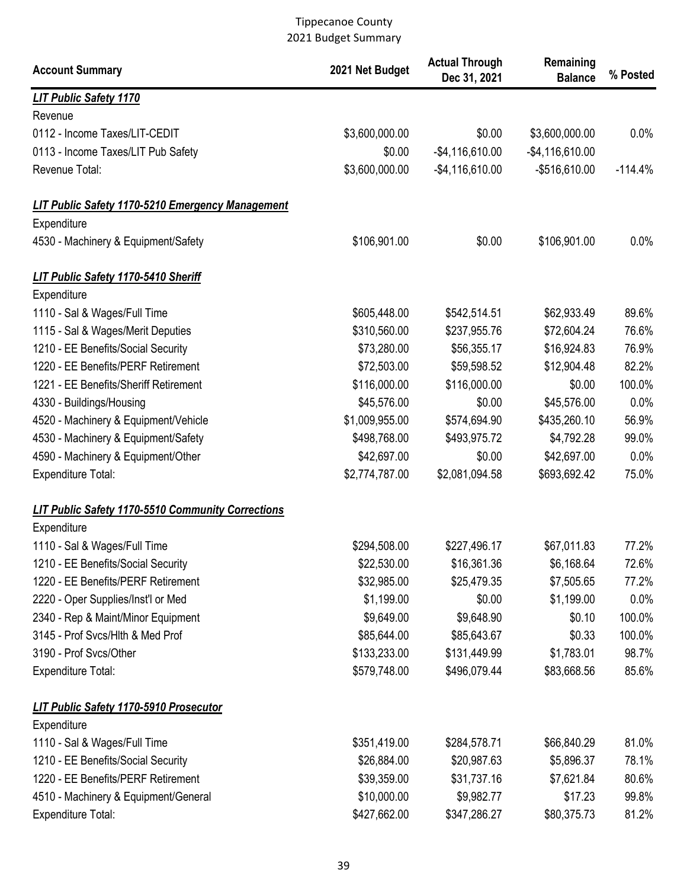# Tippecanoe County
## 2021 Budget Summary

| Account Summary | 2021 Net Budget | Actual Through Dec 31, 2021 | Remaining Balance | % Posted |
|---|---|---|---|---|
| ***LIT Public Safety 1170*** | | | | |
| Revenue | | | | |
| 0112 - Income Taxes/LIT-CEDIT | $3,600,000.00 | $0.00 | $3,600,000.00 | 0.0% |
| 0113 - Income Taxes/LIT Pub Safety | $0.00 | -$4,116,610.00 | -$4,116,610.00 | |
| Revenue Total: | $3,600,000.00 | -$4,116,610.00 | -$516,610.00 | -114.4% |
| ***LIT Public Safety 1170-5210 Emergency Management*** | | | | |
| Expenditure | | | | |
| 4530 - Machinery & Equipment/Safety | $106,901.00 | $0.00 | $106,901.00 | 0.0% |
| ***LIT Public Safety 1170-5410 Sheriff*** | | | | |
| Expenditure | | | | |
| 1110 - Sal & Wages/Full Time | $605,448.00 | $542,514.51 | $62,933.49 | 89.6% |
| 1115 - Sal & Wages/Merit Deputies | $310,560.00 | $237,955.76 | $72,604.24 | 76.6% |
| 1210 - EE Benefits/Social Security | $73,280.00 | $56,355.17 | $16,924.83 | 76.9% |
| 1220 - EE Benefits/PERF Retirement | $72,503.00 | $59,598.52 | $12,904.48 | 82.2% |
| 1221 - EE Benefits/Sheriff Retirement | $116,000.00 | $116,000.00 | $0.00 | 100.0% |
| 4330 - Buildings/Housing | $45,576.00 | $0.00 | $45,576.00 | 0.0% |
| 4520 - Machinery & Equipment/Vehicle | $1,009,955.00 | $574,694.90 | $435,260.10 | 56.9% |
| 4530 - Machinery & Equipment/Safety | $498,768.00 | $493,975.72 | $4,792.28 | 99.0% |
| 4590 - Machinery & Equipment/Other | $42,697.00 | $0.00 | $42,697.00 | 0.0% |
| Expenditure Total: | $2,774,787.00 | $2,081,094.58 | $693,692.42 | 75.0% |
| ***LIT Public Safety 1170-5510 Community Corrections*** | | | | |
| Expenditure | | | | |
| 1110 - Sal & Wages/Full Time | $294,508.00 | $227,496.17 | $67,011.83 | 77.2% |
| 1210 - EE Benefits/Social Security | $22,530.00 | $16,361.36 | $6,168.64 | 72.6% |
| 1220 - EE Benefits/PERF Retirement | $32,985.00 | $25,479.35 | $7,505.65 | 77.2% |
| 2220 - Oper Supplies/Inst'l or Med | $1,199.00 | $0.00 | $1,199.00 | 0.0% |
| 2340 - Rep & Maint/Minor Equipment | $9,649.00 | $9,648.90 | $0.10 | 100.0% |
| 3145 - Prof Svcs/Hlth & Med Prof | $85,644.00 | $85,643.67 | $0.33 | 100.0% |
| 3190 - Prof Svcs/Other | $133,233.00 | $131,449.99 | $1,783.01 | 98.7% |
| Expenditure Total: | $579,748.00 | $496,079.44 | $83,668.56 | 85.6% |
| ***LIT Public Safety 1170-5910 Prosecutor*** | | | | |
| Expenditure | | | | |
| 1110 - Sal & Wages/Full Time | $351,419.00 | $284,578.71 | $66,840.29 | 81.0% |
| 1210 - EE Benefits/Social Security | $26,884.00 | $20,987.63 | $5,896.37 | 78.1% |
| 1220 - EE Benefits/PERF Retirement | $39,359.00 | $31,737.16 | $7,621.84 | 80.6% |
| 4510 - Machinery & Equipment/General | $10,000.00 | $9,982.77 | $17.23 | 99.8% |
| Expenditure Total: | $427,662.00 | $347,286.27 | $80,375.73 | 81.2% |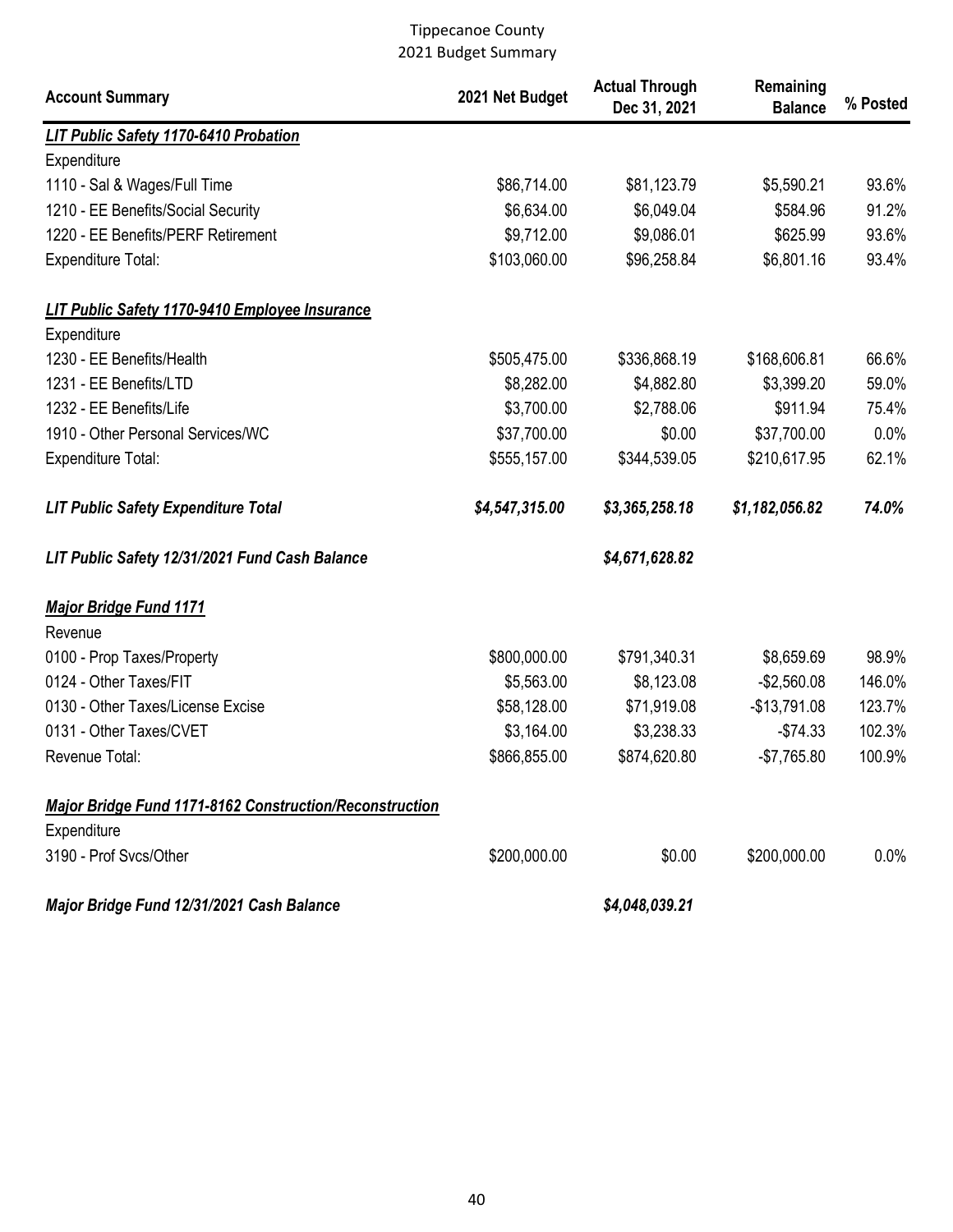Tippecanoe County
2021 Budget Summary

| Account Summary | 2021 Net Budget | Actual Through Dec 31, 2021 | Remaining Balance | % Posted |
|---|---|---|---|---|
| ***LIT Public Safety 1170-6410 Probation*** | | | | |
| Expenditure | | | | |
| 1110 - Sal & Wages/Full Time | $86,714.00 | $81,123.79 | $5,590.21 | 93.6% |
| 1210 - EE Benefits/Social Security | $6,634.00 | $6,049.04 | $584.96 | 91.2% |
| 1220 - EE Benefits/PERF Retirement | $9,712.00 | $9,086.01 | $625.99 | 93.6% |
| Expenditure Total: | $103,060.00 | $96,258.84 | $6,801.16 | 93.4% |
| ***LIT Public Safety 1170-9410 Employee Insurance*** | | | | |
| Expenditure | | | | |
| 1230 - EE Benefits/Health | $505,475.00 | $336,868.19 | $168,606.81 | 66.6% |
| 1231 - EE Benefits/LTD | $8,282.00 | $4,882.80 | $3,399.20 | 59.0% |
| 1232 - EE Benefits/Life | $3,700.00 | $2,788.06 | $911.94 | 75.4% |
| 1910 - Other Personal Services/WC | $37,700.00 | $0.00 | $37,700.00 | 0.0% |
| Expenditure Total: | $555,157.00 | $344,539.05 | $210,617.95 | 62.1% |
| ***LIT Public Safety Expenditure Total*** | ***$4,547,315.00*** | ***$3,365,258.18*** | ***$1,182,056.82*** | ***74.0%*** |
| ***LIT Public Safety 12/31/2021 Fund Cash Balance*** | | ***$4,671,628.82*** | | |
| ***Major Bridge Fund 1171*** | | | | |
| Revenue | | | | |
| 0100 - Prop Taxes/Property | $800,000.00 | $791,340.31 | $8,659.69 | 98.9% |
| 0124 - Other Taxes/FIT | $5,563.00 | $8,123.08 | -$2,560.08 | 146.0% |
| 0130 - Other Taxes/License Excise | $58,128.00 | $71,919.08 | -$13,791.08 | 123.7% |
| 0131 - Other Taxes/CVET | $3,164.00 | $3,238.33 | -$74.33 | 102.3% |
| Revenue Total: | $866,855.00 | $874,620.80 | -$7,765.80 | 100.9% |
| ***Major Bridge Fund 1171-8162 Construction/Reconstruction*** | | | | |
| Expenditure | | | | |
| 3190 - Prof Svcs/Other | $200,000.00 | $0.00 | $200,000.00 | 0.0% |
| ***Major Bridge Fund 12/31/2021 Cash Balance*** | | ***$4,048,039.21*** | | |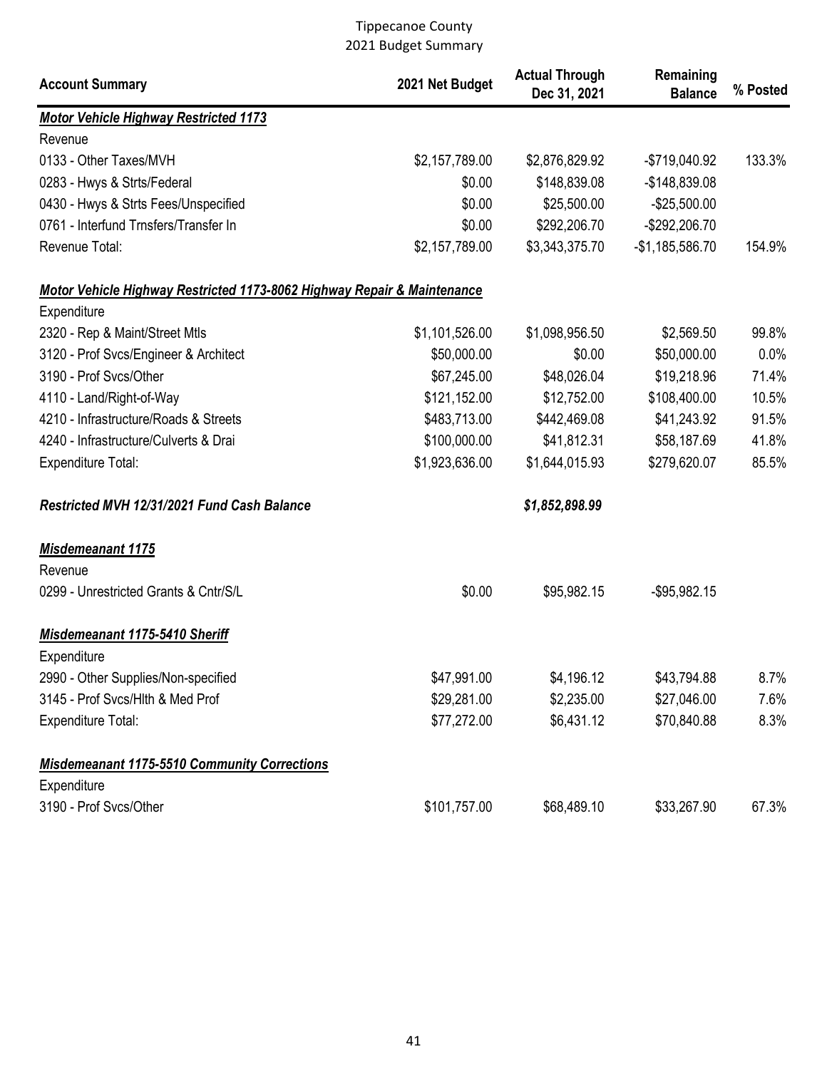Tippecanoe County
2021 Budget Summary

| Account Summary | 2021 Net Budget | Actual Through Dec 31, 2021 | Remaining Balance | % Posted |
|---|---|---|---|---|
| ***Motor Vehicle Highway Restricted 1173*** | | | | |
| Revenue | | | | |
| 0133 - Other Taxes/MVH | $2,157,789.00 | $2,876,829.92 | -$719,040.92 | 133.3% |
| 0283 - Hwys & Strts/Federal | $0.00 | $148,839.08 | -$148,839.08 | |
| 0430 - Hwys & Strts Fees/Unspecified | $0.00 | $25,500.00 | -$25,500.00 | |
| 0761 - Interfund Trnsfers/Transfer In | $0.00 | $292,206.70 | -$292,206.70 | |
| Revenue Total: | $2,157,789.00 | $3,343,375.70 | -$1,185,586.70 | 154.9% |
| ***Motor Vehicle Highway Restricted 1173-8062 Highway Repair & Maintenance*** | | | | |
| Expenditure | | | | |
| 2320 - Rep & Maint/Street Mtls | $1,101,526.00 | $1,098,956.50 | $2,569.50 | 99.8% |
| 3120 - Prof Svcs/Engineer & Architect | $50,000.00 | $0.00 | $50,000.00 | 0.0% |
| 3190 - Prof Svcs/Other | $67,245.00 | $48,026.04 | $19,218.96 | 71.4% |
| 4110 - Land/Right-of-Way | $121,152.00 | $12,752.00 | $108,400.00 | 10.5% |
| 4210 - Infrastructure/Roads & Streets | $483,713.00 | $442,469.08 | $41,243.92 | 91.5% |
| 4240 - Infrastructure/Culverts & Drai | $100,000.00 | $41,812.31 | $58,187.69 | 41.8% |
| Expenditure Total: | $1,923,636.00 | $1,644,015.93 | $279,620.07 | 85.5% |
| ***Restricted MVH 12/31/2021 Fund Cash Balance*** | | ***$1,852,898.99*** | | |
| ***Misdemeanant 1175*** | | | | |
| Revenue | | | | |
| 0299 - Unrestricted Grants & Cntr/S/L | $0.00 | $95,982.15 | -$95,982.15 | |
| ***Misdemeanant 1175-5410 Sheriff*** | | | | |
| Expenditure | | | | |
| 2990 - Other Supplies/Non-specified | $47,991.00 | $4,196.12 | $43,794.88 | 8.7% |
| 3145 - Prof Svcs/Hlth & Med Prof | $29,281.00 | $2,235.00 | $27,046.00 | 7.6% |
| Expenditure Total: | $77,272.00 | $6,431.12 | $70,840.88 | 8.3% |
| ***Misdemeanant 1175-5510 Community Corrections*** | | | | |
| Expenditure | | | | |
| 3190 - Prof Svcs/Other | $101,757.00 | $68,489.10 | $33,267.90 | 67.3% |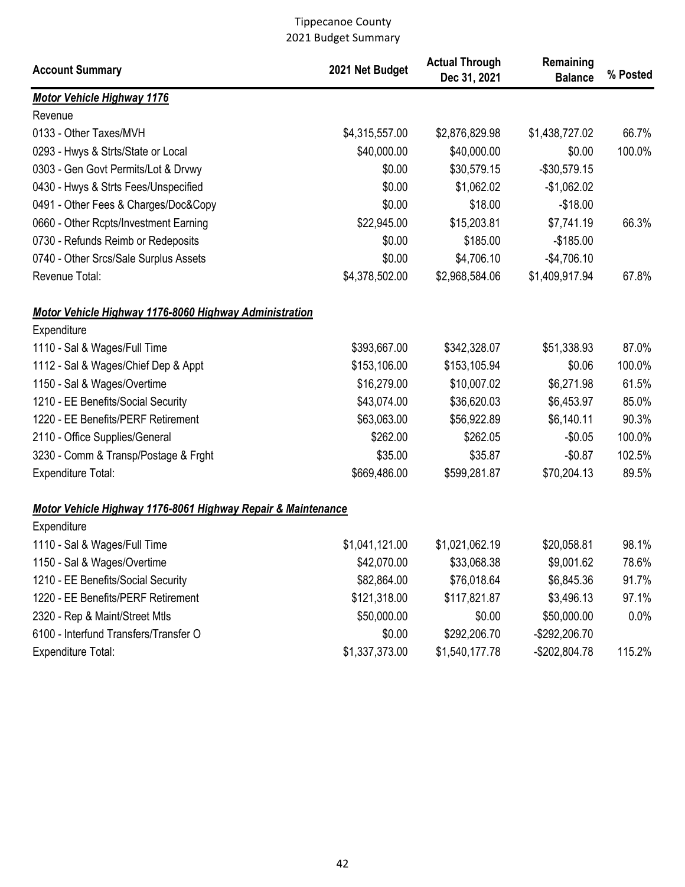Tippecanoe County
2021 Budget Summary

| Account Summary | 2021 Net Budget | Actual Through Dec 31, 2021 | Remaining Balance | % Posted |
|---|---|---|---|---|
| ***Motor Vehicle Highway 1176*** | | | | |
| Revenue | | | | |
| 0133 - Other Taxes/MVH | $4,315,557.00 | $2,876,829.98 | $1,438,727.02 | 66.7% |
| 0293 - Hwys & Strts/State or Local | $40,000.00 | $40,000.00 | $0.00 | 100.0% |
| 0303 - Gen Govt Permits/Lot & Drvwy | $0.00 | $30,579.15 | -$30,579.15 | |
| 0430 - Hwys & Strts Fees/Unspecified | $0.00 | $1,062.02 | -$1,062.02 | |
| 0491 - Other Fees & Charges/Doc&Copy | $0.00 | $18.00 | -$18.00 | |
| 0660 - Other Rcpts/Investment Earning | $22,945.00 | $15,203.81 | $7,741.19 | 66.3% |
| 0730 - Refunds Reimb or Redeposits | $0.00 | $185.00 | -$185.00 | |
| 0740 - Other Srcs/Sale Surplus Assets | $0.00 | $4,706.10 | -$4,706.10 | |
| Revenue Total: | $4,378,502.00 | $2,968,584.06 | $1,409,917.94 | 67.8% |
| ***Motor Vehicle Highway 1176-8060 Highway Administration*** | | | | |
| Expenditure | | | | |
| 1110 - Sal & Wages/Full Time | $393,667.00 | $342,328.07 | $51,338.93 | 87.0% |
| 1112 - Sal & Wages/Chief Dep & Appt | $153,106.00 | $153,105.94 | $0.06 | 100.0% |
| 1150 - Sal & Wages/Overtime | $16,279.00 | $10,007.02 | $6,271.98 | 61.5% |
| 1210 - EE Benefits/Social Security | $43,074.00 | $36,620.03 | $6,453.97 | 85.0% |
| 1220 - EE Benefits/PERF Retirement | $63,063.00 | $56,922.89 | $6,140.11 | 90.3% |
| 2110 - Office Supplies/General | $262.00 | $262.05 | -$0.05 | 100.0% |
| 3230 - Comm & Transp/Postage & Frght | $35.00 | $35.87 | -$0.87 | 102.5% |
| Expenditure Total: | $669,486.00 | $599,281.87 | $70,204.13 | 89.5% |
| ***Motor Vehicle Highway 1176-8061 Highway Repair & Maintenance*** | | | | |
| Expenditure | | | | |
| 1110 - Sal & Wages/Full Time | $1,041,121.00 | $1,021,062.19 | $20,058.81 | 98.1% |
| 1150 - Sal & Wages/Overtime | $42,070.00 | $33,068.38 | $9,001.62 | 78.6% |
| 1210 - EE Benefits/Social Security | $82,864.00 | $76,018.64 | $6,845.36 | 91.7% |
| 1220 - EE Benefits/PERF Retirement | $121,318.00 | $117,821.87 | $3,496.13 | 97.1% |
| 2320 - Rep & Maint/Street Mtls | $50,000.00 | $0.00 | $50,000.00 | 0.0% |
| 6100 - Interfund Transfers/Transfer O | $0.00 | $292,206.70 | -$292,206.70 | |
| Expenditure Total: | $1,337,373.00 | $1,540,177.78 | -$202,804.78 | 115.2% |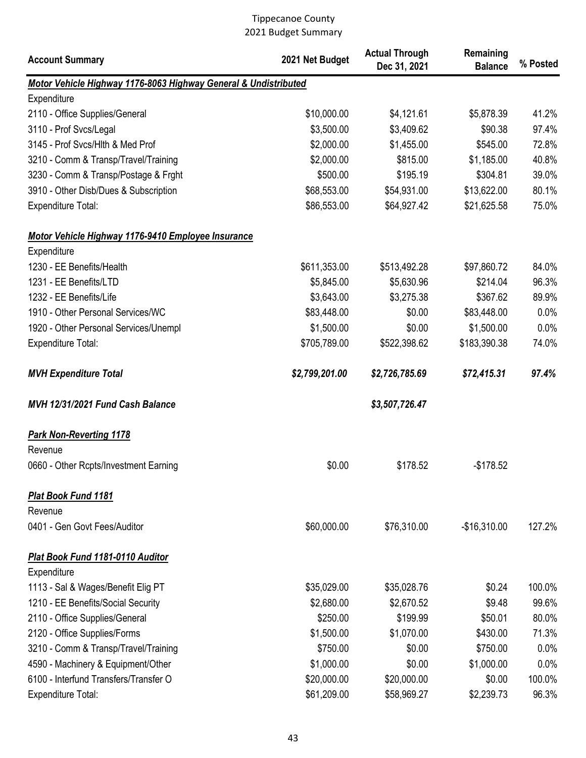# Tippecanoe County
## 2021 Budget Summary

| Account Summary | 2021 Net Budget | Actual Through Dec 31, 2021 | Remaining Balance | % Posted |
|---|---|---|---|---|
| ***Motor Vehicle Highway 1176-8063 Highway General & Undistributed*** | | | | |
| Expenditure | | | | |
| 2110 - Office Supplies/General | $10,000.00 | $4,121.61 | $5,878.39 | 41.2% |
| 3110 - Prof Svcs/Legal | $3,500.00 | $3,409.62 | $90.38 | 97.4% |
| 3145 - Prof Svcs/Hlth & Med Prof | $2,000.00 | $1,455.00 | $545.00 | 72.8% |
| 3210 - Comm & Transp/Travel/Training | $2,000.00 | $815.00 | $1,185.00 | 40.8% |
| 3230 - Comm & Transp/Postage & Frght | $500.00 | $195.19 | $304.81 | 39.0% |
| 3910 - Other Disb/Dues & Subscription | $68,553.00 | $54,931.00 | $13,622.00 | 80.1% |
| Expenditure Total: | $86,553.00 | $64,927.42 | $21,625.58 | 75.0% |
| ***Motor Vehicle Highway 1176-9410 Employee Insurance*** | | | | |
| Expenditure | | | | |
| 1230 - EE Benefits/Health | $611,353.00 | $513,492.28 | $97,860.72 | 84.0% |
| 1231 - EE Benefits/LTD | $5,845.00 | $5,630.96 | $214.04 | 96.3% |
| 1232 - EE Benefits/Life | $3,643.00 | $3,275.38 | $367.62 | 89.9% |
| 1910 - Other Personal Services/WC | $83,448.00 | $0.00 | $83,448.00 | 0.0% |
| 1920 - Other Personal Services/Unempl | $1,500.00 | $0.00 | $1,500.00 | 0.0% |
| Expenditure Total: | $705,789.00 | $522,398.62 | $183,390.38 | 74.0% |
| ***MVH Expenditure Total*** | ***$2,799,201.00*** | ***$2,726,785.69*** | ***$72,415.31*** | ***97.4%*** |
| ***MVH 12/31/2021 Fund Cash Balance*** | | ***$3,507,726.47*** | | |
| ***Park Non-Reverting 1178*** | | | | |
| Revenue | | | | |
| 0660 - Other Rcpts/Investment Earning | $0.00 | $178.52 | -$178.52 | |
| ***Plat Book Fund 1181*** | | | | |
| Revenue | | | | |
| 0401 - Gen Govt Fees/Auditor | $60,000.00 | $76,310.00 | -$16,310.00 | 127.2% |
| ***Plat Book Fund 1181-0110 Auditor*** | | | | |
| Expenditure | | | | |
| 1113 - Sal & Wages/Benefit Elig PT | $35,029.00 | $35,028.76 | $0.24 | 100.0% |
| 1210 - EE Benefits/Social Security | $2,680.00 | $2,670.52 | $9.48 | 99.6% |
| 2110 - Office Supplies/General | $250.00 | $199.99 | $50.01 | 80.0% |
| 2120 - Office Supplies/Forms | $1,500.00 | $1,070.00 | $430.00 | 71.3% |
| 3210 - Comm & Transp/Travel/Training | $750.00 | $0.00 | $750.00 | 0.0% |
| 4590 - Machinery & Equipment/Other | $1,000.00 | $0.00 | $1,000.00 | 0.0% |
| 6100 - Interfund Transfers/Transfer O | $20,000.00 | $20,000.00 | $0.00 | 100.0% |
| Expenditure Total: | $61,209.00 | $58,969.27 | $2,239.73 | 96.3% |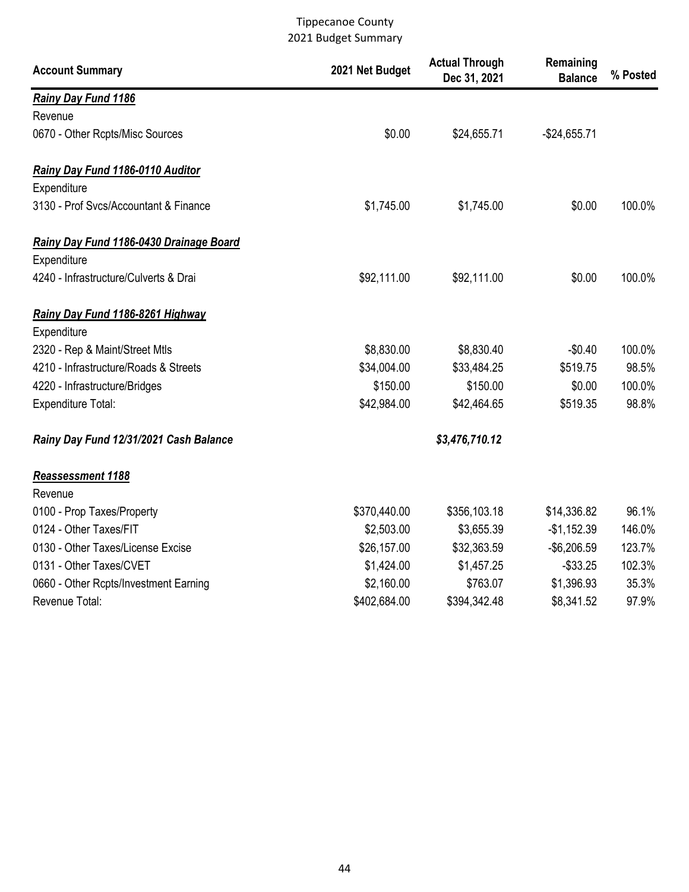Tippecanoe County
2021 Budget Summary

| Account Summary | 2021 Net Budget | Actual Through Dec 31, 2021 | Remaining Balance | % Posted |
|---|---|---|---|---|
| ***Rainy Day Fund 1186*** | | | | |
| Revenue | | | | |
| 0670 - Other Rcpts/Misc Sources | $0.00 | $24,655.71 | -$24,655.71 | |
| ***Rainy Day Fund 1186-0110 Auditor*** | | | | |
| Expenditure | | | | |
| 3130 - Prof Svcs/Accountant & Finance | $1,745.00 | $1,745.00 | $0.00 | 100.0% |
| ***Rainy Day Fund 1186-0430 Drainage Board*** | | | | |
| Expenditure | | | | |
| 4240 - Infrastructure/Culverts & Drai | $92,111.00 | $92,111.00 | $0.00 | 100.0% |
| ***Rainy Day Fund 1186-8261 Highway*** | | | | |
| Expenditure | | | | |
| 2320 - Rep & Maint/Street Mtls | $8,830.00 | $8,830.40 | -$0.40 | 100.0% |
| 4210 - Infrastructure/Roads & Streets | $34,004.00 | $33,484.25 | $519.75 | 98.5% |
| 4220 - Infrastructure/Bridges | $150.00 | $150.00 | $0.00 | 100.0% |
| Expenditure Total: | $42,984.00 | $42,464.65 | $519.35 | 98.8% |
| ***Rainy Day Fund 12/31/2021 Cash Balance*** | | ***$3,476,710.12*** | | |
| ***Reassessment 1188*** | | | | |
| Revenue | | | | |
| 0100 - Prop Taxes/Property | $370,440.00 | $356,103.18 | $14,336.82 | 96.1% |
| 0124 - Other Taxes/FIT | $2,503.00 | $3,655.39 | -$1,152.39 | 146.0% |
| 0130 - Other Taxes/License Excise | $26,157.00 | $32,363.59 | -$6,206.59 | 123.7% |
| 0131 - Other Taxes/CVET | $1,424.00 | $1,457.25 | -$33.25 | 102.3% |
| 0660 - Other Rcpts/Investment Earning | $2,160.00 | $763.07 | $1,396.93 | 35.3% |
| Revenue Total: | $402,684.00 | $394,342.48 | $8,341.52 | 97.9% |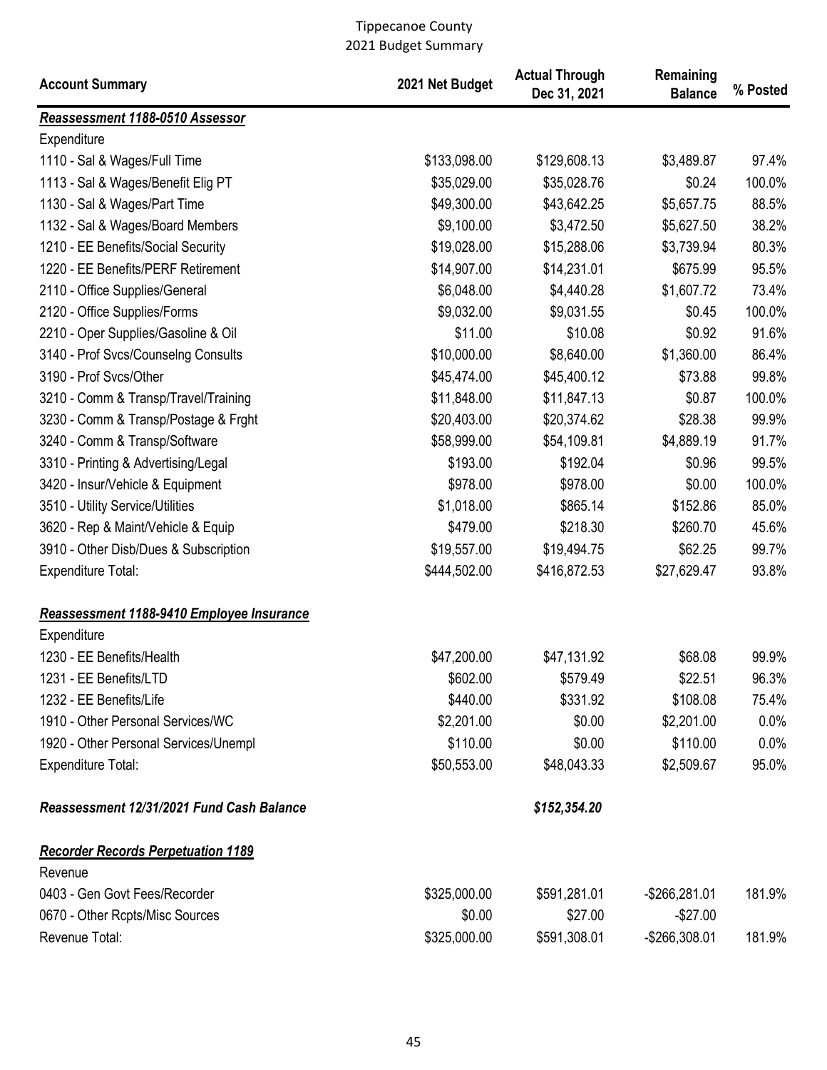Tippecanoe County
2021 Budget Summary

| Account Summary | 2021 Net Budget | Actual Through Dec 31, 2021 | Remaining Balance | % Posted |
|---|---|---|---|---|
| ***Reassessment 1188-0510 Assessor*** | | | | |
| Expenditure | | | | |
| 1110 - Sal & Wages/Full Time | $133,098.00 | $129,608.13 | $3,489.87 | 97.4% |
| 1113 - Sal & Wages/Benefit Elig PT | $35,029.00 | $35,028.76 | $0.24 | 100.0% |
| 1130 - Sal & Wages/Part Time | $49,300.00 | $43,642.25 | $5,657.75 | 88.5% |
| 1132 - Sal & Wages/Board Members | $9,100.00 | $3,472.50 | $5,627.50 | 38.2% |
| 1210 - EE Benefits/Social Security | $19,028.00 | $15,288.06 | $3,739.94 | 80.3% |
| 1220 - EE Benefits/PERF Retirement | $14,907.00 | $14,231.01 | $675.99 | 95.5% |
| 2110 - Office Supplies/General | $6,048.00 | $4,440.28 | $1,607.72 | 73.4% |
| 2120 - Office Supplies/Forms | $9,032.00 | $9,031.55 | $0.45 | 100.0% |
| 2210 - Oper Supplies/Gasoline & Oil | $11.00 | $10.08 | $0.92 | 91.6% |
| 3140 - Prof Svcs/Counselng Consults | $10,000.00 | $8,640.00 | $1,360.00 | 86.4% |
| 3190 - Prof Svcs/Other | $45,474.00 | $45,400.12 | $73.88 | 99.8% |
| 3210 - Comm & Transp/Travel/Training | $11,848.00 | $11,847.13 | $0.87 | 100.0% |
| 3230 - Comm & Transp/Postage & Frght | $20,403.00 | $20,374.62 | $28.38 | 99.9% |
| 3240 - Comm & Transp/Software | $58,999.00 | $54,109.81 | $4,889.19 | 91.7% |
| 3310 - Printing & Advertising/Legal | $193.00 | $192.04 | $0.96 | 99.5% |
| 3420 - Insur/Vehicle & Equipment | $978.00 | $978.00 | $0.00 | 100.0% |
| 3510 - Utility Service/Utilities | $1,018.00 | $865.14 | $152.86 | 85.0% |
| 3620 - Rep & Maint/Vehicle & Equip | $479.00 | $218.30 | $260.70 | 45.6% |
| 3910 - Other Disb/Dues & Subscription | $19,557.00 | $19,494.75 | $62.25 | 99.7% |
| Expenditure Total: | $444,502.00 | $416,872.53 | $27,629.47 | 93.8% |
| ***Reassessment 1188-9410 Employee Insurance*** | | | | |
| Expenditure | | | | |
| 1230 - EE Benefits/Health | $47,200.00 | $47,131.92 | $68.08 | 99.9% |
| 1231 - EE Benefits/LTD | $602.00 | $579.49 | $22.51 | 96.3% |
| 1232 - EE Benefits/Life | $440.00 | $331.92 | $108.08 | 75.4% |
| 1910 - Other Personal Services/WC | $2,201.00 | $0.00 | $2,201.00 | 0.0% |
| 1920 - Other Personal Services/Unempl | $110.00 | $0.00 | $110.00 | 0.0% |
| Expenditure Total: | $50,553.00 | $48,043.33 | $2,509.67 | 95.0% |
| ***Reassessment 12/31/2021 Fund Cash Balance*** | | ***$152,354.20*** | | |
| ***Recorder Records Perpetuation 1189*** | | | | |
| Revenue | | | | |
| 0403 - Gen Govt Fees/Recorder | $325,000.00 | $591,281.01 | -$266,281.01 | 181.9% |
| 0670 - Other Rcpts/Misc Sources | $0.00 | $27.00 | -$27.00 | |
| Revenue Total: | $325,000.00 | $591,308.01 | -$266,308.01 | 181.9% |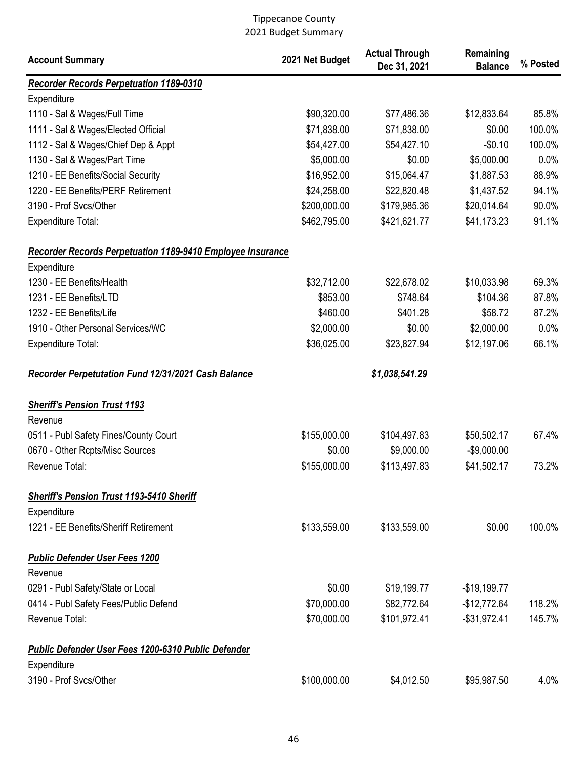Tippecanoe County
2021 Budget Summary

| Account Summary | 2021 Net Budget | Actual Through Dec 31, 2021 | Remaining Balance | % Posted |
|---|---|---|---|---|
| ***Recorder Records Perpetuation 1189-0310*** | | | | |
| Expenditure | | | | |
| 1110 - Sal & Wages/Full Time | $90,320.00 | $77,486.36 | $12,833.64 | 85.8% |
| 1111 - Sal & Wages/Elected Official | $71,838.00 | $71,838.00 | $0.00 | 100.0% |
| 1112 - Sal & Wages/Chief Dep & Appt | $54,427.00 | $54,427.10 | -$0.10 | 100.0% |
| 1130 - Sal & Wages/Part Time | $5,000.00 | $0.00 | $5,000.00 | 0.0% |
| 1210 - EE Benefits/Social Security | $16,952.00 | $15,064.47 | $1,887.53 | 88.9% |
| 1220 - EE Benefits/PERF Retirement | $24,258.00 | $22,820.48 | $1,437.52 | 94.1% |
| 3190 - Prof Svcs/Other | $200,000.00 | $179,985.36 | $20,014.64 | 90.0% |
| Expenditure Total: | $462,795.00 | $421,621.77 | $41,173.23 | 91.1% |
| ***Recorder Records Perpetuation 1189-9410 Employee Insurance*** | | | | |
| Expenditure | | | | |
| 1230 - EE Benefits/Health | $32,712.00 | $22,678.02 | $10,033.98 | 69.3% |
| 1231 - EE Benefits/LTD | $853.00 | $748.64 | $104.36 | 87.8% |
| 1232 - EE Benefits/Life | $460.00 | $401.28 | $58.72 | 87.2% |
| 1910 - Other Personal Services/WC | $2,000.00 | $0.00 | $2,000.00 | 0.0% |
| Expenditure Total: | $36,025.00 | $23,827.94 | $12,197.06 | 66.1% |
| ***Recorder Perpetutation Fund 12/31/2021 Cash Balance*** | | ***$1,038,541.29*** | | |
| ***Sheriff's Pension Trust 1193*** | | | | |
| Revenue | | | | |
| 0511 - Publ Safety Fines/County Court | $155,000.00 | $104,497.83 | $50,502.17 | 67.4% |
| 0670 - Other Rcpts/Misc Sources | $0.00 | $9,000.00 | -$9,000.00 | |
| Revenue Total: | $155,000.00 | $113,497.83 | $41,502.17 | 73.2% |
| ***Sheriff's Pension Trust 1193-5410 Sheriff*** | | | | |
| Expenditure | | | | |
| 1221 - EE Benefits/Sheriff Retirement | $133,559.00 | $133,559.00 | $0.00 | 100.0% |
| ***Public Defender User Fees 1200*** | | | | |
| Revenue | | | | |
| 0291 - Publ Safety/State or Local | $0.00 | $19,199.77 | -$19,199.77 | |
| 0414 - Publ Safety Fees/Public Defend | $70,000.00 | $82,772.64 | -$12,772.64 | 118.2% |
| Revenue Total: | $70,000.00 | $101,972.41 | -$31,972.41 | 145.7% |
| ***Public Defender User Fees 1200-6310 Public Defender*** | | | | |
| Expenditure | | | | |
| 3190 - Prof Svcs/Other | $100,000.00 | $4,012.50 | $95,987.50 | 4.0% |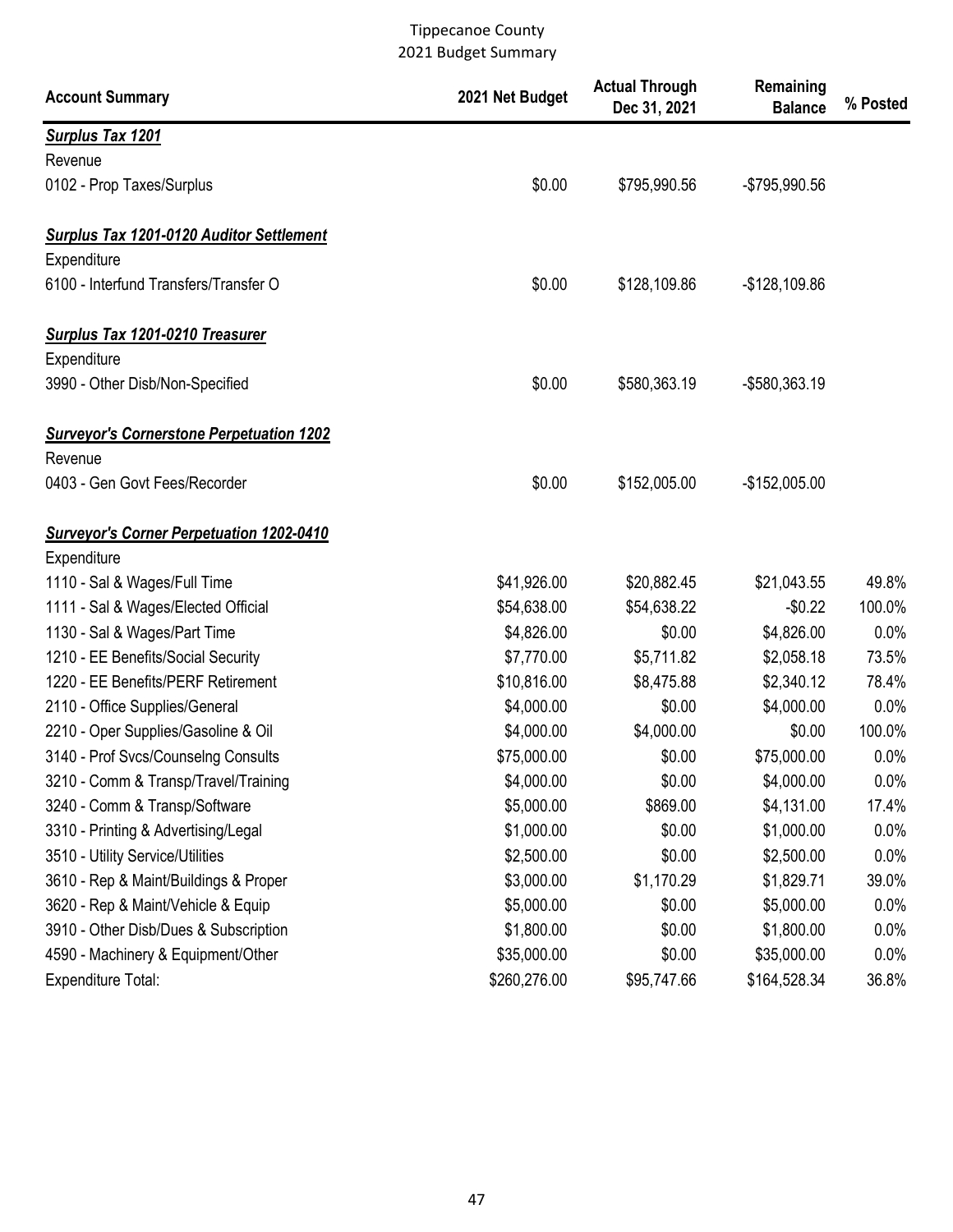Tippecanoe County
2021 Budget Summary

| Account Summary | 2021 Net Budget | Actual Through Dec 31, 2021 | Remaining Balance | % Posted |
|---|---|---|---|---|
| ***Surplus Tax 1201*** | | | | |
| Revenue | | | | |
| 0102 - Prop Taxes/Surplus | $0.00 | $795,990.56 | -$795,990.56 | |
| ***Surplus Tax 1201-0120 Auditor Settlement*** | | | | |
| Expenditure | | | | |
| 6100 - Interfund Transfers/Transfer O | $0.00 | $128,109.86 | -$128,109.86 | |
| ***Surplus Tax 1201-0210 Treasurer*** | | | | |
| Expenditure | | | | |
| 3990 - Other Disb/Non-Specified | $0.00 | $580,363.19 | -$580,363.19 | |
| ***Surveyor's Cornerstone Perpetuation 1202*** | | | | |
| Revenue | | | | |
| 0403 - Gen Govt Fees/Recorder | $0.00 | $152,005.00 | -$152,005.00 | |
| ***Surveyor's Corner Perpetuation 1202-0410*** | | | | |
| Expenditure | | | | |
| 1110 - Sal & Wages/Full Time | $41,926.00 | $20,882.45 | $21,043.55 | 49.8% |
| 1111 - Sal & Wages/Elected Official | $54,638.00 | $54,638.22 | -$0.22 | 100.0% |
| 1130 - Sal & Wages/Part Time | $4,826.00 | $0.00 | $4,826.00 | 0.0% |
| 1210 - EE Benefits/Social Security | $7,770.00 | $5,711.82 | $2,058.18 | 73.5% |
| 1220 - EE Benefits/PERF Retirement | $10,816.00 | $8,475.88 | $2,340.12 | 78.4% |
| 2110 - Office Supplies/General | $4,000.00 | $0.00 | $4,000.00 | 0.0% |
| 2210 - Oper Supplies/Gasoline & Oil | $4,000.00 | $4,000.00 | $0.00 | 100.0% |
| 3140 - Prof Svcs/Counselng Consults | $75,000.00 | $0.00 | $75,000.00 | 0.0% |
| 3210 - Comm & Transp/Travel/Training | $4,000.00 | $0.00 | $4,000.00 | 0.0% |
| 3240 - Comm & Transp/Software | $5,000.00 | $869.00 | $4,131.00 | 17.4% |
| 3310 - Printing & Advertising/Legal | $1,000.00 | $0.00 | $1,000.00 | 0.0% |
| 3510 - Utility Service/Utilities | $2,500.00 | $0.00 | $2,500.00 | 0.0% |
| 3610 - Rep & Maint/Buildings & Proper | $3,000.00 | $1,170.29 | $1,829.71 | 39.0% |
| 3620 - Rep & Maint/Vehicle & Equip | $5,000.00 | $0.00 | $5,000.00 | 0.0% |
| 3910 - Other Disb/Dues & Subscription | $1,800.00 | $0.00 | $1,800.00 | 0.0% |
| 4590 - Machinery & Equipment/Other | $35,000.00 | $0.00 | $35,000.00 | 0.0% |
| Expenditure Total: | $260,276.00 | $95,747.66 | $164,528.34 | 36.8% |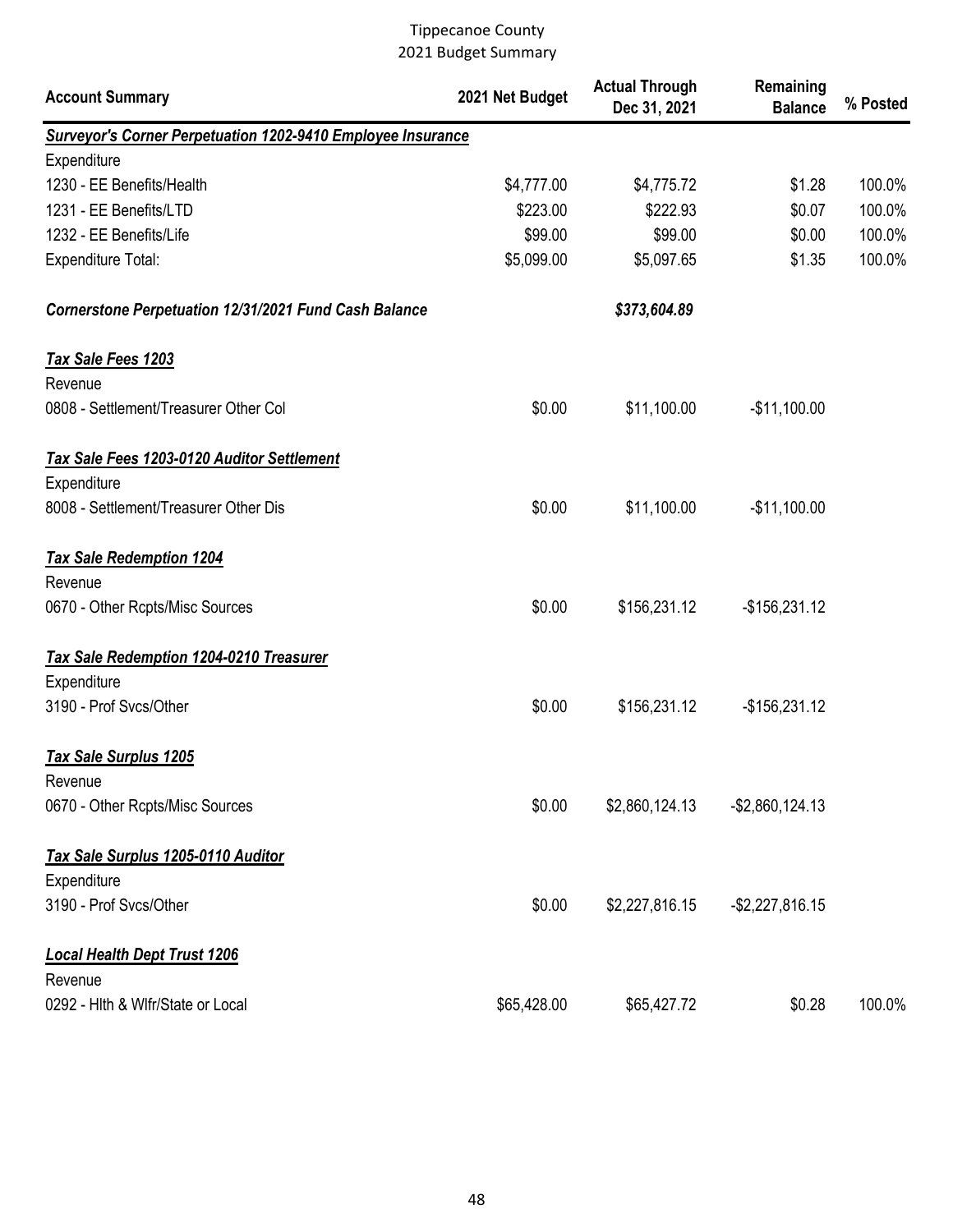# Tippecanoe County
## 2021 Budget Summary

| Account Summary | 2021 Net Budget | Actual Through Dec 31, 2021 | Remaining Balance | % Posted |
|---|---|---|---|---|
| ***Surveyor's Corner Perpetuation 1202-9410 Employee Insurance*** | | | | |
| Expenditure | | | | |
| 1230 - EE Benefits/Health | $4,777.00 | $4,775.72 | $1.28 | 100.0% |
| 1231 - EE Benefits/LTD | $223.00 | $222.93 | $0.07 | 100.0% |
| 1232 - EE Benefits/Life | $99.00 | $99.00 | $0.00 | 100.0% |
| Expenditure Total: | $5,099.00 | $5,097.65 | $1.35 | 100.0% |
| ***Cornerstone Perpetuation 12/31/2021 Fund Cash Balance*** | | ***$373,604.89*** | | |
| ***Tax Sale Fees 1203*** | | | | |
| Revenue | | | | |
| 0808 - Settlement/Treasurer Other Col | $0.00 | $11,100.00 | -$11,100.00 | |
| ***Tax Sale Fees 1203-0120 Auditor Settlement*** | | | | |
| Expenditure | | | | |
| 8008 - Settlement/Treasurer Other Dis | $0.00 | $11,100.00 | -$11,100.00 | |
| ***Tax Sale Redemption 1204*** | | | | |
| Revenue | | | | |
| 0670 - Other Rcpts/Misc Sources | $0.00 | $156,231.12 | -$156,231.12 | |
| ***Tax Sale Redemption 1204-0210 Treasurer*** | | | | |
| Expenditure | | | | |
| 3190 - Prof Svcs/Other | $0.00 | $156,231.12 | -$156,231.12 | |
| ***Tax Sale Surplus 1205*** | | | | |
| Revenue | | | | |
| 0670 - Other Rcpts/Misc Sources | $0.00 | $2,860,124.13 | -$2,860,124.13 | |
| ***Tax Sale Surplus 1205-0110 Auditor*** | | | | |
| Expenditure | | | | |
| 3190 - Prof Svcs/Other | $0.00 | $2,227,816.15 | -$2,227,816.15 | |
| ***Local Health Dept Trust 1206*** | | | | |
| Revenue | | | | |
| 0292 - Hlth & Wlfr/State or Local | $65,428.00 | $65,427.72 | $0.28 | 100.0% |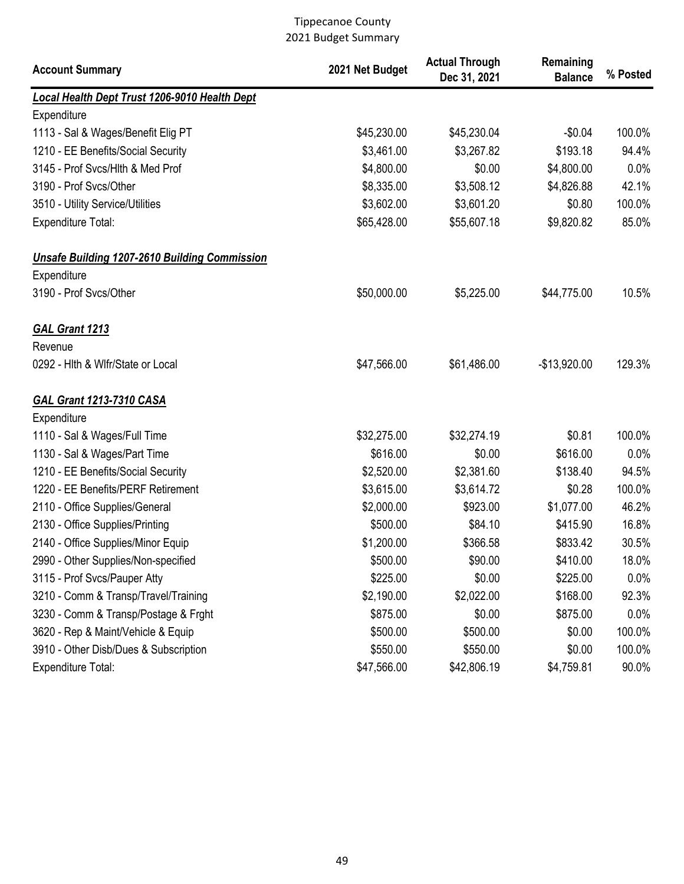Tippecanoe County
2021 Budget Summary

| Account Summary | 2021 Net Budget | Actual Through Dec 31, 2021 | Remaining Balance | % Posted |
|---|---|---|---|---|
| ***Local Health Dept Trust 1206-9010 Health Dept*** | | | | |
| Expenditure | | | | |
| 1113 - Sal & Wages/Benefit Elig PT | $45,230.00 | $45,230.04 | -$0.04 | 100.0% |
| 1210 - EE Benefits/Social Security | $3,461.00 | $3,267.82 | $193.18 | 94.4% |
| 3145 - Prof Svcs/Hlth & Med Prof | $4,800.00 | $0.00 | $4,800.00 | 0.0% |
| 3190 - Prof Svcs/Other | $8,335.00 | $3,508.12 | $4,826.88 | 42.1% |
| 3510 - Utility Service/Utilities | $3,602.00 | $3,601.20 | $0.80 | 100.0% |
| Expenditure Total: | $65,428.00 | $55,607.18 | $9,820.82 | 85.0% |
| ***Unsafe Building 1207-2610 Building Commission*** | | | | |
| Expenditure | | | | |
| 3190 - Prof Svcs/Other | $50,000.00 | $5,225.00 | $44,775.00 | 10.5% |
| ***GAL Grant 1213*** | | | | |
| Revenue | | | | |
| 0292 - Hlth & Wlfr/State or Local | $47,566.00 | $61,486.00 | -$13,920.00 | 129.3% |
| ***GAL Grant 1213-7310 CASA*** | | | | |
| Expenditure | | | | |
| 1110 - Sal & Wages/Full Time | $32,275.00 | $32,274.19 | $0.81 | 100.0% |
| 1130 - Sal & Wages/Part Time | $616.00 | $0.00 | $616.00 | 0.0% |
| 1210 - EE Benefits/Social Security | $2,520.00 | $2,381.60 | $138.40 | 94.5% |
| 1220 - EE Benefits/PERF Retirement | $3,615.00 | $3,614.72 | $0.28 | 100.0% |
| 2110 - Office Supplies/General | $2,000.00 | $923.00 | $1,077.00 | 46.2% |
| 2130 - Office Supplies/Printing | $500.00 | $84.10 | $415.90 | 16.8% |
| 2140 - Office Supplies/Minor Equip | $1,200.00 | $366.58 | $833.42 | 30.5% |
| 2990 - Other Supplies/Non-specified | $500.00 | $90.00 | $410.00 | 18.0% |
| 3115 - Prof Svcs/Pauper Atty | $225.00 | $0.00 | $225.00 | 0.0% |
| 3210 - Comm & Transp/Travel/Training | $2,190.00 | $2,022.00 | $168.00 | 92.3% |
| 3230 - Comm & Transp/Postage & Frght | $875.00 | $0.00 | $875.00 | 0.0% |
| 3620 - Rep & Maint/Vehicle & Equip | $500.00 | $500.00 | $0.00 | 100.0% |
| 3910 - Other Disb/Dues & Subscription | $550.00 | $550.00 | $0.00 | 100.0% |
| Expenditure Total: | $47,566.00 | $42,806.19 | $4,759.81 | 90.0% |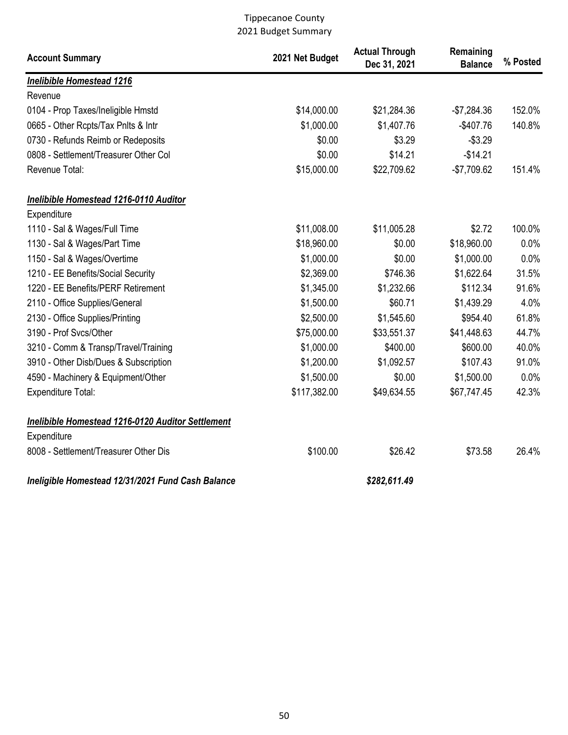Tippecanoe County
2021 Budget Summary

| Account Summary | 2021 Net Budget | Actual Through Dec 31, 2021 | Remaining Balance | % Posted |
|---|---|---|---|---|
| ***Inelibible Homestead 1216*** | | | | |
| Revenue | | | | |
| 0104 - Prop Taxes/Ineligible Hmstd | $14,000.00 | $21,284.36 | -$7,284.36 | 152.0% |
| 0665 - Other Rcpts/Tax Pnlts & Intr | $1,000.00 | $1,407.76 | -$407.76 | 140.8% |
| 0730 - Refunds Reimb or Redeposits | $0.00 | $3.29 | -$3.29 | |
| 0808 - Settlement/Treasurer Other Col | $0.00 | $14.21 | -$14.21 | |
| Revenue Total: | $15,000.00 | $22,709.62 | -$7,709.62 | 151.4% |
| | | | | |
| ***Inelibible Homestead 1216-0110 Auditor*** | | | | |
| Expenditure | | | | |
| 1110 - Sal & Wages/Full Time | $11,008.00 | $11,005.28 | $2.72 | 100.0% |
| 1130 - Sal & Wages/Part Time | $18,960.00 | $0.00 | $18,960.00 | 0.0% |
| 1150 - Sal & Wages/Overtime | $1,000.00 | $0.00 | $1,000.00 | 0.0% |
| 1210 - EE Benefits/Social Security | $2,369.00 | $746.36 | $1,622.64 | 31.5% |
| 1220 - EE Benefits/PERF Retirement | $1,345.00 | $1,232.66 | $112.34 | 91.6% |
| 2110 - Office Supplies/General | $1,500.00 | $60.71 | $1,439.29 | 4.0% |
| 2130 - Office Supplies/Printing | $2,500.00 | $1,545.60 | $954.40 | 61.8% |
| 3190 - Prof Svcs/Other | $75,000.00 | $33,551.37 | $41,448.63 | 44.7% |
| 3210 - Comm & Transp/Travel/Training | $1,000.00 | $400.00 | $600.00 | 40.0% |
| 3910 - Other Disb/Dues & Subscription | $1,200.00 | $1,092.57 | $107.43 | 91.0% |
| 4590 - Machinery & Equipment/Other | $1,500.00 | $0.00 | $1,500.00 | 0.0% |
| Expenditure Total: | $117,382.00 | $49,634.55 | $67,747.45 | 42.3% |
| | | | | |
| ***Inelibible Homestead 1216-0120 Auditor Settlement*** | | | | |
| Expenditure | | | | |
| 8008 - Settlement/Treasurer Other Dis | $100.00 | $26.42 | $73.58 | 26.4% |
| | | | | |
| ***Ineligible Homestead 12/31/2021 Fund Cash Balance*** | | ***$282,611.49*** | | |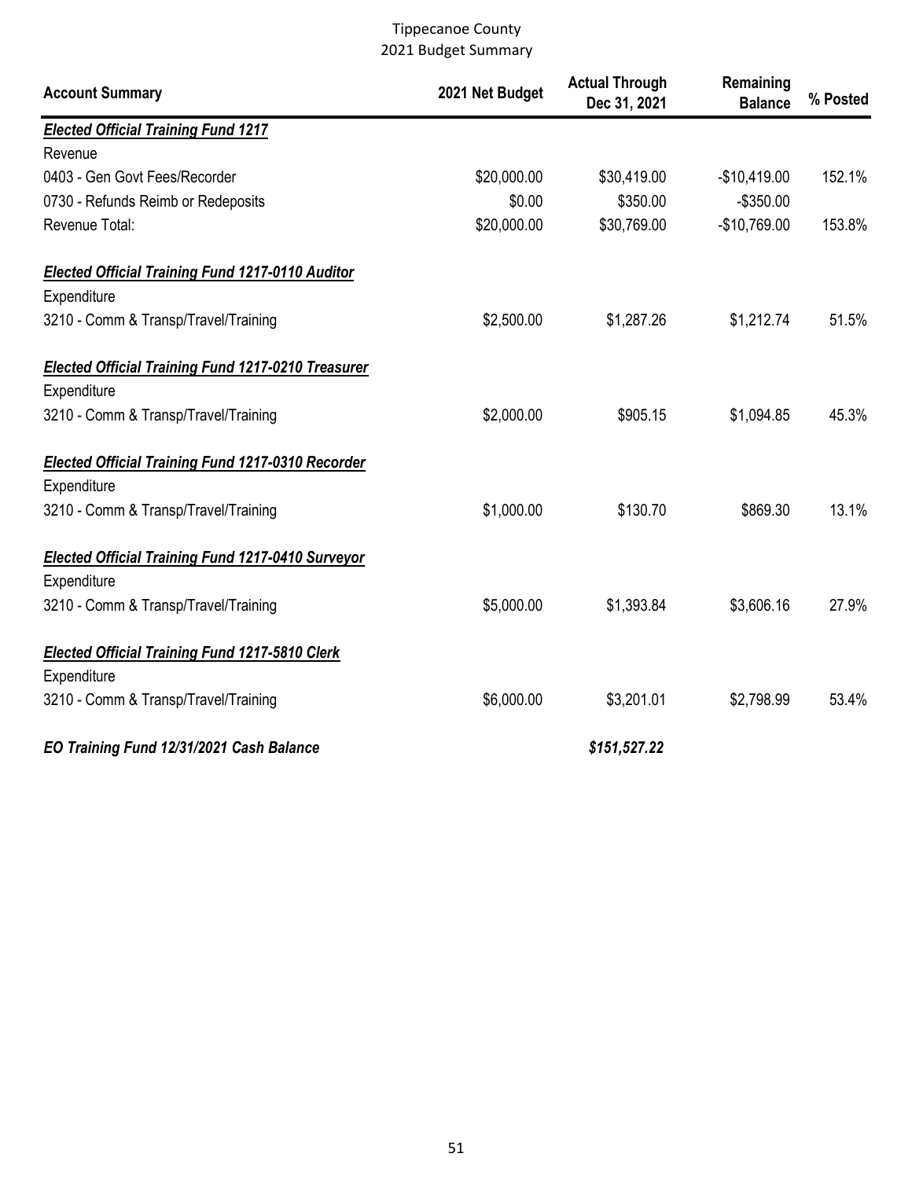Tippecanoe County
2021 Budget Summary

| Account Summary | 2021 Net Budget | Actual Through Dec 31, 2021 | Remaining Balance | % Posted |
|---|---|---|---|---|
| ***Elected Official Training Fund 1217*** | | | | |
| Revenue | | | | |
| 0403 - Gen Govt Fees/Recorder | $20,000.00 | $30,419.00 | -$10,419.00 | 152.1% |
| 0730 - Refunds Reimb or Redeposits | $0.00 | $350.00 | -$350.00 | |
| Revenue Total: | $20,000.00 | $30,769.00 | -$10,769.00 | 153.8% |
| ***Elected Official Training Fund 1217-0110 Auditor*** | | | | |
| Expenditure | | | | |
| 3210 - Comm & Transp/Travel/Training | $2,500.00 | $1,287.26 | $1,212.74 | 51.5% |
| ***Elected Official Training Fund 1217-0210 Treasurer*** | | | | |
| Expenditure | | | | |
| 3210 - Comm & Transp/Travel/Training | $2,000.00 | $905.15 | $1,094.85 | 45.3% |
| ***Elected Official Training Fund 1217-0310 Recorder*** | | | | |
| Expenditure | | | | |
| 3210 - Comm & Transp/Travel/Training | $1,000.00 | $130.70 | $869.30 | 13.1% |
| ***Elected Official Training Fund 1217-0410 Surveyor*** | | | | |
| Expenditure | | | | |
| 3210 - Comm & Transp/Travel/Training | $5,000.00 | $1,393.84 | $3,606.16 | 27.9% |
| ***Elected Official Training Fund 1217-5810 Clerk*** | | | | |
| Expenditure | | | | |
| 3210 - Comm & Transp/Travel/Training | $6,000.00 | $3,201.01 | $2,798.99 | 53.4% |
| ***EO Training Fund 12/31/2021 Cash Balance*** | | ***$151,527.22*** | | |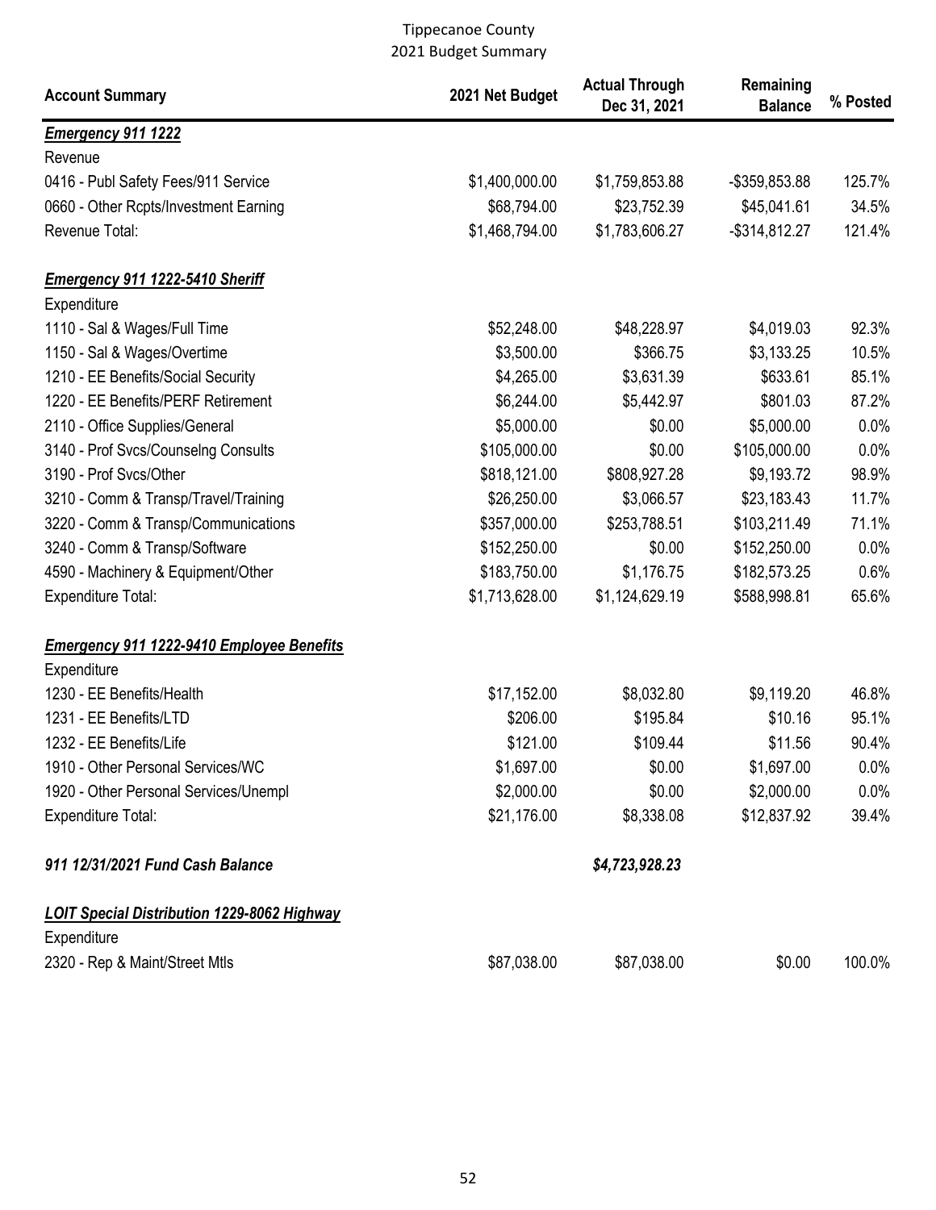Tippecanoe County
2021 Budget Summary

| Account Summary | 2021 Net Budget | Actual Through Dec 31, 2021 | Remaining Balance | % Posted |
|---|---|---|---|---|
| ***Emergency 911 1222*** | | | | |
| Revenue | | | | |
| 0416 - Publ Safety Fees/911 Service | $1,400,000.00 | $1,759,853.88 | -$359,853.88 | 125.7% |
| 0660 - Other Rcpts/Investment Earning | $68,794.00 | $23,752.39 | $45,041.61 | 34.5% |
| Revenue Total: | $1,468,794.00 | $1,783,606.27 | -$314,812.27 | 121.4% |
| ***Emergency 911 1222-5410 Sheriff*** | | | | |
| Expenditure | | | | |
| 1110 - Sal & Wages/Full Time | $52,248.00 | $48,228.97 | $4,019.03 | 92.3% |
| 1150 - Sal & Wages/Overtime | $3,500.00 | $366.75 | $3,133.25 | 10.5% |
| 1210 - EE Benefits/Social Security | $4,265.00 | $3,631.39 | $633.61 | 85.1% |
| 1220 - EE Benefits/PERF Retirement | $6,244.00 | $5,442.97 | $801.03 | 87.2% |
| 2110 - Office Supplies/General | $5,000.00 | $0.00 | $5,000.00 | 0.0% |
| 3140 - Prof Svcs/Counselng Consults | $105,000.00 | $0.00 | $105,000.00 | 0.0% |
| 3190 - Prof Svcs/Other | $818,121.00 | $808,927.28 | $9,193.72 | 98.9% |
| 3210 - Comm & Transp/Travel/Training | $26,250.00 | $3,066.57 | $23,183.43 | 11.7% |
| 3220 - Comm & Transp/Communications | $357,000.00 | $253,788.51 | $103,211.49 | 71.1% |
| 3240 - Comm & Transp/Software | $152,250.00 | $0.00 | $152,250.00 | 0.0% |
| 4590 - Machinery & Equipment/Other | $183,750.00 | $1,176.75 | $182,573.25 | 0.6% |
| Expenditure Total: | $1,713,628.00 | $1,124,629.19 | $588,998.81 | 65.6% |
| ***Emergency 911 1222-9410 Employee Benefits*** | | | | |
| Expenditure | | | | |
| 1230 - EE Benefits/Health | $17,152.00 | $8,032.80 | $9,119.20 | 46.8% |
| 1231 - EE Benefits/LTD | $206.00 | $195.84 | $10.16 | 95.1% |
| 1232 - EE Benefits/Life | $121.00 | $109.44 | $11.56 | 90.4% |
| 1910 - Other Personal Services/WC | $1,697.00 | $0.00 | $1,697.00 | 0.0% |
| 1920 - Other Personal Services/Unempl | $2,000.00 | $0.00 | $2,000.00 | 0.0% |
| Expenditure Total: | $21,176.00 | $8,338.08 | $12,837.92 | 39.4% |
| ***911 12/31/2021 Fund Cash Balance*** | | ***$4,723,928.23*** | | |
| ***LOIT Special Distribution 1229-8062 Highway*** | | | | |
| Expenditure | | | | |
| 2320 - Rep & Maint/Street Mtls | $87,038.00 | $87,038.00 | $0.00 | 100.0% |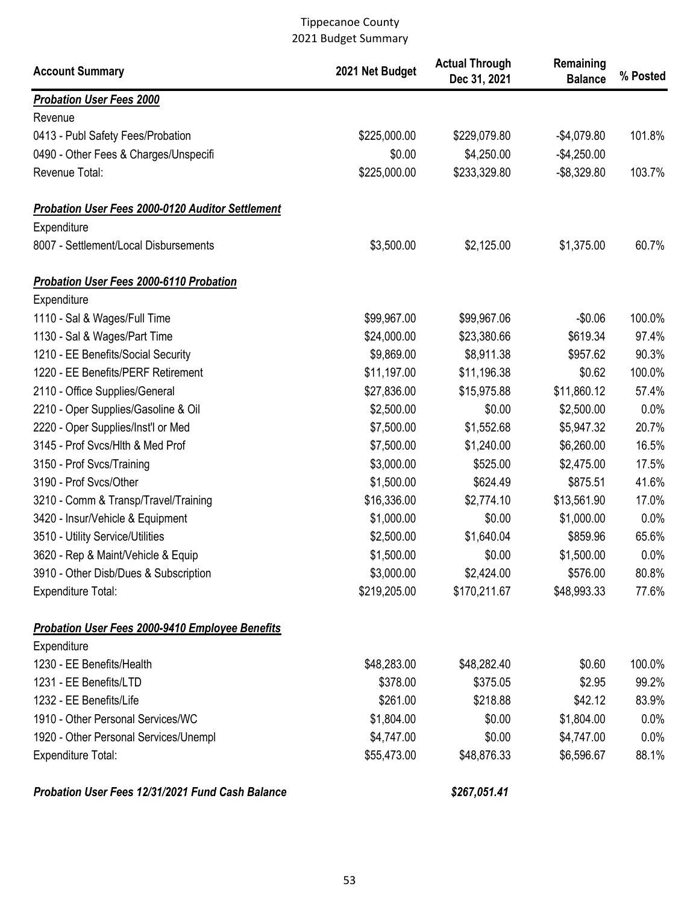Tippecanoe County
2021 Budget Summary

| Account Summary | 2021 Net Budget | Actual Through Dec 31, 2021 | Remaining Balance | % Posted |
|---|---|---|---|---|
| ***Probation User Fees 2000*** | | | | |
| Revenue | | | | |
| 0413 - Publ Safety Fees/Probation | $225,000.00 | $229,079.80 | -$4,079.80 | 101.8% |
| 0490 - Other Fees & Charges/Unspecifi | $0.00 | $4,250.00 | -$4,250.00 | |
| Revenue Total: | $225,000.00 | $233,329.80 | -$8,329.80 | 103.7% |
| ***Probation User Fees 2000-0120 Auditor Settlement*** | | | | |
| Expenditure | | | | |
| 8007 - Settlement/Local Disbursements | $3,500.00 | $2,125.00 | $1,375.00 | 60.7% |
| ***Probation User Fees 2000-6110 Probation*** | | | | |
| Expenditure | | | | |
| 1110 - Sal & Wages/Full Time | $99,967.00 | $99,967.06 | -$0.06 | 100.0% |
| 1130 - Sal & Wages/Part Time | $24,000.00 | $23,380.66 | $619.34 | 97.4% |
| 1210 - EE Benefits/Social Security | $9,869.00 | $8,911.38 | $957.62 | 90.3% |
| 1220 - EE Benefits/PERF Retirement | $11,197.00 | $11,196.38 | $0.62 | 100.0% |
| 2110 - Office Supplies/General | $27,836.00 | $15,975.88 | $11,860.12 | 57.4% |
| 2210 - Oper Supplies/Gasoline & Oil | $2,500.00 | $0.00 | $2,500.00 | 0.0% |
| 2220 - Oper Supplies/Inst'l or Med | $7,500.00 | $1,552.68 | $5,947.32 | 20.7% |
| 3145 - Prof Svcs/Hlth & Med Prof | $7,500.00 | $1,240.00 | $6,260.00 | 16.5% |
| 3150 - Prof Svcs/Training | $3,000.00 | $525.00 | $2,475.00 | 17.5% |
| 3190 - Prof Svcs/Other | $1,500.00 | $624.49 | $875.51 | 41.6% |
| 3210 - Comm & Transp/Travel/Training | $16,336.00 | $2,774.10 | $13,561.90 | 17.0% |
| 3420 - Insur/Vehicle & Equipment | $1,000.00 | $0.00 | $1,000.00 | 0.0% |
| 3510 - Utility Service/Utilities | $2,500.00 | $1,640.04 | $859.96 | 65.6% |
| 3620 - Rep & Maint/Vehicle & Equip | $1,500.00 | $0.00 | $1,500.00 | 0.0% |
| 3910 - Other Disb/Dues & Subscription | $3,000.00 | $2,424.00 | $576.00 | 80.8% |
| Expenditure Total: | $219,205.00 | $170,211.67 | $48,993.33 | 77.6% |
| ***Probation User Fees 2000-9410 Employee Benefits*** | | | | |
| Expenditure | | | | |
| 1230 - EE Benefits/Health | $48,283.00 | $48,282.40 | $0.60 | 100.0% |
| 1231 - EE Benefits/LTD | $378.00 | $375.05 | $2.95 | 99.2% |
| 1232 - EE Benefits/Life | $261.00 | $218.88 | $42.12 | 83.9% |
| 1910 - Other Personal Services/WC | $1,804.00 | $0.00 | $1,804.00 | 0.0% |
| 1920 - Other Personal Services/Unempl | $4,747.00 | $0.00 | $4,747.00 | 0.0% |
| Expenditure Total: | $55,473.00 | $48,876.33 | $6,596.67 | 88.1% |
| ***Probation User Fees 12/31/2021 Fund Cash Balance*** | | ***$267,051.41*** | | |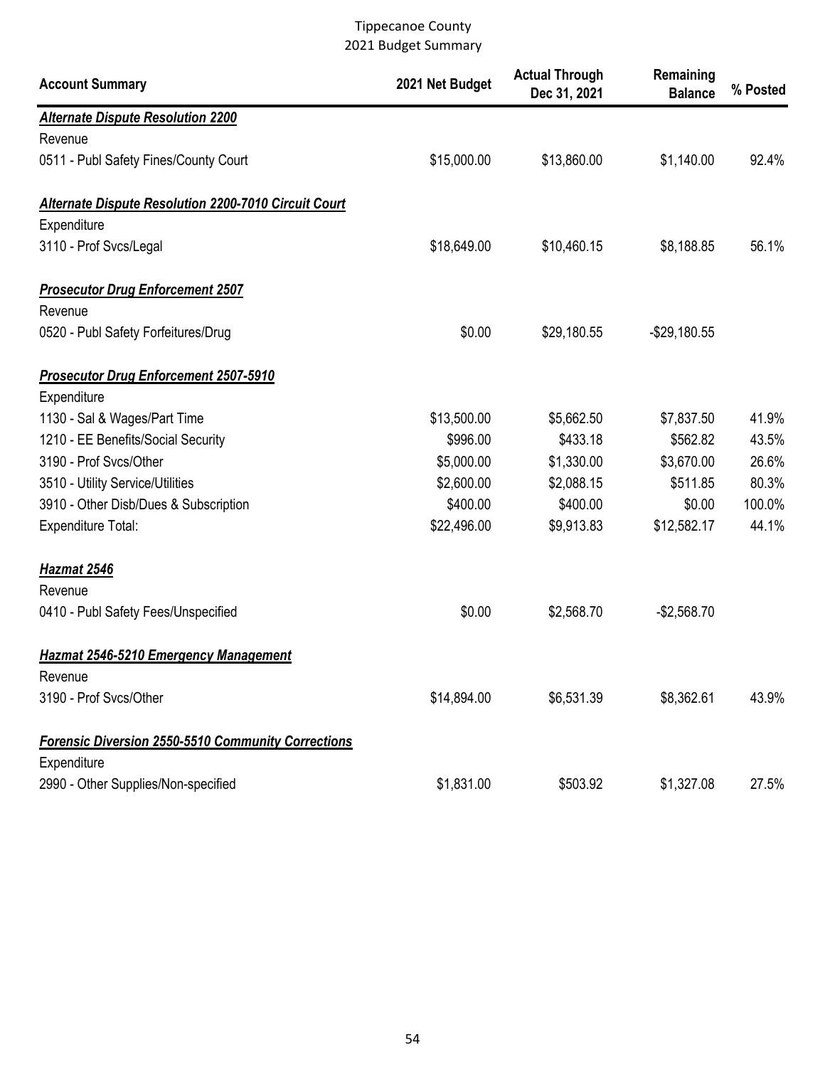Tippecanoe County
2021 Budget Summary

| Account Summary | 2021 Net Budget | Actual Through Dec 31, 2021 | Remaining Balance | % Posted |
|---|---|---|---|---|
| ***Alternate Dispute Resolution 2200*** | | | | |
| Revenue | | | | |
| 0511 - Publ Safety Fines/County Court | $15,000.00 | $13,860.00 | $1,140.00 | 92.4% |
| ***Alternate Dispute Resolution 2200-7010 Circuit Court*** | | | | |
| Expenditure | | | | |
| 3110 - Prof Svcs/Legal | $18,649.00 | $10,460.15 | $8,188.85 | 56.1% |
| ***Prosecutor Drug Enforcement 2507*** | | | | |
| Revenue | | | | |
| 0520 - Publ Safety Forfeitures/Drug | $0.00 | $29,180.55 | -$29,180.55 | |
| ***Prosecutor Drug Enforcement 2507-5910*** | | | | |
| Expenditure | | | | |
| 1130 - Sal & Wages/Part Time | $13,500.00 | $5,662.50 | $7,837.50 | 41.9% |
| 1210 - EE Benefits/Social Security | $996.00 | $433.18 | $562.82 | 43.5% |
| 3190 - Prof Svcs/Other | $5,000.00 | $1,330.00 | $3,670.00 | 26.6% |
| 3510 - Utility Service/Utilities | $2,600.00 | $2,088.15 | $511.85 | 80.3% |
| 3910 - Other Disb/Dues & Subscription | $400.00 | $400.00 | $0.00 | 100.0% |
| Expenditure Total: | $22,496.00 | $9,913.83 | $12,582.17 | 44.1% |
| ***Hazmat 2546*** | | | | |
| Revenue | | | | |
| 0410 - Publ Safety Fees/Unspecified | $0.00 | $2,568.70 | -$2,568.70 | |
| ***Hazmat 2546-5210 Emergency Management*** | | | | |
| Revenue | | | | |
| 3190 - Prof Svcs/Other | $14,894.00 | $6,531.39 | $8,362.61 | 43.9% |
| ***Forensic Diversion 2550-5510 Community Corrections*** | | | | |
| Expenditure | | | | |
| 2990 - Other Supplies/Non-specified | $1,831.00 | $503.92 | $1,327.08 | 27.5% |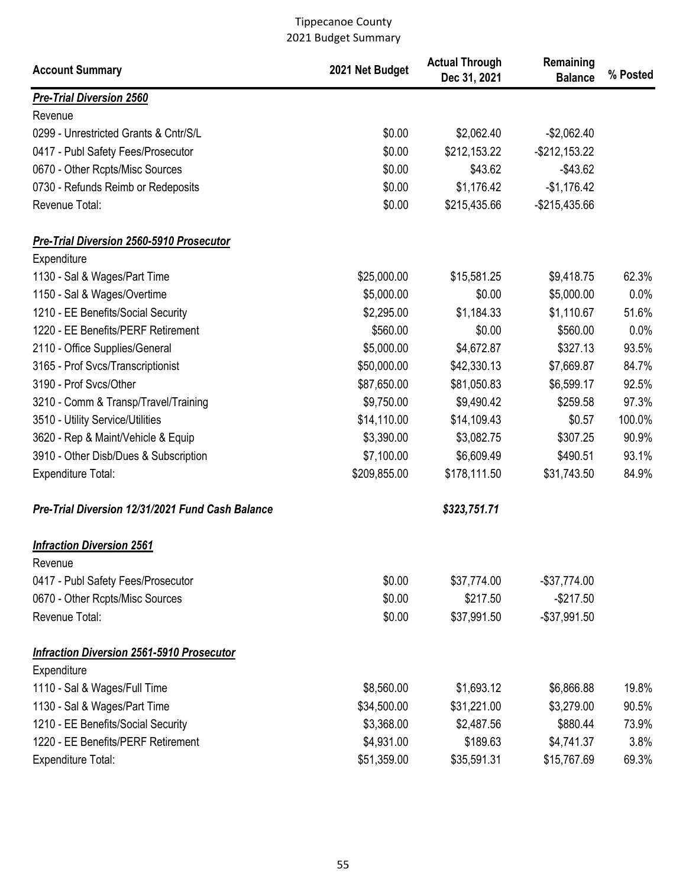# Tippecanoe County
## 2021 Budget Summary

| Account Summary | 2021 Net Budget | Actual Through Dec 31, 2021 | Remaining Balance | % Posted |
|---|---|---|---|---|
| ***Pre-Trial Diversion 2560*** | | | | |
| Revenue | | | | |
| 0299 - Unrestricted Grants & Cntr/S/L | $0.00 | $2,062.40 | -$2,062.40 | |
| 0417 - Publ Safety Fees/Prosecutor | $0.00 | $212,153.22 | -$212,153.22 | |
| 0670 - Other Rcpts/Misc Sources | $0.00 | $43.62 | -$43.62 | |
| 0730 - Refunds Reimb or Redeposits | $0.00 | $1,176.42 | -$1,176.42 | |
| Revenue Total: | $0.00 | $215,435.66 | -$215,435.66 | |
| ***Pre-Trial Diversion 2560-5910 Prosecutor*** | | | | |
| Expenditure | | | | |
| 1130 - Sal & Wages/Part Time | $25,000.00 | $15,581.25 | $9,418.75 | 62.3% |
| 1150 - Sal & Wages/Overtime | $5,000.00 | $0.00 | $5,000.00 | 0.0% |
| 1210 - EE Benefits/Social Security | $2,295.00 | $1,184.33 | $1,110.67 | 51.6% |
| 1220 - EE Benefits/PERF Retirement | $560.00 | $0.00 | $560.00 | 0.0% |
| 2110 - Office Supplies/General | $5,000.00 | $4,672.87 | $327.13 | 93.5% |
| 3165 - Prof Svcs/Transcriptionist | $50,000.00 | $42,330.13 | $7,669.87 | 84.7% |
| 3190 - Prof Svcs/Other | $87,650.00 | $81,050.83 | $6,599.17 | 92.5% |
| 3210 - Comm & Transp/Travel/Training | $9,750.00 | $9,490.42 | $259.58 | 97.3% |
| 3510 - Utility Service/Utilities | $14,110.00 | $14,109.43 | $0.57 | 100.0% |
| 3620 - Rep & Maint/Vehicle & Equip | $3,390.00 | $3,082.75 | $307.25 | 90.9% |
| 3910 - Other Disb/Dues & Subscription | $7,100.00 | $6,609.49 | $490.51 | 93.1% |
| Expenditure Total: | $209,855.00 | $178,111.50 | $31,743.50 | 84.9% |
| ***Pre-Trial Diversion 12/31/2021 Fund Cash Balance*** | | ***$323,751.71*** | | |
| ***Infraction Diversion 2561*** | | | | |
| Revenue | | | | |
| 0417 - Publ Safety Fees/Prosecutor | $0.00 | $37,774.00 | -$37,774.00 | |
| 0670 - Other Rcpts/Misc Sources | $0.00 | $217.50 | -$217.50 | |
| Revenue Total: | $0.00 | $37,991.50 | -$37,991.50 | |
| ***Infraction Diversion 2561-5910 Prosecutor*** | | | | |
| Expenditure | | | | |
| 1110 - Sal & Wages/Full Time | $8,560.00 | $1,693.12 | $6,866.88 | 19.8% |
| 1130 - Sal & Wages/Part Time | $34,500.00 | $31,221.00 | $3,279.00 | 90.5% |
| 1210 - EE Benefits/Social Security | $3,368.00 | $2,487.56 | $880.44 | 73.9% |
| 1220 - EE Benefits/PERF Retirement | $4,931.00 | $189.63 | $4,741.37 | 3.8% |
| Expenditure Total: | $51,359.00 | $35,591.31 | $15,767.69 | 69.3% |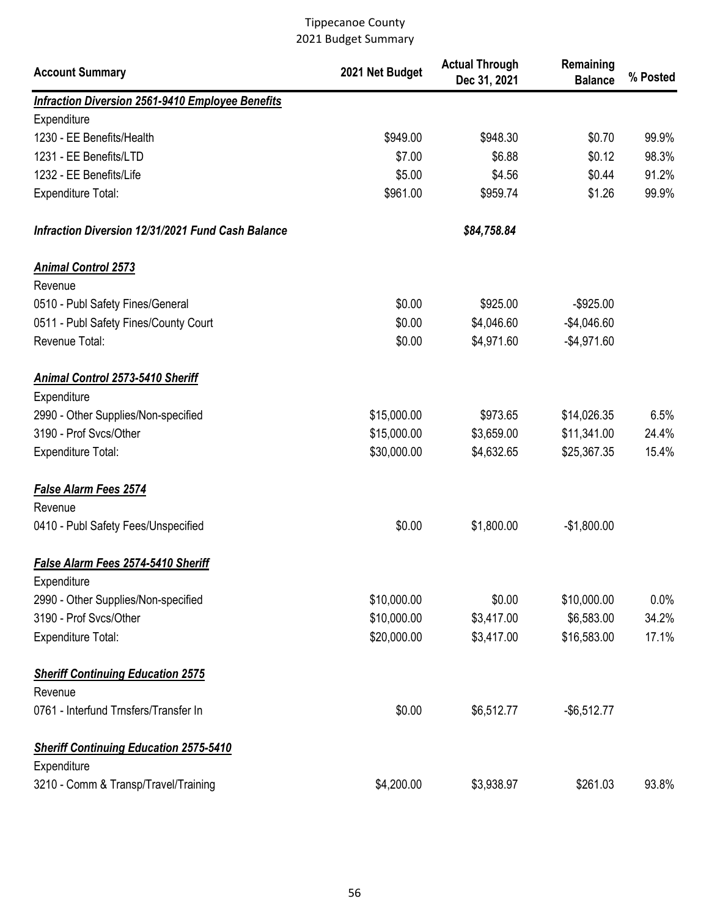Tippecanoe County
2021 Budget Summary

| Account Summary | 2021 Net Budget | Actual Through Dec 31, 2021 | Remaining Balance | % Posted |
|---|---|---|---|---|
| ***Infraction Diversion 2561-9410 Employee Benefits*** | | | | |
| Expenditure | | | | |
| 1230 - EE Benefits/Health | $949.00 | $948.30 | $0.70 | 99.9% |
| 1231 - EE Benefits/LTD | $7.00 | $6.88 | $0.12 | 98.3% |
| 1232 - EE Benefits/Life | $5.00 | $4.56 | $0.44 | 91.2% |
| Expenditure Total: | $961.00 | $959.74 | $1.26 | 99.9% |
| ***Infraction Diversion 12/31/2021 Fund Cash Balance*** | | ***$84,758.84*** | | |
| ***Animal Control 2573*** | | | | |
| Revenue | | | | |
| 0510 - Publ Safety Fines/General | $0.00 | $925.00 | -$925.00 | |
| 0511 - Publ Safety Fines/County Court | $0.00 | $4,046.60 | -$4,046.60 | |
| Revenue Total: | $0.00 | $4,971.60 | -$4,971.60 | |
| ***Animal Control 2573-5410 Sheriff*** | | | | |
| Expenditure | | | | |
| 2990 - Other Supplies/Non-specified | $15,000.00 | $973.65 | $14,026.35 | 6.5% |
| 3190 - Prof Svcs/Other | $15,000.00 | $3,659.00 | $11,341.00 | 24.4% |
| Expenditure Total: | $30,000.00 | $4,632.65 | $25,367.35 | 15.4% |
| ***False Alarm Fees 2574*** | | | | |
| Revenue | | | | |
| 0410 - Publ Safety Fees/Unspecified | $0.00 | $1,800.00 | -$1,800.00 | |
| ***False Alarm Fees 2574-5410 Sheriff*** | | | | |
| Expenditure | | | | |
| 2990 - Other Supplies/Non-specified | $10,000.00 | $0.00 | $10,000.00 | 0.0% |
| 3190 - Prof Svcs/Other | $10,000.00 | $3,417.00 | $6,583.00 | 34.2% |
| Expenditure Total: | $20,000.00 | $3,417.00 | $16,583.00 | 17.1% |
| ***Sheriff Continuing Education 2575*** | | | | |
| Revenue | | | | |
| 0761 - Interfund Trnsfers/Transfer In | $0.00 | $6,512.77 | -$6,512.77 | |
| ***Sheriff Continuing Education 2575-5410*** | | | | |
| Expenditure | | | | |
| 3210 - Comm & Transp/Travel/Training | $4,200.00 | $3,938.97 | $261.03 | 93.8% |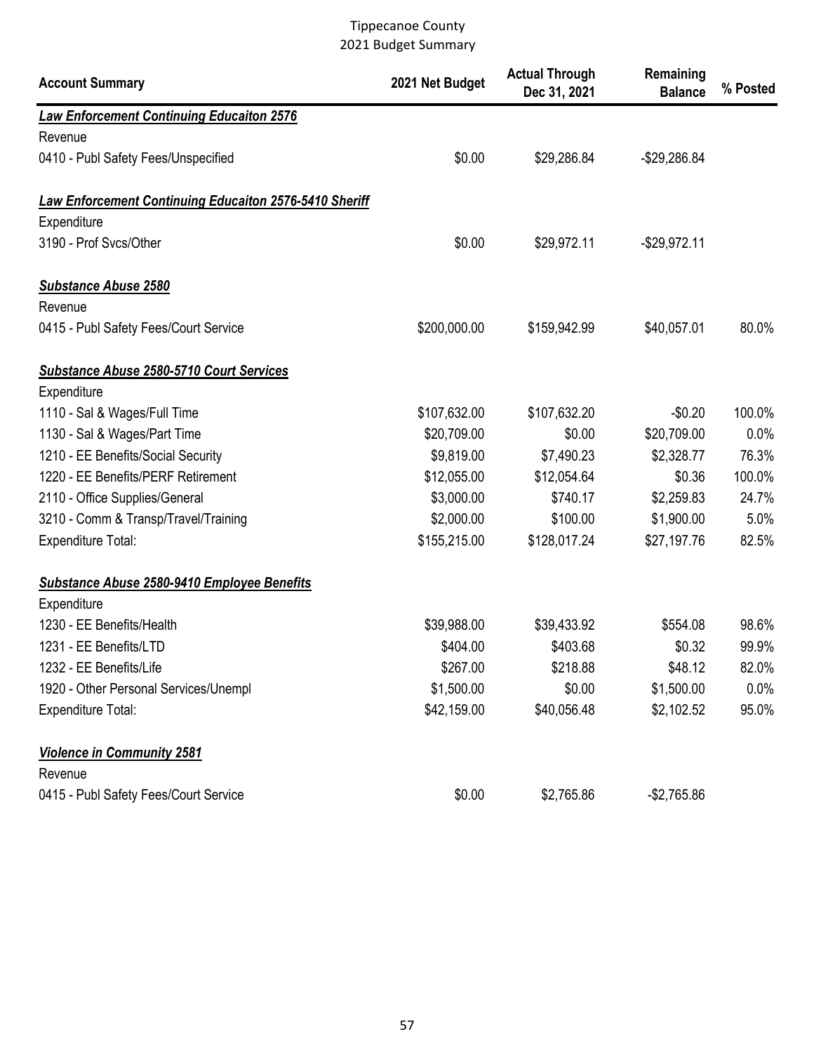Tippecanoe County
2021 Budget Summary

| Account Summary | 2021 Net Budget | Actual Through Dec 31, 2021 | Remaining Balance | % Posted |
|---|---|---|---|---|
| ***Law Enforcement Continuing Educaiton 2576*** | | | | |
| Revenue | | | | |
| 0410 - Publ Safety Fees/Unspecified | $0.00 | $29,286.84 | -$29,286.84 | |
| ***Law Enforcement Continuing Educaiton 2576-5410 Sheriff*** | | | | |
| Expenditure | | | | |
| 3190 - Prof Svcs/Other | $0.00 | $29,972.11 | -$29,972.11 | |
| ***Substance Abuse 2580*** | | | | |
| Revenue | | | | |
| 0415 - Publ Safety Fees/Court Service | $200,000.00 | $159,942.99 | $40,057.01 | 80.0% |
| ***Substance Abuse 2580-5710 Court Services*** | | | | |
| Expenditure | | | | |
| 1110 - Sal & Wages/Full Time | $107,632.00 | $107,632.20 | -$0.20 | 100.0% |
| 1130 - Sal & Wages/Part Time | $20,709.00 | $0.00 | $20,709.00 | 0.0% |
| 1210 - EE Benefits/Social Security | $9,819.00 | $7,490.23 | $2,328.77 | 76.3% |
| 1220 - EE Benefits/PERF Retirement | $12,055.00 | $12,054.64 | $0.36 | 100.0% |
| 2110 - Office Supplies/General | $3,000.00 | $740.17 | $2,259.83 | 24.7% |
| 3210 - Comm & Transp/Travel/Training | $2,000.00 | $100.00 | $1,900.00 | 5.0% |
| Expenditure Total: | $155,215.00 | $128,017.24 | $27,197.76 | 82.5% |
| ***Substance Abuse 2580-9410 Employee Benefits*** | | | | |
| Expenditure | | | | |
| 1230 - EE Benefits/Health | $39,988.00 | $39,433.92 | $554.08 | 98.6% |
| 1231 - EE Benefits/LTD | $404.00 | $403.68 | $0.32 | 99.9% |
| 1232 - EE Benefits/Life | $267.00 | $218.88 | $48.12 | 82.0% |
| 1920 - Other Personal Services/Unempl | $1,500.00 | $0.00 | $1,500.00 | 0.0% |
| Expenditure Total: | $42,159.00 | $40,056.48 | $2,102.52 | 95.0% |
| ***Violence in Community 2581*** | | | | |
| Revenue | | | | |
| 0415 - Publ Safety Fees/Court Service | $0.00 | $2,765.86 | -$2,765.86 | |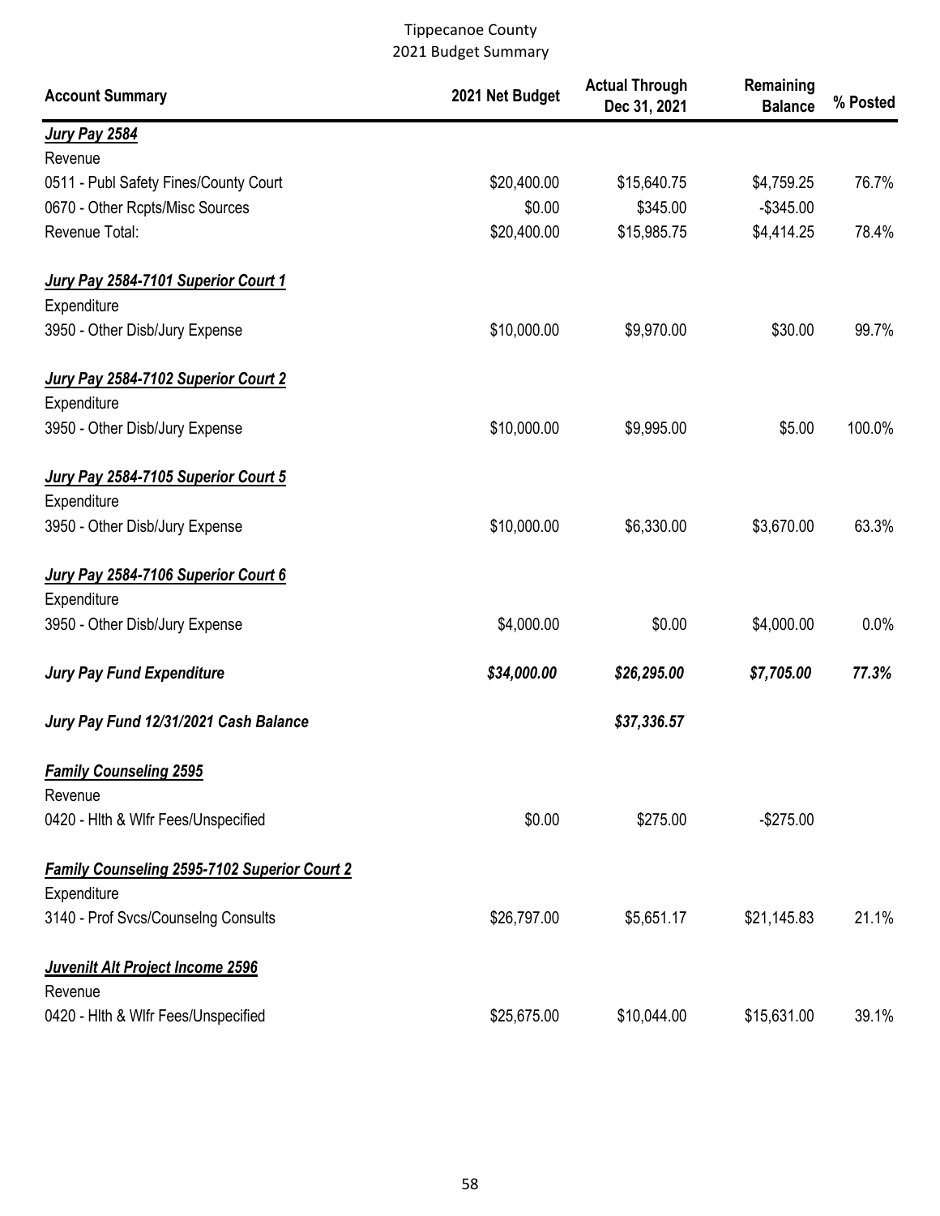Tippecanoe County
2021 Budget Summary

| Account Summary | 2021 Net Budget | Actual Through Dec 31, 2021 | Remaining Balance | % Posted |
|---|---|---|---|---|
| ***Jury Pay 2584*** | | | | |
| Revenue | | | | |
| 0511 - Publ Safety Fines/County Court | $20,400.00 | $15,640.75 | $4,759.25 | 76.7% |
| 0670 - Other Rcpts/Misc Sources | $0.00 | $345.00 | -$345.00 | |
| Revenue Total: | $20,400.00 | $15,985.75 | $4,414.25 | 78.4% |
| ***Jury Pay 2584-7101 Superior Court 1*** | | | | |
| Expenditure | | | | |
| 3950 - Other Disb/Jury Expense | $10,000.00 | $9,970.00 | $30.00 | 99.7% |
| ***Jury Pay 2584-7102 Superior Court 2*** | | | | |
| Expenditure | | | | |
| 3950 - Other Disb/Jury Expense | $10,000.00 | $9,995.00 | $5.00 | 100.0% |
| ***Jury Pay 2584-7105 Superior Court 5*** | | | | |
| Expenditure | | | | |
| 3950 - Other Disb/Jury Expense | $10,000.00 | $6,330.00 | $3,670.00 | 63.3% |
| ***Jury Pay 2584-7106 Superior Court 6*** | | | | |
| Expenditure | | | | |
| 3950 - Other Disb/Jury Expense | $4,000.00 | $0.00 | $4,000.00 | 0.0% |
| ***Jury Pay Fund Expenditure*** | ***$34,000.00*** | ***$26,295.00*** | ***$7,705.00*** | ***77.3%*** |
| ***Jury Pay Fund 12/31/2021 Cash Balance*** | | ***$37,336.57*** | | |
| ***Family Counseling 2595*** | | | | |
| Revenue | | | | |
| 0420 - Hlth & Wlfr Fees/Unspecified | $0.00 | $275.00 | -$275.00 | |
| ***Family Counseling 2595-7102 Superior Court 2*** | | | | |
| Expenditure | | | | |
| 3140 - Prof Svcs/Counselng Consults | $26,797.00 | $5,651.17 | $21,145.83 | 21.1% |
| ***Juvenilt Alt Project Income 2596*** | | | | |
| Revenue | | | | |
| 0420 - Hlth & Wlfr Fees/Unspecified | $25,675.00 | $10,044.00 | $15,631.00 | 39.1% |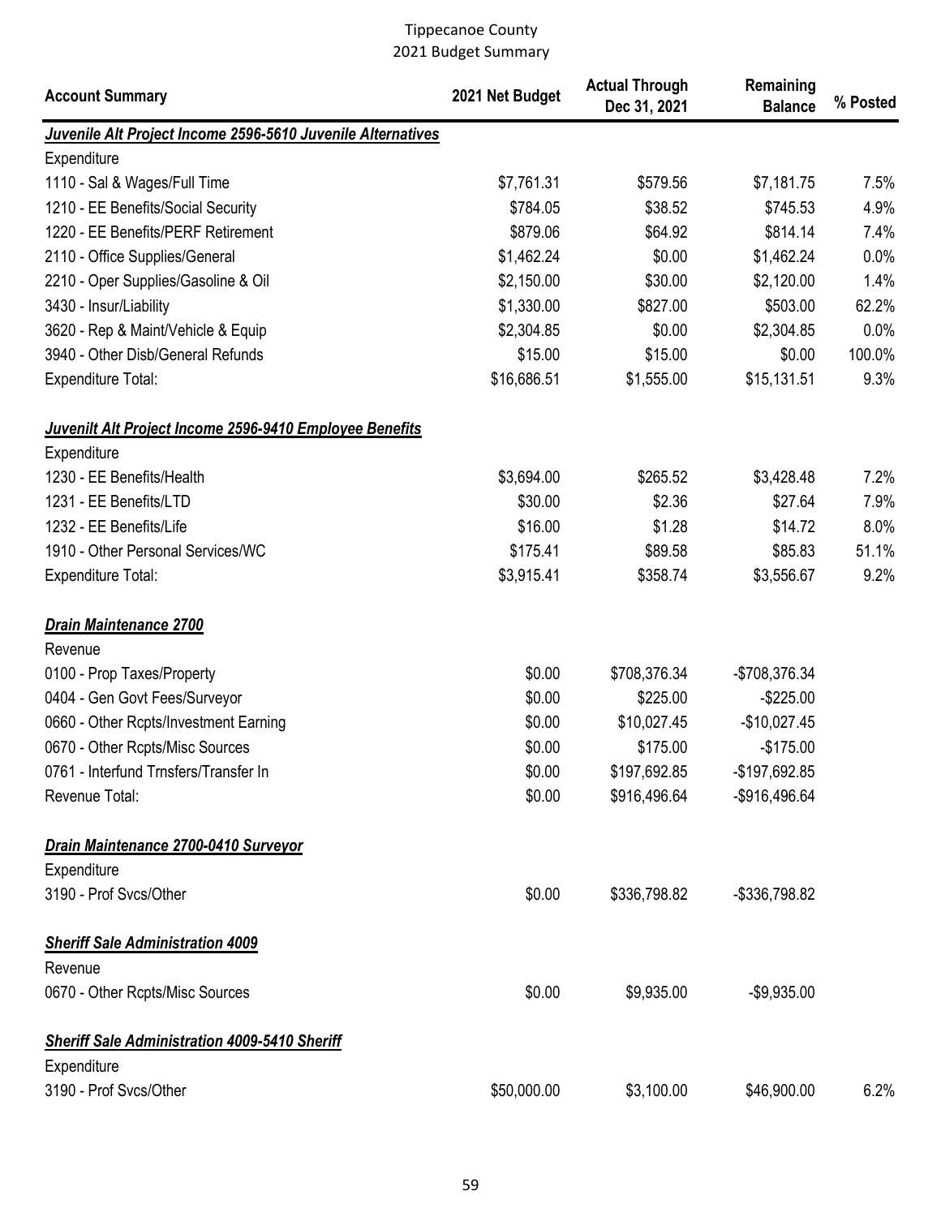Tippecanoe County
2021 Budget Summary

| Account Summary | 2021 Net Budget | Actual Through Dec 31, 2021 | Remaining Balance | % Posted |
|---|---|---|---|---|
| ***Juvenile Alt Project Income 2596-5610 Juvenile Alternatives*** | | | | |
| Expenditure | | | | |
| 1110 - Sal & Wages/Full Time | $7,761.31 | $579.56 | $7,181.75 | 7.5% |
| 1210 - EE Benefits/Social Security | $784.05 | $38.52 | $745.53 | 4.9% |
| 1220 - EE Benefits/PERF Retirement | $879.06 | $64.92 | $814.14 | 7.4% |
| 2110 - Office Supplies/General | $1,462.24 | $0.00 | $1,462.24 | 0.0% |
| 2210 - Oper Supplies/Gasoline & Oil | $2,150.00 | $30.00 | $2,120.00 | 1.4% |
| 3430 - Insur/Liability | $1,330.00 | $827.00 | $503.00 | 62.2% |
| 3620 - Rep & Maint/Vehicle & Equip | $2,304.85 | $0.00 | $2,304.85 | 0.0% |
| 3940 - Other Disb/General Refunds | $15.00 | $15.00 | $0.00 | 100.0% |
| Expenditure Total: | $16,686.51 | $1,555.00 | $15,131.51 | 9.3% |
| ***Juvenilt Alt Project Income 2596-9410 Employee Benefits*** | | | | |
| Expenditure | | | | |
| 1230 - EE Benefits/Health | $3,694.00 | $265.52 | $3,428.48 | 7.2% |
| 1231 - EE Benefits/LTD | $30.00 | $2.36 | $27.64 | 7.9% |
| 1232 - EE Benefits/Life | $16.00 | $1.28 | $14.72 | 8.0% |
| 1910 - Other Personal Services/WC | $175.41 | $89.58 | $85.83 | 51.1% |
| Expenditure Total: | $3,915.41 | $358.74 | $3,556.67 | 9.2% |
| ***Drain Maintenance 2700*** | | | | |
| Revenue | | | | |
| 0100 - Prop Taxes/Property | $0.00 | $708,376.34 | -$708,376.34 | |
| 0404 - Gen Govt Fees/Surveyor | $0.00 | $225.00 | -$225.00 | |
| 0660 - Other Rcpts/Investment Earning | $0.00 | $10,027.45 | -$10,027.45 | |
| 0670 - Other Rcpts/Misc Sources | $0.00 | $175.00 | -$175.00 | |
| 0761 - Interfund Trnsfers/Transfer In | $0.00 | $197,692.85 | -$197,692.85 | |
| Revenue Total: | $0.00 | $916,496.64 | -$916,496.64 | |
| ***Drain Maintenance 2700-0410 Surveyor*** | | | | |
| Expenditure | | | | |
| 3190 - Prof Svcs/Other | $0.00 | $336,798.82 | -$336,798.82 | |
| ***Sheriff Sale Administration 4009*** | | | | |
| Revenue | | | | |
| 0670 - Other Rcpts/Misc Sources | $0.00 | $9,935.00 | -$9,935.00 | |
| ***Sheriff Sale Administration 4009-5410 Sheriff*** | | | | |
| Expenditure | | | | |
| 3190 - Prof Svcs/Other | $50,000.00 | $3,100.00 | $46,900.00 | 6.2% |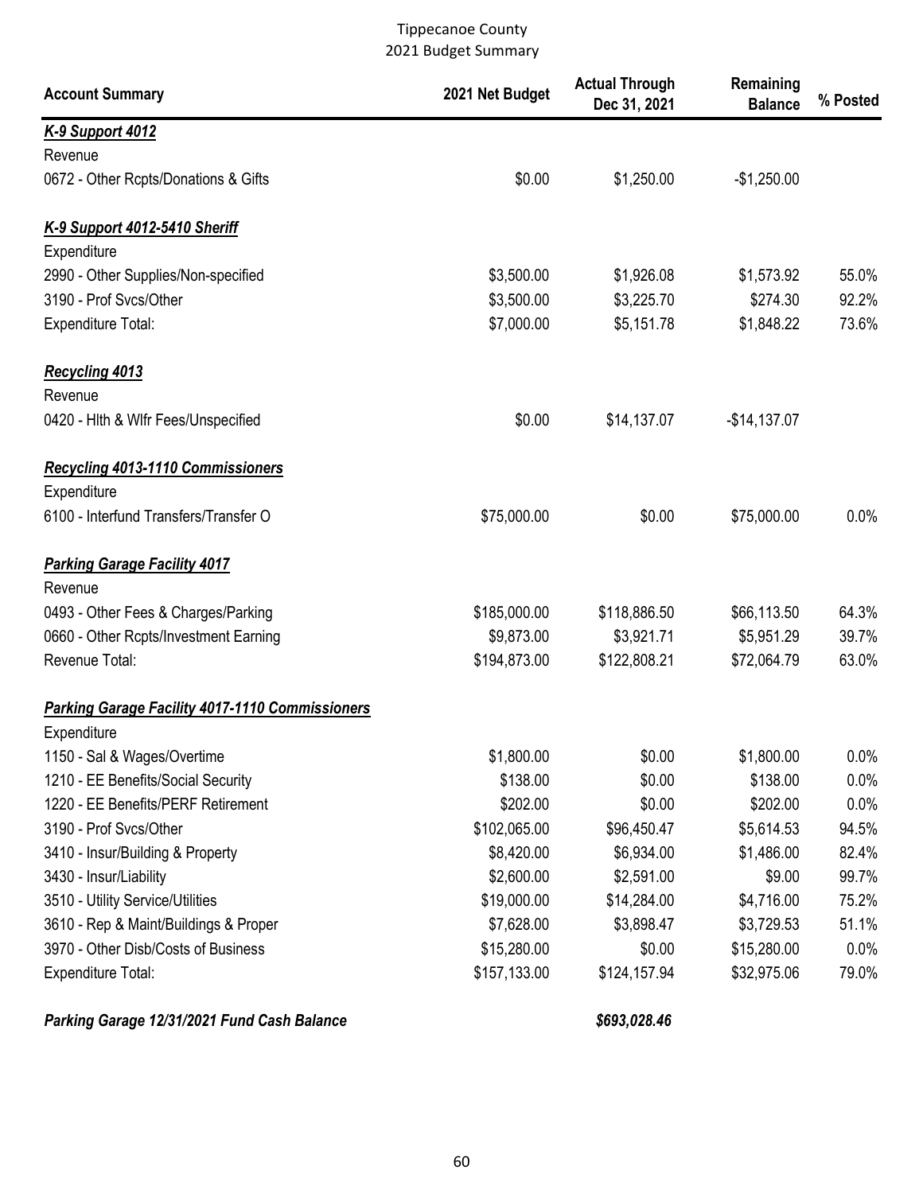# Tippecanoe County
## 2021 Budget Summary

| Account Summary | 2021 Net Budget | Actual Through Dec 31, 2021 | Remaining Balance | % Posted |
|---|---|---|---|---|
| ***K-9 Support 4012*** | | | | |
| Revenue | | | | |
| 0672 - Other Rcpts/Donations & Gifts | $0.00 | $1,250.00 | -$1,250.00 | |
| ***K-9 Support 4012-5410 Sheriff*** | | | | |
| Expenditure | | | | |
| 2990 - Other Supplies/Non-specified | $3,500.00 | $1,926.08 | $1,573.92 | 55.0% |
| 3190 - Prof Svcs/Other | $3,500.00 | $3,225.70 | $274.30 | 92.2% |
| Expenditure Total: | $7,000.00 | $5,151.78 | $1,848.22 | 73.6% |
| ***Recycling 4013*** | | | | |
| Revenue | | | | |
| 0420 - Hlth & Wlfr Fees/Unspecified | $0.00 | $14,137.07 | -$14,137.07 | |
| ***Recycling 4013-1110 Commissioners*** | | | | |
| Expenditure | | | | |
| 6100 - Interfund Transfers/Transfer O | $75,000.00 | $0.00 | $75,000.00 | 0.0% |
| ***Parking Garage Facility 4017*** | | | | |
| Revenue | | | | |
| 0493 - Other Fees & Charges/Parking | $185,000.00 | $118,886.50 | $66,113.50 | 64.3% |
| 0660 - Other Rcpts/Investment Earning | $9,873.00 | $3,921.71 | $5,951.29 | 39.7% |
| Revenue Total: | $194,873.00 | $122,808.21 | $72,064.79 | 63.0% |
| ***Parking Garage Facility 4017-1110 Commissioners*** | | | | |
| Expenditure | | | | |
| 1150 - Sal & Wages/Overtime | $1,800.00 | $0.00 | $1,800.00 | 0.0% |
| 1210 - EE Benefits/Social Security | $138.00 | $0.00 | $138.00 | 0.0% |
| 1220 - EE Benefits/PERF Retirement | $202.00 | $0.00 | $202.00 | 0.0% |
| 3190 - Prof Svcs/Other | $102,065.00 | $96,450.47 | $5,614.53 | 94.5% |
| 3410 - Insur/Building & Property | $8,420.00 | $6,934.00 | $1,486.00 | 82.4% |
| 3430 - Insur/Liability | $2,600.00 | $2,591.00 | $9.00 | 99.7% |
| 3510 - Utility Service/Utilities | $19,000.00 | $14,284.00 | $4,716.00 | 75.2% |
| 3610 - Rep & Maint/Buildings & Proper | $7,628.00 | $3,898.47 | $3,729.53 | 51.1% |
| 3970 - Other Disb/Costs of Business | $15,280.00 | $0.00 | $15,280.00 | 0.0% |
| Expenditure Total: | $157,133.00 | $124,157.94 | $32,975.06 | 79.0% |
| ***Parking Garage 12/31/2021 Fund Cash Balance*** | | ***$693,028.46*** | | |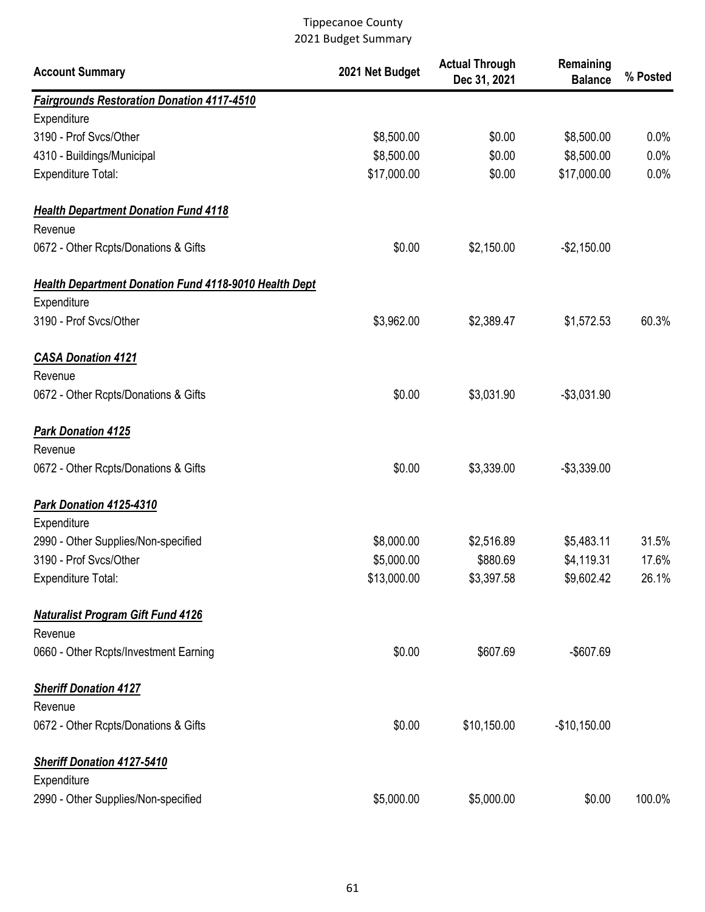Tippecanoe County
2021 Budget Summary

| Account Summary | 2021 Net Budget | Actual Through Dec 31, 2021 | Remaining Balance | % Posted |
|---|---|---|---|---|
| ***Fairgrounds Restoration Donation 4117-4510*** | | | | |
| Expenditure | | | | |
| 3190 - Prof Svcs/Other | $8,500.00 | $0.00 | $8,500.00 | 0.0% |
| 4310 - Buildings/Municipal | $8,500.00 | $0.00 | $8,500.00 | 0.0% |
| Expenditure Total: | $17,000.00 | $0.00 | $17,000.00 | 0.0% |
| ***Health Department Donation Fund 4118*** | | | | |
| Revenue | | | | |
| 0672 - Other Rcpts/Donations & Gifts | $0.00 | $2,150.00 | -$2,150.00 | |
| ***Health Department Donation Fund 4118-9010 Health Dept*** | | | | |
| Expenditure | | | | |
| 3190 - Prof Svcs/Other | $3,962.00 | $2,389.47 | $1,572.53 | 60.3% |
| ***CASA Donation 4121*** | | | | |
| Revenue | | | | |
| 0672 - Other Rcpts/Donations & Gifts | $0.00 | $3,031.90 | -$3,031.90 | |
| ***Park Donation 4125*** | | | | |
| Revenue | | | | |
| 0672 - Other Rcpts/Donations & Gifts | $0.00 | $3,339.00 | -$3,339.00 | |
| ***Park Donation 4125-4310*** | | | | |
| Expenditure | | | | |
| 2990 - Other Supplies/Non-specified | $8,000.00 | $2,516.89 | $5,483.11 | 31.5% |
| 3190 - Prof Svcs/Other | $5,000.00 | $880.69 | $4,119.31 | 17.6% |
| Expenditure Total: | $13,000.00 | $3,397.58 | $9,602.42 | 26.1% |
| ***Naturalist Program Gift Fund 4126*** | | | | |
| Revenue | | | | |
| 0660 - Other Rcpts/Investment Earning | $0.00 | $607.69 | -$607.69 | |
| ***Sheriff Donation 4127*** | | | | |
| Revenue | | | | |
| 0672 - Other Rcpts/Donations & Gifts | $0.00 | $10,150.00 | -$10,150.00 | |
| ***Sheriff Donation 4127-5410*** | | | | |
| Expenditure | | | | |
| 2990 - Other Supplies/Non-specified | $5,000.00 | $5,000.00 | $0.00 | 100.0% |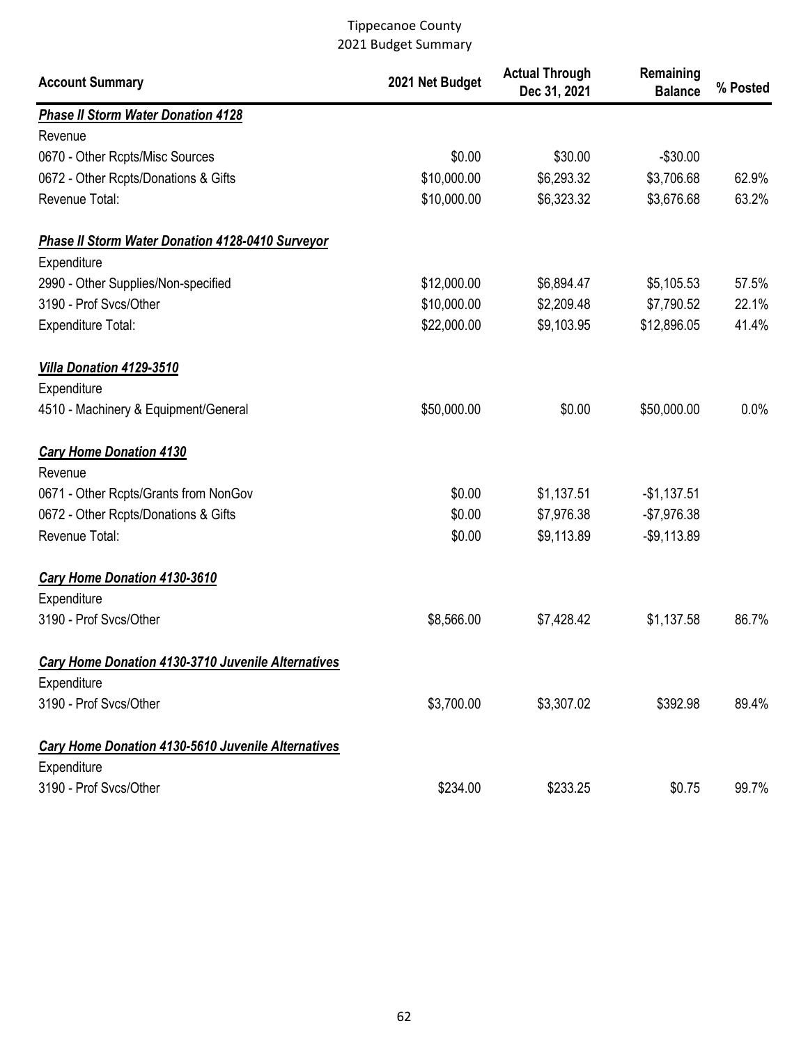Tippecanoe County
2021 Budget Summary

| Account Summary | 2021 Net Budget | Actual Through Dec 31, 2021 | Remaining Balance | % Posted |
|---|---|---|---|---|
| ***Phase II Storm Water Donation 4128*** | | | | |
| Revenue | | | | |
| 0670 - Other Rcpts/Misc Sources | $0.00 | $30.00 | -$30.00 | |
| 0672 - Other Rcpts/Donations & Gifts | $10,000.00 | $6,293.32 | $3,706.68 | 62.9% |
| Revenue Total: | $10,000.00 | $6,323.32 | $3,676.68 | 63.2% |
| ***Phase II Storm Water Donation 4128-0410 Surveyor*** | | | | |
| Expenditure | | | | |
| 2990 - Other Supplies/Non-specified | $12,000.00 | $6,894.47 | $5,105.53 | 57.5% |
| 3190 - Prof Svcs/Other | $10,000.00 | $2,209.48 | $7,790.52 | 22.1% |
| Expenditure Total: | $22,000.00 | $9,103.95 | $12,896.05 | 41.4% |
| ***Villa Donation 4129-3510*** | | | | |
| Expenditure | | | | |
| 4510 - Machinery & Equipment/General | $50,000.00 | $0.00 | $50,000.00 | 0.0% |
| ***Cary Home Donation 4130*** | | | | |
| Revenue | | | | |
| 0671 - Other Rcpts/Grants from NonGov | $0.00 | $1,137.51 | -$1,137.51 | |
| 0672 - Other Rcpts/Donations & Gifts | $0.00 | $7,976.38 | -$7,976.38 | |
| Revenue Total: | $0.00 | $9,113.89 | -$9,113.89 | |
| ***Cary Home Donation 4130-3610*** | | | | |
| Expenditure | | | | |
| 3190 - Prof Svcs/Other | $8,566.00 | $7,428.42 | $1,137.58 | 86.7% |
| ***Cary Home Donation 4130-3710 Juvenile Alternatives*** | | | | |
| Expenditure | | | | |
| 3190 - Prof Svcs/Other | $3,700.00 | $3,307.02 | $392.98 | 89.4% |
| ***Cary Home Donation 4130-5610 Juvenile Alternatives*** | | | | |
| Expenditure | | | | |
| 3190 - Prof Svcs/Other | $234.00 | $233.25 | $0.75 | 99.7% |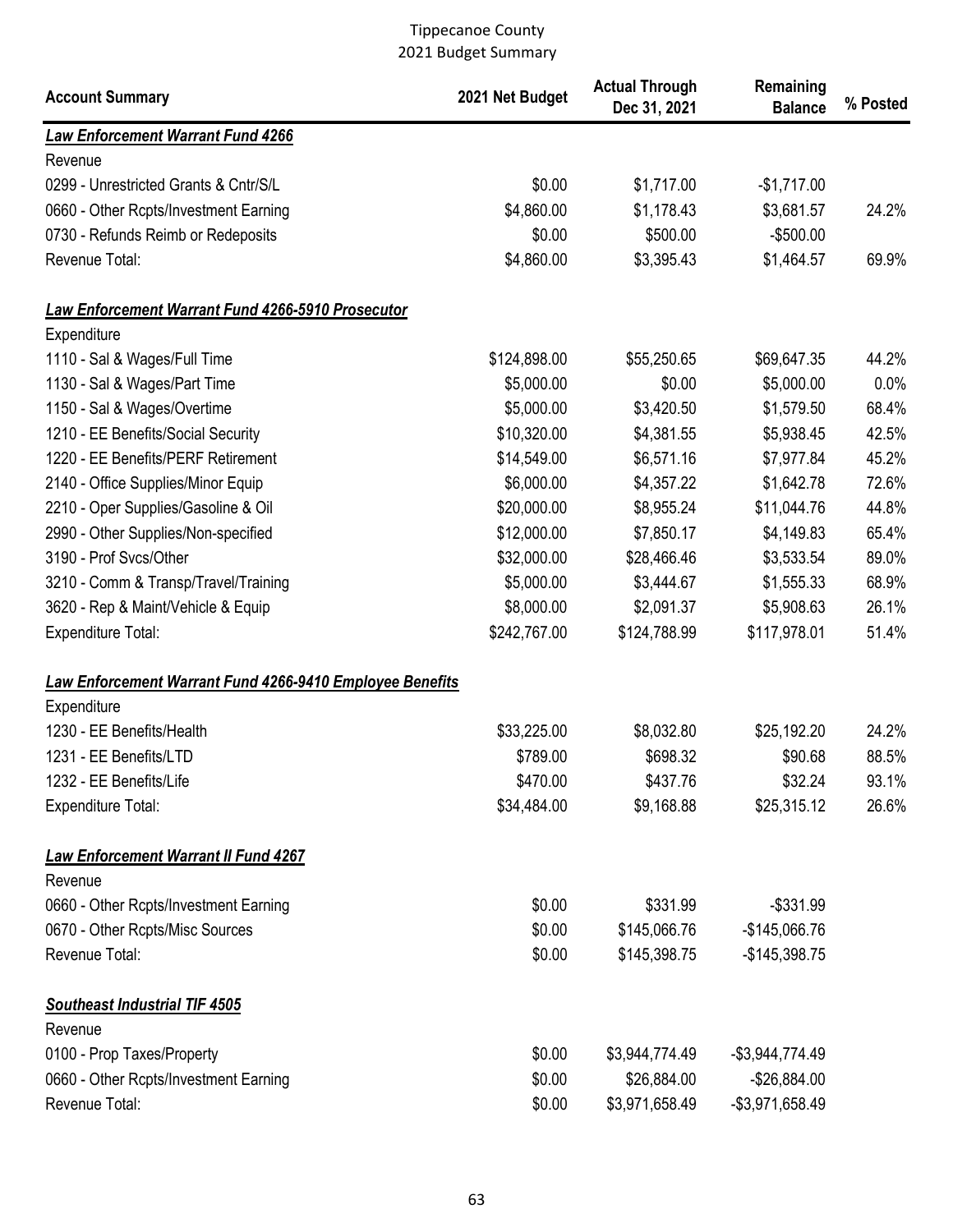Tippecanoe County
2021 Budget Summary

| Account Summary | 2021 Net Budget | Actual Through Dec 31, 2021 | Remaining Balance | % Posted |
|---|---|---|---|---|
| ***Law Enforcement Warrant Fund 4266*** | | | | |
| Revenue | | | | |
| 0299 - Unrestricted Grants & Cntr/S/L | $0.00 | $1,717.00 | -$1,717.00 | |
| 0660 - Other Rcpts/Investment Earning | $4,860.00 | $1,178.43 | $3,681.57 | 24.2% |
| 0730 - Refunds Reimb or Redeposits | $0.00 | $500.00 | -$500.00 | |
| Revenue Total: | $4,860.00 | $3,395.43 | $1,464.57 | 69.9% |
| | | | | |
| ***Law Enforcement Warrant Fund 4266-5910 Prosecutor*** | | | | |
| Expenditure | | | | |
| 1110 - Sal & Wages/Full Time | $124,898.00 | $55,250.65 | $69,647.35 | 44.2% |
| 1130 - Sal & Wages/Part Time | $5,000.00 | $0.00 | $5,000.00 | 0.0% |
| 1150 - Sal & Wages/Overtime | $5,000.00 | $3,420.50 | $1,579.50 | 68.4% |
| 1210 - EE Benefits/Social Security | $10,320.00 | $4,381.55 | $5,938.45 | 42.5% |
| 1220 - EE Benefits/PERF Retirement | $14,549.00 | $6,571.16 | $7,977.84 | 45.2% |
| 2140 - Office Supplies/Minor Equip | $6,000.00 | $4,357.22 | $1,642.78 | 72.6% |
| 2210 - Oper Supplies/Gasoline & Oil | $20,000.00 | $8,955.24 | $11,044.76 | 44.8% |
| 2990 - Other Supplies/Non-specified | $12,000.00 | $7,850.17 | $4,149.83 | 65.4% |
| 3190 - Prof Svcs/Other | $32,000.00 | $28,466.46 | $3,533.54 | 89.0% |
| 3210 - Comm & Transp/Travel/Training | $5,000.00 | $3,444.67 | $1,555.33 | 68.9% |
| 3620 - Rep & Maint/Vehicle & Equip | $8,000.00 | $2,091.37 | $5,908.63 | 26.1% |
| Expenditure Total: | $242,767.00 | $124,788.99 | $117,978.01 | 51.4% |
| | | | | |
| ***Law Enforcement Warrant Fund 4266-9410 Employee Benefits*** | | | | |
| Expenditure | | | | |
| 1230 - EE Benefits/Health | $33,225.00 | $8,032.80 | $25,192.20 | 24.2% |
| 1231 - EE Benefits/LTD | $789.00 | $698.32 | $90.68 | 88.5% |
| 1232 - EE Benefits/Life | $470.00 | $437.76 | $32.24 | 93.1% |
| Expenditure Total: | $34,484.00 | $9,168.88 | $25,315.12 | 26.6% |
| | | | | |
| ***Law Enforcement Warrant II Fund 4267*** | | | | |
| Revenue | | | | |
| 0660 - Other Rcpts/Investment Earning | $0.00 | $331.99 | -$331.99 | |
| 0670 - Other Rcpts/Misc Sources | $0.00 | $145,066.76 | -$145,066.76 | |
| Revenue Total: | $0.00 | $145,398.75 | -$145,398.75 | |
| | | | | |
| ***Southeast Industrial TIF 4505*** | | | | |
| Revenue | | | | |
| 0100 - Prop Taxes/Property | $0.00 | $3,944,774.49 | -$3,944,774.49 | |
| 0660 - Other Rcpts/Investment Earning | $0.00 | $26,884.00 | -$26,884.00 | |
| Revenue Total: | $0.00 | $3,971,658.49 | -$3,971,658.49 | |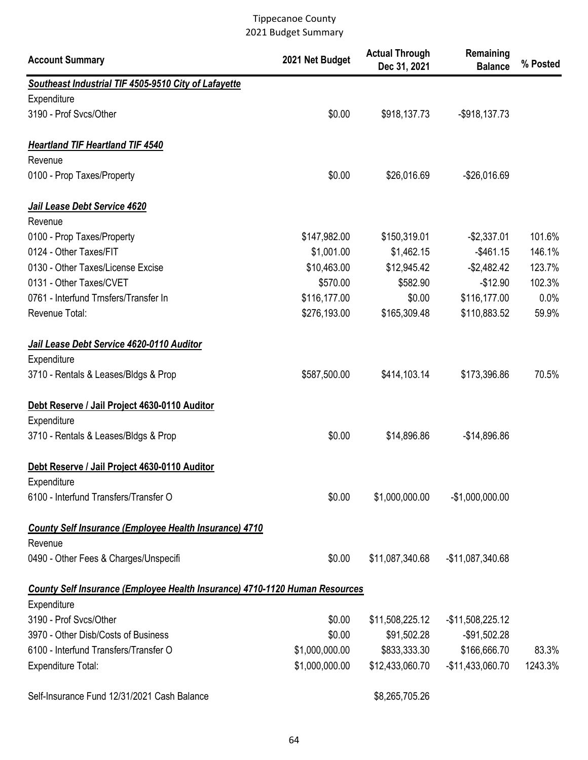# Tippecanoe County
## 2021 Budget Summary

| Account Summary | 2021 Net Budget | Actual Through Dec 31, 2021 | Remaining Balance | % Posted |
|---|---|---|---|---|
| ***Southeast Industrial TIF 4505-9510 City of Lafayette*** | | | | |
| Expenditure | | | | |
| 3190 - Prof Svcs/Other | $0.00 | $918,137.73 | -$918,137.73 | |
| ***Heartland TIF Heartland TIF 4540*** | | | | |
| Revenue | | | | |
| 0100 - Prop Taxes/Property | $0.00 | $26,016.69 | -$26,016.69 | |
| ***Jail Lease Debt Service 4620*** | | | | |
| Revenue | | | | |
| 0100 - Prop Taxes/Property | $147,982.00 | $150,319.01 | -$2,337.01 | 101.6% |
| 0124 - Other Taxes/FIT | $1,001.00 | $1,462.15 | -$461.15 | 146.1% |
| 0130 - Other Taxes/License Excise | $10,463.00 | $12,945.42 | -$2,482.42 | 123.7% |
| 0131 - Other Taxes/CVET | $570.00 | $582.90 | -$12.90 | 102.3% |
| 0761 - Interfund Trnsfers/Transfer In | $116,177.00 | $0.00 | $116,177.00 | 0.0% |
| Revenue Total: | $276,193.00 | $165,309.48 | $110,883.52 | 59.9% |
| ***Jail Lease Debt Service 4620-0110 Auditor*** | | | | |
| Expenditure | | | | |
| 3710 - Rentals & Leases/Bldgs & Prop | $587,500.00 | $414,103.14 | $173,396.86 | 70.5% |
| **Debt Reserve / Jail Project 4630-0110 Auditor** | | | | |
| Expenditure | | | | |
| 3710 - Rentals & Leases/Bldgs & Prop | $0.00 | $14,896.86 | -$14,896.86 | |
| **Debt Reserve / Jail Project 4630-0110 Auditor** | | | | |
| Expenditure | | | | |
| 6100 - Interfund Transfers/Transfer O | $0.00 | $1,000,000.00 | -$1,000,000.00 | |
| ***County Self Insurance (Employee Health Insurance) 4710*** | | | | |
| Revenue | | | | |
| 0490 - Other Fees & Charges/Unspecifi | $0.00 | $11,087,340.68 | -$11,087,340.68 | |
| ***County Self Insurance (Employee Health Insurance) 4710-1120 Human Resources*** | | | | |
| Expenditure | | | | |
| 3190 - Prof Svcs/Other | $0.00 | $11,508,225.12 | -$11,508,225.12 | |
| 3970 - Other Disb/Costs of Business | $0.00 | $91,502.28 | -$91,502.28 | |
| 6100 - Interfund Transfers/Transfer O | $1,000,000.00 | $833,333.30 | $166,666.70 | 83.3% |
| Expenditure Total: | $1,000,000.00 | $12,433,060.70 | -$11,433,060.70 | 1243.3% |
| Self-Insurance Fund 12/31/2021 Cash Balance | | $8,265,705.26 | | |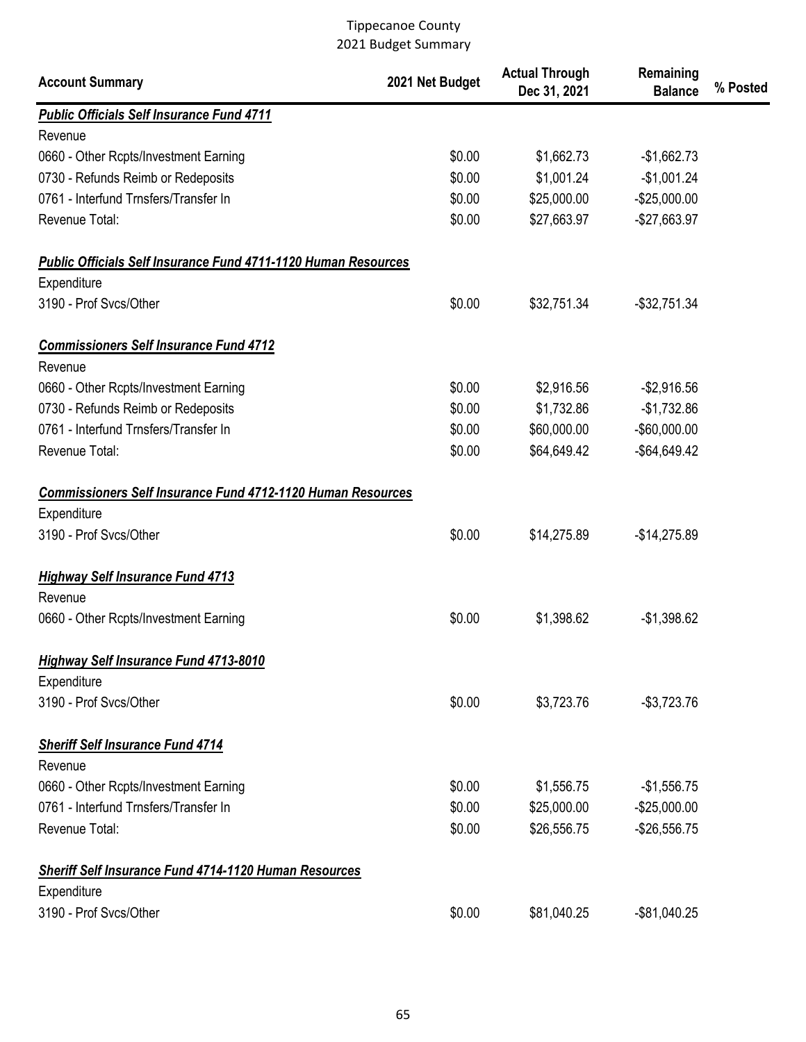Tippecanoe County
2021 Budget Summary

| Account Summary | 2021 Net Budget | Actual Through Dec 31, 2021 | Remaining Balance | % Posted |
|---|---|---|---|---|
| ***Public Officials Self Insurance Fund 4711*** | | | | |
| Revenue | | | | |
| 0660 - Other Rcpts/Investment Earning | $0.00 | $1,662.73 | -$1,662.73 | |
| 0730 - Refunds Reimb or Redeposits | $0.00 | $1,001.24 | -$1,001.24 | |
| 0761 - Interfund Trnsfers/Transfer In | $0.00 | $25,000.00 | -$25,000.00 | |
| Revenue Total: | $0.00 | $27,663.97 | -$27,663.97 | |
| ***Public Officials Self Insurance Fund 4711-1120 Human Resources*** | | | | |
| Expenditure | | | | |
| 3190 - Prof Svcs/Other | $0.00 | $32,751.34 | -$32,751.34 | |
| ***Commissioners Self Insurance Fund 4712*** | | | | |
| Revenue | | | | |
| 0660 - Other Rcpts/Investment Earning | $0.00 | $2,916.56 | -$2,916.56 | |
| 0730 - Refunds Reimb or Redeposits | $0.00 | $1,732.86 | -$1,732.86 | |
| 0761 - Interfund Trnsfers/Transfer In | $0.00 | $60,000.00 | -$60,000.00 | |
| Revenue Total: | $0.00 | $64,649.42 | -$64,649.42 | |
| ***Commissioners Self Insurance Fund 4712-1120 Human Resources*** | | | | |
| Expenditure | | | | |
| 3190 - Prof Svcs/Other | $0.00 | $14,275.89 | -$14,275.89 | |
| ***Highway Self Insurance Fund 4713*** | | | | |
| Revenue | | | | |
| 0660 - Other Rcpts/Investment Earning | $0.00 | $1,398.62 | -$1,398.62 | |
| ***Highway Self Insurance Fund 4713-8010*** | | | | |
| Expenditure | | | | |
| 3190 - Prof Svcs/Other | $0.00 | $3,723.76 | -$3,723.76 | |
| ***Sheriff Self Insurance Fund 4714*** | | | | |
| Revenue | | | | |
| 0660 - Other Rcpts/Investment Earning | $0.00 | $1,556.75 | -$1,556.75 | |
| 0761 - Interfund Trnsfers/Transfer In | $0.00 | $25,000.00 | -$25,000.00 | |
| Revenue Total: | $0.00 | $26,556.75 | -$26,556.75 | |
| ***Sheriff Self Insurance Fund 4714-1120 Human Resources*** | | | | |
| Expenditure | | | | |
| 3190 - Prof Svcs/Other | $0.00 | $81,040.25 | -$81,040.25 | |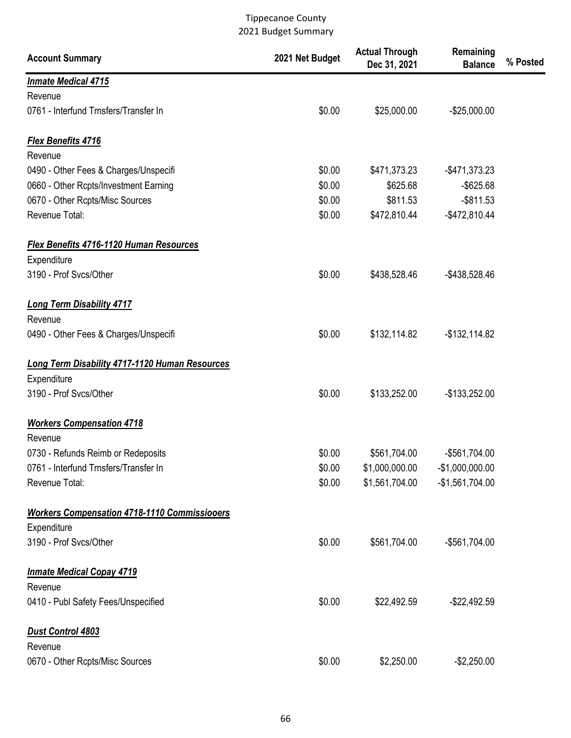| Account Summary | 2021 Net Budget | Actual Through Dec 31, 2021 | Remaining Balance | % Posted |
|---|---|---|---|---|
| ***Inmate Medical 4715*** | | | | |
| Revenue | | | | |
| 0761 - Interfund Trnsfers/Transfer In | $0.00 | $25,000.00 | -$25,000.00 | |
| | | | | |
| ***Flex Benefits 4716*** | | | | |
| Revenue | | | | |
| 0490 - Other Fees & Charges/Unspecifi | $0.00 | $471,373.23 | -$471,373.23 | |
| 0660 - Other Rcpts/Investment Earning | $0.00 | $625.68 | -$625.68 | |
| 0670 - Other Rcpts/Misc Sources | $0.00 | $811.53 | -$811.53 | |
| Revenue Total: | $0.00 | $472,810.44 | -$472,810.44 | |
| | | | | |
| ***Flex Benefits 4716-1120 Human Resources*** | | | | |
| Expenditure | | | | |
| 3190 - Prof Svcs/Other | $0.00 | $438,528.46 | -$438,528.46 | |
| | | | | |
| ***Long Term Disability 4717*** | | | | |
| Revenue | | | | |
| 0490 - Other Fees & Charges/Unspecifi | $0.00 | $132,114.82 | -$132,114.82 | |
| | | | | |
| ***Long Term Disability 4717-1120 Human Resources*** | | | | |
| Expenditure | | | | |
| 3190 - Prof Svcs/Other | $0.00 | $133,252.00 | -$133,252.00 | |
| | | | | |
| ***Workers Compensation 4718*** | | | | |
| Revenue | | | | |
| 0730 - Refunds Reimb or Redeposits | $0.00 | $561,704.00 | -$561,704.00 | |
| 0761 - Interfund Trnsfers/Transfer In | $0.00 | $1,000,000.00 | -$1,000,000.00 | |
| Revenue Total: | $0.00 | $1,561,704.00 | -$1,561,704.00 | |
| | | | | |
| ***Workers Compensation 4718-1110 Commissiooers*** | | | | |
| Expenditure | | | | |
| 3190 - Prof Svcs/Other | $0.00 | $561,704.00 | -$561,704.00 | |
| | | | | |
| ***Inmate Medical Copay 4719*** | | | | |
| Revenue | | | | |
| 0410 - Publ Safety Fees/Unspecified | $0.00 | $22,492.59 | -$22,492.59 | |
| | | | | |
| ***Dust Control 4803*** | | | | |
| Revenue | | | | |
| 0670 - Other Rcpts/Misc Sources | $0.00 | $2,250.00 | -$2,250.00 | |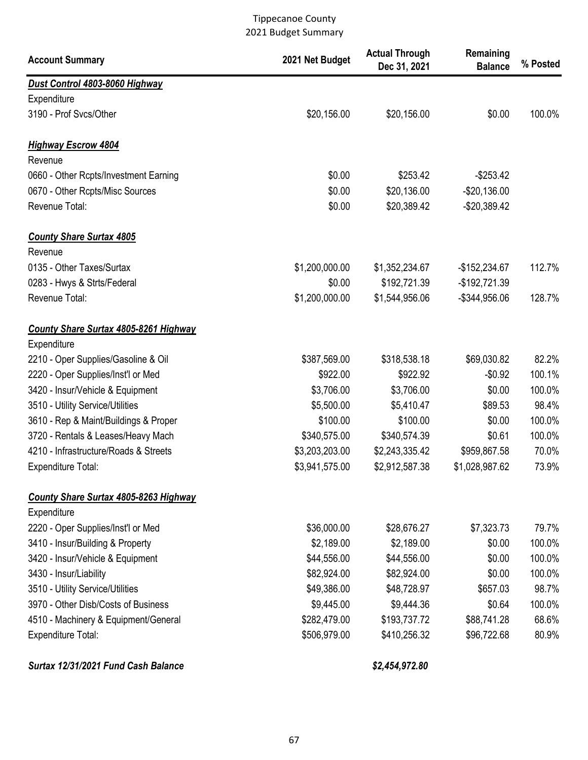Tippecanoe County
2021 Budget Summary

| Account Summary | 2021 Net Budget | Actual Through Dec 31, 2021 | Remaining Balance | % Posted |
|---|---|---|---|---|
| ***Dust Control 4803-8060 Highway*** | | | | |
| Expenditure | | | | |
| 3190 - Prof Svcs/Other | $20,156.00 | $20,156.00 | $0.00 | 100.0% |
| ***Highway Escrow 4804*** | | | | |
| Revenue | | | | |
| 0660 - Other Rcpts/Investment Earning | $0.00 | $253.42 | -$253.42 | |
| 0670 - Other Rcpts/Misc Sources | $0.00 | $20,136.00 | -$20,136.00 | |
| Revenue Total: | $0.00 | $20,389.42 | -$20,389.42 | |
| ***County Share Surtax 4805*** | | | | |
| Revenue | | | | |
| 0135 - Other Taxes/Surtax | $1,200,000.00 | $1,352,234.67 | -$152,234.67 | 112.7% |
| 0283 - Hwys & Strts/Federal | $0.00 | $192,721.39 | -$192,721.39 | |
| Revenue Total: | $1,200,000.00 | $1,544,956.06 | -$344,956.06 | 128.7% |
| ***County Share Surtax 4805-8261 Highway*** | | | | |
| Expenditure | | | | |
| 2210 - Oper Supplies/Gasoline & Oil | $387,569.00 | $318,538.18 | $69,030.82 | 82.2% |
| 2220 - Oper Supplies/Inst'l or Med | $922.00 | $922.92 | -$0.92 | 100.1% |
| 3420 - Insur/Vehicle & Equipment | $3,706.00 | $3,706.00 | $0.00 | 100.0% |
| 3510 - Utility Service/Utilities | $5,500.00 | $5,410.47 | $89.53 | 98.4% |
| 3610 - Rep & Maint/Buildings & Proper | $100.00 | $100.00 | $0.00 | 100.0% |
| 3720 - Rentals & Leases/Heavy Mach | $340,575.00 | $340,574.39 | $0.61 | 100.0% |
| 4210 - Infrastructure/Roads & Streets | $3,203,203.00 | $2,243,335.42 | $959,867.58 | 70.0% |
| Expenditure Total: | $3,941,575.00 | $2,912,587.38 | $1,028,987.62 | 73.9% |
| ***County Share Surtax 4805-8263 Highway*** | | | | |
| Expenditure | | | | |
| 2220 - Oper Supplies/Inst'l or Med | $36,000.00 | $28,676.27 | $7,323.73 | 79.7% |
| 3410 - Insur/Building & Property | $2,189.00 | $2,189.00 | $0.00 | 100.0% |
| 3420 - Insur/Vehicle & Equipment | $44,556.00 | $44,556.00 | $0.00 | 100.0% |
| 3430 - Insur/Liability | $82,924.00 | $82,924.00 | $0.00 | 100.0% |
| 3510 - Utility Service/Utilities | $49,386.00 | $48,728.97 | $657.03 | 98.7% |
| 3970 - Other Disb/Costs of Business | $9,445.00 | $9,444.36 | $0.64 | 100.0% |
| 4510 - Machinery & Equipment/General | $282,479.00 | $193,737.72 | $88,741.28 | 68.6% |
| Expenditure Total: | $506,979.00 | $410,256.32 | $96,722.68 | 80.9% |
| ***Surtax 12/31/2021 Fund Cash Balance*** | | ***$2,454,972.80*** | | |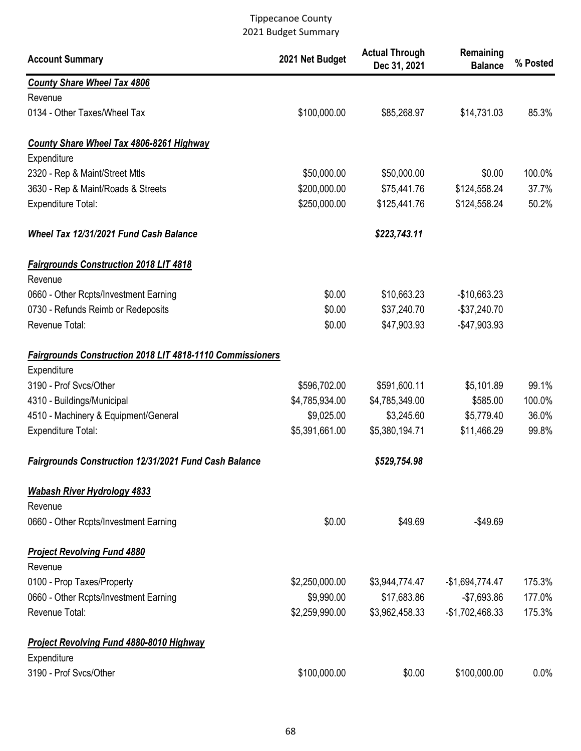Tippecanoe County
2021 Budget Summary

| Account Summary | 2021 Net Budget | Actual Through Dec 31, 2021 | Remaining Balance | % Posted |
|---|---|---|---|---|
| ***County Share Wheel Tax 4806*** | | | | |
| Revenue | | | | |
| 0134 - Other Taxes/Wheel Tax | $100,000.00 | $85,268.97 | $14,731.03 | 85.3% |
| ***County Share Wheel Tax 4806-8261 Highway*** | | | | |
| Expenditure | | | | |
| 2320 - Rep & Maint/Street Mtls | $50,000.00 | $50,000.00 | $0.00 | 100.0% |
| 3630 - Rep & Maint/Roads & Streets | $200,000.00 | $75,441.76 | $124,558.24 | 37.7% |
| Expenditure Total: | $250,000.00 | $125,441.76 | $124,558.24 | 50.2% |
| ***Wheel Tax 12/31/2021 Fund Cash Balance*** | | ***$223,743.11*** | | |
| ***Fairgrounds Construction 2018 LIT 4818*** | | | | |
| Revenue | | | | |
| 0660 - Other Rcpts/Investment Earning | $0.00 | $10,663.23 | -$10,663.23 | |
| 0730 - Refunds Reimb or Redeposits | $0.00 | $37,240.70 | -$37,240.70 | |
| Revenue Total: | $0.00 | $47,903.93 | -$47,903.93 | |
| ***Fairgrounds Construction 2018 LIT 4818-1110 Commissioners*** | | | | |
| Expenditure | | | | |
| 3190 - Prof Svcs/Other | $596,702.00 | $591,600.11 | $5,101.89 | 99.1% |
| 4310 - Buildings/Municipal | $4,785,934.00 | $4,785,349.00 | $585.00 | 100.0% |
| 4510 - Machinery & Equipment/General | $9,025.00 | $3,245.60 | $5,779.40 | 36.0% |
| Expenditure Total: | $5,391,661.00 | $5,380,194.71 | $11,466.29 | 99.8% |
| ***Fairgrounds Construction 12/31/2021 Fund Cash Balance*** | | ***$529,754.98*** | | |
| ***Wabash River Hydrology 4833*** | | | | |
| Revenue | | | | |
| 0660 - Other Rcpts/Investment Earning | $0.00 | $49.69 | -$49.69 | |
| ***Project Revolving Fund 4880*** | | | | |
| Revenue | | | | |
| 0100 - Prop Taxes/Property | $2,250,000.00 | $3,944,774.47 | -$1,694,774.47 | 175.3% |
| 0660 - Other Rcpts/Investment Earning | $9,990.00 | $17,683.86 | -$7,693.86 | 177.0% |
| Revenue Total: | $2,259,990.00 | $3,962,458.33 | -$1,702,468.33 | 175.3% |
| ***Project Revolving Fund 4880-8010 Highway*** | | | | |
| Expenditure | | | | |
| 3190 - Prof Svcs/Other | $100,000.00 | $0.00 | $100,000.00 | 0.0% |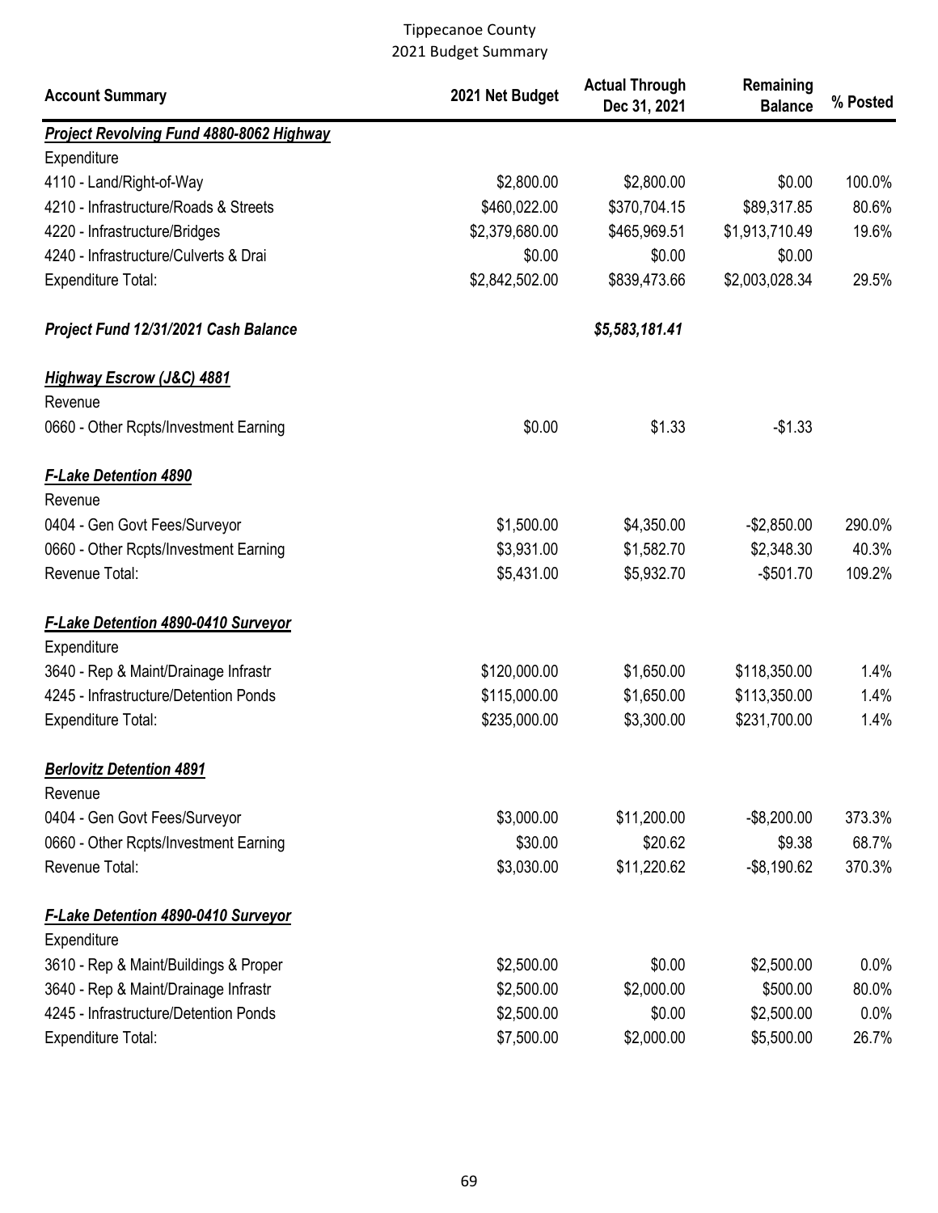Tippecanoe County
2021 Budget Summary

| Account Summary | 2021 Net Budget | Actual Through Dec 31, 2021 | Remaining Balance | % Posted |
|---|---|---|---|---|
| ***Project Revolving Fund 4880-8062 Highway*** | | | | |
| Expenditure | | | | |
| 4110 - Land/Right-of-Way | $2,800.00 | $2,800.00 | $0.00 | 100.0% |
| 4210 - Infrastructure/Roads & Streets | $460,022.00 | $370,704.15 | $89,317.85 | 80.6% |
| 4220 - Infrastructure/Bridges | $2,379,680.00 | $465,969.51 | $1,913,710.49 | 19.6% |
| 4240 - Infrastructure/Culverts & Drai | $0.00 | $0.00 | $0.00 | |
| Expenditure Total: | $2,842,502.00 | $839,473.66 | $2,003,028.34 | 29.5% |
| | | | | |
| ***Project Fund 12/31/2021 Cash Balance*** | | ***$5,583,181.41*** | | |
| | | | | |
| ***Highway Escrow (J&C) 4881*** | | | | |
| Revenue | | | | |
| 0660 - Other Rcpts/Investment Earning | $0.00 | $1.33 | -$1.33 | |
| | | | | |
| ***F-Lake Detention 4890*** | | | | |
| Revenue | | | | |
| 0404 - Gen Govt Fees/Surveyor | $1,500.00 | $4,350.00 | -$2,850.00 | 290.0% |
| 0660 - Other Rcpts/Investment Earning | $3,931.00 | $1,582.70 | $2,348.30 | 40.3% |
| Revenue Total: | $5,431.00 | $5,932.70 | -$501.70 | 109.2% |
| | | | | |
| ***F-Lake Detention 4890-0410 Surveyor*** | | | | |
| Expenditure | | | | |
| 3640 - Rep & Maint/Drainage Infrastr | $120,000.00 | $1,650.00 | $118,350.00 | 1.4% |
| 4245 - Infrastructure/Detention Ponds | $115,000.00 | $1,650.00 | $113,350.00 | 1.4% |
| Expenditure Total: | $235,000.00 | $3,300.00 | $231,700.00 | 1.4% |
| | | | | |
| ***Berlovitz Detention 4891*** | | | | |
| Revenue | | | | |
| 0404 - Gen Govt Fees/Surveyor | $3,000.00 | $11,200.00 | -$8,200.00 | 373.3% |
| 0660 - Other Rcpts/Investment Earning | $30.00 | $20.62 | $9.38 | 68.7% |
| Revenue Total: | $3,030.00 | $11,220.62 | -$8,190.62 | 370.3% |
| | | | | |
| ***F-Lake Detention 4890-0410 Surveyor*** | | | | |
| Expenditure | | | | |
| 3610 - Rep & Maint/Buildings & Proper | $2,500.00 | $0.00 | $2,500.00 | 0.0% |
| 3640 - Rep & Maint/Drainage Infrastr | $2,500.00 | $2,000.00 | $500.00 | 80.0% |
| 4245 - Infrastructure/Detention Ponds | $2,500.00 | $0.00 | $2,500.00 | 0.0% |
| Expenditure Total: | $7,500.00 | $2,000.00 | $5,500.00 | 26.7% |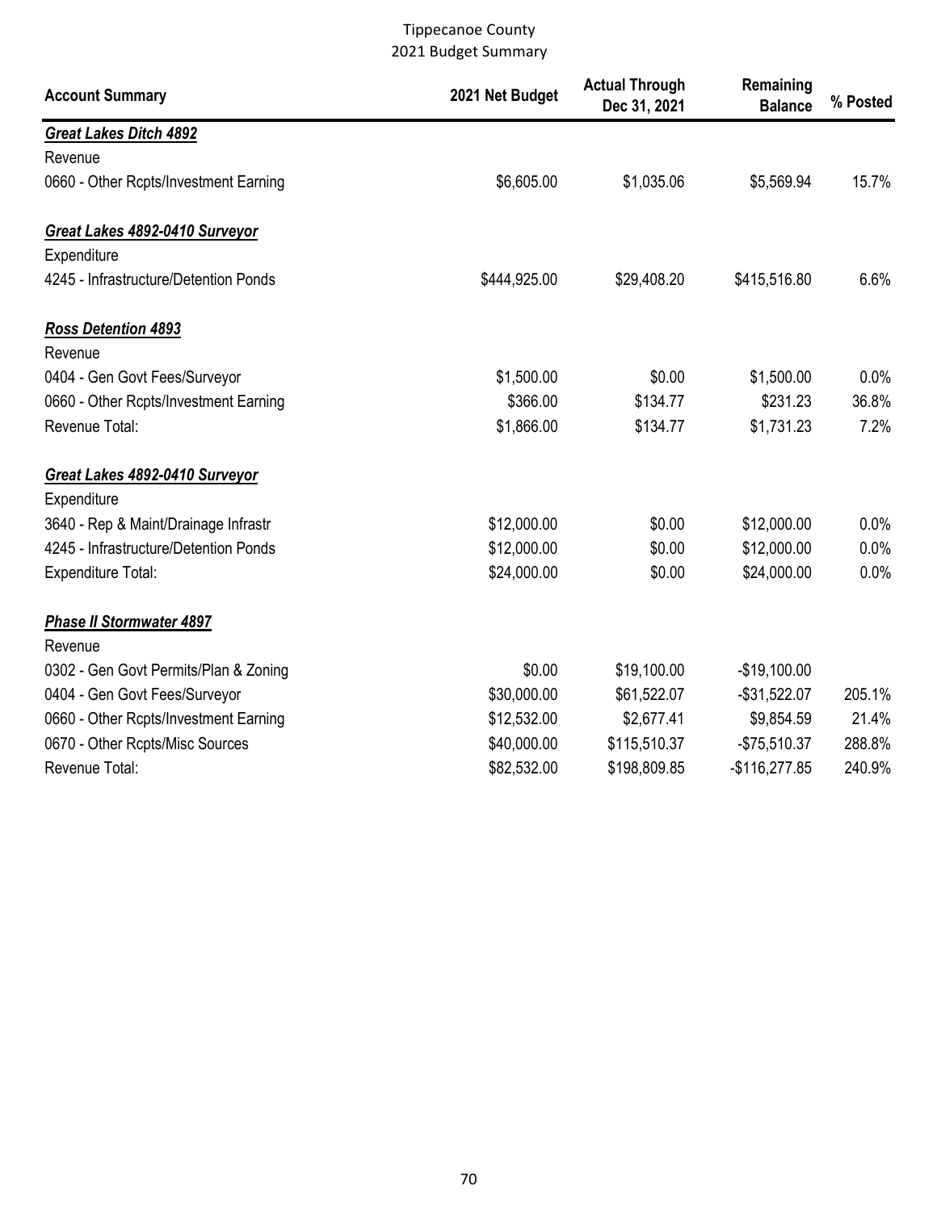Tippecanoe County
2021 Budget Summary

| Account Summary | 2021 Net Budget | Actual Through Dec 31, 2021 | Remaining Balance | % Posted |
|---|---|---|---|---|
| ***Great Lakes Ditch 4892*** | | | | |
| Revenue | | | | |
| 0660 - Other Rcpts/Investment Earning | $6,605.00 | $1,035.06 | $5,569.94 | 15.7% |
| ***Great Lakes 4892-0410 Surveyor*** | | | | |
| Expenditure | | | | |
| 4245 - Infrastructure/Detention Ponds | $444,925.00 | $29,408.20 | $415,516.80 | 6.6% |
| ***Ross Detention 4893*** | | | | |
| Revenue | | | | |
| 0404 - Gen Govt Fees/Surveyor | $1,500.00 | $0.00 | $1,500.00 | 0.0% |
| 0660 - Other Rcpts/Investment Earning | $366.00 | $134.77 | $231.23 | 36.8% |
| Revenue Total: | $1,866.00 | $134.77 | $1,731.23 | 7.2% |
| ***Great Lakes 4892-0410 Surveyor*** | | | | |
| Expenditure | | | | |
| 3640 - Rep & Maint/Drainage Infrastr | $12,000.00 | $0.00 | $12,000.00 | 0.0% |
| 4245 - Infrastructure/Detention Ponds | $12,000.00 | $0.00 | $12,000.00 | 0.0% |
| Expenditure Total: | $24,000.00 | $0.00 | $24,000.00 | 0.0% |
| ***Phase II Stormwater 4897*** | | | | |
| Revenue | | | | |
| 0302 - Gen Govt Permits/Plan & Zoning | $0.00 | $19,100.00 | -$19,100.00 | |
| 0404 - Gen Govt Fees/Surveyor | $30,000.00 | $61,522.07 | -$31,522.07 | 205.1% |
| 0660 - Other Rcpts/Investment Earning | $12,532.00 | $2,677.41 | $9,854.59 | 21.4% |
| 0670 - Other Rcpts/Misc Sources | $40,000.00 | $115,510.37 | -$75,510.37 | 288.8% |
| Revenue Total: | $82,532.00 | $198,809.85 | -$116,277.85 | 240.9% |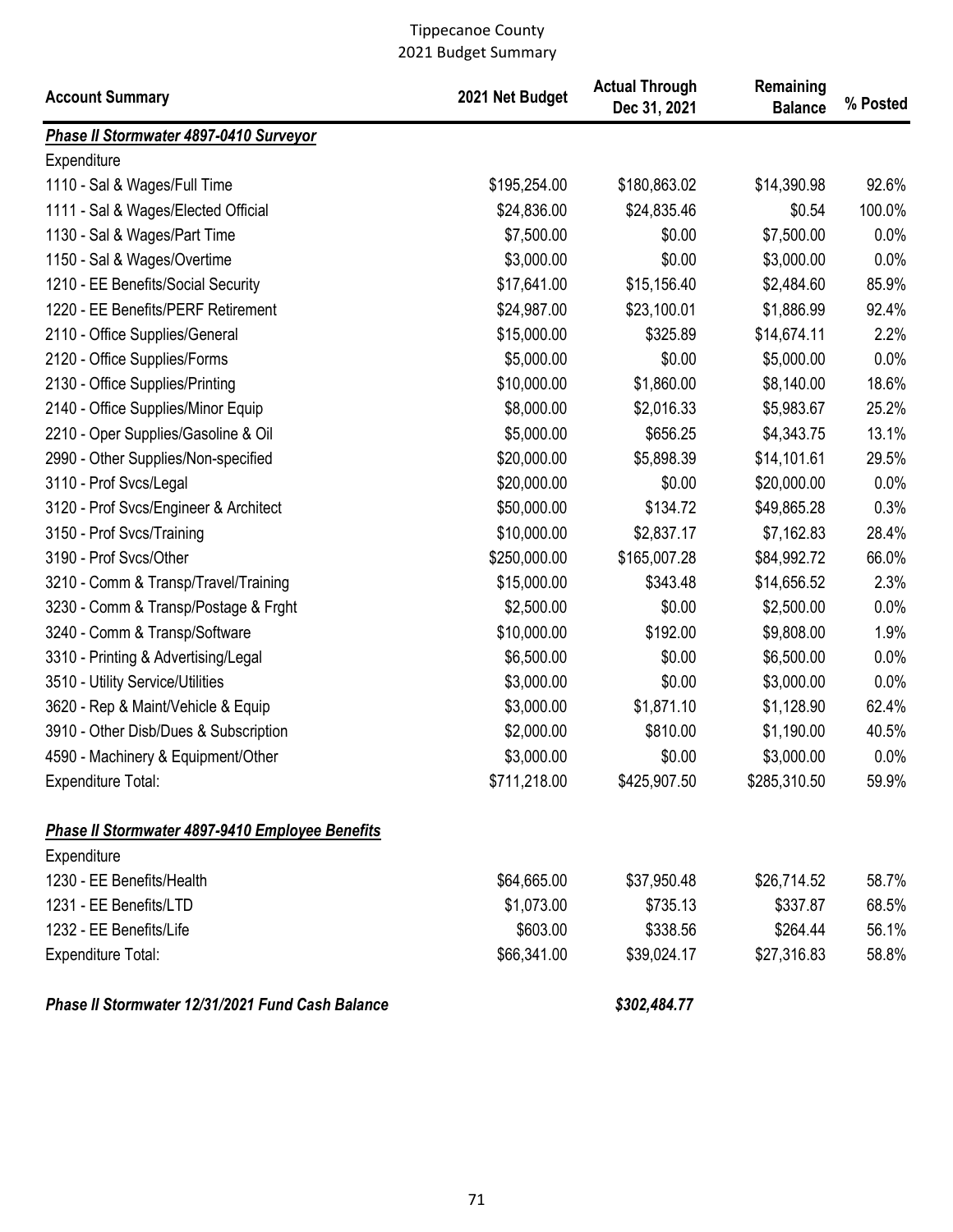Tippecanoe County
2021 Budget Summary

| Account Summary | 2021 Net Budget | Actual Through Dec 31, 2021 | Remaining Balance | % Posted |
|---|---|---|---|---|
| ***Phase II Stormwater 4897-0410 Surveyor*** | | | | |
| Expenditure | | | | |
| 1110 - Sal & Wages/Full Time | $195,254.00 | $180,863.02 | $14,390.98 | 92.6% |
| 1111 - Sal & Wages/Elected Official | $24,836.00 | $24,835.46 | $0.54 | 100.0% |
| 1130 - Sal & Wages/Part Time | $7,500.00 | $0.00 | $7,500.00 | 0.0% |
| 1150 - Sal & Wages/Overtime | $3,000.00 | $0.00 | $3,000.00 | 0.0% |
| 1210 - EE Benefits/Social Security | $17,641.00 | $15,156.40 | $2,484.60 | 85.9% |
| 1220 - EE Benefits/PERF Retirement | $24,987.00 | $23,100.01 | $1,886.99 | 92.4% |
| 2110 - Office Supplies/General | $15,000.00 | $325.89 | $14,674.11 | 2.2% |
| 2120 - Office Supplies/Forms | $5,000.00 | $0.00 | $5,000.00 | 0.0% |
| 2130 - Office Supplies/Printing | $10,000.00 | $1,860.00 | $8,140.00 | 18.6% |
| 2140 - Office Supplies/Minor Equip | $8,000.00 | $2,016.33 | $5,983.67 | 25.2% |
| 2210 - Oper Supplies/Gasoline & Oil | $5,000.00 | $656.25 | $4,343.75 | 13.1% |
| 2990 - Other Supplies/Non-specified | $20,000.00 | $5,898.39 | $14,101.61 | 29.5% |
| 3110 - Prof Svcs/Legal | $20,000.00 | $0.00 | $20,000.00 | 0.0% |
| 3120 - Prof Svcs/Engineer & Architect | $50,000.00 | $134.72 | $49,865.28 | 0.3% |
| 3150 - Prof Svcs/Training | $10,000.00 | $2,837.17 | $7,162.83 | 28.4% |
| 3190 - Prof Svcs/Other | $250,000.00 | $165,007.28 | $84,992.72 | 66.0% |
| 3210 - Comm & Transp/Travel/Training | $15,000.00 | $343.48 | $14,656.52 | 2.3% |
| 3230 - Comm & Transp/Postage & Frght | $2,500.00 | $0.00 | $2,500.00 | 0.0% |
| 3240 - Comm & Transp/Software | $10,000.00 | $192.00 | $9,808.00 | 1.9% |
| 3310 - Printing & Advertising/Legal | $6,500.00 | $0.00 | $6,500.00 | 0.0% |
| 3510 - Utility Service/Utilities | $3,000.00 | $0.00 | $3,000.00 | 0.0% |
| 3620 - Rep & Maint/Vehicle & Equip | $3,000.00 | $1,871.10 | $1,128.90 | 62.4% |
| 3910 - Other Disb/Dues & Subscription | $2,000.00 | $810.00 | $1,190.00 | 40.5% |
| 4590 - Machinery & Equipment/Other | $3,000.00 | $0.00 | $3,000.00 | 0.0% |
| Expenditure Total: | $711,218.00 | $425,907.50 | $285,310.50 | 59.9% |
| ***Phase II Stormwater 4897-9410 Employee Benefits*** | | | | |
| Expenditure | | | | |
| 1230 - EE Benefits/Health | $64,665.00 | $37,950.48 | $26,714.52 | 58.7% |
| 1231 - EE Benefits/LTD | $1,073.00 | $735.13 | $337.87 | 68.5% |
| 1232 - EE Benefits/Life | $603.00 | $338.56 | $264.44 | 56.1% |
| Expenditure Total: | $66,341.00 | $39,024.17 | $27,316.83 | 58.8% |
| ***Phase II Stormwater 12/31/2021 Fund Cash Balance*** | | ***$302,484.77*** | | |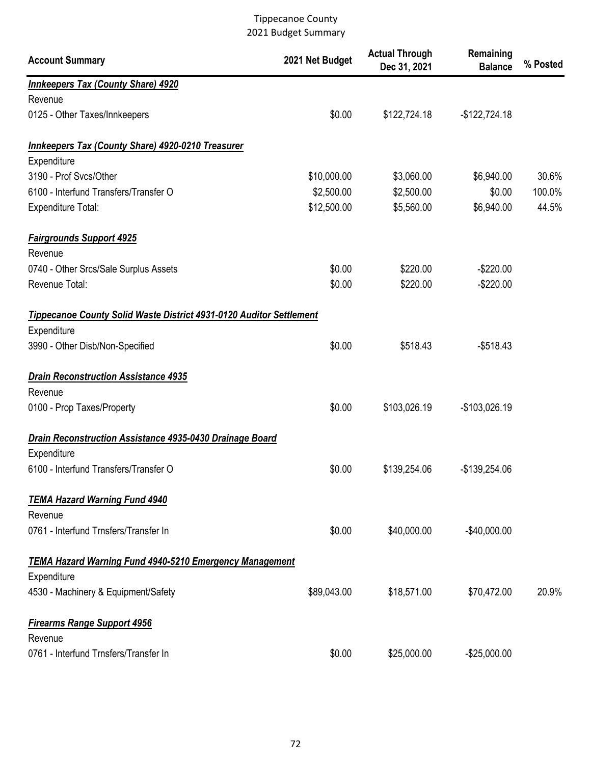Tippecanoe County
2021 Budget Summary

| Account Summary | 2021 Net Budget | Actual Through Dec 31, 2021 | Remaining Balance | % Posted |
|---|---|---|---|---|
| ***Innkeepers Tax (County Share) 4920*** | | | | |
| Revenue | | | | |
| 0125 - Other Taxes/Innkeepers | $0.00 | $122,724.18 | -$122,724.18 | |
| ***Innkeepers Tax (County Share) 4920-0210 Treasurer*** | | | | |
| Expenditure | | | | |
| 3190 - Prof Svcs/Other | $10,000.00 | $3,060.00 | $6,940.00 | 30.6% |
| 6100 - Interfund Transfers/Transfer O | $2,500.00 | $2,500.00 | $0.00 | 100.0% |
| Expenditure Total: | $12,500.00 | $5,560.00 | $6,940.00 | 44.5% |
| ***Fairgrounds Support 4925*** | | | | |
| Revenue | | | | |
| 0740 - Other Srcs/Sale Surplus Assets | $0.00 | $220.00 | -$220.00 | |
| Revenue Total: | $0.00 | $220.00 | -$220.00 | |
| ***Tippecanoe County Solid Waste District 4931-0120 Auditor Settlement*** | | | | |
| Expenditure | | | | |
| 3990 - Other Disb/Non-Specified | $0.00 | $518.43 | -$518.43 | |
| ***Drain Reconstruction Assistance 4935*** | | | | |
| Revenue | | | | |
| 0100 - Prop Taxes/Property | $0.00 | $103,026.19 | -$103,026.19 | |
| ***Drain Reconstruction Assistance 4935-0430 Drainage Board*** | | | | |
| Expenditure | | | | |
| 6100 - Interfund Transfers/Transfer O | $0.00 | $139,254.06 | -$139,254.06 | |
| ***TEMA Hazard Warning Fund 4940*** | | | | |
| Revenue | | | | |
| 0761 - Interfund Trnsfers/Transfer In | $0.00 | $40,000.00 | -$40,000.00 | |
| ***TEMA Hazard Warning Fund 4940-5210 Emergency Management*** | | | | |
| Expenditure | | | | |
| 4530 - Machinery & Equipment/Safety | $89,043.00 | $18,571.00 | $70,472.00 | 20.9% |
| ***Firearms Range Support 4956*** | | | | |
| Revenue | | | | |
| 0761 - Interfund Trnsfers/Transfer In | $0.00 | $25,000.00 | -$25,000.00 | |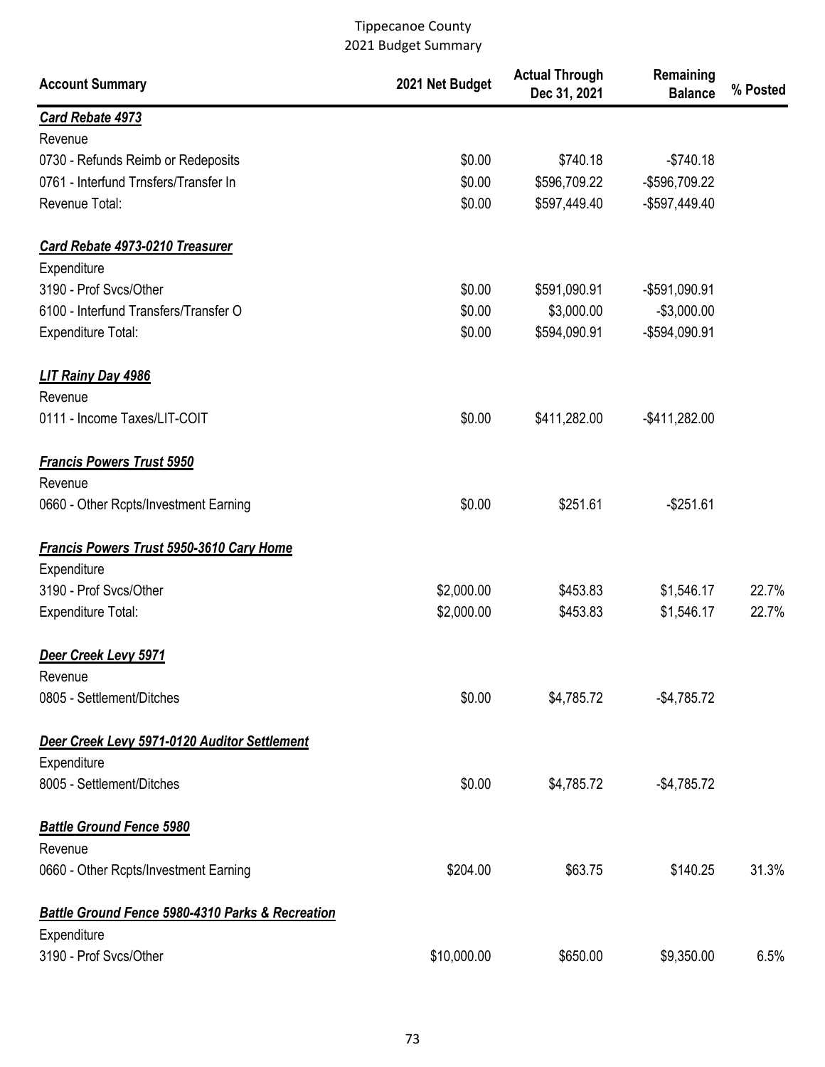# Tippecanoe County
## 2021 Budget Summary

| Account Summary | 2021 Net Budget | Actual Through Dec 31, 2021 | Remaining Balance | % Posted |
|---|---|---|---|---|
| ***Card Rebate 4973*** | | | | |
| Revenue | | | | |
| 0730 - Refunds Reimb or Redeposits | $0.00 | $740.18 | -$740.18 | |
| 0761 - Interfund Trnsfers/Transfer In | $0.00 | $596,709.22 | -$596,709.22 | |
| Revenue Total: | $0.00 | $597,449.40 | -$597,449.40 | |
| ***Card Rebate 4973-0210 Treasurer*** | | | | |
| Expenditure | | | | |
| 3190 - Prof Svcs/Other | $0.00 | $591,090.91 | -$591,090.91 | |
| 6100 - Interfund Transfers/Transfer O | $0.00 | $3,000.00 | -$3,000.00 | |
| Expenditure Total: | $0.00 | $594,090.91 | -$594,090.91 | |
| ***LIT Rainy Day 4986*** | | | | |
| Revenue | | | | |
| 0111 - Income Taxes/LIT-COIT | $0.00 | $411,282.00 | -$411,282.00 | |
| ***Francis Powers Trust 5950*** | | | | |
| Revenue | | | | |
| 0660 - Other Rcpts/Investment Earning | $0.00 | $251.61 | -$251.61 | |
| ***Francis Powers Trust 5950-3610 Cary Home*** | | | | |
| Expenditure | | | | |
| 3190 - Prof Svcs/Other | $2,000.00 | $453.83 | $1,546.17 | 22.7% |
| Expenditure Total: | $2,000.00 | $453.83 | $1,546.17 | 22.7% |
| ***Deer Creek Levy 5971*** | | | | |
| Revenue | | | | |
| 0805 - Settlement/Ditches | $0.00 | $4,785.72 | -$4,785.72 | |
| ***Deer Creek Levy 5971-0120 Auditor Settlement*** | | | | |
| Expenditure | | | | |
| 8005 - Settlement/Ditches | $0.00 | $4,785.72 | -$4,785.72 | |
| ***Battle Ground Fence 5980*** | | | | |
| Revenue | | | | |
| 0660 - Other Rcpts/Investment Earning | $204.00 | $63.75 | $140.25 | 31.3% |
| ***Battle Ground Fence 5980-4310 Parks & Recreation*** | | | | |
| Expenditure | | | | |
| 3190 - Prof Svcs/Other | $10,000.00 | $650.00 | $9,350.00 | 6.5% |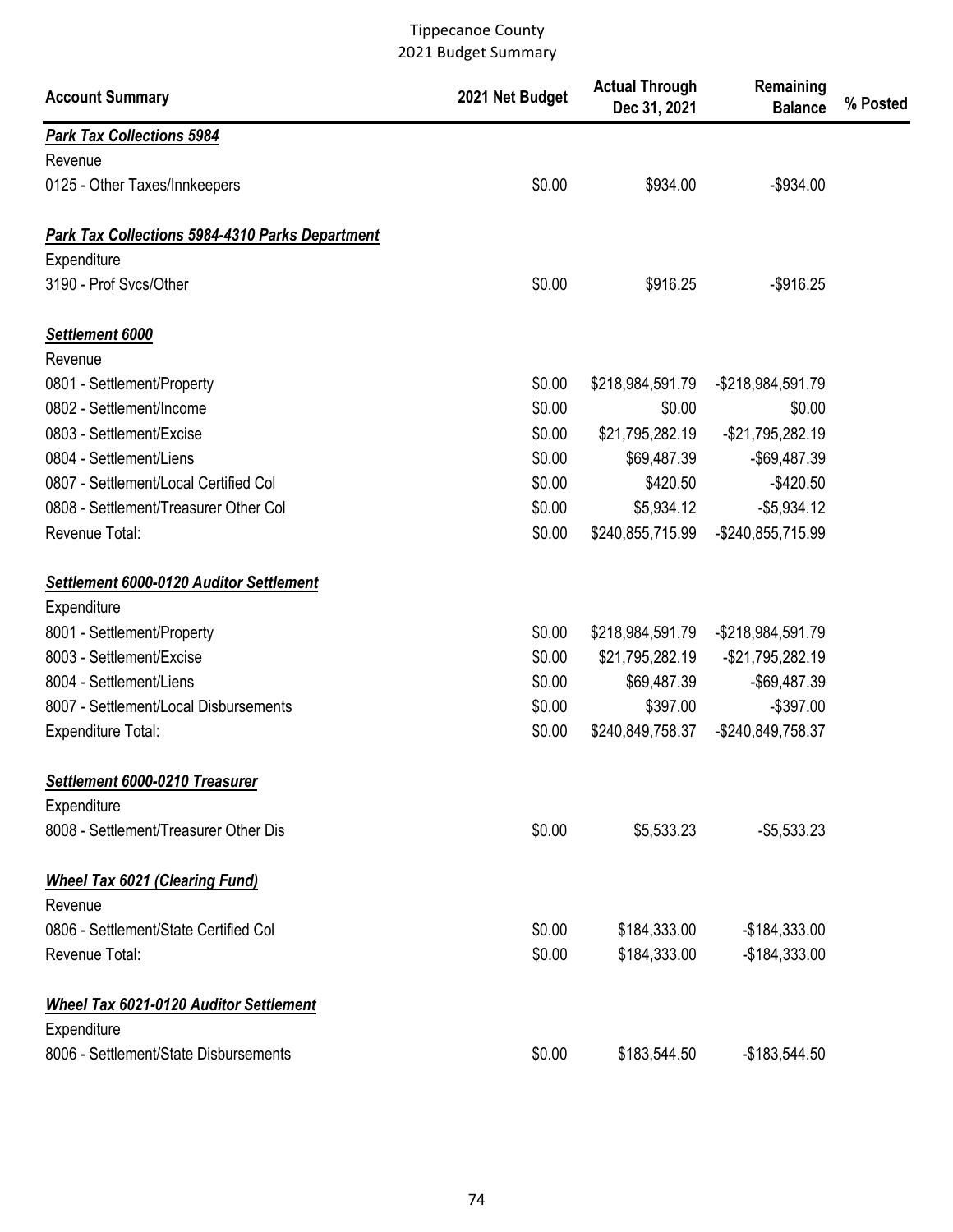Tippecanoe County
2021 Budget Summary

| Account Summary | 2021 Net Budget | Actual Through Dec 31, 2021 | Remaining Balance | % Posted |
|---|---|---|---|---|
| ***Park Tax Collections 5984*** | | | | |
| Revenue | | | | |
| 0125 - Other Taxes/Innkeepers | $0.00 | $934.00 | -$934.00 | |
| ***Park Tax Collections 5984-4310 Parks Department*** | | | | |
| Expenditure | | | | |
| 3190 - Prof Svcs/Other | $0.00 | $916.25 | -$916.25 | |
| ***Settlement 6000*** | | | | |
| Revenue | | | | |
| 0801 - Settlement/Property | $0.00 | $218,984,591.79 | -$218,984,591.79 | |
| 0802 - Settlement/Income | $0.00 | $0.00 | $0.00 | |
| 0803 - Settlement/Excise | $0.00 | $21,795,282.19 | -$21,795,282.19 | |
| 0804 - Settlement/Liens | $0.00 | $69,487.39 | -$69,487.39 | |
| 0807 - Settlement/Local Certified Col | $0.00 | $420.50 | -$420.50 | |
| 0808 - Settlement/Treasurer Other Col | $0.00 | $5,934.12 | -$5,934.12 | |
| Revenue Total: | $0.00 | $240,855,715.99 | -$240,855,715.99 | |
| ***Settlement 6000-0120 Auditor Settlement*** | | | | |
| Expenditure | | | | |
| 8001 - Settlement/Property | $0.00 | $218,984,591.79 | -$218,984,591.79 | |
| 8003 - Settlement/Excise | $0.00 | $21,795,282.19 | -$21,795,282.19 | |
| 8004 - Settlement/Liens | $0.00 | $69,487.39 | -$69,487.39 | |
| 8007 - Settlement/Local Disbursements | $0.00 | $397.00 | -$397.00 | |
| Expenditure Total: | $0.00 | $240,849,758.37 | -$240,849,758.37 | |
| ***Settlement 6000-0210 Treasurer*** | | | | |
| Expenditure | | | | |
| 8008 - Settlement/Treasurer Other Dis | $0.00 | $5,533.23 | -$5,533.23 | |
| ***Wheel Tax 6021 (Clearing Fund)*** | | | | |
| Revenue | | | | |
| 0806 - Settlement/State Certified Col | $0.00 | $184,333.00 | -$184,333.00 | |
| Revenue Total: | $0.00 | $184,333.00 | -$184,333.00 | |
| ***Wheel Tax 6021-0120 Auditor Settlement*** | | | | |
| Expenditure | | | | |
| 8006 - Settlement/State Disbursements | $0.00 | $183,544.50 | -$183,544.50 | |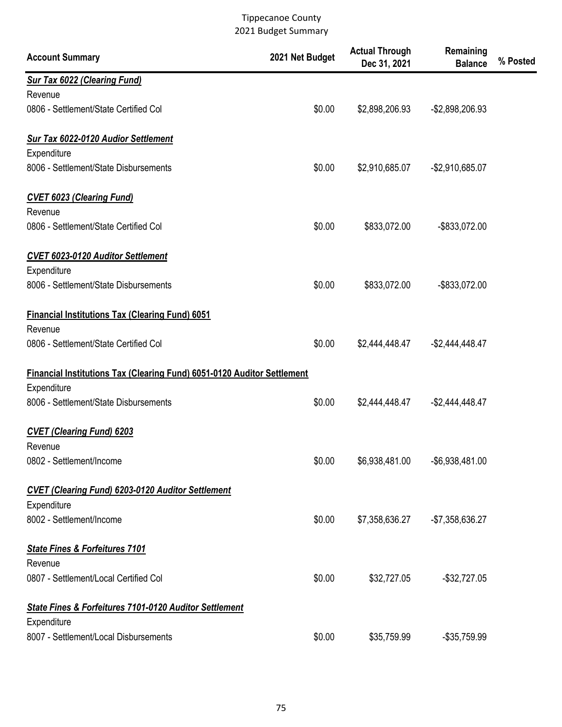# Tippecanoe County
## 2021 Budget Summary

| Account Summary | 2021 Net Budget | Actual Through Dec 31, 2021 | Remaining Balance | % Posted |
|---|---|---|---|---|
| ***Sur Tax 6022 (Clearing Fund)*** | | | | |
| Revenue | | | | |
| 0806 - Settlement/State Certified Col | $0.00 | $2,898,206.93 | -$2,898,206.93 | |
| ***Sur Tax 6022-0120 Audior Settlement*** | | | | |
| Expenditure | | | | |
| 8006 - Settlement/State Disbursements | $0.00 | $2,910,685.07 | -$2,910,685.07 | |
| ***CVET 6023 (Clearing Fund)*** | | | | |
| Revenue | | | | |
| 0806 - Settlement/State Certified Col | $0.00 | $833,072.00 | -$833,072.00 | |
| ***CVET 6023-0120 Auditor Settlement*** | | | | |
| Expenditure | | | | |
| 8006 - Settlement/State Disbursements | $0.00 | $833,072.00 | -$833,072.00 | |
| **Financial Institutions Tax (Clearing Fund) 6051** | | | | |
| Revenue | | | | |
| 0806 - Settlement/State Certified Col | $0.00 | $2,444,448.47 | -$2,444,448.47 | |
| **Financial Institutions Tax (Clearing Fund) 6051-0120 Auditor Settlement** | | | | |
| Expenditure | | | | |
| 8006 - Settlement/State Disbursements | $0.00 | $2,444,448.47 | -$2,444,448.47 | |
| ***CVET (Clearing Fund) 6203*** | | | | |
| Revenue | | | | |
| 0802 - Settlement/Income | $0.00 | $6,938,481.00 | -$6,938,481.00 | |
| ***CVET (Clearing Fund) 6203-0120 Auditor Settlement*** | | | | |
| Expenditure | | | | |
| 8002 - Settlement/Income | $0.00 | $7,358,636.27 | -$7,358,636.27 | |
| ***State Fines & Forfeitures 7101*** | | | | |
| Revenue | | | | |
| 0807 - Settlement/Local Certified Col | $0.00 | $32,727.05 | -$32,727.05 | |
| ***State Fines & Forfeitures 7101-0120 Auditor Settlement*** | | | | |
| Expenditure | | | | |
| 8007 - Settlement/Local Disbursements | $0.00 | $35,759.99 | -$35,759.99 | |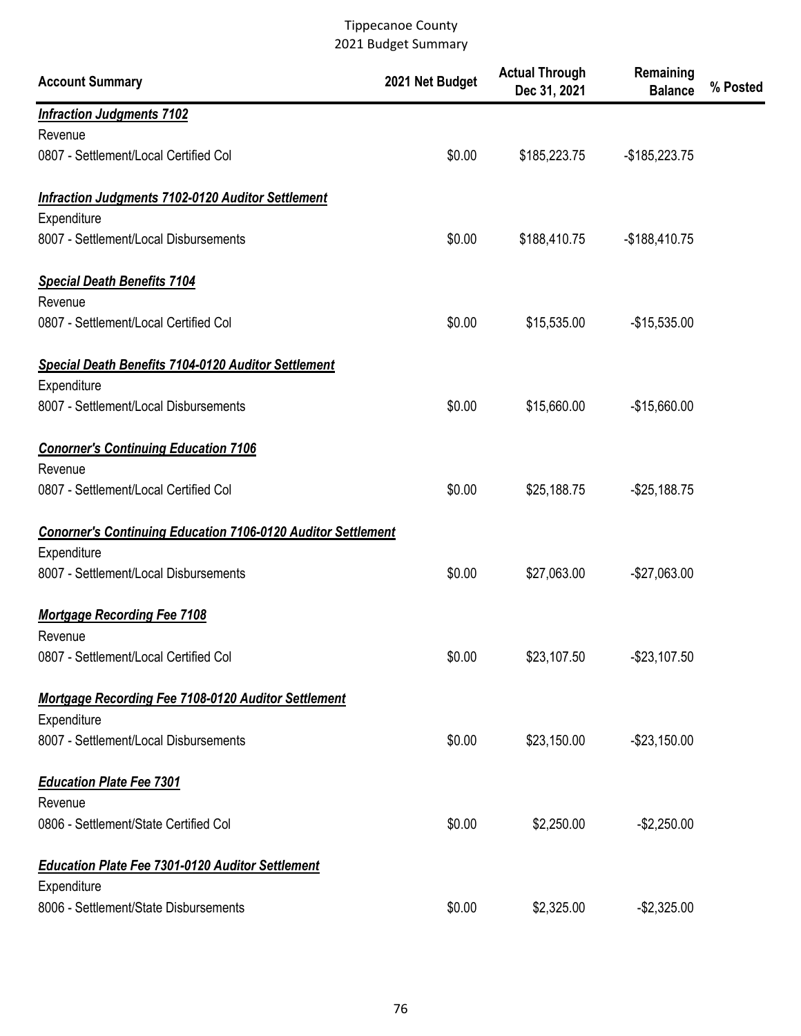# Tippecanoe County
## 2021 Budget Summary

| Account Summary | 2021 Net Budget | Actual Through Dec 31, 2021 | Remaining Balance | % Posted |
|---|---|---|---|---|
| ***Infraction Judgments 7102*** | | | | |
| Revenue | | | | |
| 0807 - Settlement/Local Certified Col | $0.00 | $185,223.75 | -$185,223.75 | |
| ***Infraction Judgments 7102-0120 Auditor Settlement*** | | | | |
| Expenditure | | | | |
| 8007 - Settlement/Local Disbursements | $0.00 | $188,410.75 | -$188,410.75 | |
| ***Special Death Benefits 7104*** | | | | |
| Revenue | | | | |
| 0807 - Settlement/Local Certified Col | $0.00 | $15,535.00 | -$15,535.00 | |
| ***Special Death Benefits 7104-0120 Auditor Settlement*** | | | | |
| Expenditure | | | | |
| 8007 - Settlement/Local Disbursements | $0.00 | $15,660.00 | -$15,660.00 | |
| ***Conorner's Continuing Education 7106*** | | | | |
| Revenue | | | | |
| 0807 - Settlement/Local Certified Col | $0.00 | $25,188.75 | -$25,188.75 | |
| ***Conorner's Continuing Education 7106-0120 Auditor Settlement*** | | | | |
| Expenditure | | | | |
| 8007 - Settlement/Local Disbursements | $0.00 | $27,063.00 | -$27,063.00 | |
| ***Mortgage Recording Fee 7108*** | | | | |
| Revenue | | | | |
| 0807 - Settlement/Local Certified Col | $0.00 | $23,107.50 | -$23,107.50 | |
| ***Mortgage Recording Fee 7108-0120 Auditor Settlement*** | | | | |
| Expenditure | | | | |
| 8007 - Settlement/Local Disbursements | $0.00 | $23,150.00 | -$23,150.00 | |
| ***Education Plate Fee 7301*** | | | | |
| Revenue | | | | |
| 0806 - Settlement/State Certified Col | $0.00 | $2,250.00 | -$2,250.00 | |
| ***Education Plate Fee 7301-0120 Auditor Settlement*** | | | | |
| Expenditure | | | | |
| 8006 - Settlement/State Disbursements | $0.00 | $2,325.00 | -$2,325.00 | |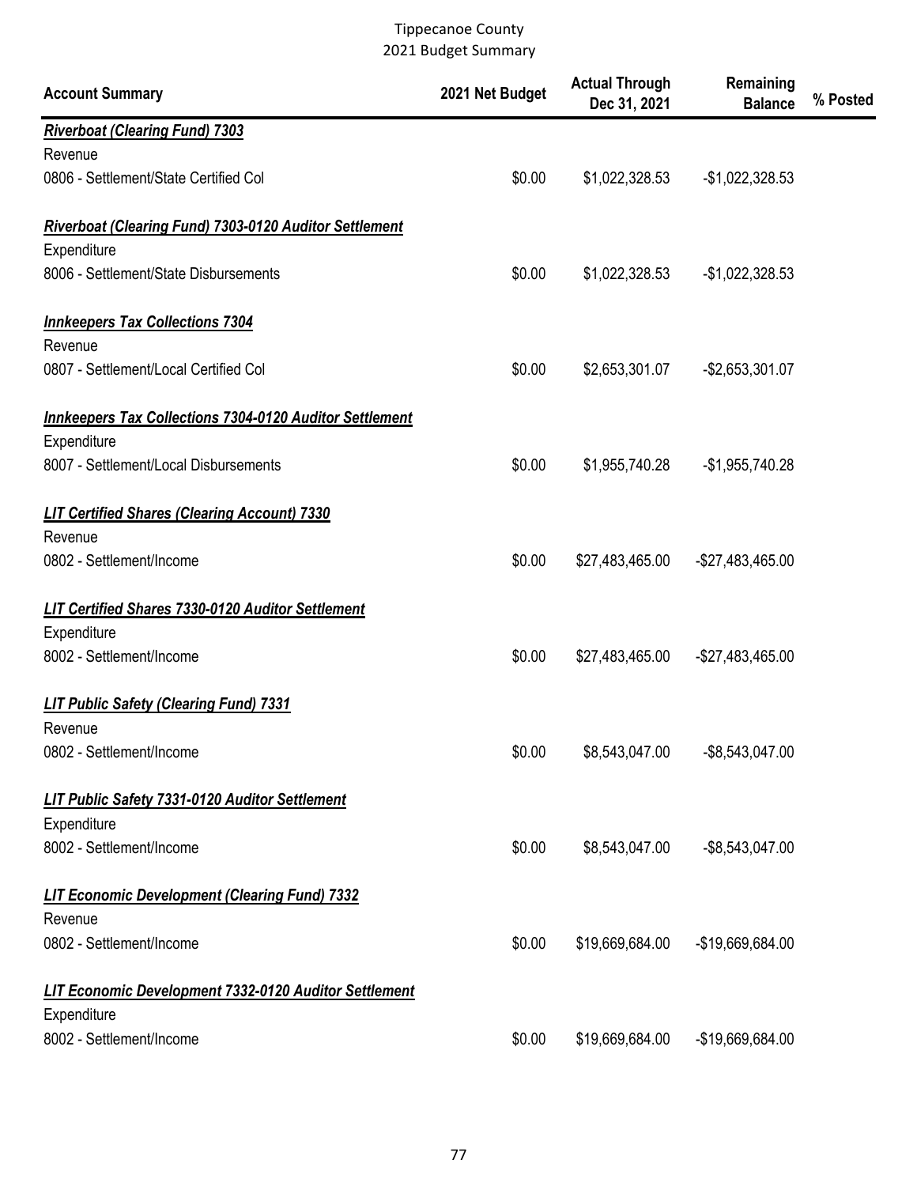Tippecanoe County
2021 Budget Summary

| Account Summary | 2021 Net Budget | Actual Through Dec 31, 2021 | Remaining Balance | % Posted |
|---|---|---|---|---|
| ***Riverboat (Clearing Fund) 7303*** | | | | |
| Revenue | | | | |
| 0806 - Settlement/State Certified Col | $0.00 | $1,022,328.53 | -$1,022,328.53 | |
| ***Riverboat (Clearing Fund) 7303-0120 Auditor Settlement*** | | | | |
| Expenditure | | | | |
| 8006 - Settlement/State Disbursements | $0.00 | $1,022,328.53 | -$1,022,328.53 | |
| ***Innkeepers Tax Collections 7304*** | | | | |
| Revenue | | | | |
| 0807 - Settlement/Local Certified Col | $0.00 | $2,653,301.07 | -$2,653,301.07 | |
| ***Innkeepers Tax Collections 7304-0120 Auditor Settlement*** | | | | |
| Expenditure | | | | |
| 8007 - Settlement/Local Disbursements | $0.00 | $1,955,740.28 | -$1,955,740.28 | |
| ***LIT Certified Shares (Clearing Account) 7330*** | | | | |
| Revenue | | | | |
| 0802 - Settlement/Income | $0.00 | $27,483,465.00 | -$27,483,465.00 | |
| ***LIT Certified Shares 7330-0120 Auditor Settlement*** | | | | |
| Expenditure | | | | |
| 8002 - Settlement/Income | $0.00 | $27,483,465.00 | -$27,483,465.00 | |
| ***LIT Public Safety (Clearing Fund) 7331*** | | | | |
| Revenue | | | | |
| 0802 - Settlement/Income | $0.00 | $8,543,047.00 | -$8,543,047.00 | |
| ***LIT Public Safety 7331-0120 Auditor Settlement*** | | | | |
| Expenditure | | | | |
| 8002 - Settlement/Income | $0.00 | $8,543,047.00 | -$8,543,047.00 | |
| ***LIT Economic Development (Clearing Fund) 7332*** | | | | |
| Revenue | | | | |
| 0802 - Settlement/Income | $0.00 | $19,669,684.00 | -$19,669,684.00 | |
| ***LIT Economic Development 7332-0120 Auditor Settlement*** | | | | |
| Expenditure | | | | |
| 8002 - Settlement/Income | $0.00 | $19,669,684.00 | -$19,669,684.00 | |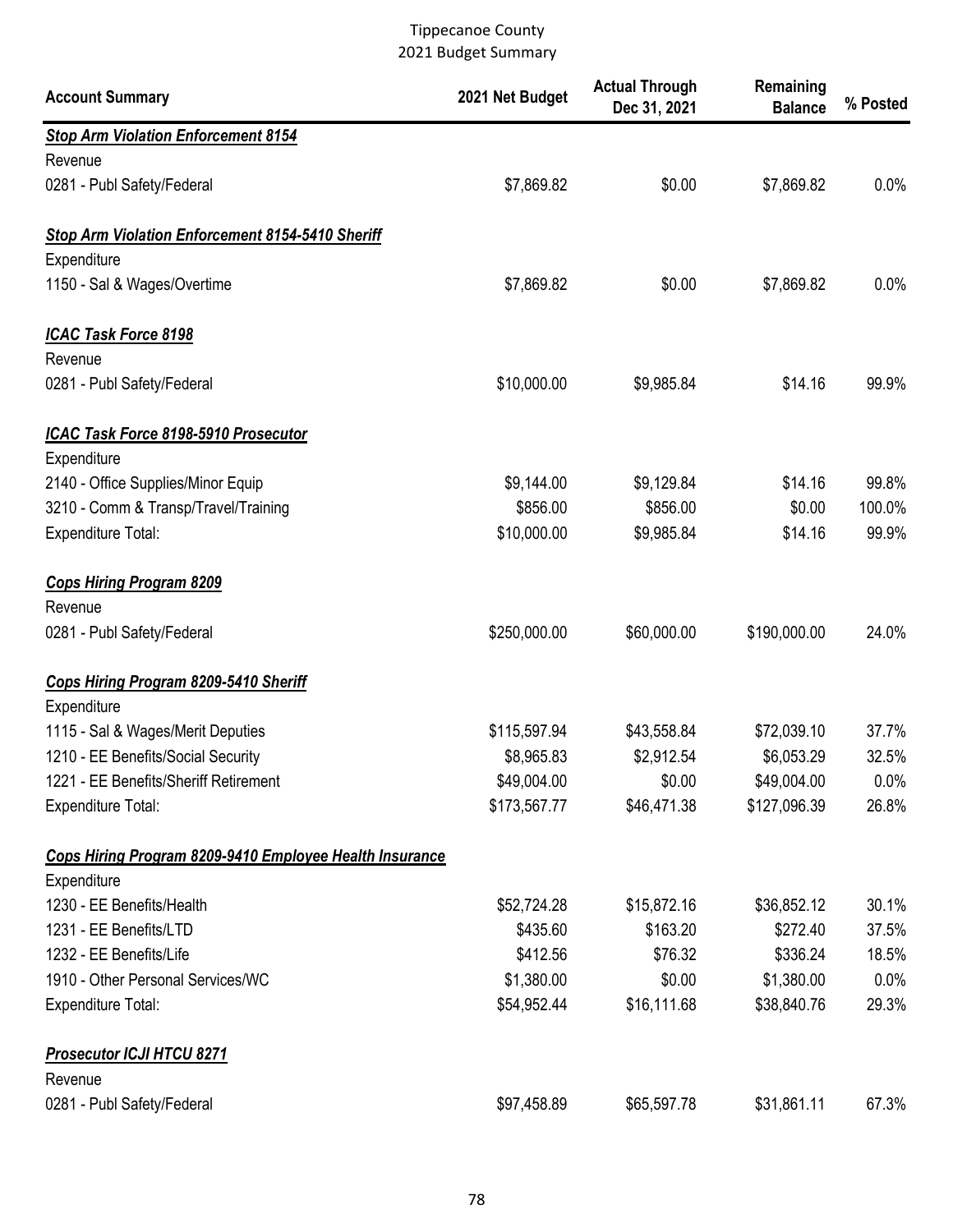Tippecanoe County
2021 Budget Summary

| Account Summary | 2021 Net Budget | Actual Through Dec 31, 2021 | Remaining Balance | % Posted |
|---|---|---|---|---|
| ***Stop Arm Violation Enforcement 8154*** | | | | |
| Revenue | | | | |
| 0281 - Publ Safety/Federal | $7,869.82 | $0.00 | $7,869.82 | 0.0% |
| ***Stop Arm Violation Enforcement 8154-5410 Sheriff*** | | | | |
| Expenditure | | | | |
| 1150 - Sal & Wages/Overtime | $7,869.82 | $0.00 | $7,869.82 | 0.0% |
| ***ICAC Task Force 8198*** | | | | |
| Revenue | | | | |
| 0281 - Publ Safety/Federal | $10,000.00 | $9,985.84 | $14.16 | 99.9% |
| ***ICAC Task Force 8198-5910 Prosecutor*** | | | | |
| Expenditure | | | | |
| 2140 - Office Supplies/Minor Equip | $9,144.00 | $9,129.84 | $14.16 | 99.8% |
| 3210 - Comm & Transp/Travel/Training | $856.00 | $856.00 | $0.00 | 100.0% |
| Expenditure Total: | $10,000.00 | $9,985.84 | $14.16 | 99.9% |
| ***Cops Hiring Program 8209*** | | | | |
| Revenue | | | | |
| 0281 - Publ Safety/Federal | $250,000.00 | $60,000.00 | $190,000.00 | 24.0% |
| ***Cops Hiring Program 8209-5410 Sheriff*** | | | | |
| Expenditure | | | | |
| 1115 - Sal & Wages/Merit Deputies | $115,597.94 | $43,558.84 | $72,039.10 | 37.7% |
| 1210 - EE Benefits/Social Security | $8,965.83 | $2,912.54 | $6,053.29 | 32.5% |
| 1221 - EE Benefits/Sheriff Retirement | $49,004.00 | $0.00 | $49,004.00 | 0.0% |
| Expenditure Total: | $173,567.77 | $46,471.38 | $127,096.39 | 26.8% |
| ***Cops Hiring Program 8209-9410 Employee Health Insurance*** | | | | |
| Expenditure | | | | |
| 1230 - EE Benefits/Health | $52,724.28 | $15,872.16 | $36,852.12 | 30.1% |
| 1231 - EE Benefits/LTD | $435.60 | $163.20 | $272.40 | 37.5% |
| 1232 - EE Benefits/Life | $412.56 | $76.32 | $336.24 | 18.5% |
| 1910 - Other Personal Services/WC | $1,380.00 | $0.00 | $1,380.00 | 0.0% |
| Expenditure Total: | $54,952.44 | $16,111.68 | $38,840.76 | 29.3% |
| ***Prosecutor ICJI HTCU 8271*** | | | | |
| Revenue | | | | |
| 0281 - Publ Safety/Federal | $97,458.89 | $65,597.78 | $31,861.11 | 67.3% |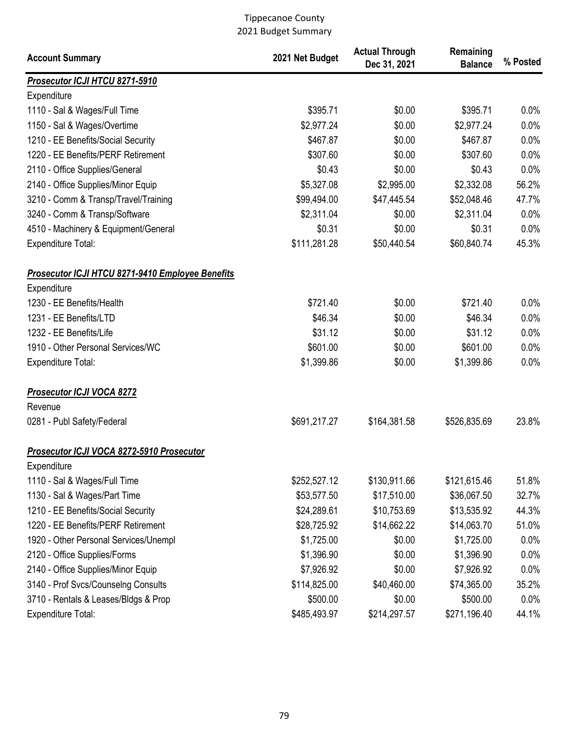Tippecanoe County
2021 Budget Summary

| Account Summary | 2021 Net Budget | Actual Through Dec 31, 2021 | Remaining Balance | % Posted |
|---|---|---|---|---|
| ***Prosecutor ICJI HTCU 8271-5910*** | | | | |
| Expenditure | | | | |
| 1110 - Sal & Wages/Full Time | $395.71 | $0.00 | $395.71 | 0.0% |
| 1150 - Sal & Wages/Overtime | $2,977.24 | $0.00 | $2,977.24 | 0.0% |
| 1210 - EE Benefits/Social Security | $467.87 | $0.00 | $467.87 | 0.0% |
| 1220 - EE Benefits/PERF Retirement | $307.60 | $0.00 | $307.60 | 0.0% |
| 2110 - Office Supplies/General | $0.43 | $0.00 | $0.43 | 0.0% |
| 2140 - Office Supplies/Minor Equip | $5,327.08 | $2,995.00 | $2,332.08 | 56.2% |
| 3210 - Comm & Transp/Travel/Training | $99,494.00 | $47,445.54 | $52,048.46 | 47.7% |
| 3240 - Comm & Transp/Software | $2,311.04 | $0.00 | $2,311.04 | 0.0% |
| 4510 - Machinery & Equipment/General | $0.31 | $0.00 | $0.31 | 0.0% |
| Expenditure Total: | $111,281.28 | $50,440.54 | $60,840.74 | 45.3% |
| | | | | |
| ***Prosecutor ICJI HTCU 8271-9410 Employee Benefits*** | | | | |
| Expenditure | | | | |
| 1230 - EE Benefits/Health | $721.40 | $0.00 | $721.40 | 0.0% |
| 1231 - EE Benefits/LTD | $46.34 | $0.00 | $46.34 | 0.0% |
| 1232 - EE Benefits/Life | $31.12 | $0.00 | $31.12 | 0.0% |
| 1910 - Other Personal Services/WC | $601.00 | $0.00 | $601.00 | 0.0% |
| Expenditure Total: | $1,399.86 | $0.00 | $1,399.86 | 0.0% |
| | | | | |
| ***Prosecutor ICJI VOCA 8272*** | | | | |
| Revenue | | | | |
| 0281 - Publ Safety/Federal | $691,217.27 | $164,381.58 | $526,835.69 | 23.8% |
| | | | | |
| ***Prosecutor ICJI VOCA 8272-5910 Prosecutor*** | | | | |
| Expenditure | | | | |
| 1110 - Sal & Wages/Full Time | $252,527.12 | $130,911.66 | $121,615.46 | 51.8% |
| 1130 - Sal & Wages/Part Time | $53,577.50 | $17,510.00 | $36,067.50 | 32.7% |
| 1210 - EE Benefits/Social Security | $24,289.61 | $10,753.69 | $13,535.92 | 44.3% |
| 1220 - EE Benefits/PERF Retirement | $28,725.92 | $14,662.22 | $14,063.70 | 51.0% |
| 1920 - Other Personal Services/Unempl | $1,725.00 | $0.00 | $1,725.00 | 0.0% |
| 2120 - Office Supplies/Forms | $1,396.90 | $0.00 | $1,396.90 | 0.0% |
| 2140 - Office Supplies/Minor Equip | $7,926.92 | $0.00 | $7,926.92 | 0.0% |
| 3140 - Prof Svcs/Counselng Consults | $114,825.00 | $40,460.00 | $74,365.00 | 35.2% |
| 3710 - Rentals & Leases/Bldgs & Prop | $500.00 | $0.00 | $500.00 | 0.0% |
| Expenditure Total: | $485,493.97 | $214,297.57 | $271,196.40 | 44.1% |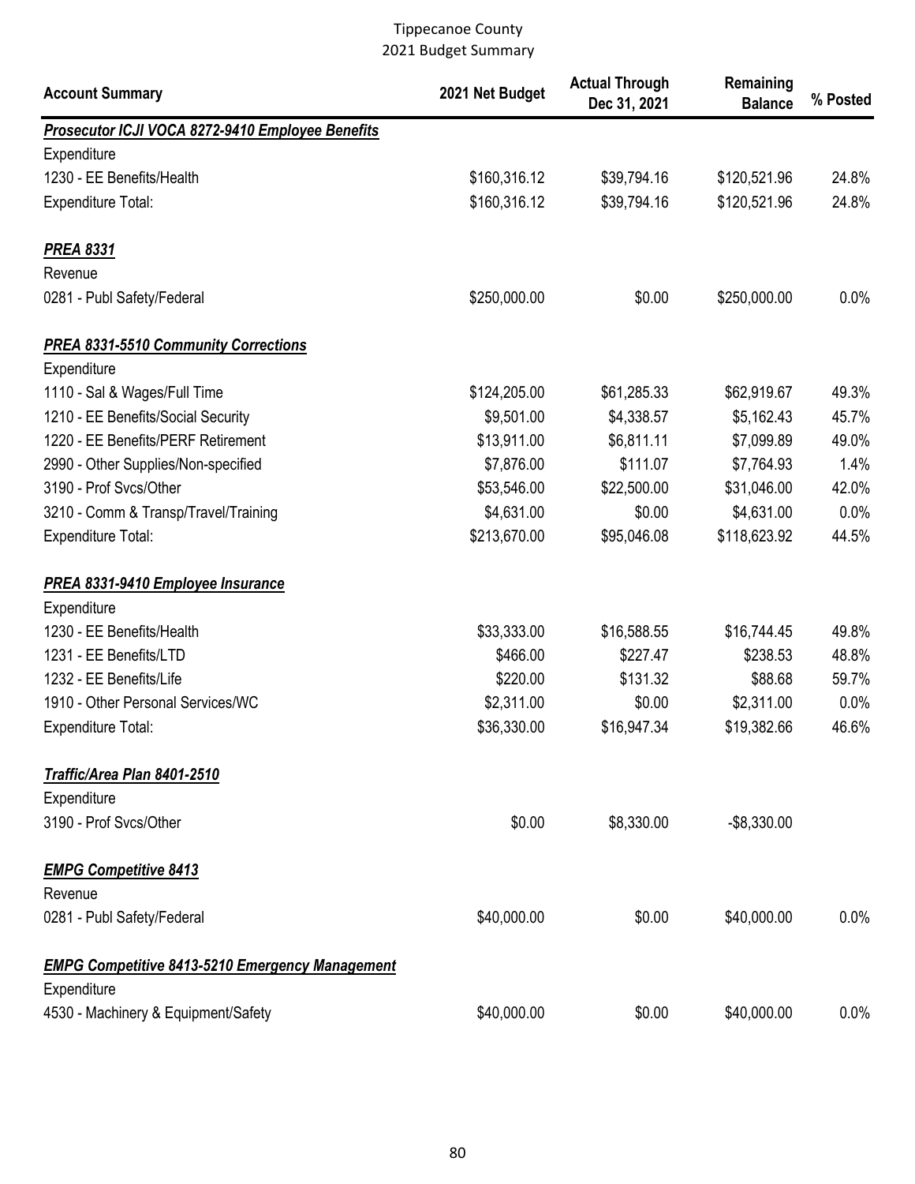# Tippecanoe County
## 2021 Budget Summary

| Account Summary | 2021 Net Budget | Actual Through Dec 31, 2021 | Remaining Balance | % Posted |
|---|---|---|---|---|
| ***Prosecutor ICJI VOCA 8272-9410 Employee Benefits*** | | | | |
| Expenditure | | | | |
| 1230 - EE Benefits/Health | $160,316.12 | $39,794.16 | $120,521.96 | 24.8% |
| Expenditure Total: | $160,316.12 | $39,794.16 | $120,521.96 | 24.8% |
| ***PREA 8331*** | | | | |
| Revenue | | | | |
| 0281 - Publ Safety/Federal | $250,000.00 | $0.00 | $250,000.00 | 0.0% |
| ***PREA 8331-5510 Community Corrections*** | | | | |
| Expenditure | | | | |
| 1110 - Sal & Wages/Full Time | $124,205.00 | $61,285.33 | $62,919.67 | 49.3% |
| 1210 - EE Benefits/Social Security | $9,501.00 | $4,338.57 | $5,162.43 | 45.7% |
| 1220 - EE Benefits/PERF Retirement | $13,911.00 | $6,811.11 | $7,099.89 | 49.0% |
| 2990 - Other Supplies/Non-specified | $7,876.00 | $111.07 | $7,764.93 | 1.4% |
| 3190 - Prof Svcs/Other | $53,546.00 | $22,500.00 | $31,046.00 | 42.0% |
| 3210 - Comm & Transp/Travel/Training | $4,631.00 | $0.00 | $4,631.00 | 0.0% |
| Expenditure Total: | $213,670.00 | $95,046.08 | $118,623.92 | 44.5% |
| ***PREA 8331-9410 Employee Insurance*** | | | | |
| Expenditure | | | | |
| 1230 - EE Benefits/Health | $33,333.00 | $16,588.55 | $16,744.45 | 49.8% |
| 1231 - EE Benefits/LTD | $466.00 | $227.47 | $238.53 | 48.8% |
| 1232 - EE Benefits/Life | $220.00 | $131.32 | $88.68 | 59.7% |
| 1910 - Other Personal Services/WC | $2,311.00 | $0.00 | $2,311.00 | 0.0% |
| Expenditure Total: | $36,330.00 | $16,947.34 | $19,382.66 | 46.6% |
| ***Traffic/Area Plan 8401-2510*** | | | | |
| Expenditure | | | | |
| 3190 - Prof Svcs/Other | $0.00 | $8,330.00 | -$8,330.00 | |
| ***EMPG Competitive 8413*** | | | | |
| Revenue | | | | |
| 0281 - Publ Safety/Federal | $40,000.00 | $0.00 | $40,000.00 | 0.0% |
| ***EMPG Competitive 8413-5210 Emergency Management*** | | | | |
| Expenditure | | | | |
| 4530 - Machinery & Equipment/Safety | $40,000.00 | $0.00 | $40,000.00 | 0.0% |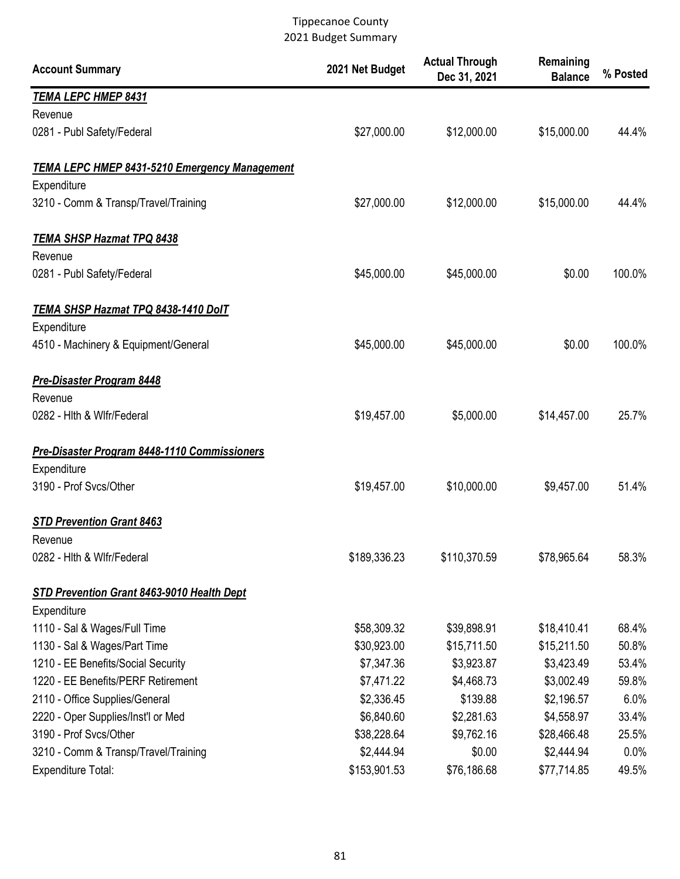Tippecanoe County
2021 Budget Summary

| Account Summary | 2021 Net Budget | Actual Through Dec 31, 2021 | Remaining Balance | % Posted |
|---|---|---|---|---|
| ***TEMA LEPC HMEP 8431*** | | | | |
| Revenue | | | | |
| 0281 - Publ Safety/Federal | $27,000.00 | $12,000.00 | $15,000.00 | 44.4% |
| ***TEMA LEPC HMEP 8431-5210 Emergency Management*** | | | | |
| Expenditure | | | | |
| 3210 - Comm & Transp/Travel/Training | $27,000.00 | $12,000.00 | $15,000.00 | 44.4% |
| ***TEMA SHSP Hazmat TPQ 8438*** | | | | |
| Revenue | | | | |
| 0281 - Publ Safety/Federal | $45,000.00 | $45,000.00 | $0.00 | 100.0% |
| ***TEMA SHSP Hazmat TPQ 8438-1410 DoIT*** | | | | |
| Expenditure | | | | |
| 4510 - Machinery & Equipment/General | $45,000.00 | $45,000.00 | $0.00 | 100.0% |
| ***Pre-Disaster Program 8448*** | | | | |
| Revenue | | | | |
| 0282 - Hlth & Wlfr/Federal | $19,457.00 | $5,000.00 | $14,457.00 | 25.7% |
| ***Pre-Disaster Program 8448-1110 Commissioners*** | | | | |
| Expenditure | | | | |
| 3190 - Prof Svcs/Other | $19,457.00 | $10,000.00 | $9,457.00 | 51.4% |
| ***STD Prevention Grant 8463*** | | | | |
| Revenue | | | | |
| 0282 - Hlth & Wlfr/Federal | $189,336.23 | $110,370.59 | $78,965.64 | 58.3% |
| ***STD Prevention Grant 8463-9010 Health Dept*** | | | | |
| Expenditure | | | | |
| 1110 - Sal & Wages/Full Time | $58,309.32 | $39,898.91 | $18,410.41 | 68.4% |
| 1130 - Sal & Wages/Part Time | $30,923.00 | $15,711.50 | $15,211.50 | 50.8% |
| 1210 - EE Benefits/Social Security | $7,347.36 | $3,923.87 | $3,423.49 | 53.4% |
| 1220 - EE Benefits/PERF Retirement | $7,471.22 | $4,468.73 | $3,002.49 | 59.8% |
| 2110 - Office Supplies/General | $2,336.45 | $139.88 | $2,196.57 | 6.0% |
| 2220 - Oper Supplies/Inst'l or Med | $6,840.60 | $2,281.63 | $4,558.97 | 33.4% |
| 3190 - Prof Svcs/Other | $38,228.64 | $9,762.16 | $28,466.48 | 25.5% |
| 3210 - Comm & Transp/Travel/Training | $2,444.94 | $0.00 | $2,444.94 | 0.0% |
| Expenditure Total: | $153,901.53 | $76,186.68 | $77,714.85 | 49.5% |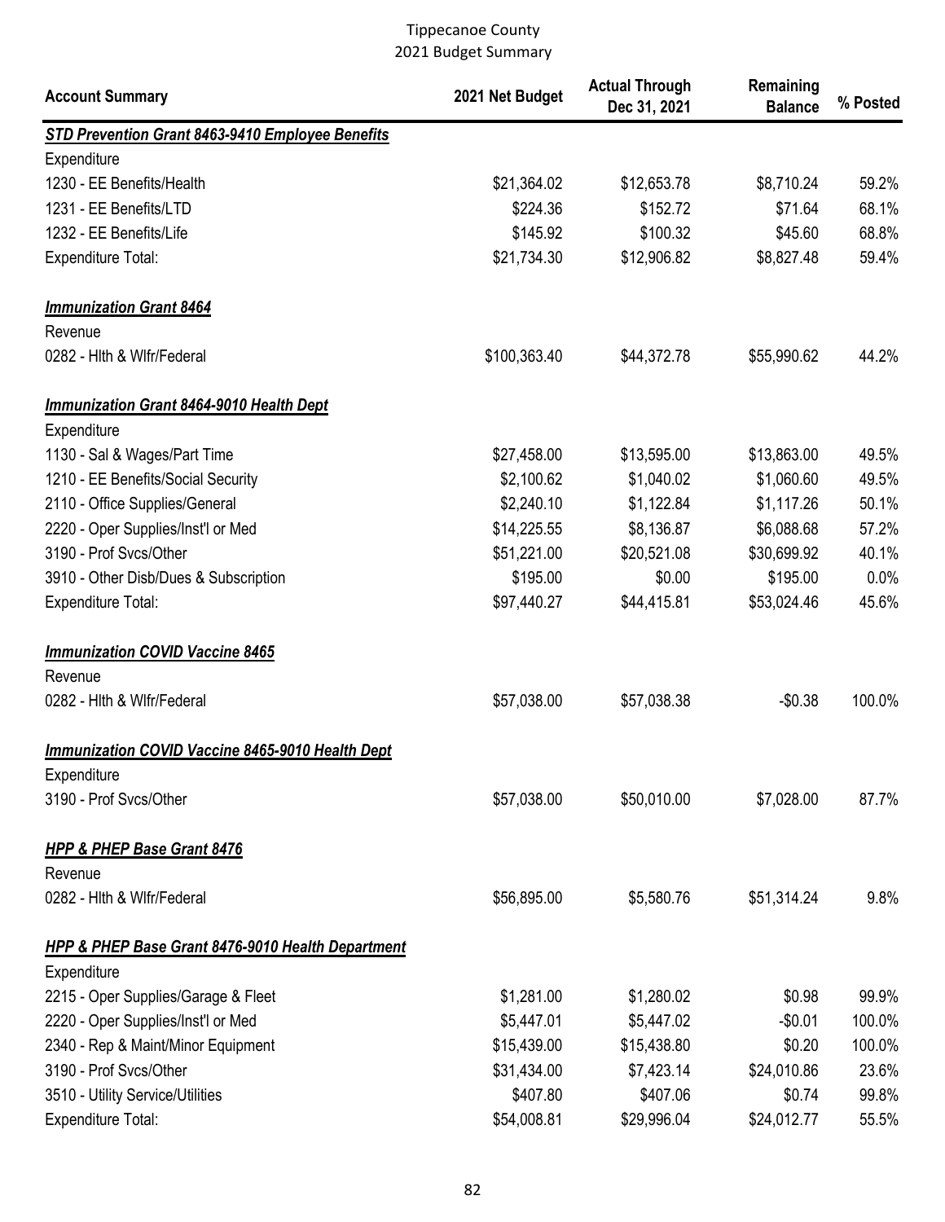# Tippecanoe County
## 2021 Budget Summary

| Account Summary | 2021 Net Budget | Actual Through Dec 31, 2021 | Remaining Balance | % Posted |
|---|---|---|---|---|
| ***STD Prevention Grant 8463-9410 Employee Benefits*** | | | | |
| Expenditure | | | | |
| 1230 - EE Benefits/Health | $21,364.02 | $12,653.78 | $8,710.24 | 59.2% |
| 1231 - EE Benefits/LTD | $224.36 | $152.72 | $71.64 | 68.1% |
| 1232 - EE Benefits/Life | $145.92 | $100.32 | $45.60 | 68.8% |
| Expenditure Total: | $21,734.30 | $12,906.82 | $8,827.48 | 59.4% |
| ***Immunization Grant 8464*** | | | | |
| Revenue | | | | |
| 0282 - Hlth & Wlfr/Federal | $100,363.40 | $44,372.78 | $55,990.62 | 44.2% |
| ***Immunization Grant 8464-9010 Health Dept*** | | | | |
| Expenditure | | | | |
| 1130 - Sal & Wages/Part Time | $27,458.00 | $13,595.00 | $13,863.00 | 49.5% |
| 1210 - EE Benefits/Social Security | $2,100.62 | $1,040.02 | $1,060.60 | 49.5% |
| 2110 - Office Supplies/General | $2,240.10 | $1,122.84 | $1,117.26 | 50.1% |
| 2220 - Oper Supplies/Inst'l or Med | $14,225.55 | $8,136.87 | $6,088.68 | 57.2% |
| 3190 - Prof Svcs/Other | $51,221.00 | $20,521.08 | $30,699.92 | 40.1% |
| 3910 - Other Disb/Dues & Subscription | $195.00 | $0.00 | $195.00 | 0.0% |
| Expenditure Total: | $97,440.27 | $44,415.81 | $53,024.46 | 45.6% |
| ***Immunization COVID Vaccine 8465*** | | | | |
| Revenue | | | | |
| 0282 - Hlth & Wlfr/Federal | $57,038.00 | $57,038.38 | -$0.38 | 100.0% |
| ***Immunization COVID Vaccine 8465-9010 Health Dept*** | | | | |
| Expenditure | | | | |
| 3190 - Prof Svcs/Other | $57,038.00 | $50,010.00 | $7,028.00 | 87.7% |
| ***HPP & PHEP Base Grant 8476*** | | | | |
| Revenue | | | | |
| 0282 - Hlth & Wlfr/Federal | $56,895.00 | $5,580.76 | $51,314.24 | 9.8% |
| ***HPP & PHEP Base Grant 8476-9010 Health Department*** | | | | |
| Expenditure | | | | |
| 2215 - Oper Supplies/Garage & Fleet | $1,281.00 | $1,280.02 | $0.98 | 99.9% |
| 2220 - Oper Supplies/Inst'l or Med | $5,447.01 | $5,447.02 | -$0.01 | 100.0% |
| 2340 - Rep & Maint/Minor Equipment | $15,439.00 | $15,438.80 | $0.20 | 100.0% |
| 3190 - Prof Svcs/Other | $31,434.00 | $7,423.14 | $24,010.86 | 23.6% |
| 3510 - Utility Service/Utilities | $407.80 | $407.06 | $0.74 | 99.8% |
| Expenditure Total: | $54,008.81 | $29,996.04 | $24,012.77 | 55.5% |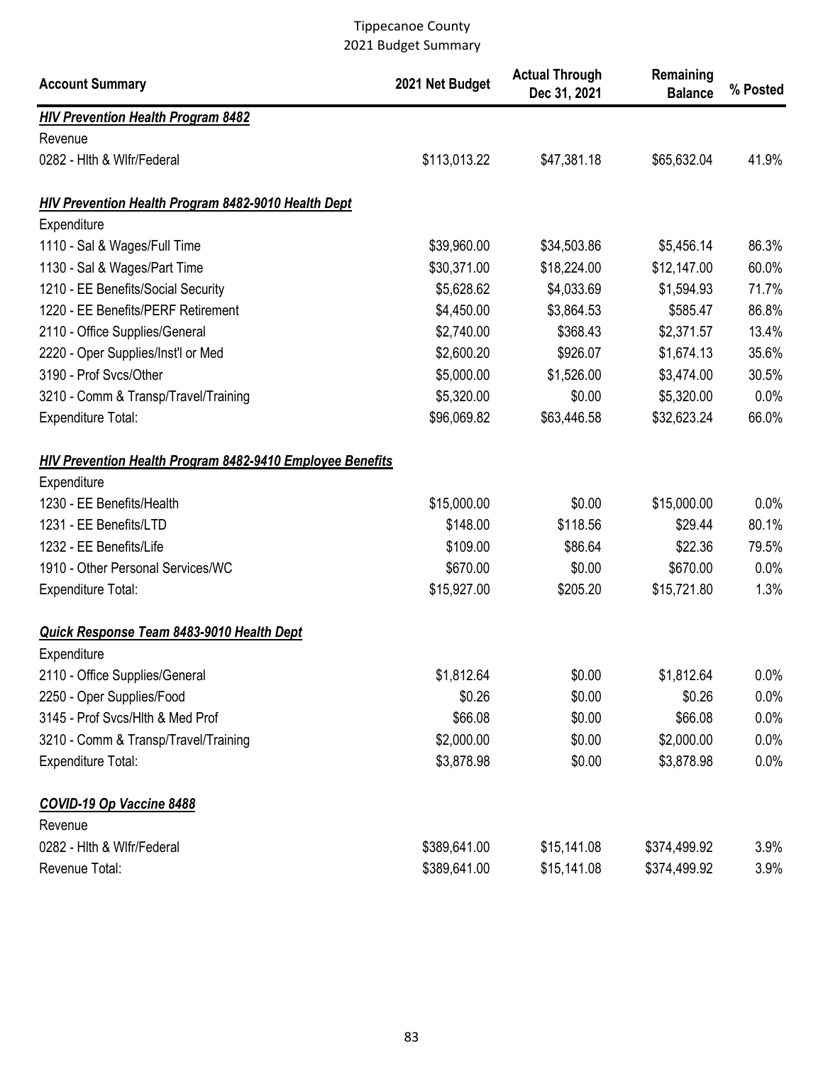Tippecanoe County
2021 Budget Summary

| Account Summary | 2021 Net Budget | Actual Through Dec 31, 2021 | Remaining Balance | % Posted |
|---|---|---|---|---|
| ***HIV Prevention Health Program 8482*** | | | | |
| Revenue | | | | |
| 0282 - Hlth & Wlfr/Federal | $113,013.22 | $47,381.18 | $65,632.04 | 41.9% |
| | | | | |
| ***HIV Prevention Health Program 8482-9010 Health Dept*** | | | | |
| Expenditure | | | | |
| 1110 - Sal & Wages/Full Time | $39,960.00 | $34,503.86 | $5,456.14 | 86.3% |
| 1130 - Sal & Wages/Part Time | $30,371.00 | $18,224.00 | $12,147.00 | 60.0% |
| 1210 - EE Benefits/Social Security | $5,628.62 | $4,033.69 | $1,594.93 | 71.7% |
| 1220 - EE Benefits/PERF Retirement | $4,450.00 | $3,864.53 | $585.47 | 86.8% |
| 2110 - Office Supplies/General | $2,740.00 | $368.43 | $2,371.57 | 13.4% |
| 2220 - Oper Supplies/Inst'l or Med | $2,600.20 | $926.07 | $1,674.13 | 35.6% |
| 3190 - Prof Svcs/Other | $5,000.00 | $1,526.00 | $3,474.00 | 30.5% |
| 3210 - Comm & Transp/Travel/Training | $5,320.00 | $0.00 | $5,320.00 | 0.0% |
| Expenditure Total: | $96,069.82 | $63,446.58 | $32,623.24 | 66.0% |
| | | | | |
| ***HIV Prevention Health Program 8482-9410 Employee Benefits*** | | | | |
| Expenditure | | | | |
| 1230 - EE Benefits/Health | $15,000.00 | $0.00 | $15,000.00 | 0.0% |
| 1231 - EE Benefits/LTD | $148.00 | $118.56 | $29.44 | 80.1% |
| 1232 - EE Benefits/Life | $109.00 | $86.64 | $22.36 | 79.5% |
| 1910 - Other Personal Services/WC | $670.00 | $0.00 | $670.00 | 0.0% |
| Expenditure Total: | $15,927.00 | $205.20 | $15,721.80 | 1.3% |
| | | | | |
| ***Quick Response Team 8483-9010 Health Dept*** | | | | |
| Expenditure | | | | |
| 2110 - Office Supplies/General | $1,812.64 | $0.00 | $1,812.64 | 0.0% |
| 2250 - Oper Supplies/Food | $0.26 | $0.00 | $0.26 | 0.0% |
| 3145 - Prof Svcs/Hlth & Med Prof | $66.08 | $0.00 | $66.08 | 0.0% |
| 3210 - Comm & Transp/Travel/Training | $2,000.00 | $0.00 | $2,000.00 | 0.0% |
| Expenditure Total: | $3,878.98 | $0.00 | $3,878.98 | 0.0% |
| | | | | |
| ***COVID-19 Op Vaccine 8488*** | | | | |
| Revenue | | | | |
| 0282 - Hlth & Wlfr/Federal | $389,641.00 | $15,141.08 | $374,499.92 | 3.9% |
| Revenue Total: | $389,641.00 | $15,141.08 | $374,499.92 | 3.9% |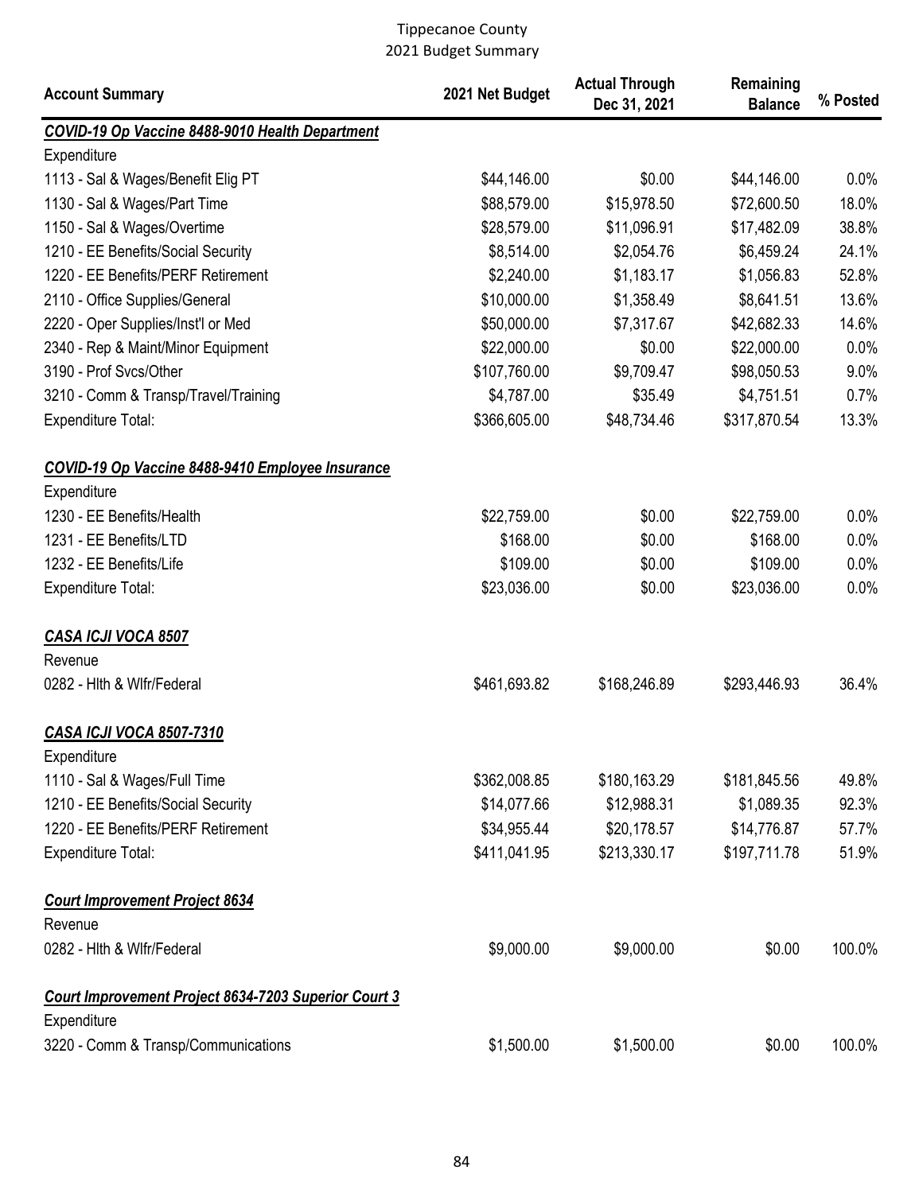Tippecanoe County
2021 Budget Summary

| Account Summary | 2021 Net Budget | Actual Through Dec 31, 2021 | Remaining Balance | % Posted |
|---|---|---|---|---|
| ***COVID-19 Op Vaccine 8488-9010 Health Department*** | | | | |
| Expenditure | | | | |
| 1113 - Sal & Wages/Benefit Elig PT | $44,146.00 | $0.00 | $44,146.00 | 0.0% |
| 1130 - Sal & Wages/Part Time | $88,579.00 | $15,978.50 | $72,600.50 | 18.0% |
| 1150 - Sal & Wages/Overtime | $28,579.00 | $11,096.91 | $17,482.09 | 38.8% |
| 1210 - EE Benefits/Social Security | $8,514.00 | $2,054.76 | $6,459.24 | 24.1% |
| 1220 - EE Benefits/PERF Retirement | $2,240.00 | $1,183.17 | $1,056.83 | 52.8% |
| 2110 - Office Supplies/General | $10,000.00 | $1,358.49 | $8,641.51 | 13.6% |
| 2220 - Oper Supplies/Inst'l or Med | $50,000.00 | $7,317.67 | $42,682.33 | 14.6% |
| 2340 - Rep & Maint/Minor Equipment | $22,000.00 | $0.00 | $22,000.00 | 0.0% |
| 3190 - Prof Svcs/Other | $107,760.00 | $9,709.47 | $98,050.53 | 9.0% |
| 3210 - Comm & Transp/Travel/Training | $4,787.00 | $35.49 | $4,751.51 | 0.7% |
| Expenditure Total: | $366,605.00 | $48,734.46 | $317,870.54 | 13.3% |
| ***COVID-19 Op Vaccine 8488-9410 Employee Insurance*** | | | | |
| Expenditure | | | | |
| 1230 - EE Benefits/Health | $22,759.00 | $0.00 | $22,759.00 | 0.0% |
| 1231 - EE Benefits/LTD | $168.00 | $0.00 | $168.00 | 0.0% |
| 1232 - EE Benefits/Life | $109.00 | $0.00 | $109.00 | 0.0% |
| Expenditure Total: | $23,036.00 | $0.00 | $23,036.00 | 0.0% |
| ***CASA ICJI VOCA 8507*** | | | | |
| Revenue | | | | |
| 0282 - Hlth & Wlfr/Federal | $461,693.82 | $168,246.89 | $293,446.93 | 36.4% |
| ***CASA ICJI VOCA 8507-7310*** | | | | |
| Expenditure | | | | |
| 1110 - Sal & Wages/Full Time | $362,008.85 | $180,163.29 | $181,845.56 | 49.8% |
| 1210 - EE Benefits/Social Security | $14,077.66 | $12,988.31 | $1,089.35 | 92.3% |
| 1220 - EE Benefits/PERF Retirement | $34,955.44 | $20,178.57 | $14,776.87 | 57.7% |
| Expenditure Total: | $411,041.95 | $213,330.17 | $197,711.78 | 51.9% |
| ***Court Improvement Project 8634*** | | | | |
| Revenue | | | | |
| 0282 - Hlth & Wlfr/Federal | $9,000.00 | $9,000.00 | $0.00 | 100.0% |
| ***Court Improvement Project 8634-7203 Superior Court 3*** | | | | |
| Expenditure | | | | |
| 3220 - Comm & Transp/Communications | $1,500.00 | $1,500.00 | $0.00 | 100.0% |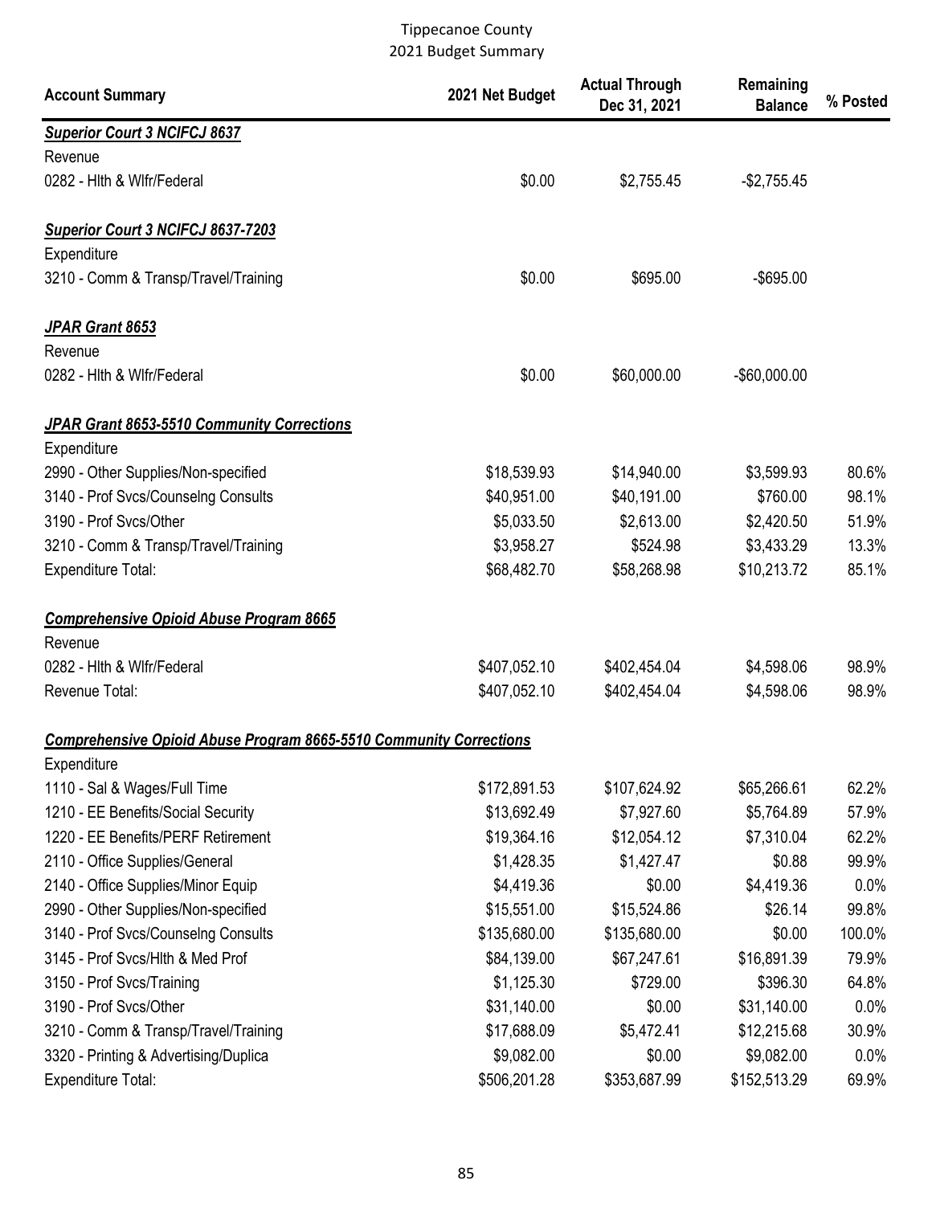Tippecanoe County
2021 Budget Summary

| Account Summary | 2021 Net Budget | Actual Through Dec 31, 2021 | Remaining Balance | % Posted |
|---|---|---|---|---|
| ***Superior Court 3 NCIFCJ 8637*** | | | | |
| Revenue | | | | |
| 0282 - Hlth & Wlfr/Federal | $0.00 | $2,755.45 | -$2,755.45 | |
| ***Superior Court 3 NCIFCJ 8637-7203*** | | | | |
| Expenditure | | | | |
| 3210 - Comm & Transp/Travel/Training | $0.00 | $695.00 | -$695.00 | |
| ***JPAR Grant 8653*** | | | | |
| Revenue | | | | |
| 0282 - Hlth & Wlfr/Federal | $0.00 | $60,000.00 | -$60,000.00 | |
| ***JPAR Grant 8653-5510 Community Corrections*** | | | | |
| Expenditure | | | | |
| 2990 - Other Supplies/Non-specified | $18,539.93 | $14,940.00 | $3,599.93 | 80.6% |
| 3140 - Prof Svcs/Counselng Consults | $40,951.00 | $40,191.00 | $760.00 | 98.1% |
| 3190 - Prof Svcs/Other | $5,033.50 | $2,613.00 | $2,420.50 | 51.9% |
| 3210 - Comm & Transp/Travel/Training | $3,958.27 | $524.98 | $3,433.29 | 13.3% |
| Expenditure Total: | $68,482.70 | $58,268.98 | $10,213.72 | 85.1% |
| ***Comprehensive Opioid Abuse Program 8665*** | | | | |
| Revenue | | | | |
| 0282 - Hlth & Wlfr/Federal | $407,052.10 | $402,454.04 | $4,598.06 | 98.9% |
| Revenue Total: | $407,052.10 | $402,454.04 | $4,598.06 | 98.9% |
| ***Comprehensive Opioid Abuse Program 8665-5510 Community Corrections*** | | | | |
| Expenditure | | | | |
| 1110 - Sal & Wages/Full Time | $172,891.53 | $107,624.92 | $65,266.61 | 62.2% |
| 1210 - EE Benefits/Social Security | $13,692.49 | $7,927.60 | $5,764.89 | 57.9% |
| 1220 - EE Benefits/PERF Retirement | $19,364.16 | $12,054.12 | $7,310.04 | 62.2% |
| 2110 - Office Supplies/General | $1,428.35 | $1,427.47 | $0.88 | 99.9% |
| 2140 - Office Supplies/Minor Equip | $4,419.36 | $0.00 | $4,419.36 | 0.0% |
| 2990 - Other Supplies/Non-specified | $15,551.00 | $15,524.86 | $26.14 | 99.8% |
| 3140 - Prof Svcs/Counselng Consults | $135,680.00 | $135,680.00 | $0.00 | 100.0% |
| 3145 - Prof Svcs/Hlth & Med Prof | $84,139.00 | $67,247.61 | $16,891.39 | 79.9% |
| 3150 - Prof Svcs/Training | $1,125.30 | $729.00 | $396.30 | 64.8% |
| 3190 - Prof Svcs/Other | $31,140.00 | $0.00 | $31,140.00 | 0.0% |
| 3210 - Comm & Transp/Travel/Training | $17,688.09 | $5,472.41 | $12,215.68 | 30.9% |
| 3320 - Printing & Advertising/Duplica | $9,082.00 | $0.00 | $9,082.00 | 0.0% |
| Expenditure Total: | $506,201.28 | $353,687.99 | $152,513.29 | 69.9% |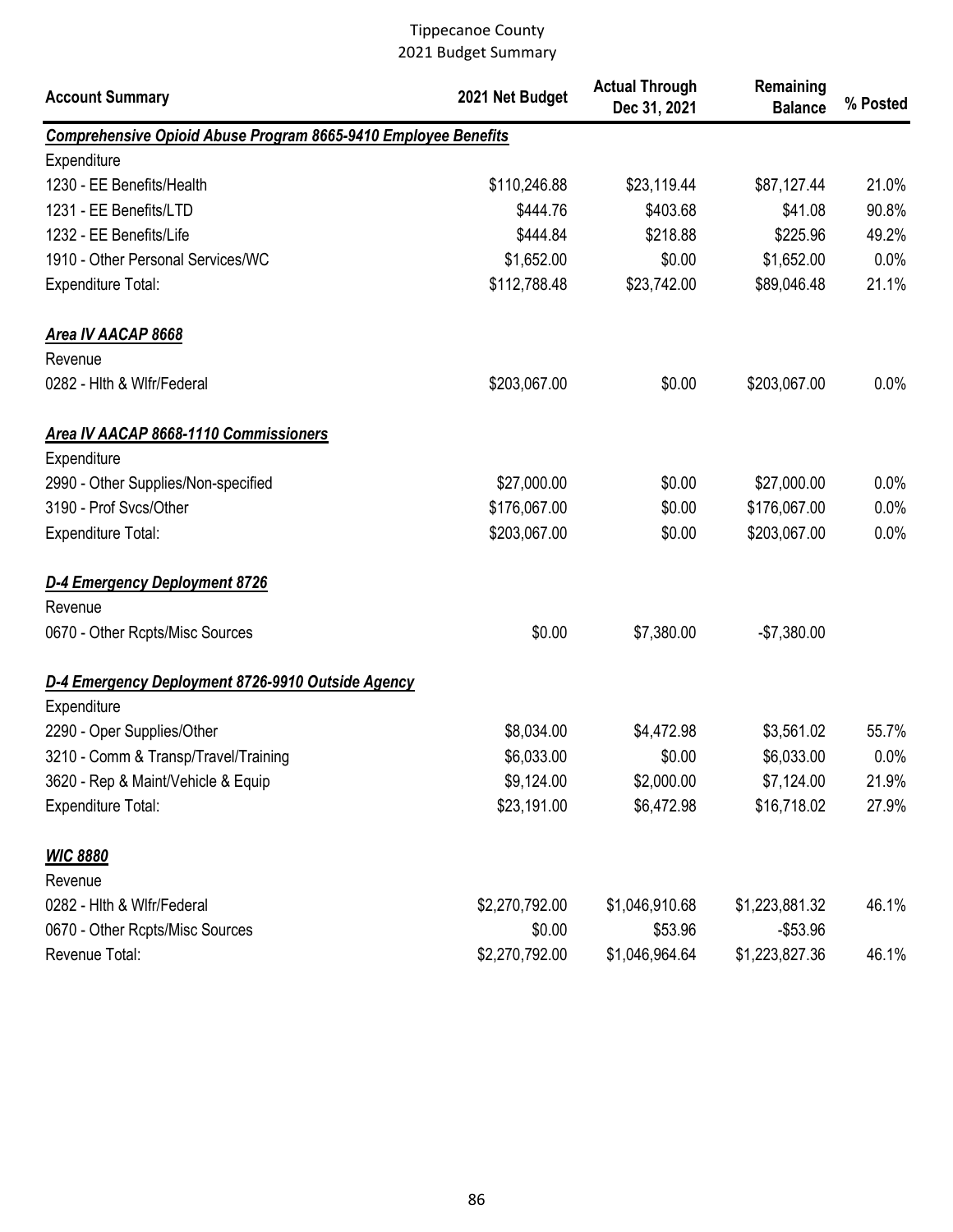Tippecanoe County
2021 Budget Summary

| Account Summary | 2021 Net Budget | Actual Through Dec 31, 2021 | Remaining Balance | % Posted |
|---|---|---|---|---|
| ***Comprehensive Opioid Abuse Program 8665-9410 Employee Benefits*** | | | | |
| Expenditure | | | | |
| 1230 - EE Benefits/Health | $110,246.88 | $23,119.44 | $87,127.44 | 21.0% |
| 1231 - EE Benefits/LTD | $444.76 | $403.68 | $41.08 | 90.8% |
| 1232 - EE Benefits/Life | $444.84 | $218.88 | $225.96 | 49.2% |
| 1910 - Other Personal Services/WC | $1,652.00 | $0.00 | $1,652.00 | 0.0% |
| Expenditure Total: | $112,788.48 | $23,742.00 | $89,046.48 | 21.1% |
| ***Area IV AACAP 8668*** | | | | |
| Revenue | | | | |
| 0282 - Hlth & Wlfr/Federal | $203,067.00 | $0.00 | $203,067.00 | 0.0% |
| ***Area IV AACAP 8668-1110 Commissioners*** | | | | |
| Expenditure | | | | |
| 2990 - Other Supplies/Non-specified | $27,000.00 | $0.00 | $27,000.00 | 0.0% |
| 3190 - Prof Svcs/Other | $176,067.00 | $0.00 | $176,067.00 | 0.0% |
| Expenditure Total: | $203,067.00 | $0.00 | $203,067.00 | 0.0% |
| ***D-4 Emergency Deployment 8726*** | | | | |
| Revenue | | | | |
| 0670 - Other Rcpts/Misc Sources | $0.00 | $7,380.00 | -$7,380.00 | |
| ***D-4 Emergency Deployment 8726-9910 Outside Agency*** | | | | |
| Expenditure | | | | |
| 2290 - Oper Supplies/Other | $8,034.00 | $4,472.98 | $3,561.02 | 55.7% |
| 3210 - Comm & Transp/Travel/Training | $6,033.00 | $0.00 | $6,033.00 | 0.0% |
| 3620 - Rep & Maint/Vehicle & Equip | $9,124.00 | $2,000.00 | $7,124.00 | 21.9% |
| Expenditure Total: | $23,191.00 | $6,472.98 | $16,718.02 | 27.9% |
| ***WIC 8880*** | | | | |
| Revenue | | | | |
| 0282 - Hlth & Wlfr/Federal | $2,270,792.00 | $1,046,910.68 | $1,223,881.32 | 46.1% |
| 0670 - Other Rcpts/Misc Sources | $0.00 | $53.96 | -$53.96 | |
| Revenue Total: | $2,270,792.00 | $1,046,964.64 | $1,223,827.36 | 46.1% |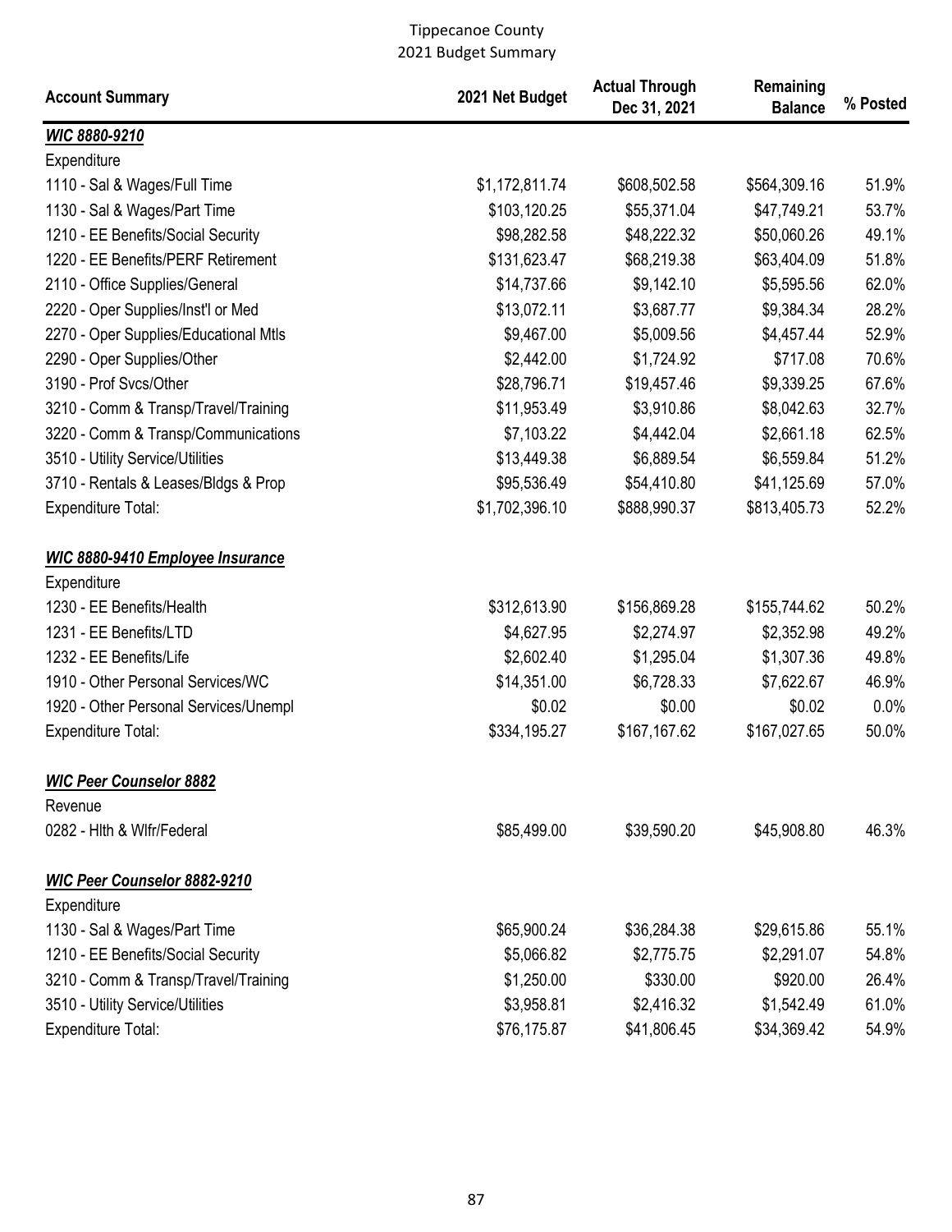# Tippecanoe County
## 2021 Budget Summary

| Account Summary | 2021 Net Budget | Actual Through Dec 31, 2021 | Remaining Balance | % Posted |
|---|---|---|---|---|
| ***WIC 8880-9210*** | | | | |
| Expenditure | | | | |
| 1110 - Sal & Wages/Full Time | $1,172,811.74 | $608,502.58 | $564,309.16 | 51.9% |
| 1130 - Sal & Wages/Part Time | $103,120.25 | $55,371.04 | $47,749.21 | 53.7% |
| 1210 - EE Benefits/Social Security | $98,282.58 | $48,222.32 | $50,060.26 | 49.1% |
| 1220 - EE Benefits/PERF Retirement | $131,623.47 | $68,219.38 | $63,404.09 | 51.8% |
| 2110 - Office Supplies/General | $14,737.66 | $9,142.10 | $5,595.56 | 62.0% |
| 2220 - Oper Supplies/Inst'l or Med | $13,072.11 | $3,687.77 | $9,384.34 | 28.2% |
| 2270 - Oper Supplies/Educational Mtls | $9,467.00 | $5,009.56 | $4,457.44 | 52.9% |
| 2290 - Oper Supplies/Other | $2,442.00 | $1,724.92 | $717.08 | 70.6% |
| 3190 - Prof Svcs/Other | $28,796.71 | $19,457.46 | $9,339.25 | 67.6% |
| 3210 - Comm & Transp/Travel/Training | $11,953.49 | $3,910.86 | $8,042.63 | 32.7% |
| 3220 - Comm & Transp/Communications | $7,103.22 | $4,442.04 | $2,661.18 | 62.5% |
| 3510 - Utility Service/Utilities | $13,449.38 | $6,889.54 | $6,559.84 | 51.2% |
| 3710 - Rentals & Leases/Bldgs & Prop | $95,536.49 | $54,410.80 | $41,125.69 | 57.0% |
| Expenditure Total: | $1,702,396.10 | $888,990.37 | $813,405.73 | 52.2% |
| ***WIC 8880-9410 Employee Insurance*** | | | | |
| Expenditure | | | | |
| 1230 - EE Benefits/Health | $312,613.90 | $156,869.28 | $155,744.62 | 50.2% |
| 1231 - EE Benefits/LTD | $4,627.95 | $2,274.97 | $2,352.98 | 49.2% |
| 1232 - EE Benefits/Life | $2,602.40 | $1,295.04 | $1,307.36 | 49.8% |
| 1910 - Other Personal Services/WC | $14,351.00 | $6,728.33 | $7,622.67 | 46.9% |
| 1920 - Other Personal Services/Unempl | $0.02 | $0.00 | $0.02 | 0.0% |
| Expenditure Total: | $334,195.27 | $167,167.62 | $167,027.65 | 50.0% |
| ***WIC Peer Counselor 8882*** | | | | |
| Revenue | | | | |
| 0282 - Hlth & Wlfr/Federal | $85,499.00 | $39,590.20 | $45,908.80 | 46.3% |
| ***WIC Peer Counselor 8882-9210*** | | | | |
| Expenditure | | | | |
| 1130 - Sal & Wages/Part Time | $65,900.24 | $36,284.38 | $29,615.86 | 55.1% |
| 1210 - EE Benefits/Social Security | $5,066.82 | $2,775.75 | $2,291.07 | 54.8% |
| 3210 - Comm & Transp/Travel/Training | $1,250.00 | $330.00 | $920.00 | 26.4% |
| 3510 - Utility Service/Utilities | $3,958.81 | $2,416.32 | $1,542.49 | 61.0% |
| Expenditure Total: | $76,175.87 | $41,806.45 | $34,369.42 | 54.9% |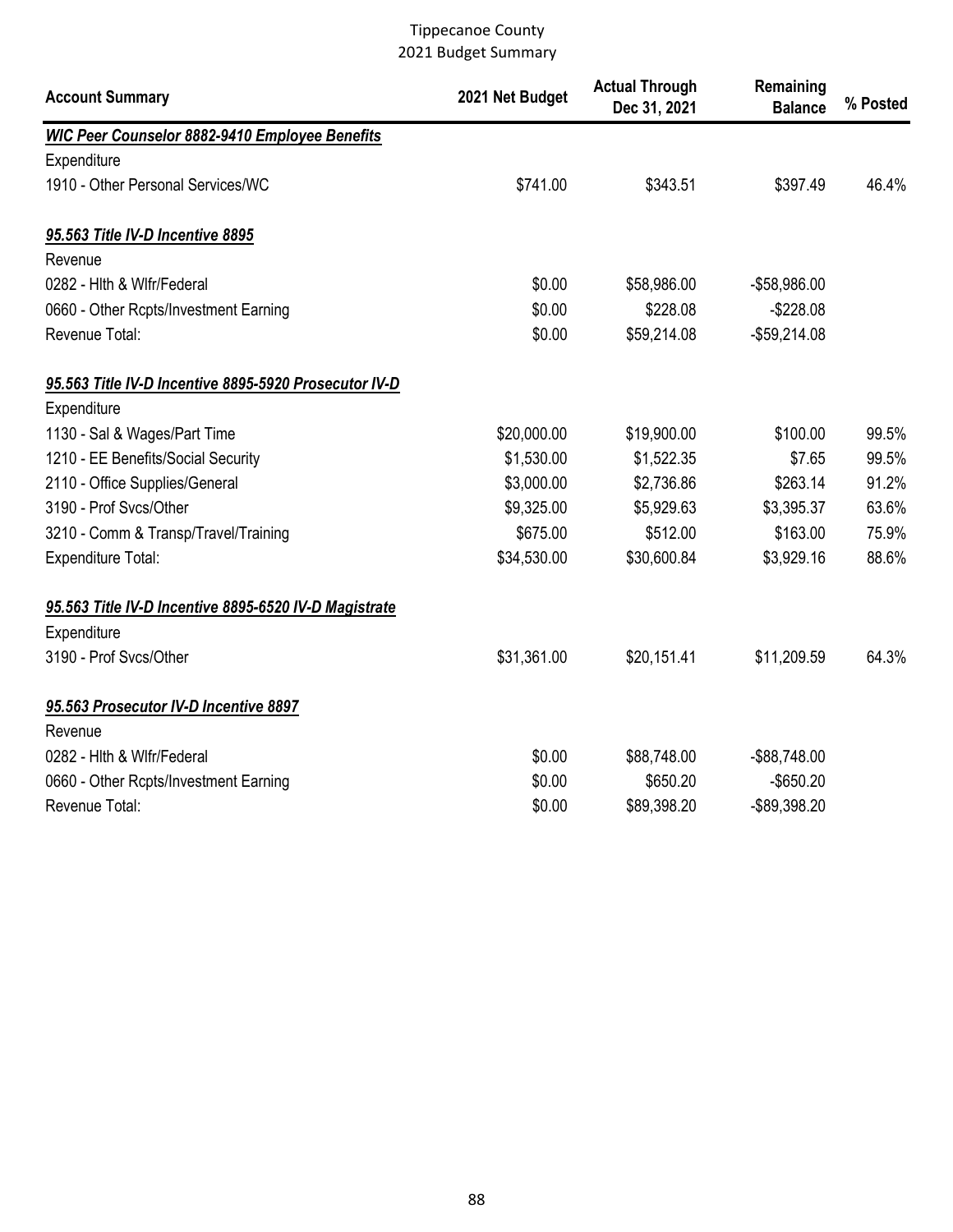# Tippecanoe County
## 2021 Budget Summary

| Account Summary | 2021 Net Budget | Actual Through Dec 31, 2021 | Remaining Balance | % Posted |
|---|---|---|---|---|
| ***WIC Peer Counselor 8882-9410 Employee Benefits*** | | | | |
| Expenditure | | | | |
| 1910 - Other Personal Services/WC | $741.00 | $343.51 | $397.49 | 46.4% |
| ***95.563 Title IV-D Incentive 8895*** | | | | |
| Revenue | | | | |
| 0282 - Hlth & Wlfr/Federal | $0.00 | $58,986.00 | -$58,986.00 | |
| 0660 - Other Rcpts/Investment Earning | $0.00 | $228.08 | -$228.08 | |
| Revenue Total: | $0.00 | $59,214.08 | -$59,214.08 | |
| ***95.563 Title IV-D Incentive 8895-5920 Prosecutor IV-D*** | | | | |
| Expenditure | | | | |
| 1130 - Sal & Wages/Part Time | $20,000.00 | $19,900.00 | $100.00 | 99.5% |
| 1210 - EE Benefits/Social Security | $1,530.00 | $1,522.35 | $7.65 | 99.5% |
| 2110 - Office Supplies/General | $3,000.00 | $2,736.86 | $263.14 | 91.2% |
| 3190 - Prof Svcs/Other | $9,325.00 | $5,929.63 | $3,395.37 | 63.6% |
| 3210 - Comm & Transp/Travel/Training | $675.00 | $512.00 | $163.00 | 75.9% |
| Expenditure Total: | $34,530.00 | $30,600.84 | $3,929.16 | 88.6% |
| ***95.563 Title IV-D Incentive 8895-6520 IV-D Magistrate*** | | | | |
| Expenditure | | | | |
| 3190 - Prof Svcs/Other | $31,361.00 | $20,151.41 | $11,209.59 | 64.3% |
| ***95.563 Prosecutor IV-D Incentive 8897*** | | | | |
| Revenue | | | | |
| 0282 - Hlth & Wlfr/Federal | $0.00 | $88,748.00 | -$88,748.00 | |
| 0660 - Other Rcpts/Investment Earning | $0.00 | $650.20 | -$650.20 | |
| Revenue Total: | $0.00 | $89,398.20 | -$89,398.20 | |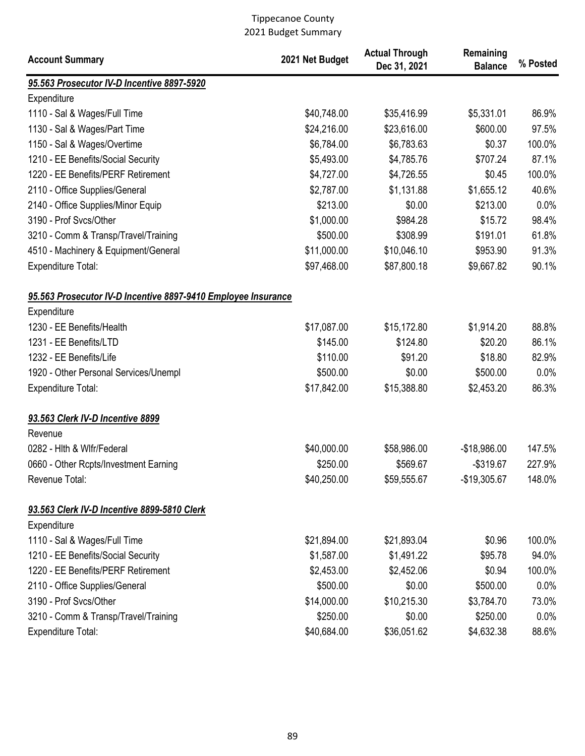Tippecanoe County
2021 Budget Summary

| Account Summary | 2021 Net Budget | Actual Through Dec 31, 2021 | Remaining Balance | % Posted |
|---|---|---|---|---|
| ***95.563 Prosecutor IV-D Incentive 8897-5920*** | | | | |
| Expenditure | | | | |
| 1110 - Sal & Wages/Full Time | $40,748.00 | $35,416.99 | $5,331.01 | 86.9% |
| 1130 - Sal & Wages/Part Time | $24,216.00 | $23,616.00 | $600.00 | 97.5% |
| 1150 - Sal & Wages/Overtime | $6,784.00 | $6,783.63 | $0.37 | 100.0% |
| 1210 - EE Benefits/Social Security | $5,493.00 | $4,785.76 | $707.24 | 87.1% |
| 1220 - EE Benefits/PERF Retirement | $4,727.00 | $4,726.55 | $0.45 | 100.0% |
| 2110 - Office Supplies/General | $2,787.00 | $1,131.88 | $1,655.12 | 40.6% |
| 2140 - Office Supplies/Minor Equip | $213.00 | $0.00 | $213.00 | 0.0% |
| 3190 - Prof Svcs/Other | $1,000.00 | $984.28 | $15.72 | 98.4% |
| 3210 - Comm & Transp/Travel/Training | $500.00 | $308.99 | $191.01 | 61.8% |
| 4510 - Machinery & Equipment/General | $11,000.00 | $10,046.10 | $953.90 | 91.3% |
| Expenditure Total: | $97,468.00 | $87,800.18 | $9,667.82 | 90.1% |
| ***95.563 Prosecutor IV-D Incentive 8897-9410 Employee Insurance*** | | | | |
| Expenditure | | | | |
| 1230 - EE Benefits/Health | $17,087.00 | $15,172.80 | $1,914.20 | 88.8% |
| 1231 - EE Benefits/LTD | $145.00 | $124.80 | $20.20 | 86.1% |
| 1232 - EE Benefits/Life | $110.00 | $91.20 | $18.80 | 82.9% |
| 1920 - Other Personal Services/Unempl | $500.00 | $0.00 | $500.00 | 0.0% |
| Expenditure Total: | $17,842.00 | $15,388.80 | $2,453.20 | 86.3% |
| ***93.563 Clerk IV-D Incentive 8899*** | | | | |
| Revenue | | | | |
| 0282 - Hlth & Wlfr/Federal | $40,000.00 | $58,986.00 | -$18,986.00 | 147.5% |
| 0660 - Other Rcpts/Investment Earning | $250.00 | $569.67 | -$319.67 | 227.9% |
| Revenue Total: | $40,250.00 | $59,555.67 | -$19,305.67 | 148.0% |
| ***93.563 Clerk IV-D Incentive 8899-5810 Clerk*** | | | | |
| Expenditure | | | | |
| 1110 - Sal & Wages/Full Time | $21,894.00 | $21,893.04 | $0.96 | 100.0% |
| 1210 - EE Benefits/Social Security | $1,587.00 | $1,491.22 | $95.78 | 94.0% |
| 1220 - EE Benefits/PERF Retirement | $2,453.00 | $2,452.06 | $0.94 | 100.0% |
| 2110 - Office Supplies/General | $500.00 | $0.00 | $500.00 | 0.0% |
| 3190 - Prof Svcs/Other | $14,000.00 | $10,215.30 | $3,784.70 | 73.0% |
| 3210 - Comm & Transp/Travel/Training | $250.00 | $0.00 | $250.00 | 0.0% |
| Expenditure Total: | $40,684.00 | $36,051.62 | $4,632.38 | 88.6% |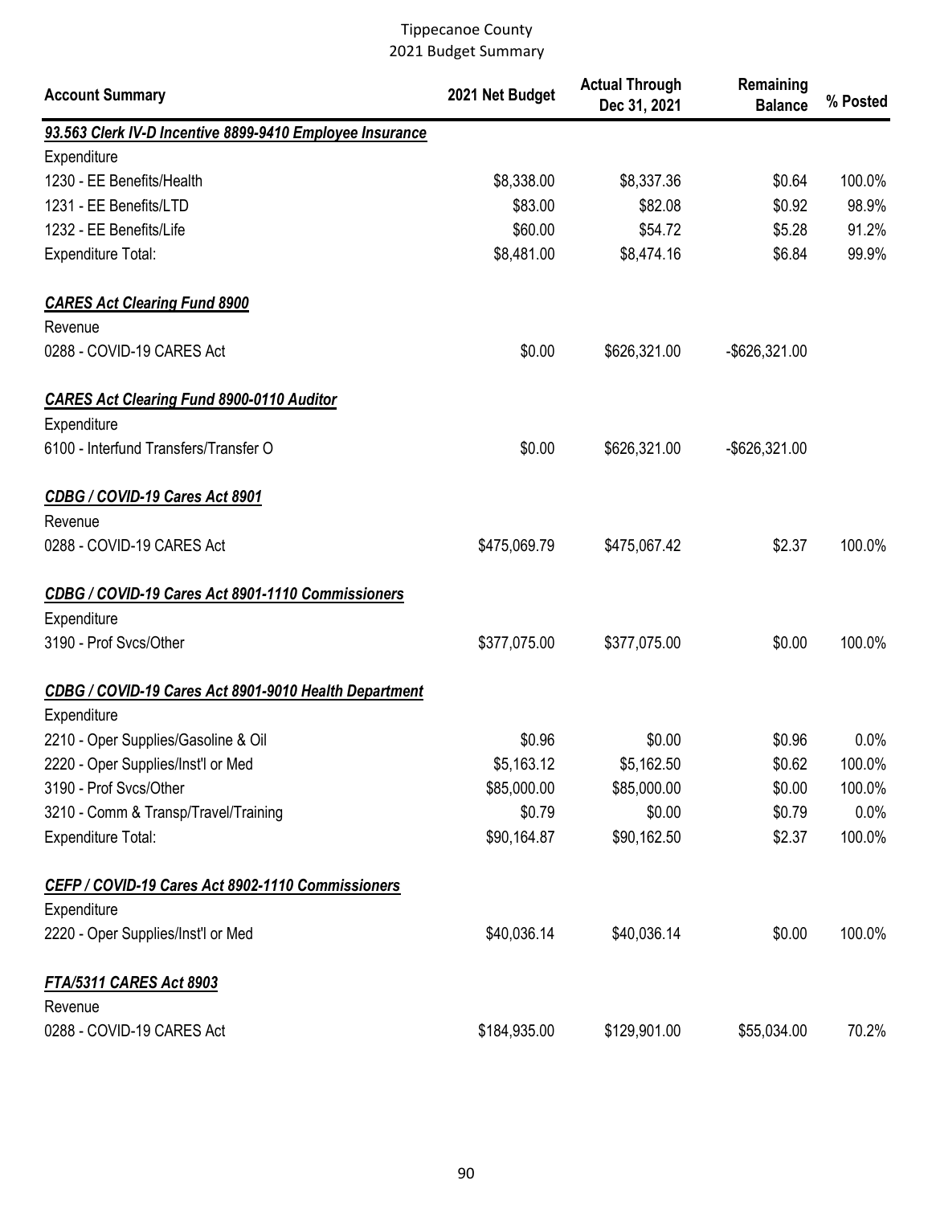Tippecanoe County
2021 Budget Summary

| Account Summary | 2021 Net Budget | Actual Through Dec 31, 2021 | Remaining Balance | % Posted |
|---|---|---|---|---|
| ***93.563 Clerk IV-D Incentive 8899-9410 Employee Insurance*** | | | | |
| Expenditure | | | | |
| 1230 - EE Benefits/Health | $8,338.00 | $8,337.36 | $0.64 | 100.0% |
| 1231 - EE Benefits/LTD | $83.00 | $82.08 | $0.92 | 98.9% |
| 1232 - EE Benefits/Life | $60.00 | $54.72 | $5.28 | 91.2% |
| Expenditure Total: | $8,481.00 | $8,474.16 | $6.84 | 99.9% |
| ***CARES Act Clearing Fund 8900*** | | | | |
| Revenue | | | | |
| 0288 - COVID-19 CARES Act | $0.00 | $626,321.00 | -$626,321.00 | |
| ***CARES Act Clearing Fund 8900-0110 Auditor*** | | | | |
| Expenditure | | | | |
| 6100 - Interfund Transfers/Transfer O | $0.00 | $626,321.00 | -$626,321.00 | |
| ***CDBG / COVID-19 Cares Act 8901*** | | | | |
| Revenue | | | | |
| 0288 - COVID-19 CARES Act | $475,069.79 | $475,067.42 | $2.37 | 100.0% |
| ***CDBG / COVID-19 Cares Act 8901-1110 Commissioners*** | | | | |
| Expenditure | | | | |
| 3190 - Prof Svcs/Other | $377,075.00 | $377,075.00 | $0.00 | 100.0% |
| ***CDBG / COVID-19 Cares Act 8901-9010 Health Department*** | | | | |
| Expenditure | | | | |
| 2210 - Oper Supplies/Gasoline & Oil | $0.96 | $0.00 | $0.96 | 0.0% |
| 2220 - Oper Supplies/Inst'l or Med | $5,163.12 | $5,162.50 | $0.62 | 100.0% |
| 3190 - Prof Svcs/Other | $85,000.00 | $85,000.00 | $0.00 | 100.0% |
| 3210 - Comm & Transp/Travel/Training | $0.79 | $0.00 | $0.79 | 0.0% |
| Expenditure Total: | $90,164.87 | $90,162.50 | $2.37 | 100.0% |
| ***CEFP / COVID-19 Cares Act 8902-1110 Commissioners*** | | | | |
| Expenditure | | | | |
| 2220 - Oper Supplies/Inst'l or Med | $40,036.14 | $40,036.14 | $0.00 | 100.0% |
| ***FTA/5311 CARES Act 8903*** | | | | |
| Revenue | | | | |
| 0288 - COVID-19 CARES Act | $184,935.00 | $129,901.00 | $55,034.00 | 70.2% |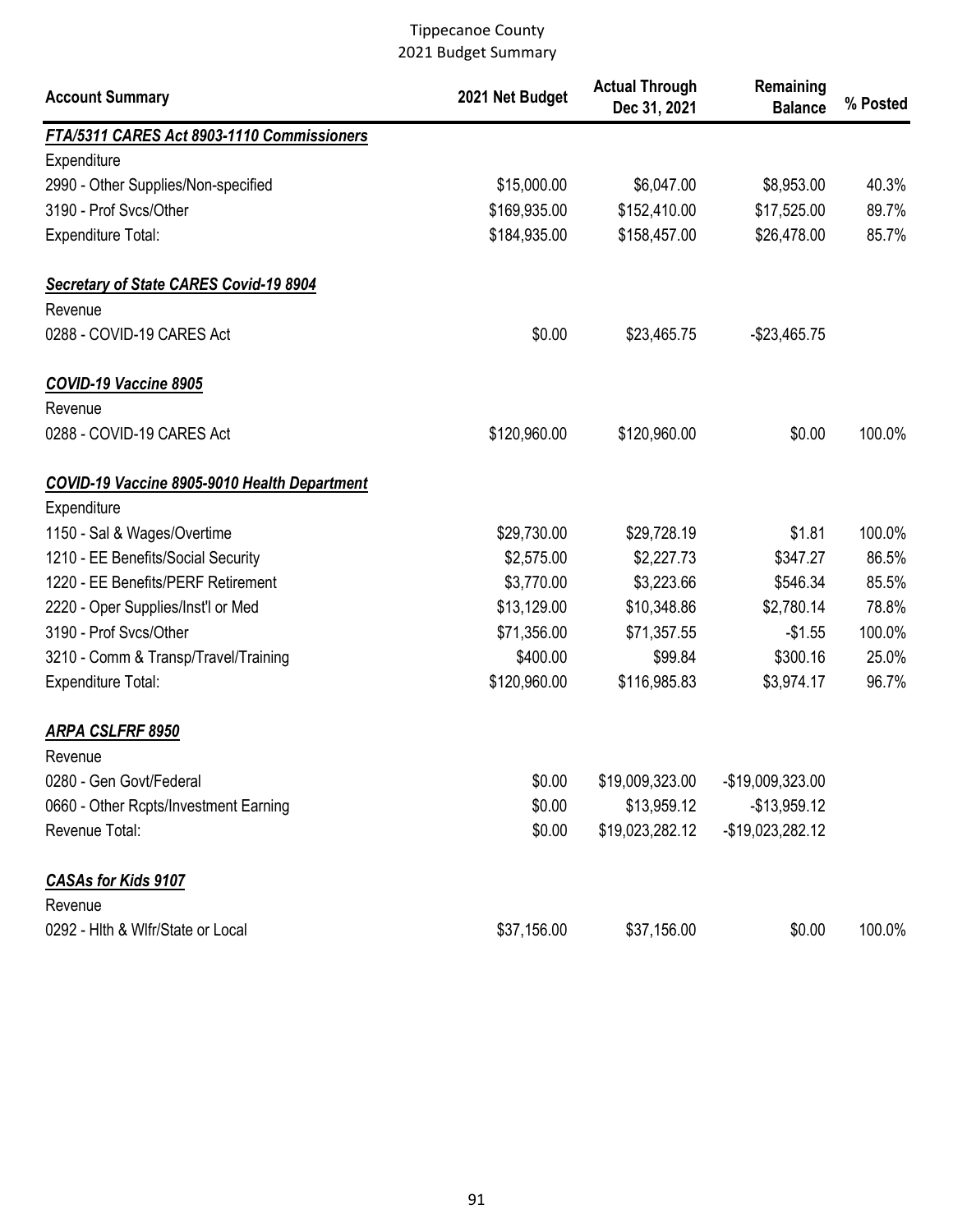# Tippecanoe County
## 2021 Budget Summary

| Account Summary | 2021 Net Budget | Actual Through Dec 31, 2021 | Remaining Balance | % Posted |
|---|---|---|---|---|
| ***FTA/5311 CARES Act 8903-1110 Commissioners*** | | | | |
| Expenditure | | | | |
| 2990 - Other Supplies/Non-specified | $15,000.00 | $6,047.00 | $8,953.00 | 40.3% |
| 3190 - Prof Svcs/Other | $169,935.00 | $152,410.00 | $17,525.00 | 89.7% |
| Expenditure Total: | $184,935.00 | $158,457.00 | $26,478.00 | 85.7% |
| ***Secretary of State CARES Covid-19 8904*** | | | | |
| Revenue | | | | |
| 0288 - COVID-19 CARES Act | $0.00 | $23,465.75 | -$23,465.75 | |
| ***COVID-19 Vaccine 8905*** | | | | |
| Revenue | | | | |
| 0288 - COVID-19 CARES Act | $120,960.00 | $120,960.00 | $0.00 | 100.0% |
| ***COVID-19 Vaccine 8905-9010 Health Department*** | | | | |
| Expenditure | | | | |
| 1150 - Sal & Wages/Overtime | $29,730.00 | $29,728.19 | $1.81 | 100.0% |
| 1210 - EE Benefits/Social Security | $2,575.00 | $2,227.73 | $347.27 | 86.5% |
| 1220 - EE Benefits/PERF Retirement | $3,770.00 | $3,223.66 | $546.34 | 85.5% |
| 2220 - Oper Supplies/Inst'l or Med | $13,129.00 | $10,348.86 | $2,780.14 | 78.8% |
| 3190 - Prof Svcs/Other | $71,356.00 | $71,357.55 | -$1.55 | 100.0% |
| 3210 - Comm & Transp/Travel/Training | $400.00 | $99.84 | $300.16 | 25.0% |
| Expenditure Total: | $120,960.00 | $116,985.83 | $3,974.17 | 96.7% |
| ***ARPA CSLFRF 8950*** | | | | |
| Revenue | | | | |
| 0280 - Gen Govt/Federal | $0.00 | $19,009,323.00 | -$19,009,323.00 | |
| 0660 - Other Rcpts/Investment Earning | $0.00 | $13,959.12 | -$13,959.12 | |
| Revenue Total: | $0.00 | $19,023,282.12 | -$19,023,282.12 | |
| ***CASAs for Kids 9107*** | | | | |
| Revenue | | | | |
| 0292 - Hlth & Wlfr/State or Local | $37,156.00 | $37,156.00 | $0.00 | 100.0% |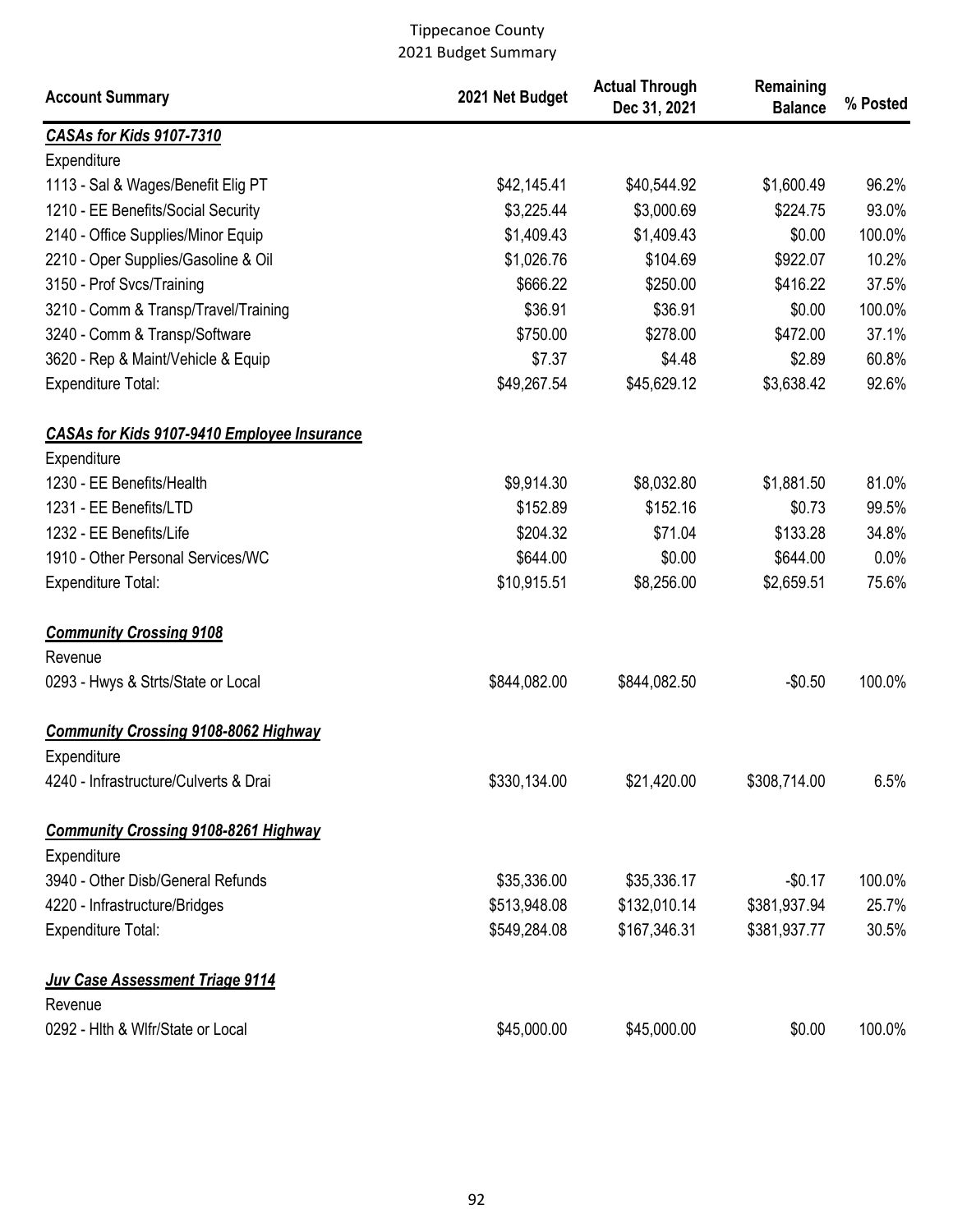Tippecanoe County
2021 Budget Summary

| Account Summary | 2021 Net Budget | Actual Through Dec 31, 2021 | Remaining Balance | % Posted |
|---|---|---|---|---|
| ***CASAs for Kids 9107-7310*** | | | | |
| Expenditure | | | | |
| 1113 - Sal & Wages/Benefit Elig PT | $42,145.41 | $40,544.92 | $1,600.49 | 96.2% |
| 1210 - EE Benefits/Social Security | $3,225.44 | $3,000.69 | $224.75 | 93.0% |
| 2140 - Office Supplies/Minor Equip | $1,409.43 | $1,409.43 | $0.00 | 100.0% |
| 2210 - Oper Supplies/Gasoline & Oil | $1,026.76 | $104.69 | $922.07 | 10.2% |
| 3150 - Prof Svcs/Training | $666.22 | $250.00 | $416.22 | 37.5% |
| 3210 - Comm & Transp/Travel/Training | $36.91 | $36.91 | $0.00 | 100.0% |
| 3240 - Comm & Transp/Software | $750.00 | $278.00 | $472.00 | 37.1% |
| 3620 - Rep & Maint/Vehicle & Equip | $7.37 | $4.48 | $2.89 | 60.8% |
| Expenditure Total: | $49,267.54 | $45,629.12 | $3,638.42 | 92.6% |
| ***CASAs for Kids 9107-9410 Employee Insurance*** | | | | |
| Expenditure | | | | |
| 1230 - EE Benefits/Health | $9,914.30 | $8,032.80 | $1,881.50 | 81.0% |
| 1231 - EE Benefits/LTD | $152.89 | $152.16 | $0.73 | 99.5% |
| 1232 - EE Benefits/Life | $204.32 | $71.04 | $133.28 | 34.8% |
| 1910 - Other Personal Services/WC | $644.00 | $0.00 | $644.00 | 0.0% |
| Expenditure Total: | $10,915.51 | $8,256.00 | $2,659.51 | 75.6% |
| ***Community Crossing 9108*** | | | | |
| Revenue | | | | |
| 0293 - Hwys & Strts/State or Local | $844,082.00 | $844,082.50 | -$0.50 | 100.0% |
| ***Community Crossing 9108-8062 Highway*** | | | | |
| Expenditure | | | | |
| 4240 - Infrastructure/Culverts & Drai | $330,134.00 | $21,420.00 | $308,714.00 | 6.5% |
| ***Community Crossing 9108-8261 Highway*** | | | | |
| Expenditure | | | | |
| 3940 - Other Disb/General Refunds | $35,336.00 | $35,336.17 | -$0.17 | 100.0% |
| 4220 - Infrastructure/Bridges | $513,948.08 | $132,010.14 | $381,937.94 | 25.7% |
| Expenditure Total: | $549,284.08 | $167,346.31 | $381,937.77 | 30.5% |
| ***Juv Case Assessment Triage 9114*** | | | | |
| Revenue | | | | |
| 0292 - Hlth & Wlfr/State or Local | $45,000.00 | $45,000.00 | $0.00 | 100.0% |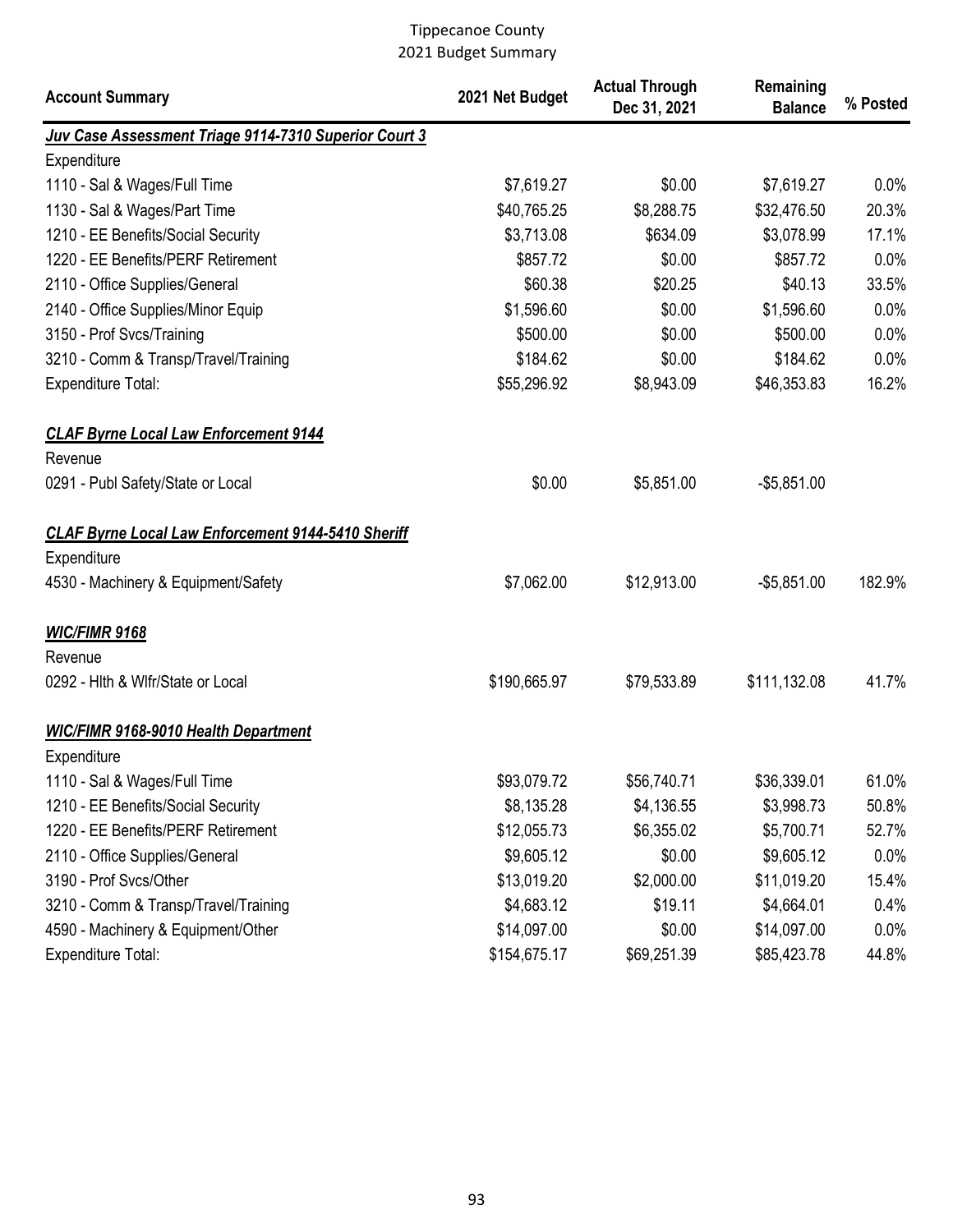Tippecanoe County
2021 Budget Summary

| Account Summary | 2021 Net Budget | Actual Through Dec 31, 2021 | Remaining Balance | % Posted |
|---|---|---|---|---|
| ***Juv Case Assessment Triage 9114-7310 Superior Court 3*** | | | | |
| Expenditure | | | | |
| 1110 - Sal & Wages/Full Time | $7,619.27 | $0.00 | $7,619.27 | 0.0% |
| 1130 - Sal & Wages/Part Time | $40,765.25 | $8,288.75 | $32,476.50 | 20.3% |
| 1210 - EE Benefits/Social Security | $3,713.08 | $634.09 | $3,078.99 | 17.1% |
| 1220 - EE Benefits/PERF Retirement | $857.72 | $0.00 | $857.72 | 0.0% |
| 2110 - Office Supplies/General | $60.38 | $20.25 | $40.13 | 33.5% |
| 2140 - Office Supplies/Minor Equip | $1,596.60 | $0.00 | $1,596.60 | 0.0% |
| 3150 - Prof Svcs/Training | $500.00 | $0.00 | $500.00 | 0.0% |
| 3210 - Comm & Transp/Travel/Training | $184.62 | $0.00 | $184.62 | 0.0% |
| Expenditure Total: | $55,296.92 | $8,943.09 | $46,353.83 | 16.2% |
| | | | | |
| ***CLAF Byrne Local Law Enforcement 9144*** | | | | |
| Revenue | | | | |
| 0291 - Publ Safety/State or Local | $0.00 | $5,851.00 | -$5,851.00 | |
| | | | | |
| ***CLAF Byrne Local Law Enforcement 9144-5410 Sheriff*** | | | | |
| Expenditure | | | | |
| 4530 - Machinery & Equipment/Safety | $7,062.00 | $12,913.00 | -$5,851.00 | 182.9% |
| | | | | |
| ***WIC/FIMR 9168*** | | | | |
| Revenue | | | | |
| 0292 - Hlth & Wlfr/State or Local | $190,665.97 | $79,533.89 | $111,132.08 | 41.7% |
| | | | | |
| ***WIC/FIMR 9168-9010 Health Department*** | | | | |
| Expenditure | | | | |
| 1110 - Sal & Wages/Full Time | $93,079.72 | $56,740.71 | $36,339.01 | 61.0% |
| 1210 - EE Benefits/Social Security | $8,135.28 | $4,136.55 | $3,998.73 | 50.8% |
| 1220 - EE Benefits/PERF Retirement | $12,055.73 | $6,355.02 | $5,700.71 | 52.7% |
| 2110 - Office Supplies/General | $9,605.12 | $0.00 | $9,605.12 | 0.0% |
| 3190 - Prof Svcs/Other | $13,019.20 | $2,000.00 | $11,019.20 | 15.4% |
| 3210 - Comm & Transp/Travel/Training | $4,683.12 | $19.11 | $4,664.01 | 0.4% |
| 4590 - Machinery & Equipment/Other | $14,097.00 | $0.00 | $14,097.00 | 0.0% |
| Expenditure Total: | $154,675.17 | $69,251.39 | $85,423.78 | 44.8% |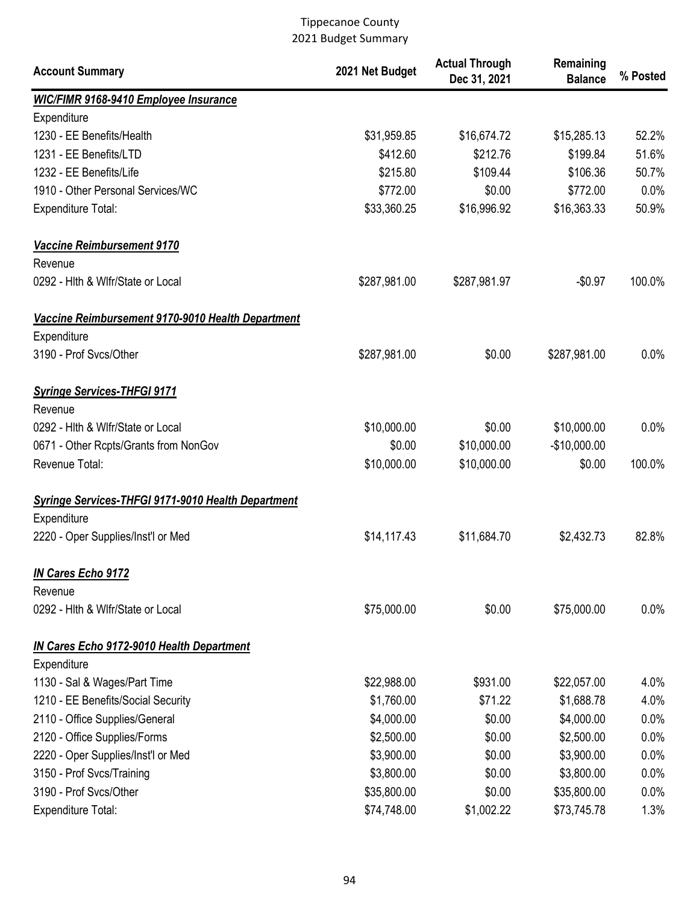Tippecanoe County
2021 Budget Summary

| Account Summary | 2021 Net Budget | Actual Through Dec 31, 2021 | Remaining Balance | % Posted |
|---|---|---|---|---|
| ***WIC/FIMR 9168-9410 Employee Insurance*** | | | | |
| Expenditure | | | | |
| 1230 - EE Benefits/Health | $31,959.85 | $16,674.72 | $15,285.13 | 52.2% |
| 1231 - EE Benefits/LTD | $412.60 | $212.76 | $199.84 | 51.6% |
| 1232 - EE Benefits/Life | $215.80 | $109.44 | $106.36 | 50.7% |
| 1910 - Other Personal Services/WC | $772.00 | $0.00 | $772.00 | 0.0% |
| Expenditure Total: | $33,360.25 | $16,996.92 | $16,363.33 | 50.9% |
| ***Vaccine Reimbursement 9170*** | | | | |
| Revenue | | | | |
| 0292 - Hlth & Wlfr/State or Local | $287,981.00 | $287,981.97 | -$0.97 | 100.0% |
| ***Vaccine Reimbursement 9170-9010 Health Department*** | | | | |
| Expenditure | | | | |
| 3190 - Prof Svcs/Other | $287,981.00 | $0.00 | $287,981.00 | 0.0% |
| ***Syringe Services-THFGI 9171*** | | | | |
| Revenue | | | | |
| 0292 - Hlth & Wlfr/State or Local | $10,000.00 | $0.00 | $10,000.00 | 0.0% |
| 0671 - Other Rcpts/Grants from NonGov | $0.00 | $10,000.00 | -$10,000.00 | |
| Revenue Total: | $10,000.00 | $10,000.00 | $0.00 | 100.0% |
| ***Syringe Services-THFGI 9171-9010 Health Department*** | | | | |
| Expenditure | | | | |
| 2220 - Oper Supplies/Inst'l or Med | $14,117.43 | $11,684.70 | $2,432.73 | 82.8% |
| ***IN Cares Echo 9172*** | | | | |
| Revenue | | | | |
| 0292 - Hlth & Wlfr/State or Local | $75,000.00 | $0.00 | $75,000.00 | 0.0% |
| ***IN Cares Echo 9172-9010 Health Department*** | | | | |
| Expenditure | | | | |
| 1130 - Sal & Wages/Part Time | $22,988.00 | $931.00 | $22,057.00 | 4.0% |
| 1210 - EE Benefits/Social Security | $1,760.00 | $71.22 | $1,688.78 | 4.0% |
| 2110 - Office Supplies/General | $4,000.00 | $0.00 | $4,000.00 | 0.0% |
| 2120 - Office Supplies/Forms | $2,500.00 | $0.00 | $2,500.00 | 0.0% |
| 2220 - Oper Supplies/Inst'l or Med | $3,900.00 | $0.00 | $3,900.00 | 0.0% |
| 3150 - Prof Svcs/Training | $3,800.00 | $0.00 | $3,800.00 | 0.0% |
| 3190 - Prof Svcs/Other | $35,800.00 | $0.00 | $35,800.00 | 0.0% |
| Expenditure Total: | $74,748.00 | $1,002.22 | $73,745.78 | 1.3% |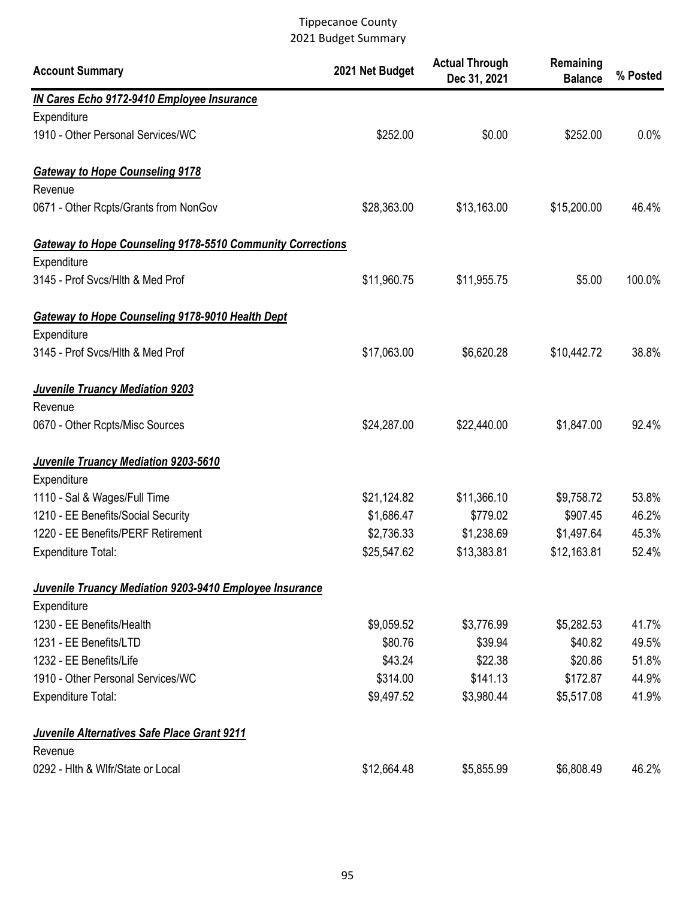Tippecanoe County
2021 Budget Summary

| Account Summary | 2021 Net Budget | Actual Through Dec 31, 2021 | Remaining Balance | % Posted |
|---|---|---|---|---|
| ***IN Cares Echo 9172-9410 Employee Insurance*** | | | | |
| Expenditure | | | | |
| 1910 - Other Personal Services/WC | $252.00 | $0.00 | $252.00 | 0.0% |
| ***Gateway to Hope Counseling 9178*** | | | | |
| Revenue | | | | |
| 0671 - Other Rcpts/Grants from NonGov | $28,363.00 | $13,163.00 | $15,200.00 | 46.4% |
| ***Gateway to Hope Counseling 9178-5510 Community Corrections*** | | | | |
| Expenditure | | | | |
| 3145 - Prof Svcs/Hlth & Med Prof | $11,960.75 | $11,955.75 | $5.00 | 100.0% |
| ***Gateway to Hope Counseling 9178-9010 Health Dept*** | | | | |
| Expenditure | | | | |
| 3145 - Prof Svcs/Hlth & Med Prof | $17,063.00 | $6,620.28 | $10,442.72 | 38.8% |
| ***Juvenile Truancy Mediation 9203*** | | | | |
| Revenue | | | | |
| 0670 - Other Rcpts/Misc Sources | $24,287.00 | $22,440.00 | $1,847.00 | 92.4% |
| ***Juvenile Truancy Mediation 9203-5610*** | | | | |
| Expenditure | | | | |
| 1110 - Sal & Wages/Full Time | $21,124.82 | $11,366.10 | $9,758.72 | 53.8% |
| 1210 - EE Benefits/Social Security | $1,686.47 | $779.02 | $907.45 | 46.2% |
| 1220 - EE Benefits/PERF Retirement | $2,736.33 | $1,238.69 | $1,497.64 | 45.3% |
| Expenditure Total: | $25,547.62 | $13,383.81 | $12,163.81 | 52.4% |
| ***Juvenile Truancy Mediation 9203-9410 Employee Insurance*** | | | | |
| Expenditure | | | | |
| 1230 - EE Benefits/Health | $9,059.52 | $3,776.99 | $5,282.53 | 41.7% |
| 1231 - EE Benefits/LTD | $80.76 | $39.94 | $40.82 | 49.5% |
| 1232 - EE Benefits/Life | $43.24 | $22.38 | $20.86 | 51.8% |
| 1910 - Other Personal Services/WC | $314.00 | $141.13 | $172.87 | 44.9% |
| Expenditure Total: | $9,497.52 | $3,980.44 | $5,517.08 | 41.9% |
| ***Juvenile Alternatives Safe Place Grant 9211*** | | | | |
| Revenue | | | | |
| 0292 - Hlth & Wlfr/State or Local | $12,664.48 | $5,855.99 | $6,808.49 | 46.2% |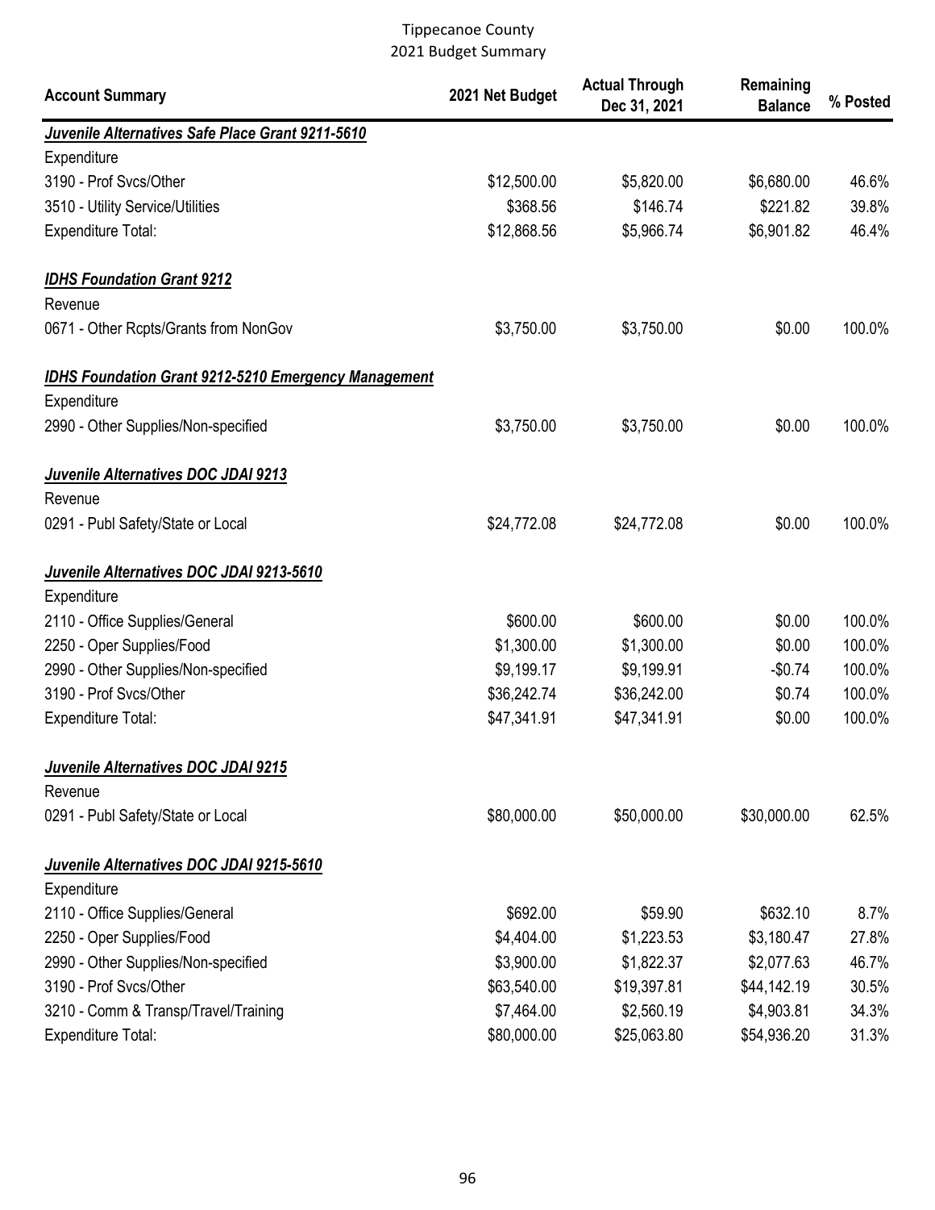Tippecanoe County
2021 Budget Summary

| Account Summary | 2021 Net Budget | Actual Through Dec 31, 2021 | Remaining Balance | % Posted |
|---|---|---|---|---|
| ***Juvenile Alternatives Safe Place Grant 9211-5610*** | | | | |
| Expenditure | | | | |
| 3190 - Prof Svcs/Other | $12,500.00 | $5,820.00 | $6,680.00 | 46.6% |
| 3510 - Utility Service/Utilities | $368.56 | $146.74 | $221.82 | 39.8% |
| Expenditure Total: | $12,868.56 | $5,966.74 | $6,901.82 | 46.4% |
| ***IDHS Foundation Grant 9212*** | | | | |
| Revenue | | | | |
| 0671 - Other Rcpts/Grants from NonGov | $3,750.00 | $3,750.00 | $0.00 | 100.0% |
| ***IDHS Foundation Grant 9212-5210 Emergency Management*** | | | | |
| Expenditure | | | | |
| 2990 - Other Supplies/Non-specified | $3,750.00 | $3,750.00 | $0.00 | 100.0% |
| ***Juvenile Alternatives DOC JDAI 9213*** | | | | |
| Revenue | | | | |
| 0291 - Publ Safety/State or Local | $24,772.08 | $24,772.08 | $0.00 | 100.0% |
| ***Juvenile Alternatives DOC JDAI 9213-5610*** | | | | |
| Expenditure | | | | |
| 2110 - Office Supplies/General | $600.00 | $600.00 | $0.00 | 100.0% |
| 2250 - Oper Supplies/Food | $1,300.00 | $1,300.00 | $0.00 | 100.0% |
| 2990 - Other Supplies/Non-specified | $9,199.17 | $9,199.91 | -$0.74 | 100.0% |
| 3190 - Prof Svcs/Other | $36,242.74 | $36,242.00 | $0.74 | 100.0% |
| Expenditure Total: | $47,341.91 | $47,341.91 | $0.00 | 100.0% |
| ***Juvenile Alternatives DOC JDAI 9215*** | | | | |
| Revenue | | | | |
| 0291 - Publ Safety/State or Local | $80,000.00 | $50,000.00 | $30,000.00 | 62.5% |
| ***Juvenile Alternatives DOC JDAI 9215-5610*** | | | | |
| Expenditure | | | | |
| 2110 - Office Supplies/General | $692.00 | $59.90 | $632.10 | 8.7% |
| 2250 - Oper Supplies/Food | $4,404.00 | $1,223.53 | $3,180.47 | 27.8% |
| 2990 - Other Supplies/Non-specified | $3,900.00 | $1,822.37 | $2,077.63 | 46.7% |
| 3190 - Prof Svcs/Other | $63,540.00 | $19,397.81 | $44,142.19 | 30.5% |
| 3210 - Comm & Transp/Travel/Training | $7,464.00 | $2,560.19 | $4,903.81 | 34.3% |
| Expenditure Total: | $80,000.00 | $25,063.80 | $54,936.20 | 31.3% |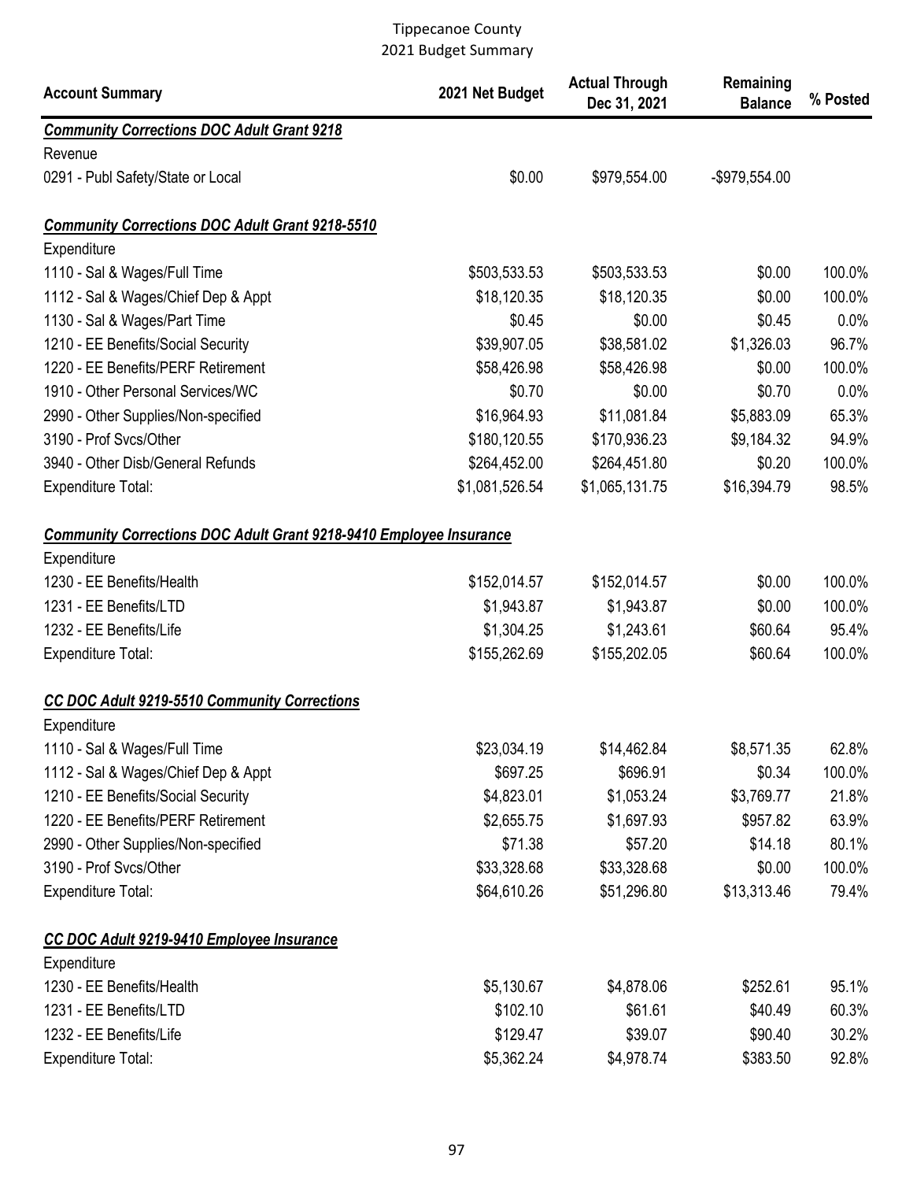Tippecanoe County
2021 Budget Summary

| Account Summary | 2021 Net Budget | Actual Through Dec 31, 2021 | Remaining Balance | % Posted |
|---|---|---|---|---|
| ***Community Corrections DOC Adult Grant 9218*** | | | | |
| Revenue | | | | |
| 0291 - Publ Safety/State or Local | $0.00 | $979,554.00 | -$979,554.00 | |
| | | | | |
| ***Community Corrections DOC Adult Grant 9218-5510*** | | | | |
| Expenditure | | | | |
| 1110 - Sal & Wages/Full Time | $503,533.53 | $503,533.53 | $0.00 | 100.0% |
| 1112 - Sal & Wages/Chief Dep & Appt | $18,120.35 | $18,120.35 | $0.00 | 100.0% |
| 1130 - Sal & Wages/Part Time | $0.45 | $0.00 | $0.45 | 0.0% |
| 1210 - EE Benefits/Social Security | $39,907.05 | $38,581.02 | $1,326.03 | 96.7% |
| 1220 - EE Benefits/PERF Retirement | $58,426.98 | $58,426.98 | $0.00 | 100.0% |
| 1910 - Other Personal Services/WC | $0.70 | $0.00 | $0.70 | 0.0% |
| 2990 - Other Supplies/Non-specified | $16,964.93 | $11,081.84 | $5,883.09 | 65.3% |
| 3190 - Prof Svcs/Other | $180,120.55 | $170,936.23 | $9,184.32 | 94.9% |
| 3940 - Other Disb/General Refunds | $264,452.00 | $264,451.80 | $0.20 | 100.0% |
| Expenditure Total: | $1,081,526.54 | $1,065,131.75 | $16,394.79 | 98.5% |
| | | | | |
| ***Community Corrections DOC Adult Grant 9218-9410 Employee Insurance*** | | | | |
| Expenditure | | | | |
| 1230 - EE Benefits/Health | $152,014.57 | $152,014.57 | $0.00 | 100.0% |
| 1231 - EE Benefits/LTD | $1,943.87 | $1,943.87 | $0.00 | 100.0% |
| 1232 - EE Benefits/Life | $1,304.25 | $1,243.61 | $60.64 | 95.4% |
| Expenditure Total: | $155,262.69 | $155,202.05 | $60.64 | 100.0% |
| | | | | |
| ***CC DOC Adult 9219-5510 Community Corrections*** | | | | |
| Expenditure | | | | |
| 1110 - Sal & Wages/Full Time | $23,034.19 | $14,462.84 | $8,571.35 | 62.8% |
| 1112 - Sal & Wages/Chief Dep & Appt | $697.25 | $696.91 | $0.34 | 100.0% |
| 1210 - EE Benefits/Social Security | $4,823.01 | $1,053.24 | $3,769.77 | 21.8% |
| 1220 - EE Benefits/PERF Retirement | $2,655.75 | $1,697.93 | $957.82 | 63.9% |
| 2990 - Other Supplies/Non-specified | $71.38 | $57.20 | $14.18 | 80.1% |
| 3190 - Prof Svcs/Other | $33,328.68 | $33,328.68 | $0.00 | 100.0% |
| Expenditure Total: | $64,610.26 | $51,296.80 | $13,313.46 | 79.4% |
| | | | | |
| ***CC DOC Adult 9219-9410 Employee Insurance*** | | | | |
| Expenditure | | | | |
| 1230 - EE Benefits/Health | $5,130.67 | $4,878.06 | $252.61 | 95.1% |
| 1231 - EE Benefits/LTD | $102.10 | $61.61 | $40.49 | 60.3% |
| 1232 - EE Benefits/Life | $129.47 | $39.07 | $90.40 | 30.2% |
| Expenditure Total: | $5,362.24 | $4,978.74 | $383.50 | 92.8% |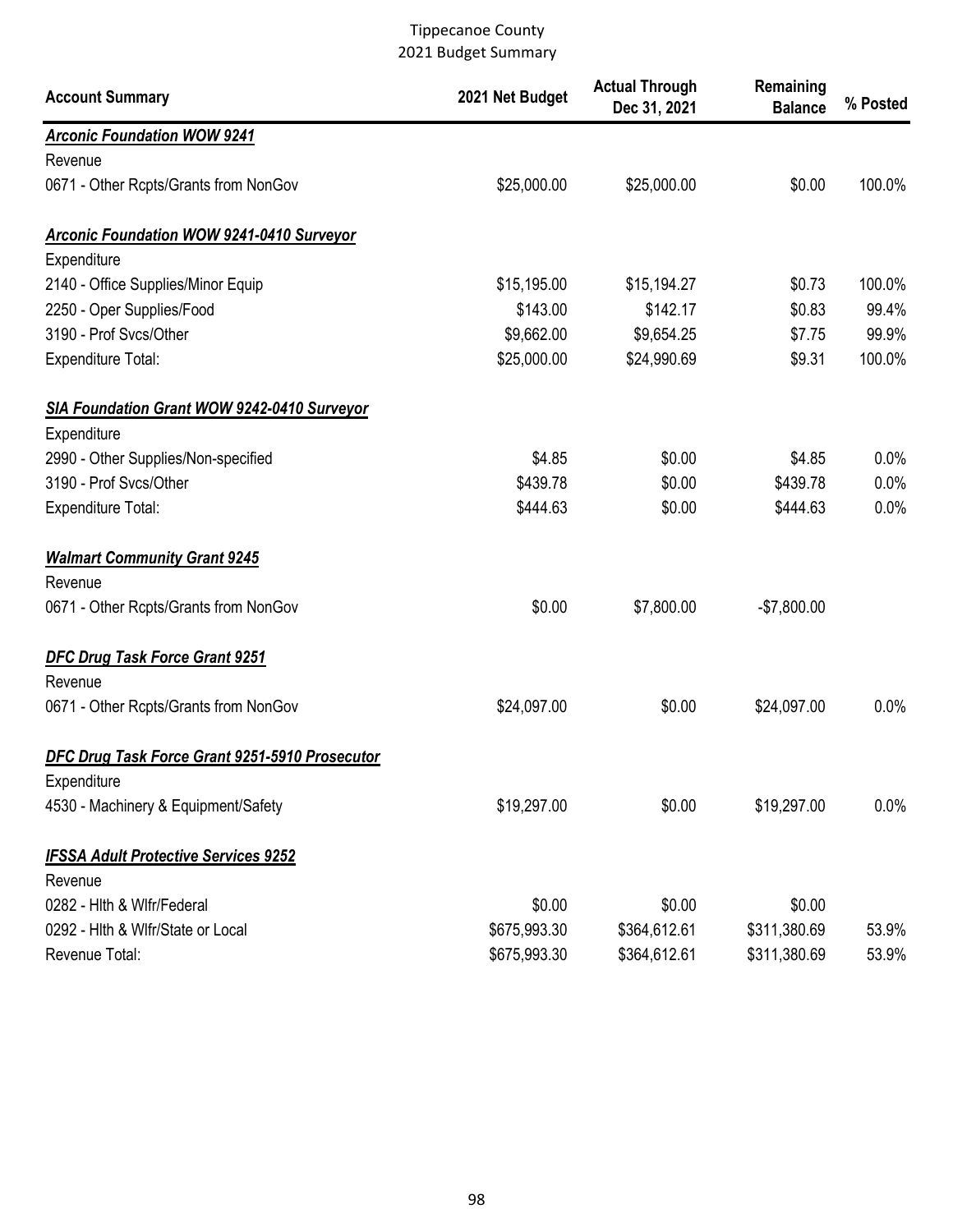Tippecanoe County
2021 Budget Summary

| Account Summary | 2021 Net Budget | Actual Through Dec 31, 2021 | Remaining Balance | % Posted |
|---|---|---|---|---|
| ***Arconic Foundation WOW 9241*** | | | | |
| Revenue | | | | |
| 0671 - Other Rcpts/Grants from NonGov | $25,000.00 | $25,000.00 | $0.00 | 100.0% |
| | | | | |
| ***Arconic Foundation WOW 9241-0410 Surveyor*** | | | | |
| Expenditure | | | | |
| 2140 - Office Supplies/Minor Equip | $15,195.00 | $15,194.27 | $0.73 | 100.0% |
| 2250 - Oper Supplies/Food | $143.00 | $142.17 | $0.83 | 99.4% |
| 3190 - Prof Svcs/Other | $9,662.00 | $9,654.25 | $7.75 | 99.9% |
| Expenditure Total: | $25,000.00 | $24,990.69 | $9.31 | 100.0% |
| | | | | |
| ***SIA Foundation Grant WOW 9242-0410 Surveyor*** | | | | |
| Expenditure | | | | |
| 2990 - Other Supplies/Non-specified | $4.85 | $0.00 | $4.85 | 0.0% |
| 3190 - Prof Svcs/Other | $439.78 | $0.00 | $439.78 | 0.0% |
| Expenditure Total: | $444.63 | $0.00 | $444.63 | 0.0% |
| | | | | |
| ***Walmart Community Grant 9245*** | | | | |
| Revenue | | | | |
| 0671 - Other Rcpts/Grants from NonGov | $0.00 | $7,800.00 | -$7,800.00 | |
| | | | | |
| ***DFC Drug Task Force Grant 9251*** | | | | |
| Revenue | | | | |
| 0671 - Other Rcpts/Grants from NonGov | $24,097.00 | $0.00 | $24,097.00 | 0.0% |
| | | | | |
| ***DFC Drug Task Force Grant 9251-5910 Prosecutor*** | | | | |
| Expenditure | | | | |
| 4530 - Machinery & Equipment/Safety | $19,297.00 | $0.00 | $19,297.00 | 0.0% |
| | | | | |
| ***IFSSA Adult Protective Services 9252*** | | | | |
| Revenue | | | | |
| 0282 - Hlth & Wlfr/Federal | $0.00 | $0.00 | $0.00 | |
| 0292 - Hlth & Wlfr/State or Local | $675,993.30 | $364,612.61 | $311,380.69 | 53.9% |
| Revenue Total: | $675,993.30 | $364,612.61 | $311,380.69 | 53.9% |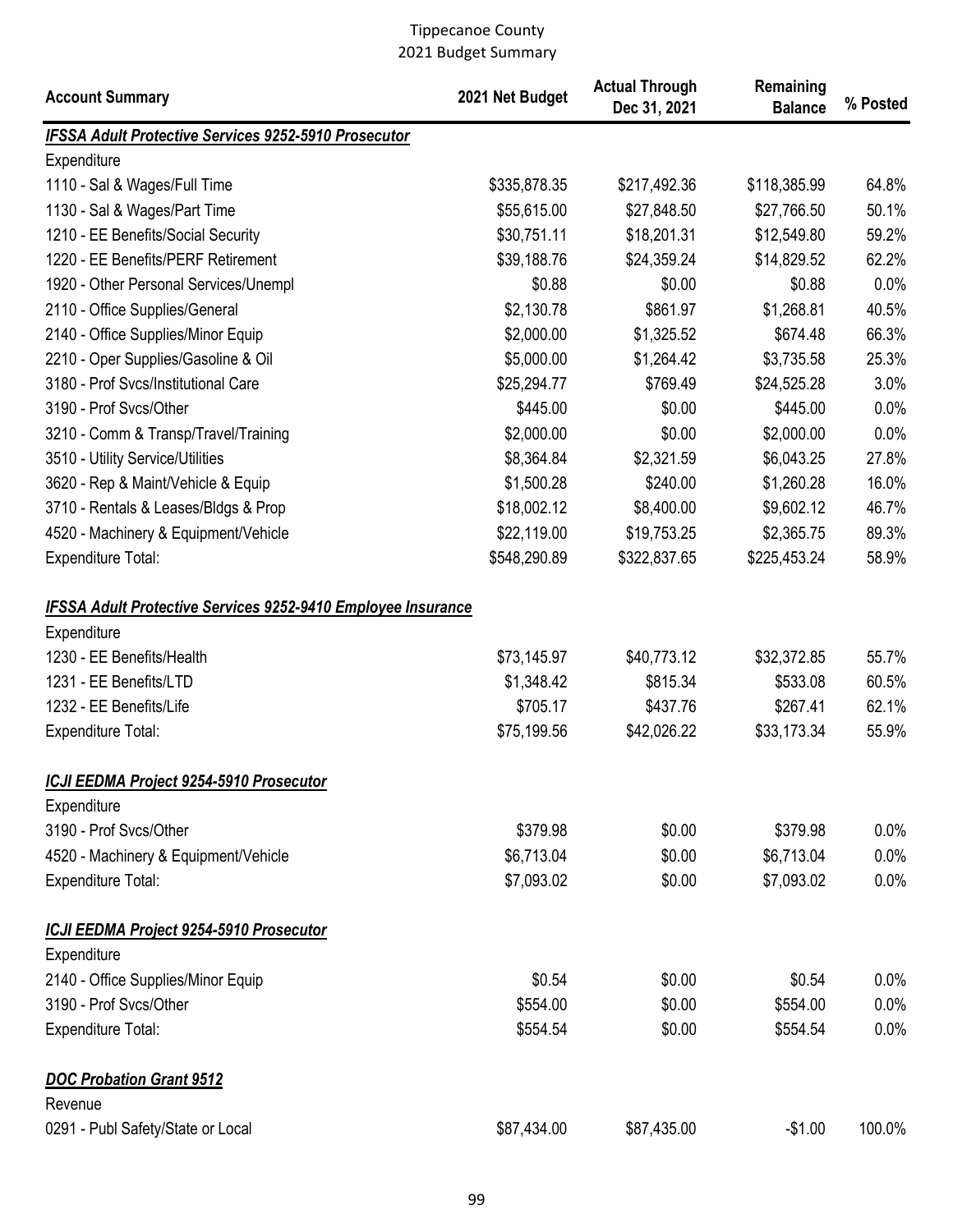Tippecanoe County
2021 Budget Summary

| Account Summary | 2021 Net Budget | Actual Through Dec 31, 2021 | Remaining Balance | % Posted |
|---|---|---|---|---|
| ***IFSSA Adult Protective Services 9252-5910 Prosecutor*** | | | | |
| Expenditure | | | | |
| 1110 - Sal & Wages/Full Time | $335,878.35 | $217,492.36 | $118,385.99 | 64.8% |
| 1130 - Sal & Wages/Part Time | $55,615.00 | $27,848.50 | $27,766.50 | 50.1% |
| 1210 - EE Benefits/Social Security | $30,751.11 | $18,201.31 | $12,549.80 | 59.2% |
| 1220 - EE Benefits/PERF Retirement | $39,188.76 | $24,359.24 | $14,829.52 | 62.2% |
| 1920 - Other Personal Services/Unempl | $0.88 | $0.00 | $0.88 | 0.0% |
| 2110 - Office Supplies/General | $2,130.78 | $861.97 | $1,268.81 | 40.5% |
| 2140 - Office Supplies/Minor Equip | $2,000.00 | $1,325.52 | $674.48 | 66.3% |
| 2210 - Oper Supplies/Gasoline & Oil | $5,000.00 | $1,264.42 | $3,735.58 | 25.3% |
| 3180 - Prof Svcs/Institutional Care | $25,294.77 | $769.49 | $24,525.28 | 3.0% |
| 3190 - Prof Svcs/Other | $445.00 | $0.00 | $445.00 | 0.0% |
| 3210 - Comm & Transp/Travel/Training | $2,000.00 | $0.00 | $2,000.00 | 0.0% |
| 3510 - Utility Service/Utilities | $8,364.84 | $2,321.59 | $6,043.25 | 27.8% |
| 3620 - Rep & Maint/Vehicle & Equip | $1,500.28 | $240.00 | $1,260.28 | 16.0% |
| 3710 - Rentals & Leases/Bldgs & Prop | $18,002.12 | $8,400.00 | $9,602.12 | 46.7% |
| 4520 - Machinery & Equipment/Vehicle | $22,119.00 | $19,753.25 | $2,365.75 | 89.3% |
| Expenditure Total: | $548,290.89 | $322,837.65 | $225,453.24 | 58.9% |
| ***IFSSA Adult Protective Services 9252-9410 Employee Insurance*** | | | | |
| Expenditure | | | | |
| 1230 - EE Benefits/Health | $73,145.97 | $40,773.12 | $32,372.85 | 55.7% |
| 1231 - EE Benefits/LTD | $1,348.42 | $815.34 | $533.08 | 60.5% |
| 1232 - EE Benefits/Life | $705.17 | $437.76 | $267.41 | 62.1% |
| Expenditure Total: | $75,199.56 | $42,026.22 | $33,173.34 | 55.9% |
| ***ICJI EEDMA Project 9254-5910 Prosecutor*** | | | | |
| Expenditure | | | | |
| 3190 - Prof Svcs/Other | $379.98 | $0.00 | $379.98 | 0.0% |
| 4520 - Machinery & Equipment/Vehicle | $6,713.04 | $0.00 | $6,713.04 | 0.0% |
| Expenditure Total: | $7,093.02 | $0.00 | $7,093.02 | 0.0% |
| ***ICJI EEDMA Project 9254-5910 Prosecutor*** | | | | |
| Expenditure | | | | |
| 2140 - Office Supplies/Minor Equip | $0.54 | $0.00 | $0.54 | 0.0% |
| 3190 - Prof Svcs/Other | $554.00 | $0.00 | $554.00 | 0.0% |
| Expenditure Total: | $554.54 | $0.00 | $554.54 | 0.0% |
| ***DOC Probation Grant 9512*** | | | | |
| Revenue | | | | |
| 0291 - Publ Safety/State or Local | $87,434.00 | $87,435.00 | -$1.00 | 100.0% |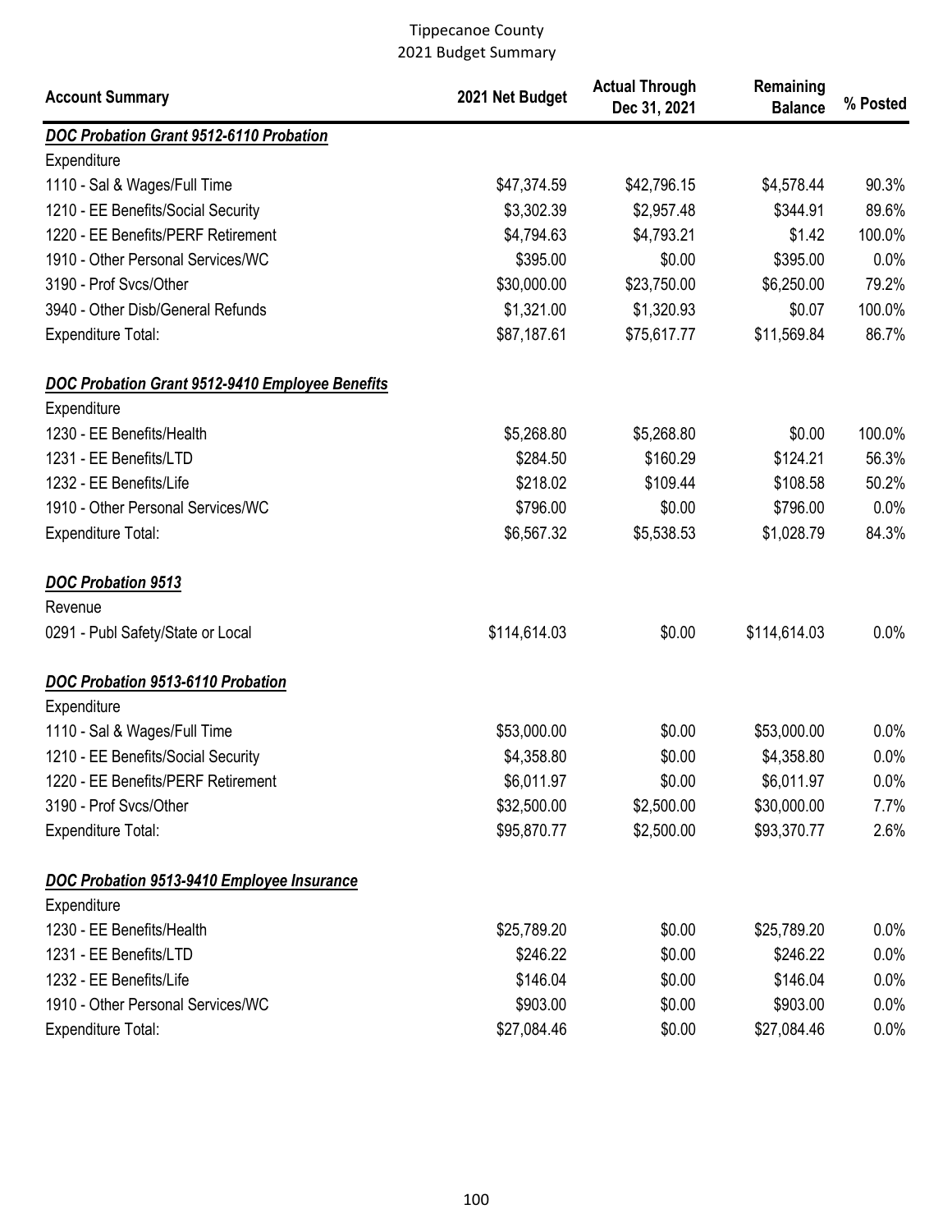# Tippecanoe County
## 2021 Budget Summary

| Account Summary | 2021 Net Budget | Actual Through Dec 31, 2021 | Remaining Balance | % Posted |
|---|---|---|---|---|
| ***DOC Probation Grant 9512-6110 Probation*** | | | | |
| Expenditure | | | | |
| 1110 - Sal & Wages/Full Time | $47,374.59 | $42,796.15 | $4,578.44 | 90.3% |
| 1210 - EE Benefits/Social Security | $3,302.39 | $2,957.48 | $344.91 | 89.6% |
| 1220 - EE Benefits/PERF Retirement | $4,794.63 | $4,793.21 | $1.42 | 100.0% |
| 1910 - Other Personal Services/WC | $395.00 | $0.00 | $395.00 | 0.0% |
| 3190 - Prof Svcs/Other | $30,000.00 | $23,750.00 | $6,250.00 | 79.2% |
| 3940 - Other Disb/General Refunds | $1,321.00 | $1,320.93 | $0.07 | 100.0% |
| Expenditure Total: | $87,187.61 | $75,617.77 | $11,569.84 | 86.7% |
| ***DOC Probation Grant 9512-9410 Employee Benefits*** | | | | |
| Expenditure | | | | |
| 1230 - EE Benefits/Health | $5,268.80 | $5,268.80 | $0.00 | 100.0% |
| 1231 - EE Benefits/LTD | $284.50 | $160.29 | $124.21 | 56.3% |
| 1232 - EE Benefits/Life | $218.02 | $109.44 | $108.58 | 50.2% |
| 1910 - Other Personal Services/WC | $796.00 | $0.00 | $796.00 | 0.0% |
| Expenditure Total: | $6,567.32 | $5,538.53 | $1,028.79 | 84.3% |
| ***DOC Probation 9513*** | | | | |
| Revenue | | | | |
| 0291 - Publ Safety/State or Local | $114,614.03 | $0.00 | $114,614.03 | 0.0% |
| ***DOC Probation 9513-6110 Probation*** | | | | |
| Expenditure | | | | |
| 1110 - Sal & Wages/Full Time | $53,000.00 | $0.00 | $53,000.00 | 0.0% |
| 1210 - EE Benefits/Social Security | $4,358.80 | $0.00 | $4,358.80 | 0.0% |
| 1220 - EE Benefits/PERF Retirement | $6,011.97 | $0.00 | $6,011.97 | 0.0% |
| 3190 - Prof Svcs/Other | $32,500.00 | $2,500.00 | $30,000.00 | 7.7% |
| Expenditure Total: | $95,870.77 | $2,500.00 | $93,370.77 | 2.6% |
| ***DOC Probation 9513-9410 Employee Insurance*** | | | | |
| Expenditure | | | | |
| 1230 - EE Benefits/Health | $25,789.20 | $0.00 | $25,789.20 | 0.0% |
| 1231 - EE Benefits/LTD | $246.22 | $0.00 | $246.22 | 0.0% |
| 1232 - EE Benefits/Life | $146.04 | $0.00 | $146.04 | 0.0% |
| 1910 - Other Personal Services/WC | $903.00 | $0.00 | $903.00 | 0.0% |
| Expenditure Total: | $27,084.46 | $0.00 | $27,084.46 | 0.0% |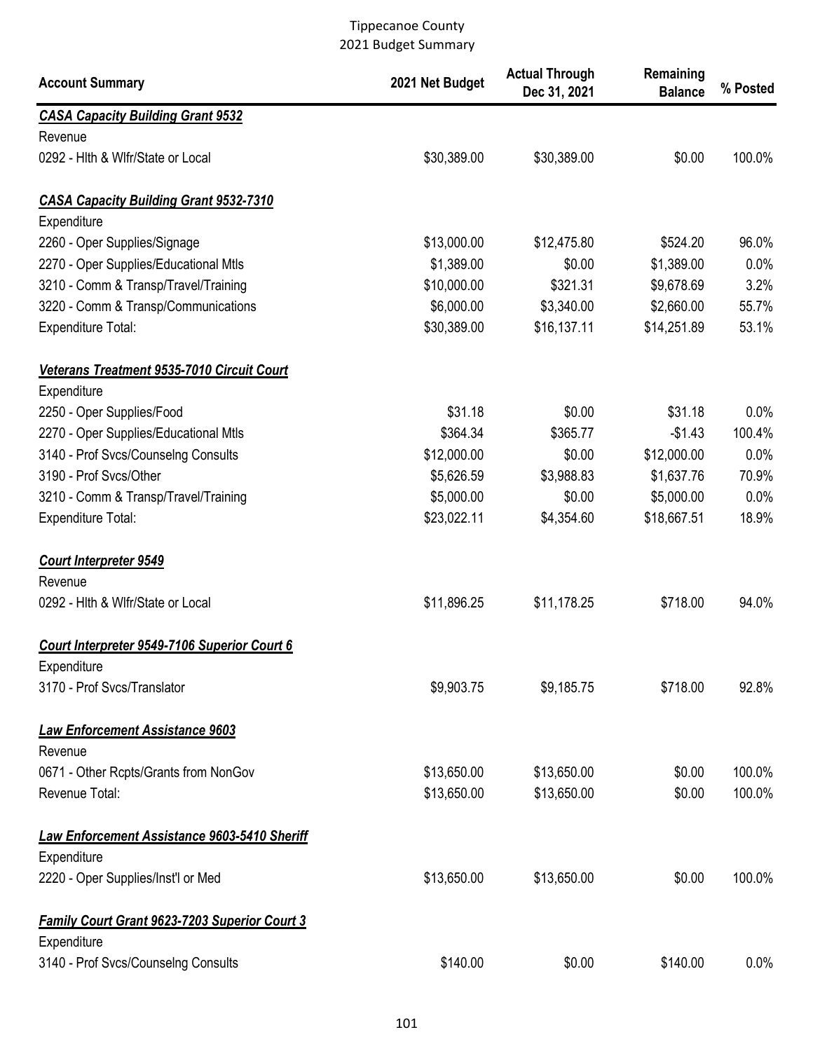Tippecanoe County
2021 Budget Summary

| Account Summary | 2021 Net Budget | Actual Through Dec 31, 2021 | Remaining Balance | % Posted |
|---|---|---|---|---|
| ***CASA Capacity Building Grant 9532*** | | | | |
| Revenue | | | | |
| 0292 - Hlth & Wlfr/State or Local | $30,389.00 | $30,389.00 | $0.00 | 100.0% |
| ***CASA Capacity Building Grant 9532-7310*** | | | | |
| Expenditure | | | | |
| 2260 - Oper Supplies/Signage | $13,000.00 | $12,475.80 | $524.20 | 96.0% |
| 2270 - Oper Supplies/Educational Mtls | $1,389.00 | $0.00 | $1,389.00 | 0.0% |
| 3210 - Comm & Transp/Travel/Training | $10,000.00 | $321.31 | $9,678.69 | 3.2% |
| 3220 - Comm & Transp/Communications | $6,000.00 | $3,340.00 | $2,660.00 | 55.7% |
| Expenditure Total: | $30,389.00 | $16,137.11 | $14,251.89 | 53.1% |
| ***Veterans Treatment 9535-7010 Circuit Court*** | | | | |
| Expenditure | | | | |
| 2250 - Oper Supplies/Food | $31.18 | $0.00 | $31.18 | 0.0% |
| 2270 - Oper Supplies/Educational Mtls | $364.34 | $365.77 | -$1.43 | 100.4% |
| 3140 - Prof Svcs/Counselng Consults | $12,000.00 | $0.00 | $12,000.00 | 0.0% |
| 3190 - Prof Svcs/Other | $5,626.59 | $3,988.83 | $1,637.76 | 70.9% |
| 3210 - Comm & Transp/Travel/Training | $5,000.00 | $0.00 | $5,000.00 | 0.0% |
| Expenditure Total: | $23,022.11 | $4,354.60 | $18,667.51 | 18.9% |
| ***Court Interpreter 9549*** | | | | |
| Revenue | | | | |
| 0292 - Hlth & Wlfr/State or Local | $11,896.25 | $11,178.25 | $718.00 | 94.0% |
| ***Court Interpreter 9549-7106 Superior Court 6*** | | | | |
| Expenditure | | | | |
| 3170 - Prof Svcs/Translator | $9,903.75 | $9,185.75 | $718.00 | 92.8% |
| ***Law Enforcement Assistance 9603*** | | | | |
| Revenue | | | | |
| 0671 - Other Rcpts/Grants from NonGov | $13,650.00 | $13,650.00 | $0.00 | 100.0% |
| Revenue Total: | $13,650.00 | $13,650.00 | $0.00 | 100.0% |
| ***Law Enforcement Assistance 9603-5410 Sheriff*** | | | | |
| Expenditure | | | | |
| 2220 - Oper Supplies/Inst'l or Med | $13,650.00 | $13,650.00 | $0.00 | 100.0% |
| ***Family Court Grant 9623-7203 Superior Court 3*** | | | | |
| Expenditure | | | | |
| 3140 - Prof Svcs/Counselng Consults | $140.00 | $0.00 | $140.00 | 0.0% |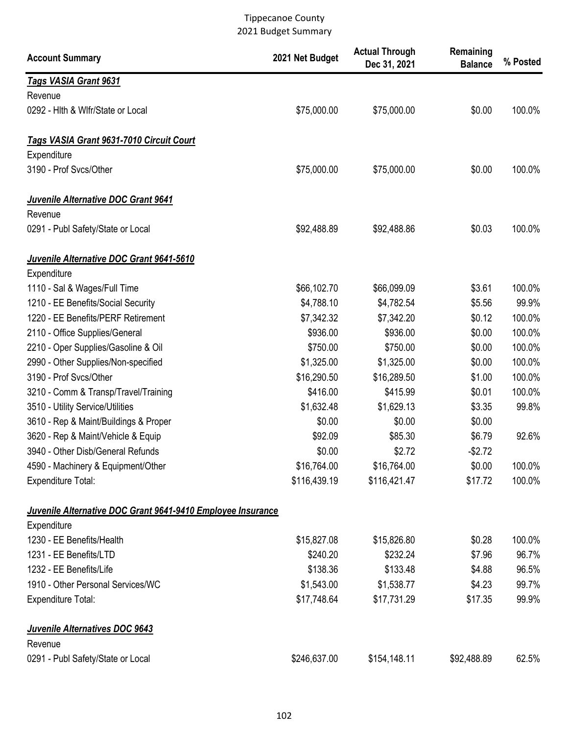Tippecanoe County
2021 Budget Summary

| Account Summary | 2021 Net Budget | Actual Through Dec 31, 2021 | Remaining Balance | % Posted |
|---|---|---|---|---|
| ***Tags VASIA Grant 9631*** | | | | |
| Revenue | | | | |
| 0292 - Hlth & Wlfr/State or Local | $75,000.00 | $75,000.00 | $0.00 | 100.0% |
| ***Tags VASIA Grant 9631-7010 Circuit Court*** | | | | |
| Expenditure | | | | |
| 3190 - Prof Svcs/Other | $75,000.00 | $75,000.00 | $0.00 | 100.0% |
| ***Juvenile Alternative DOC Grant 9641*** | | | | |
| Revenue | | | | |
| 0291 - Publ Safety/State or Local | $92,488.89 | $92,488.86 | $0.03 | 100.0% |
| ***Juvenile Alternative DOC Grant 9641-5610*** | | | | |
| Expenditure | | | | |
| 1110 - Sal & Wages/Full Time | $66,102.70 | $66,099.09 | $3.61 | 100.0% |
| 1210 - EE Benefits/Social Security | $4,788.10 | $4,782.54 | $5.56 | 99.9% |
| 1220 - EE Benefits/PERF Retirement | $7,342.32 | $7,342.20 | $0.12 | 100.0% |
| 2110 - Office Supplies/General | $936.00 | $936.00 | $0.00 | 100.0% |
| 2210 - Oper Supplies/Gasoline & Oil | $750.00 | $750.00 | $0.00 | 100.0% |
| 2990 - Other Supplies/Non-specified | $1,325.00 | $1,325.00 | $0.00 | 100.0% |
| 3190 - Prof Svcs/Other | $16,290.50 | $16,289.50 | $1.00 | 100.0% |
| 3210 - Comm & Transp/Travel/Training | $416.00 | $415.99 | $0.01 | 100.0% |
| 3510 - Utility Service/Utilities | $1,632.48 | $1,629.13 | $3.35 | 99.8% |
| 3610 - Rep & Maint/Buildings & Proper | $0.00 | $0.00 | $0.00 | |
| 3620 - Rep & Maint/Vehicle & Equip | $92.09 | $85.30 | $6.79 | 92.6% |
| 3940 - Other Disb/General Refunds | $0.00 | $2.72 | -$2.72 | |
| 4590 - Machinery & Equipment/Other | $16,764.00 | $16,764.00 | $0.00 | 100.0% |
| Expenditure Total: | $116,439.19 | $116,421.47 | $17.72 | 100.0% |
| ***Juvenile Alternative DOC Grant 9641-9410 Employee Insurance*** | | | | |
| Expenditure | | | | |
| 1230 - EE Benefits/Health | $15,827.08 | $15,826.80 | $0.28 | 100.0% |
| 1231 - EE Benefits/LTD | $240.20 | $232.24 | $7.96 | 96.7% |
| 1232 - EE Benefits/Life | $138.36 | $133.48 | $4.88 | 96.5% |
| 1910 - Other Personal Services/WC | $1,543.00 | $1,538.77 | $4.23 | 99.7% |
| Expenditure Total: | $17,748.64 | $17,731.29 | $17.35 | 99.9% |
| ***Juvenile Alternatives DOC 9643*** | | | | |
| Revenue | | | | |
| 0291 - Publ Safety/State or Local | $246,637.00 | $154,148.11 | $92,488.89 | 62.5% |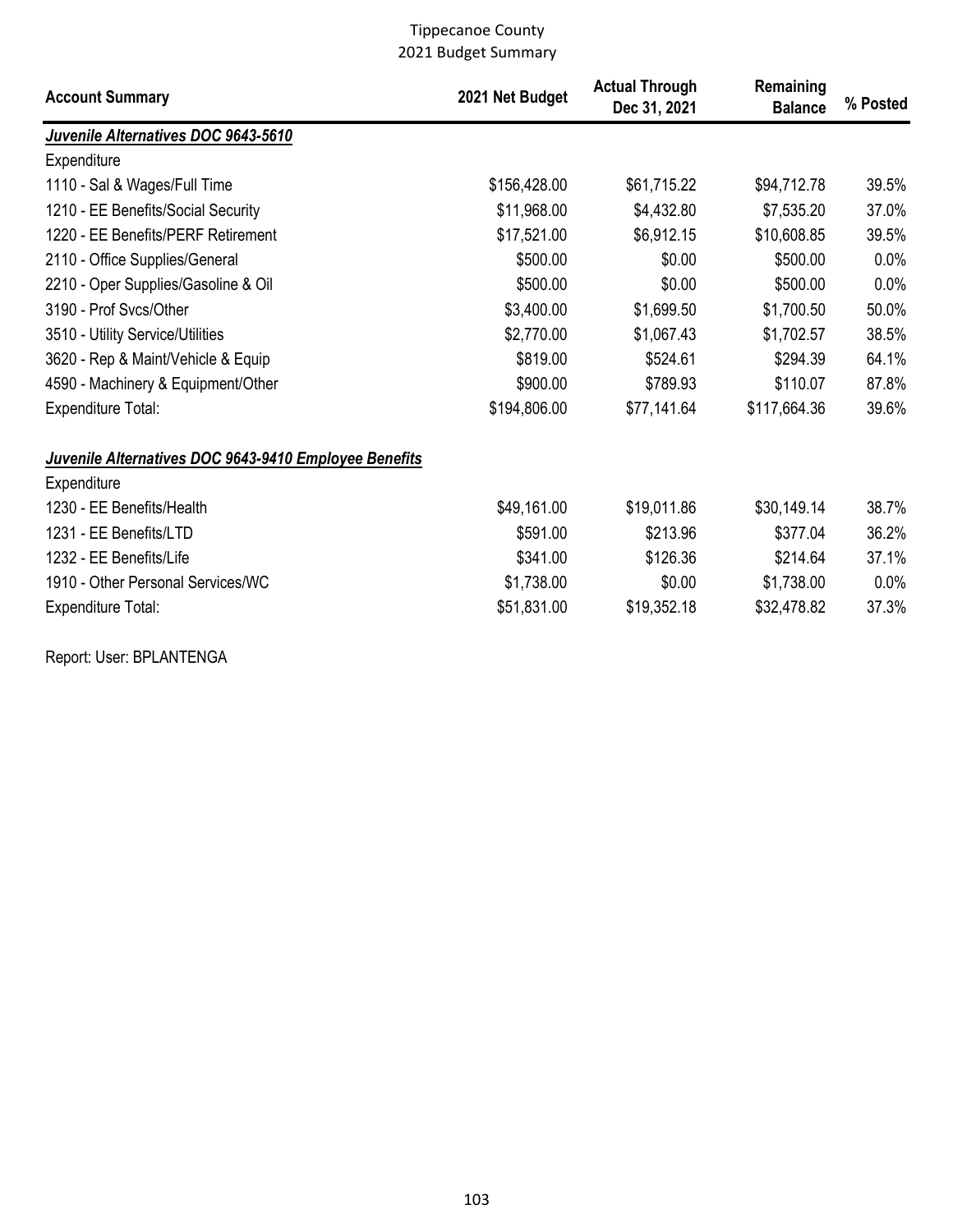Tippecanoe County
2021 Budget Summary

| Account Summary | 2021 Net Budget | Actual Through Dec 31, 2021 | Remaining Balance | % Posted |
|---|---|---|---|---|
| ***Juvenile Alternatives DOC 9643-5610*** | | | | |
| Expenditure | | | | |
| 1110 - Sal & Wages/Full Time | $156,428.00 | $61,715.22 | $94,712.78 | 39.5% |
| 1210 - EE Benefits/Social Security | $11,968.00 | $4,432.80 | $7,535.20 | 37.0% |
| 1220 - EE Benefits/PERF Retirement | $17,521.00 | $6,912.15 | $10,608.85 | 39.5% |
| 2110 - Office Supplies/General | $500.00 | $0.00 | $500.00 | 0.0% |
| 2210 - Oper Supplies/Gasoline & Oil | $500.00 | $0.00 | $500.00 | 0.0% |
| 3190 - Prof Svcs/Other | $3,400.00 | $1,699.50 | $1,700.50 | 50.0% |
| 3510 - Utility Service/Utilities | $2,770.00 | $1,067.43 | $1,702.57 | 38.5% |
| 3620 - Rep & Maint/Vehicle & Equip | $819.00 | $524.61 | $294.39 | 64.1% |
| 4590 - Machinery & Equipment/Other | $900.00 | $789.93 | $110.07 | 87.8% |
| Expenditure Total: | $194,806.00 | $77,141.64 | $117,664.36 | 39.6% |
| ***Juvenile Alternatives DOC 9643-9410 Employee Benefits*** | | | | |
| Expenditure | | | | |
| 1230 - EE Benefits/Health | $49,161.00 | $19,011.86 | $30,149.14 | 38.7% |
| 1231 - EE Benefits/LTD | $591.00 | $213.96 | $377.04 | 36.2% |
| 1232 - EE Benefits/Life | $341.00 | $126.36 | $214.64 | 37.1% |
| 1910 - Other Personal Services/WC | $1,738.00 | $0.00 | $1,738.00 | 0.0% |
| Expenditure Total: | $51,831.00 | $19,352.18 | $32,478.82 | 37.3% |

Report: User: BPLANTENGA